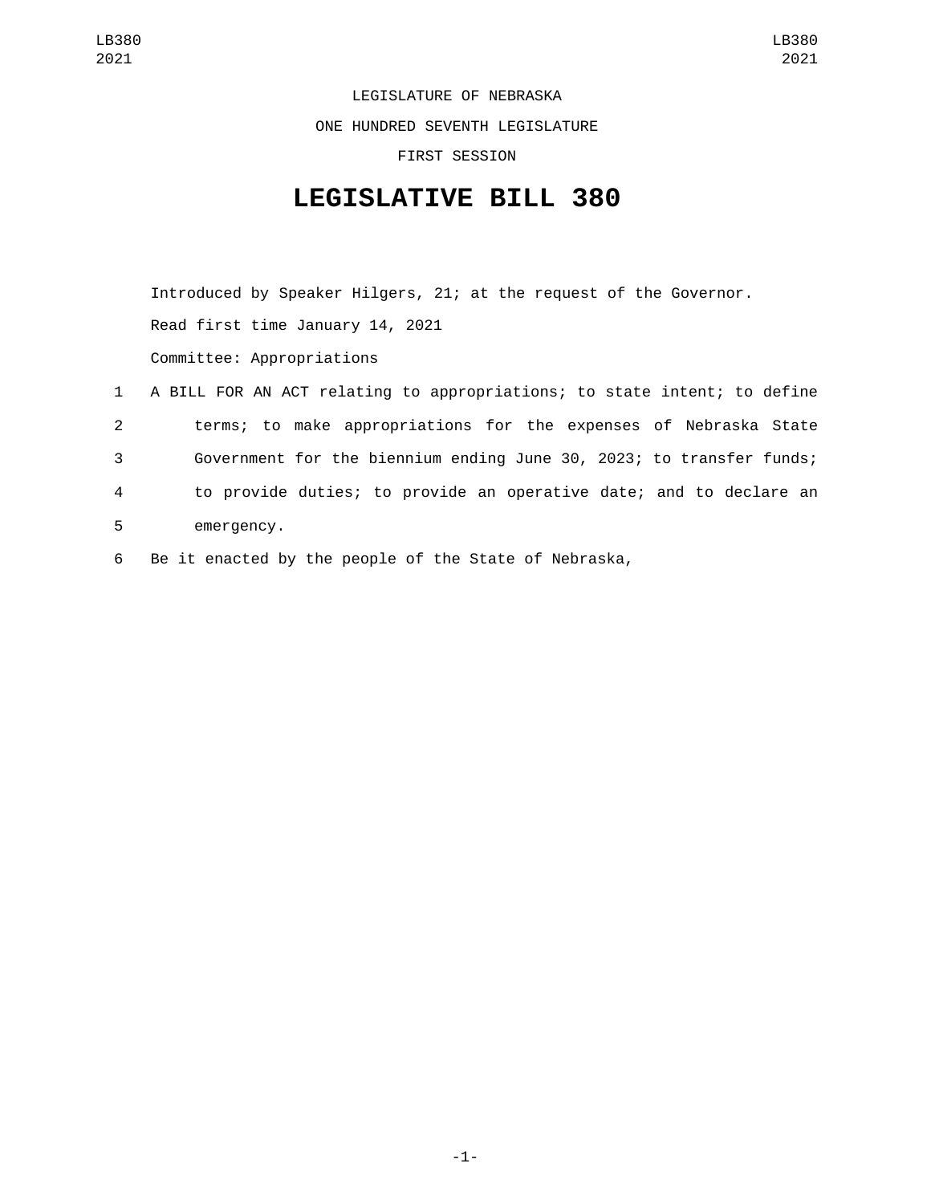LEGISLATURE OF NEBRASKA

ONE HUNDRED SEVENTH LEGISLATURE

FIRST SESSION

# LEGISLATIVE BILL 380

Introduced by Speaker Hilgers, 21; at the request of the Governor.

Read first time January 14, 2021

Committee: Appropriations

A BILL FOR AN ACT relating to appropriations; to state intent; to define terms; to make appropriations for the expenses of Nebraska State Government for the biennium ending June 30, 2023; to transfer funds; to provide duties; to provide an operative date; and to declare an emergency.

Be it enacted by the people of the State of Nebraska,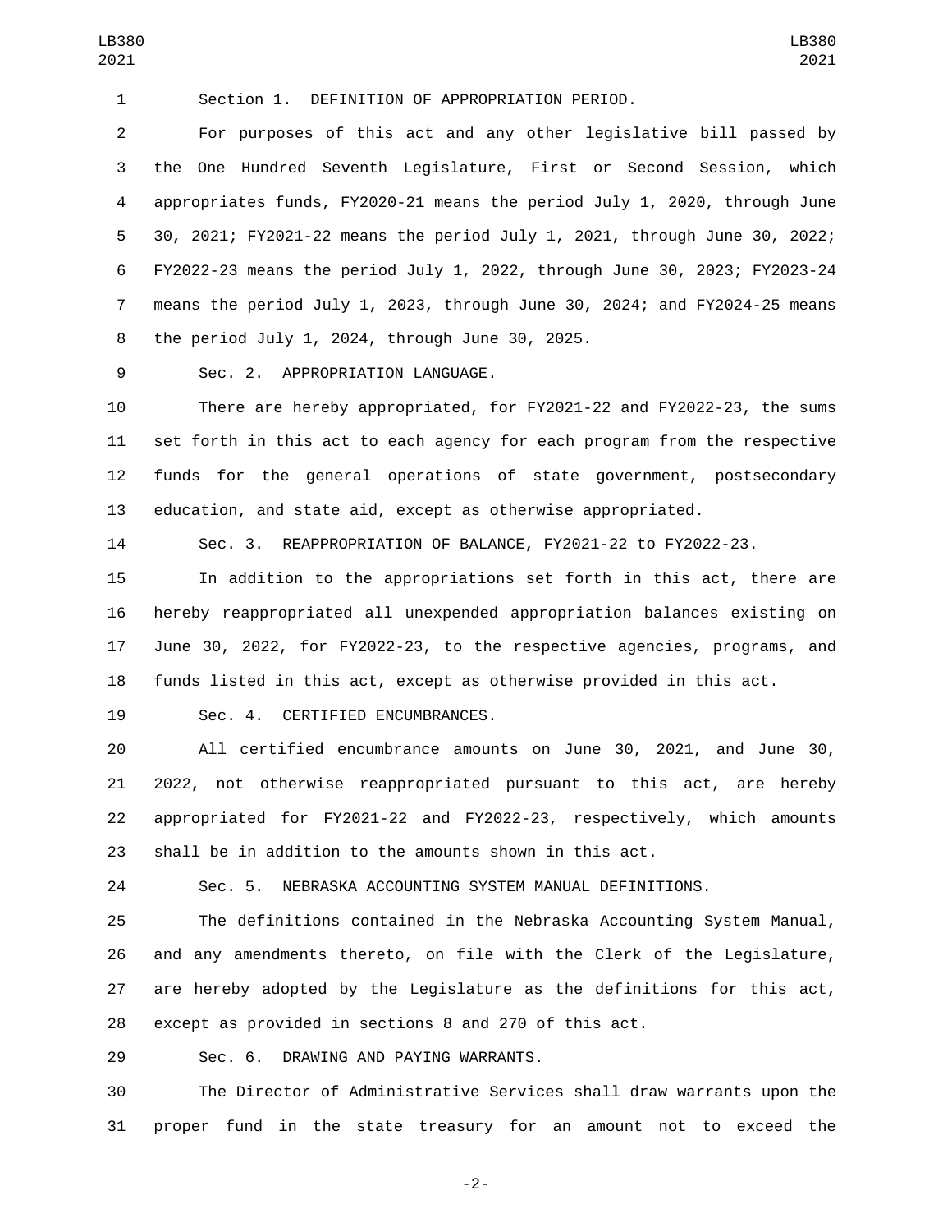Section 1. DEFINITION OF APPROPRIATION PERIOD.

For purposes of this act and any other legislative bill passed by the One Hundred Seventh Legislature, First or Second Session, which appropriates funds, FY2020-21 means the period July 1, 2020, through June 30, 2021; FY2021-22 means the period July 1, 2021, through June 30, 2022; FY2022-23 means the period July 1, 2022, through June 30, 2023; FY2023-24 means the period July 1, 2023, through June 30, 2024; and FY2024-25 means the period July 1, 2024, through June 30, 2025.

Sec. 2. APPROPRIATION LANGUAGE.

There are hereby appropriated, for FY2021-22 and FY2022-23, the sums set forth in this act to each agency for each program from the respective funds for the general operations of state government, postsecondary education, and state aid, except as otherwise appropriated.

Sec. 3. REAPPROPRIATION OF BALANCE, FY2021-22 to FY2022-23.

In addition to the appropriations set forth in this act, there are hereby reappropriated all unexpended appropriation balances existing on June 30, 2022, for FY2022-23, to the respective agencies, programs, and funds listed in this act, except as otherwise provided in this act.

Sec. 4. CERTIFIED ENCUMBRANCES.

All certified encumbrance amounts on June 30, 2021, and June 30, 2022, not otherwise reappropriated pursuant to this act, are hereby appropriated for FY2021-22 and FY2022-23, respectively, which amounts shall be in addition to the amounts shown in this act.

Sec. 5. NEBRASKA ACCOUNTING SYSTEM MANUAL DEFINITIONS.

The definitions contained in the Nebraska Accounting System Manual, and any amendments thereto, on file with the Clerk of the Legislature, are hereby adopted by the Legislature as the definitions for this act, except as provided in sections 8 and 270 of this act.

Sec. 6. DRAWING AND PAYING WARRANTS.

The Director of Administrative Services shall draw warrants upon the proper fund in the state treasury for an amount not to exceed the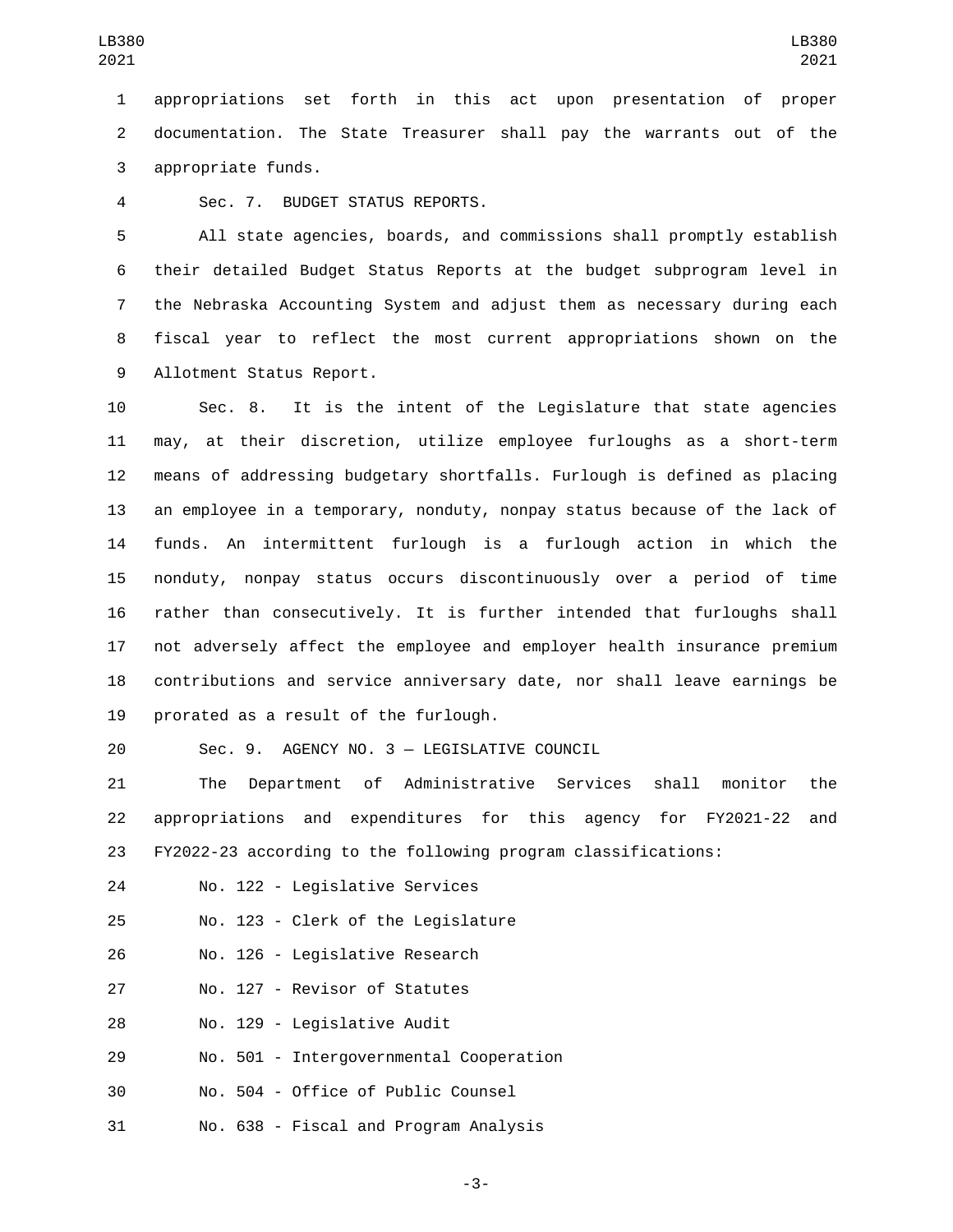appropriations set forth in this act upon presentation of proper documentation. The State Treasurer shall pay the warrants out of the appropriate funds.

Sec. 7. BUDGET STATUS REPORTS.

All state agencies, boards, and commissions shall promptly establish their detailed Budget Status Reports at the budget subprogram level in the Nebraska Accounting System and adjust them as necessary during each fiscal year to reflect the most current appropriations shown on the Allotment Status Report.

Sec. 8. It is the intent of the Legislature that state agencies may, at their discretion, utilize employee furloughs as a short-term means of addressing budgetary shortfalls. Furlough is defined as placing an employee in a temporary, nonduty, nonpay status because of the lack of funds. An intermittent furlough is a furlough action in which the nonduty, nonpay status occurs discontinuously over a period of time rather than consecutively. It is further intended that furloughs shall not adversely affect the employee and employer health insurance premium contributions and service anniversary date, nor shall leave earnings be prorated as a result of the furlough.

Sec. 9. AGENCY NO. 3 — LEGISLATIVE COUNCIL

The Department of Administrative Services shall monitor the appropriations and expenditures for this agency for FY2021-22 and FY2022-23 according to the following program classifications:

No. 122 - Legislative Services

No. 123 - Clerk of the Legislature

No. 126 - Legislative Research

No. 127 - Revisor of Statutes

No. 129 - Legislative Audit

No. 501 - Intergovernmental Cooperation

No. 504 - Office of Public Counsel

No. 638 - Fiscal and Program Analysis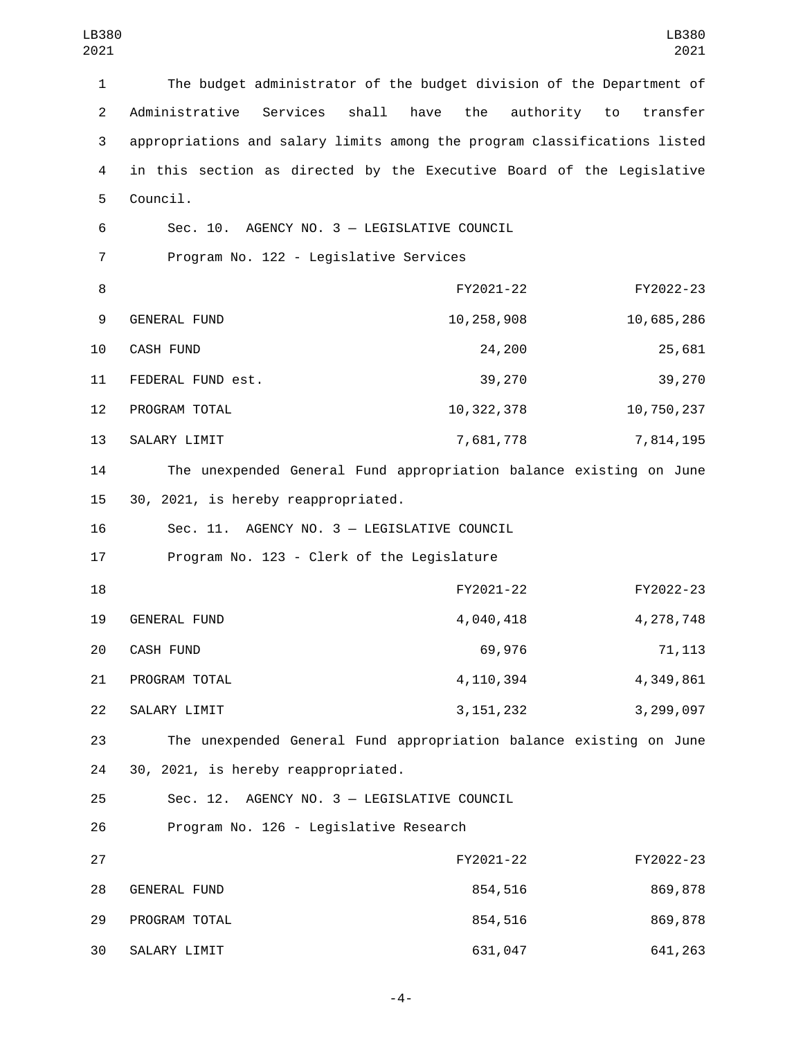The budget administrator of the budget division of the Department of Administrative Services shall have the authority to transfer appropriations and salary limits among the program classifications listed in this section as directed by the Executive Board of the Legislative Council.

Sec. 10. AGENCY NO. 3 — LEGISLATIVE COUNCIL

Program No. 122 - Legislative Services

| | FY2021-22 | FY2022-23 |
|---|---|---|
| GENERAL FUND | 10,258,908 | 10,685,286 |
| CASH FUND | 24,200 | 25,681 |
| FEDERAL FUND est. | 39,270 | 39,270 |
| PROGRAM TOTAL | 10,322,378 | 10,750,237 |
| SALARY LIMIT | 7,681,778 | 7,814,195 |

The unexpended General Fund appropriation balance existing on June 30, 2021, is hereby reappropriated.

Sec. 11. AGENCY NO. 3 — LEGISLATIVE COUNCIL

Program No. 123 - Clerk of the Legislature

| | FY2021-22 | FY2022-23 |
|---|---|---|
| GENERAL FUND | 4,040,418 | 4,278,748 |
| CASH FUND | 69,976 | 71,113 |
| PROGRAM TOTAL | 4,110,394 | 4,349,861 |
| SALARY LIMIT | 3,151,232 | 3,299,097 |

The unexpended General Fund appropriation balance existing on June 30, 2021, is hereby reappropriated.

Sec. 12. AGENCY NO. 3 — LEGISLATIVE COUNCIL

Program No. 126 - Legislative Research

| | FY2021-22 | FY2022-23 |
|---|---|---|
| GENERAL FUND | 854,516 | 869,878 |
| PROGRAM TOTAL | 854,516 | 869,878 |
| SALARY LIMIT | 631,047 | 641,263 |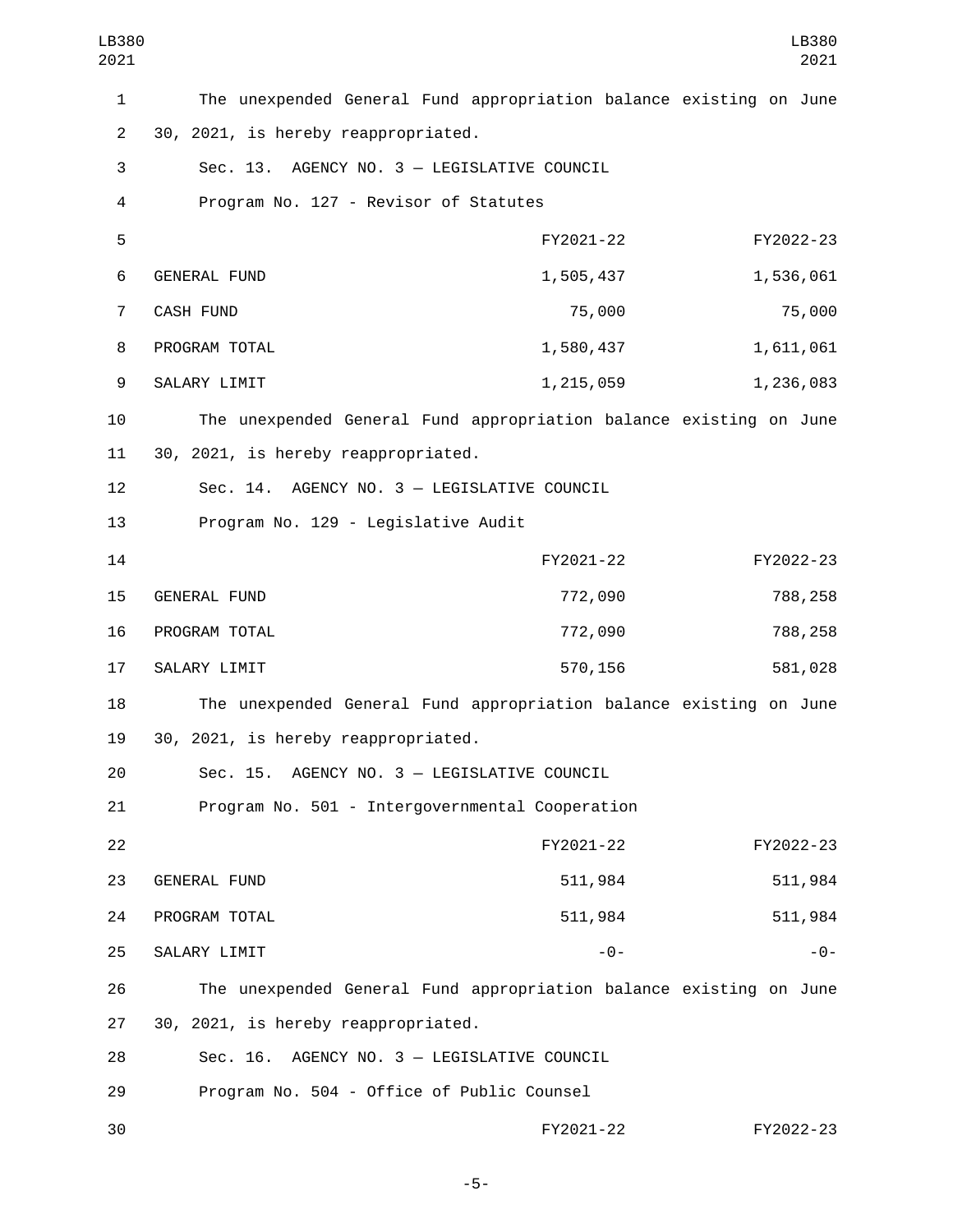The unexpended General Fund appropriation balance existing on June 30, 2021, is hereby reappropriated.

Sec. 13. AGENCY NO. 3 — LEGISLATIVE COUNCIL

Program No. 127 - Revisor of Statutes

| | FY2021-22 | FY2022-23 |
|---|---|---|
| GENERAL FUND | 1,505,437 | 1,536,061 |
| CASH FUND | 75,000 | 75,000 |
| PROGRAM TOTAL | 1,580,437 | 1,611,061 |
| SALARY LIMIT | 1,215,059 | 1,236,083 |

The unexpended General Fund appropriation balance existing on June 30, 2021, is hereby reappropriated.

Sec. 14. AGENCY NO. 3 — LEGISLATIVE COUNCIL

Program No. 129 - Legislative Audit

| | FY2021-22 | FY2022-23 |
|---|---|---|
| GENERAL FUND | 772,090 | 788,258 |
| PROGRAM TOTAL | 772,090 | 788,258 |
| SALARY LIMIT | 570,156 | 581,028 |

The unexpended General Fund appropriation balance existing on June 30, 2021, is hereby reappropriated.

Sec. 15. AGENCY NO. 3 — LEGISLATIVE COUNCIL

Program No. 501 - Intergovernmental Cooperation

| | FY2021-22 | FY2022-23 |
|---|---|---|
| GENERAL FUND | 511,984 | 511,984 |
| PROGRAM TOTAL | 511,984 | 511,984 |
| SALARY LIMIT | -0- | -0- |

The unexpended General Fund appropriation balance existing on June 30, 2021, is hereby reappropriated.

Sec. 16. AGENCY NO. 3 — LEGISLATIVE COUNCIL

Program No. 504 - Office of Public Counsel

| | FY2021-22 | FY2022-23 |
|---|---|---|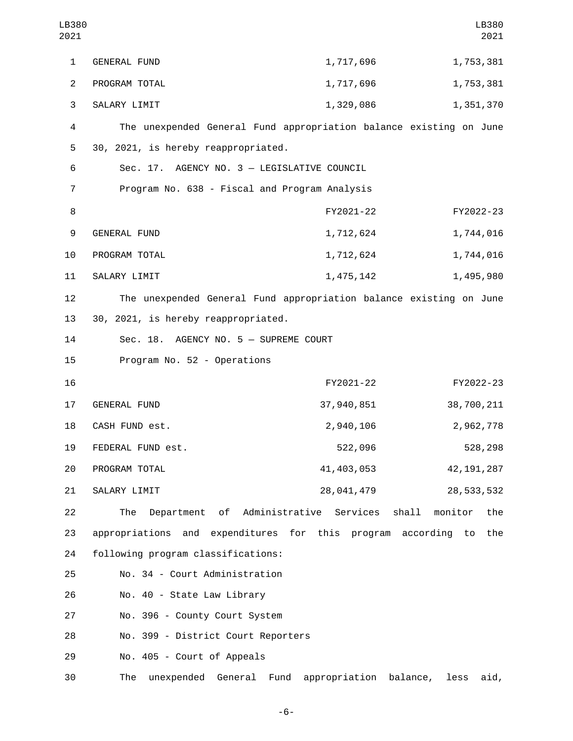| | | |
|---|---|---|
| GENERAL FUND | 1,717,696 | 1,753,381 |
| PROGRAM TOTAL | 1,717,696 | 1,753,381 |
| SALARY LIMIT | 1,329,086 | 1,351,370 |

The unexpended General Fund appropriation balance existing on June 30, 2021, is hereby reappropriated.

Sec. 17. AGENCY NO. 3 — LEGISLATIVE COUNCIL

Program No. 638 - Fiscal and Program Analysis

| | FY2021-22 | FY2022-23 |
|---|---|---|
| GENERAL FUND | 1,712,624 | 1,744,016 |
| PROGRAM TOTAL | 1,712,624 | 1,744,016 |
| SALARY LIMIT | 1,475,142 | 1,495,980 |

The unexpended General Fund appropriation balance existing on June 30, 2021, is hereby reappropriated.

Sec. 18. AGENCY NO. 5 — SUPREME COURT

Program No. 52 - Operations

| | FY2021-22 | FY2022-23 |
|---|---|---|
| GENERAL FUND | 37,940,851 | 38,700,211 |
| CASH FUND est. | 2,940,106 | 2,962,778 |
| FEDERAL FUND est. | 522,096 | 528,298 |
| PROGRAM TOTAL | 41,403,053 | 42,191,287 |
| SALARY LIMIT | 28,041,479 | 28,533,532 |

The Department of Administrative Services shall monitor the appropriations and expenditures for this program according to the following program classifications:

No. 34 - Court Administration

No. 40 - State Law Library

No. 396 - County Court System

No. 399 - District Court Reporters

No. 405 - Court of Appeals

The unexpended General Fund appropriation balance, less aid,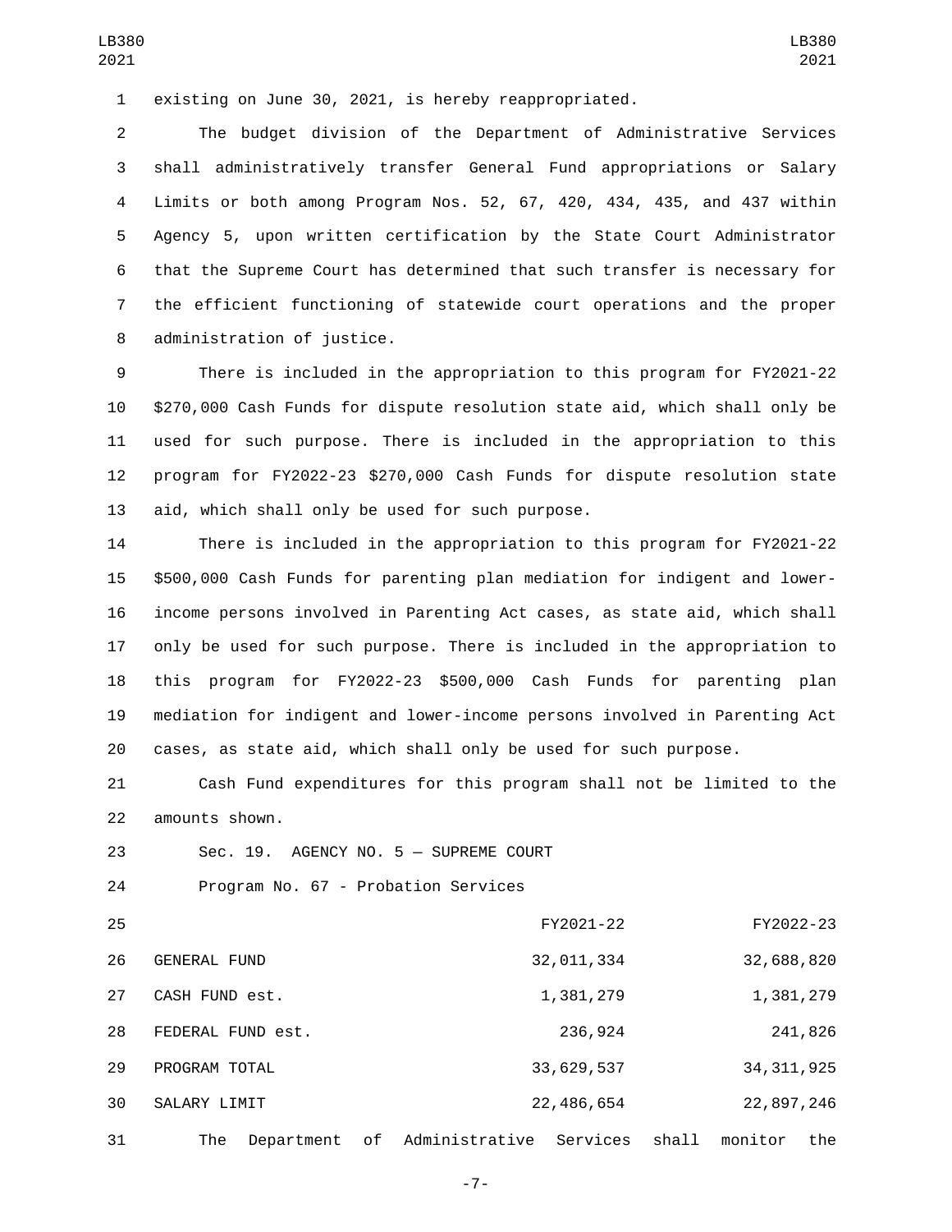existing on June 30, 2021, is hereby reappropriated.

The budget division of the Department of Administrative Services shall administratively transfer General Fund appropriations or Salary Limits or both among Program Nos. 52, 67, 420, 434, 435, and 437 within Agency 5, upon written certification by the State Court Administrator that the Supreme Court has determined that such transfer is necessary for the efficient functioning of statewide court operations and the proper administration of justice.

There is included in the appropriation to this program for FY2021-22 $270,000 Cash Funds for dispute resolution state aid, which shall only be used for such purpose. There is included in the appropriation to this program for FY2022-23 $270,000 Cash Funds for dispute resolution state aid, which shall only be used for such purpose.

There is included in the appropriation to this program for FY2021-22 $500,000 Cash Funds for parenting plan mediation for indigent and lower-income persons involved in Parenting Act cases, as state aid, which shall only be used for such purpose. There is included in the appropriation to this program for FY2022-23 $500,000 Cash Funds for parenting plan mediation for indigent and lower-income persons involved in Parenting Act cases, as state aid, which shall only be used for such purpose.

Cash Fund expenditures for this program shall not be limited to the amounts shown.

Sec. 19. AGENCY NO. 5 — SUPREME COURT

Program No. 67 - Probation Services

| | FY2021-22 | FY2022-23 |
|---|---|---|
| GENERAL FUND | 32,011,334 | 32,688,820 |
| CASH FUND est. | 1,381,279 | 1,381,279 |
| FEDERAL FUND est. | 236,924 | 241,826 |
| PROGRAM TOTAL | 33,629,537 | 34,311,925 |
| SALARY LIMIT | 22,486,654 | 22,897,246 |

The Department of Administrative Services shall monitor the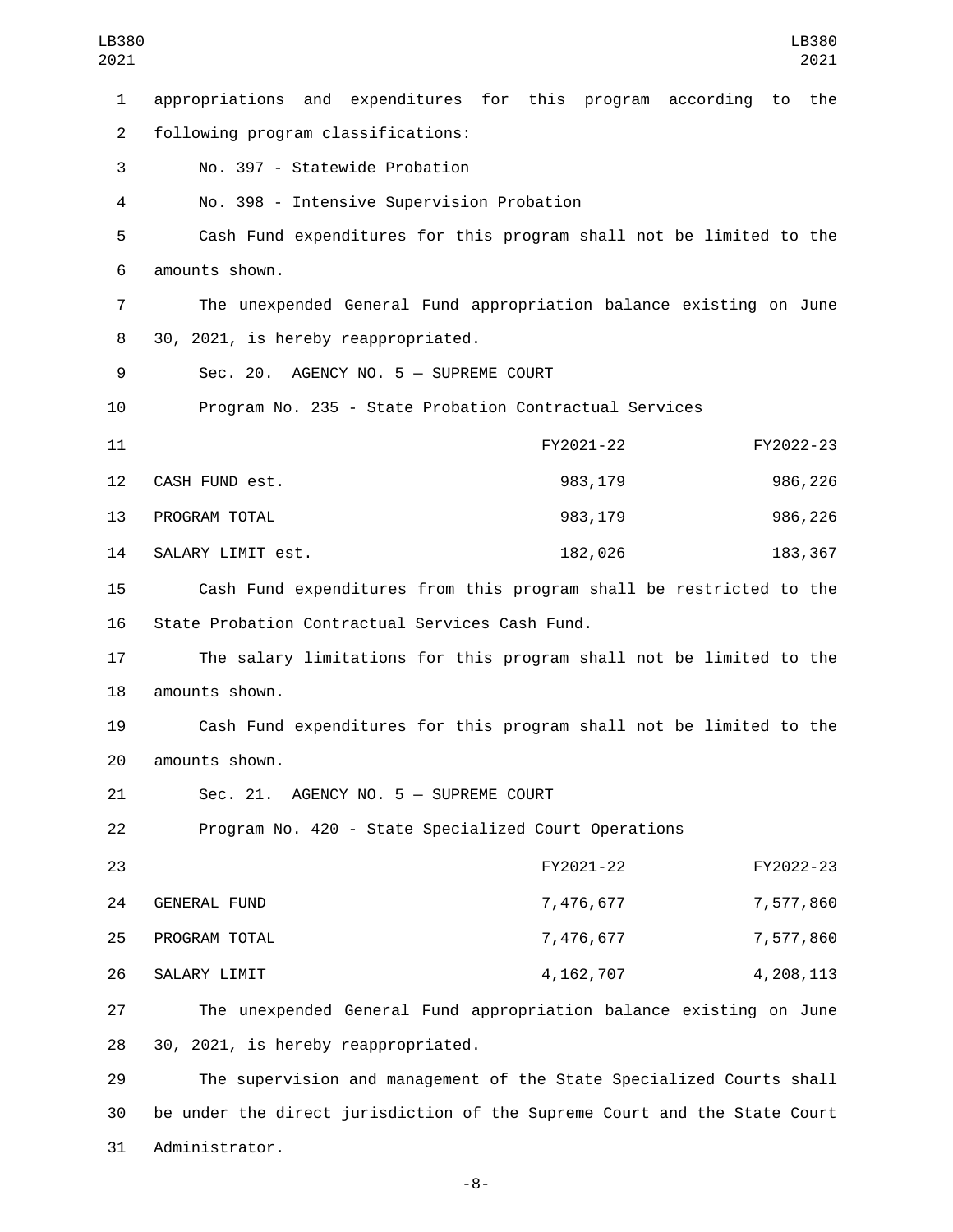appropriations and expenditures for this program according to the following program classifications:

No. 397 - Statewide Probation

No. 398 - Intensive Supervision Probation

Cash Fund expenditures for this program shall not be limited to the amounts shown.

The unexpended General Fund appropriation balance existing on June 30, 2021, is hereby reappropriated.

Sec. 20. AGENCY NO. 5 — SUPREME COURT

Program No. 235 - State Probation Contractual Services

| | FY2021-22 | FY2022-23 |
|---|---|---|
| CASH FUND est. | 983,179 | 986,226 |
| PROGRAM TOTAL | 983,179 | 986,226 |
| SALARY LIMIT est. | 182,026 | 183,367 |

Cash Fund expenditures from this program shall be restricted to the State Probation Contractual Services Cash Fund.

The salary limitations for this program shall not be limited to the amounts shown.

Cash Fund expenditures for this program shall not be limited to the amounts shown.

Sec. 21. AGENCY NO. 5 — SUPREME COURT

Program No. 420 - State Specialized Court Operations

| | FY2021-22 | FY2022-23 |
|---|---|---|
| GENERAL FUND | 7,476,677 | 7,577,860 |
| PROGRAM TOTAL | 7,476,677 | 7,577,860 |
| SALARY LIMIT | 4,162,707 | 4,208,113 |

The unexpended General Fund appropriation balance existing on June 30, 2021, is hereby reappropriated.

The supervision and management of the State Specialized Courts shall be under the direct jurisdiction of the Supreme Court and the State Court Administrator.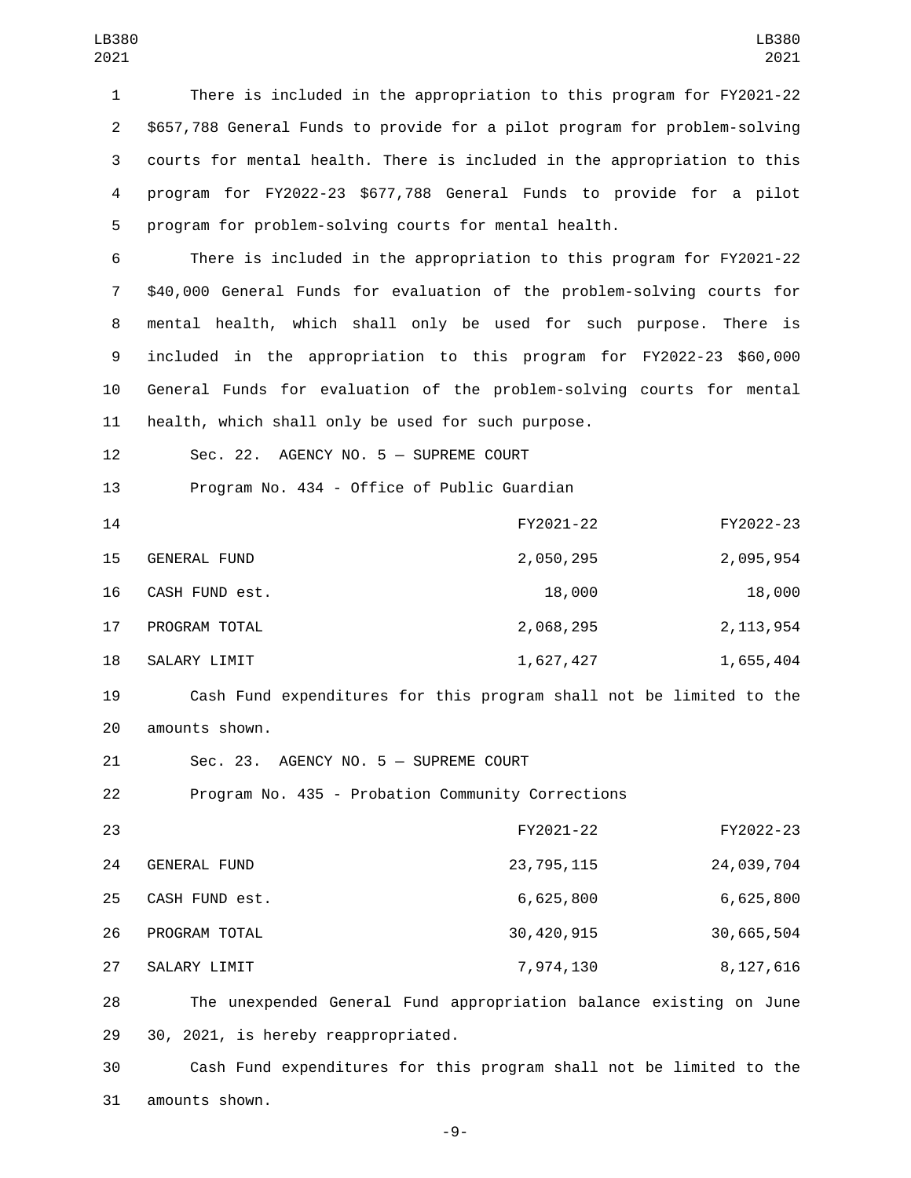There is included in the appropriation to this program for FY2021-22 $657,788 General Funds to provide for a pilot program for problem-solving courts for mental health. There is included in the appropriation to this program for FY2022-23 $677,788 General Funds to provide for a pilot program for problem-solving courts for mental health.

There is included in the appropriation to this program for FY2021-22 $40,000 General Funds for evaluation of the problem-solving courts for mental health, which shall only be used for such purpose. There is included in the appropriation to this program for FY2022-23 $60,000 General Funds for evaluation of the problem-solving courts for mental health, which shall only be used for such purpose.

Sec. 22. AGENCY NO. 5 — SUPREME COURT

Program No. 434 - Office of Public Guardian

| | FY2021-22 | FY2022-23 |
|---|---|---|
| GENERAL FUND | 2,050,295 | 2,095,954 |
| CASH FUND est. | 18,000 | 18,000 |
| PROGRAM TOTAL | 2,068,295 | 2,113,954 |
| SALARY LIMIT | 1,627,427 | 1,655,404 |

Cash Fund expenditures for this program shall not be limited to the amounts shown.

Sec. 23. AGENCY NO. 5 — SUPREME COURT

Program No. 435 - Probation Community Corrections

| | FY2021-22 | FY2022-23 |
|---|---|---|
| GENERAL FUND | 23,795,115 | 24,039,704 |
| CASH FUND est. | 6,625,800 | 6,625,800 |
| PROGRAM TOTAL | 30,420,915 | 30,665,504 |
| SALARY LIMIT | 7,974,130 | 8,127,616 |

The unexpended General Fund appropriation balance existing on June 30, 2021, is hereby reappropriated.

Cash Fund expenditures for this program shall not be limited to the amounts shown.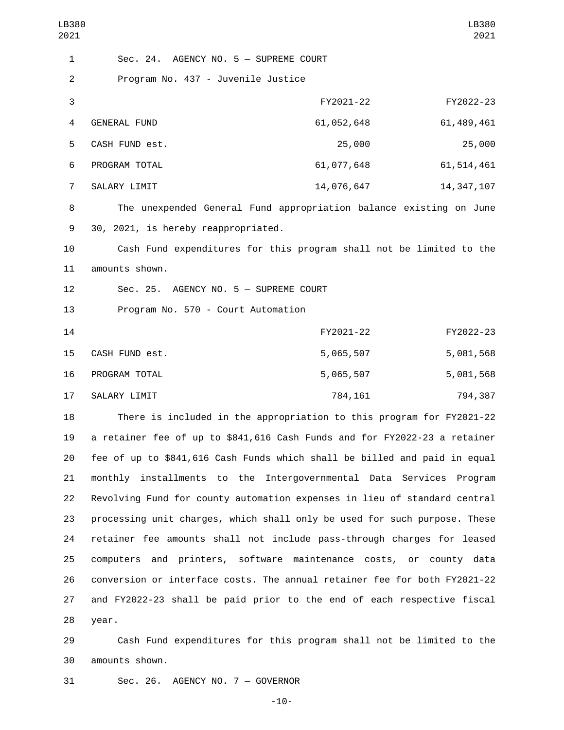Sec. 24. AGENCY NO. 5 — SUPREME COURT

Program No. 437 - Juvenile Justice

| | FY2021-22 | FY2022-23 |
|---|---|---|
| GENERAL FUND | 61,052,648 | 61,489,461 |
| CASH FUND est. | 25,000 | 25,000 |
| PROGRAM TOTAL | 61,077,648 | 61,514,461 |
| SALARY LIMIT | 14,076,647 | 14,347,107 |

The unexpended General Fund appropriation balance existing on June 30, 2021, is hereby reappropriated.

Cash Fund expenditures for this program shall not be limited to the amounts shown.

Sec. 25. AGENCY NO. 5 — SUPREME COURT

Program No. 570 - Court Automation

| | FY2021-22 | FY2022-23 |
|---|---|---|
| CASH FUND est. | 5,065,507 | 5,081,568 |
| PROGRAM TOTAL | 5,065,507 | 5,081,568 |
| SALARY LIMIT | 784,161 | 794,387 |

There is included in the appropriation to this program for FY2021-22 a retainer fee of up to $841,616 Cash Funds and for FY2022-23 a retainer fee of up to $841,616 Cash Funds which shall be billed and paid in equal monthly installments to the Intergovernmental Data Services Program Revolving Fund for county automation expenses in lieu of standard central processing unit charges, which shall only be used for such purpose. These retainer fee amounts shall not include pass-through charges for leased computers and printers, software maintenance costs, or county data conversion or interface costs. The annual retainer fee for both FY2021-22 and FY2022-23 shall be paid prior to the end of each respective fiscal year.

Cash Fund expenditures for this program shall not be limited to the amounts shown.

Sec. 26. AGENCY NO. 7 — GOVERNOR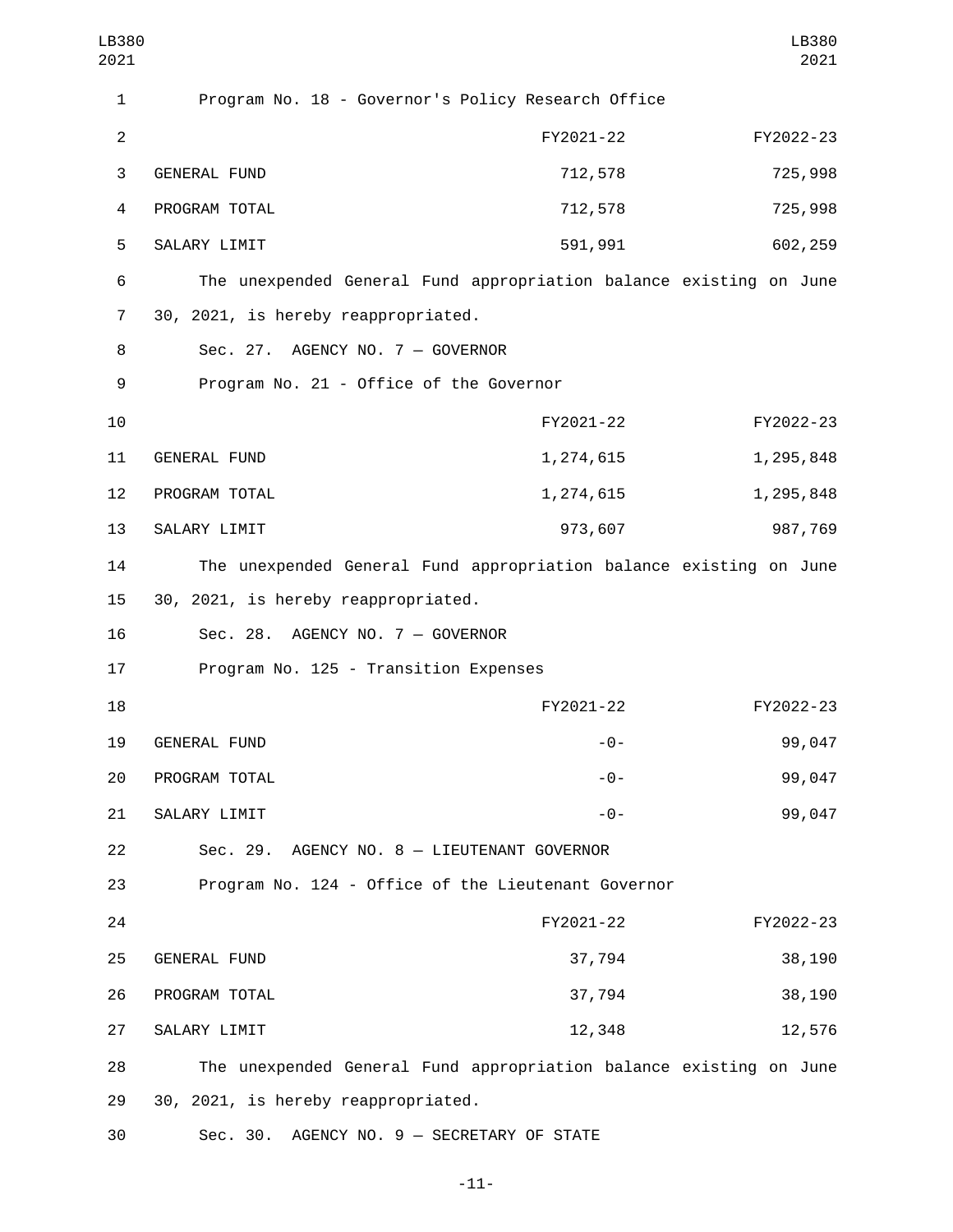Program No. 18 - Governor's Policy Research Office

| | FY2021-22 | FY2022-23 |
|---|---|---|
| GENERAL FUND | 712,578 | 725,998 |
| PROGRAM TOTAL | 712,578 | 725,998 |
| SALARY LIMIT | 591,991 | 602,259 |

The unexpended General Fund appropriation balance existing on June 30, 2021, is hereby reappropriated.

Sec. 27. AGENCY NO. 7 — GOVERNOR

Program No. 21 - Office of the Governor

| | FY2021-22 | FY2022-23 |
|---|---|---|
| GENERAL FUND | 1,274,615 | 1,295,848 |
| PROGRAM TOTAL | 1,274,615 | 1,295,848 |
| SALARY LIMIT | 973,607 | 987,769 |

The unexpended General Fund appropriation balance existing on June 30, 2021, is hereby reappropriated.

Sec. 28. AGENCY NO. 7 — GOVERNOR

Program No. 125 - Transition Expenses

| | FY2021-22 | FY2022-23 |
|---|---|---|
| GENERAL FUND | -0- | 99,047 |
| PROGRAM TOTAL | -0- | 99,047 |
| SALARY LIMIT | -0- | 99,047 |

Sec. 29. AGENCY NO. 8 — LIEUTENANT GOVERNOR

Program No. 124 - Office of the Lieutenant Governor

| | FY2021-22 | FY2022-23 |
|---|---|---|
| GENERAL FUND | 37,794 | 38,190 |
| PROGRAM TOTAL | 37,794 | 38,190 |
| SALARY LIMIT | 12,348 | 12,576 |

The unexpended General Fund appropriation balance existing on June 30, 2021, is hereby reappropriated.

Sec. 30. AGENCY NO. 9 — SECRETARY OF STATE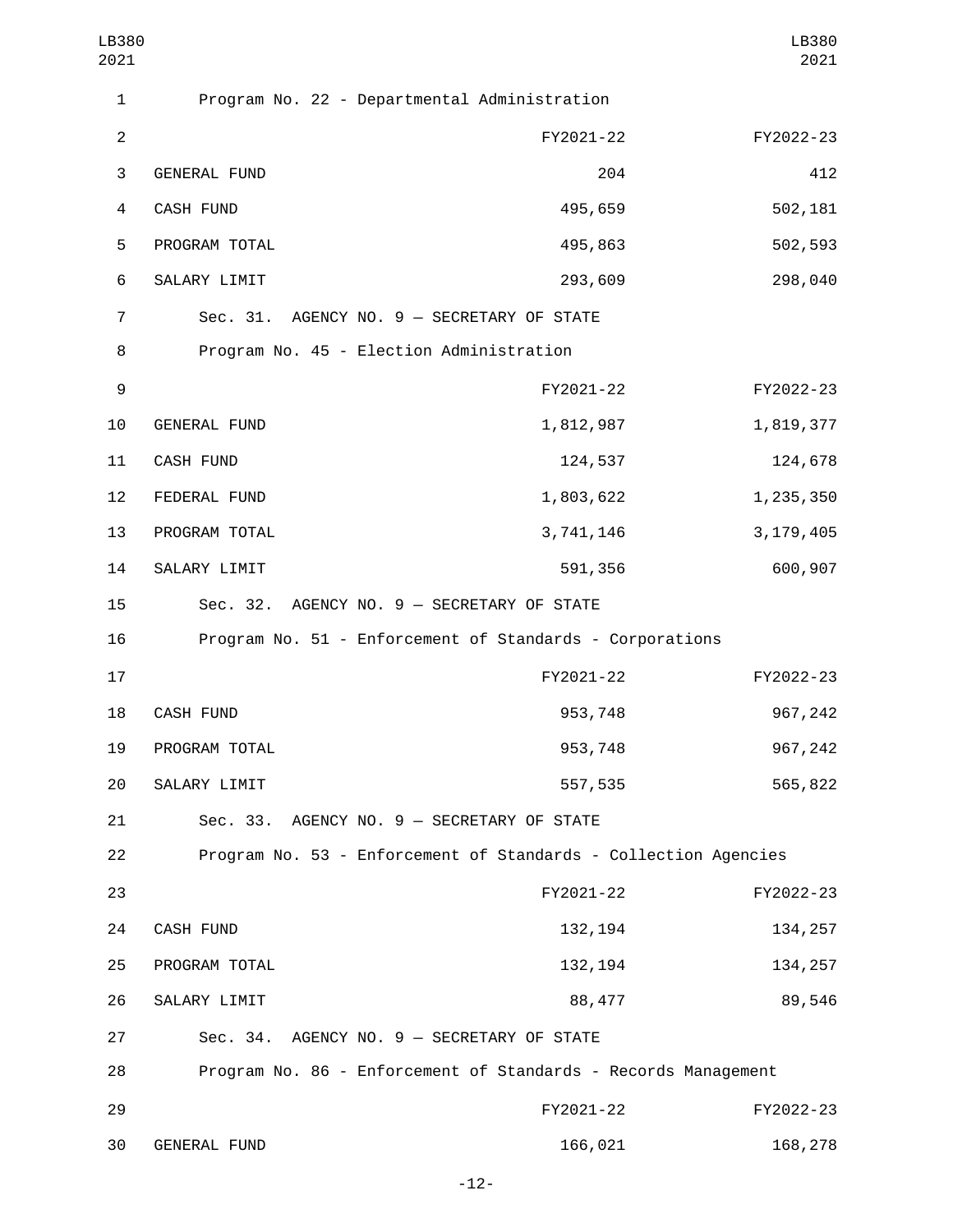Program No. 22 - Departmental Administration

| | FY2021-22 | FY2022-23 |
|---|---|---|
| GENERAL FUND | 204 | 412 |
| CASH FUND | 495,659 | 502,181 |
| PROGRAM TOTAL | 495,863 | 502,593 |
| SALARY LIMIT | 293,609 | 298,040 |

Sec. 31. AGENCY NO. 9 — SECRETARY OF STATE

Program No. 45 - Election Administration

| | FY2021-22 | FY2022-23 |
|---|---|---|
| GENERAL FUND | 1,812,987 | 1,819,377 |
| CASH FUND | 124,537 | 124,678 |
| FEDERAL FUND | 1,803,622 | 1,235,350 |
| PROGRAM TOTAL | 3,741,146 | 3,179,405 |
| SALARY LIMIT | 591,356 | 600,907 |

Sec. 32. AGENCY NO. 9 — SECRETARY OF STATE

Program No. 51 - Enforcement of Standards - Corporations

| | FY2021-22 | FY2022-23 |
|---|---|---|
| CASH FUND | 953,748 | 967,242 |
| PROGRAM TOTAL | 953,748 | 967,242 |
| SALARY LIMIT | 557,535 | 565,822 |

Sec. 33. AGENCY NO. 9 — SECRETARY OF STATE

Program No. 53 - Enforcement of Standards - Collection Agencies

| | FY2021-22 | FY2022-23 |
|---|---|---|
| CASH FUND | 132,194 | 134,257 |
| PROGRAM TOTAL | 132,194 | 134,257 |
| SALARY LIMIT | 88,477 | 89,546 |

Sec. 34. AGENCY NO. 9 — SECRETARY OF STATE

Program No. 86 - Enforcement of Standards - Records Management

| | FY2021-22 | FY2022-23 |
|---|---|---|
| GENERAL FUND | 166,021 | 168,278 |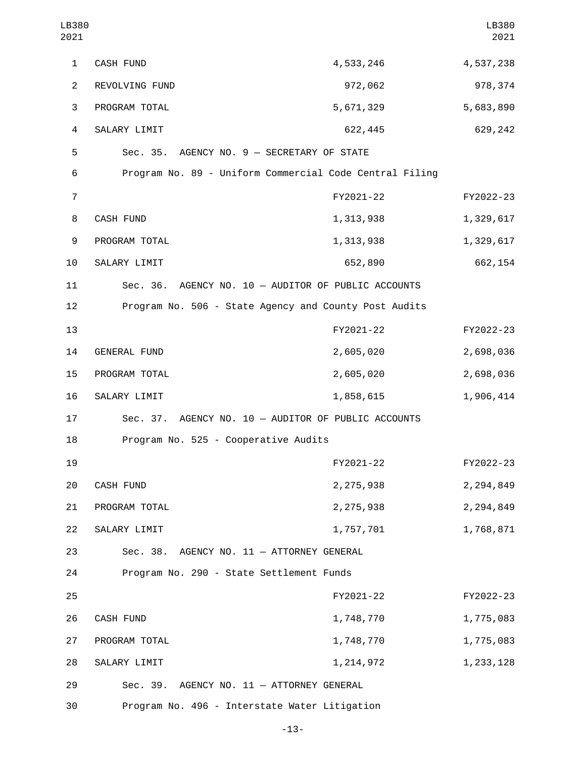| | | |
|---|---|---|
| CASH FUND | 4,533,246 | 4,537,238 |
| REVOLVING FUND | 972,062 | 978,374 |
| PROGRAM TOTAL | 5,671,329 | 5,683,890 |
| SALARY LIMIT | 622,445 | 629,242 |

Sec. 35. AGENCY NO. 9 — SECRETARY OF STATE

Program No. 89 - Uniform Commercial Code Central Filing

| | FY2021-22 | FY2022-23 |
|---|---|---|
| CASH FUND | 1,313,938 | 1,329,617 |
| PROGRAM TOTAL | 1,313,938 | 1,329,617 |
| SALARY LIMIT | 652,890 | 662,154 |

Sec. 36. AGENCY NO. 10 — AUDITOR OF PUBLIC ACCOUNTS

Program No. 506 - State Agency and County Post Audits

| | FY2021-22 | FY2022-23 |
|---|---|---|
| GENERAL FUND | 2,605,020 | 2,698,036 |
| PROGRAM TOTAL | 2,605,020 | 2,698,036 |
| SALARY LIMIT | 1,858,615 | 1,906,414 |

Sec. 37. AGENCY NO. 10 — AUDITOR OF PUBLIC ACCOUNTS

Program No. 525 - Cooperative Audits

| | FY2021-22 | FY2022-23 |
|---|---|---|
| CASH FUND | 2,275,938 | 2,294,849 |
| PROGRAM TOTAL | 2,275,938 | 2,294,849 |
| SALARY LIMIT | 1,757,701 | 1,768,871 |

Sec. 38. AGENCY NO. 11 — ATTORNEY GENERAL

Program No. 290 - State Settlement Funds

| | FY2021-22 | FY2022-23 |
|---|---|---|
| CASH FUND | 1,748,770 | 1,775,083 |
| PROGRAM TOTAL | 1,748,770 | 1,775,083 |
| SALARY LIMIT | 1,214,972 | 1,233,128 |

Sec. 39. AGENCY NO. 11 — ATTORNEY GENERAL

Program No. 496 - Interstate Water Litigation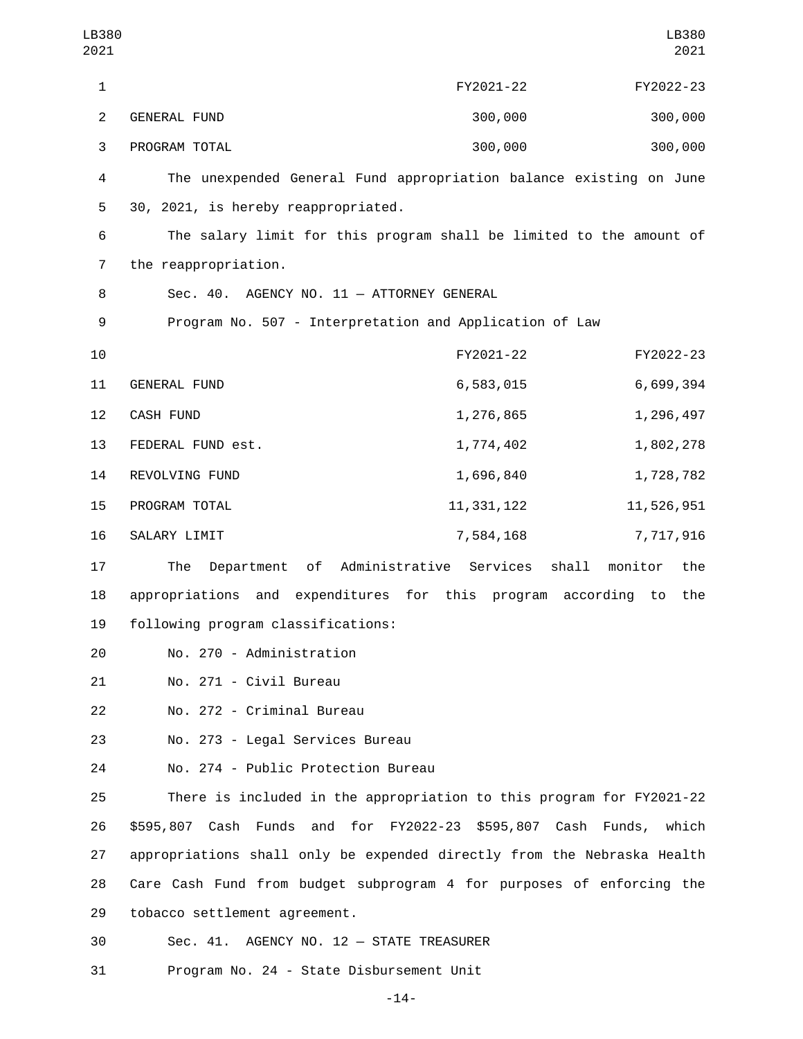| | FY2021-22 | FY2022-23 |
|---|---|---|
| GENERAL FUND | 300,000 | 300,000 |
| PROGRAM TOTAL | 300,000 | 300,000 |

The unexpended General Fund appropriation balance existing on June 30, 2021, is hereby reappropriated.

The salary limit for this program shall be limited to the amount of the reappropriation.

Sec. 40. AGENCY NO. 11 — ATTORNEY GENERAL

Program No. 507 - Interpretation and Application of Law

| | FY2021-22 | FY2022-23 |
|---|---|---|
| GENERAL FUND | 6,583,015 | 6,699,394 |
| CASH FUND | 1,276,865 | 1,296,497 |
| FEDERAL FUND est. | 1,774,402 | 1,802,278 |
| REVOLVING FUND | 1,696,840 | 1,728,782 |
| PROGRAM TOTAL | 11,331,122 | 11,526,951 |
| SALARY LIMIT | 7,584,168 | 7,717,916 |

The Department of Administrative Services shall monitor the appropriations and expenditures for this program according to the following program classifications:

No. 270 - Administration

No. 271 - Civil Bureau

No. 272 - Criminal Bureau

No. 273 - Legal Services Bureau

No. 274 - Public Protection Bureau

There is included in the appropriation to this program for FY2021-22 $595,807 Cash Funds and for FY2022-23 $595,807 Cash Funds, which appropriations shall only be expended directly from the Nebraska Health Care Cash Fund from budget subprogram 4 for purposes of enforcing the tobacco settlement agreement.

Sec. 41. AGENCY NO. 12 — STATE TREASURER

Program No. 24 - State Disbursement Unit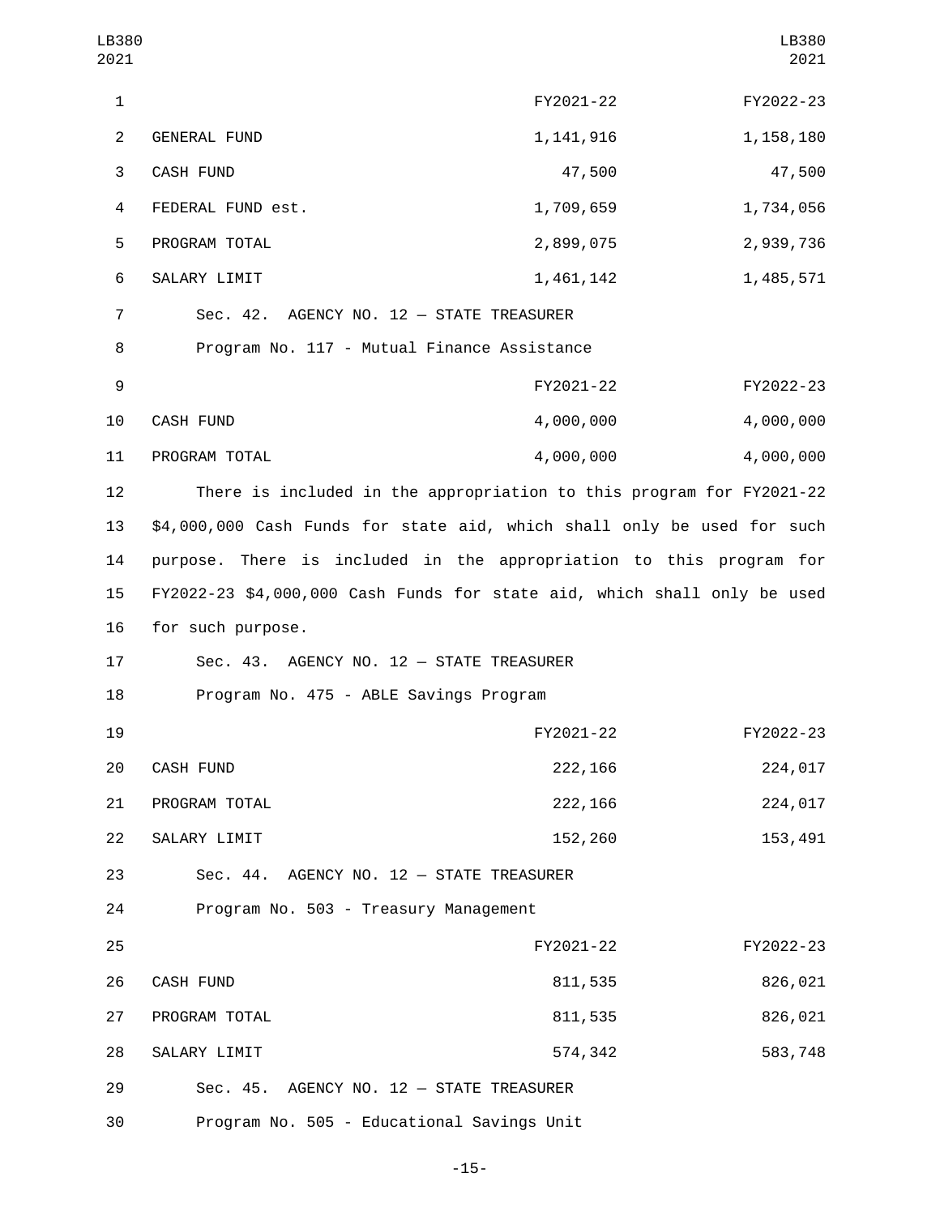| | FY2021-22 | FY2022-23 |
|---|---|---|
| GENERAL FUND | 1,141,916 | 1,158,180 |
| CASH FUND | 47,500 | 47,500 |
| FEDERAL FUND est. | 1,709,659 | 1,734,056 |
| PROGRAM TOTAL | 2,899,075 | 2,939,736 |
| SALARY LIMIT | 1,461,142 | 1,485,571 |

Sec. 42. AGENCY NO. 12 — STATE TREASURER

Program No. 117 - Mutual Finance Assistance

| | FY2021-22 | FY2022-23 |
|---|---|---|
| CASH FUND | 4,000,000 | 4,000,000 |
| PROGRAM TOTAL | 4,000,000 | 4,000,000 |

There is included in the appropriation to this program for FY2021-22 $4,000,000 Cash Funds for state aid, which shall only be used for such purpose. There is included in the appropriation to this program for FY2022-23 $4,000,000 Cash Funds for state aid, which shall only be used for such purpose.

Sec. 43. AGENCY NO. 12 — STATE TREASURER

Program No. 475 - ABLE Savings Program

| | FY2021-22 | FY2022-23 |
|---|---|---|
| CASH FUND | 222,166 | 224,017 |
| PROGRAM TOTAL | 222,166 | 224,017 |
| SALARY LIMIT | 152,260 | 153,491 |

Sec. 44. AGENCY NO. 12 — STATE TREASURER

Program No. 503 - Treasury Management

| | FY2021-22 | FY2022-23 |
|---|---|---|
| CASH FUND | 811,535 | 826,021 |
| PROGRAM TOTAL | 811,535 | 826,021 |
| SALARY LIMIT | 574,342 | 583,748 |

Sec. 45. AGENCY NO. 12 — STATE TREASURER

Program No. 505 - Educational Savings Unit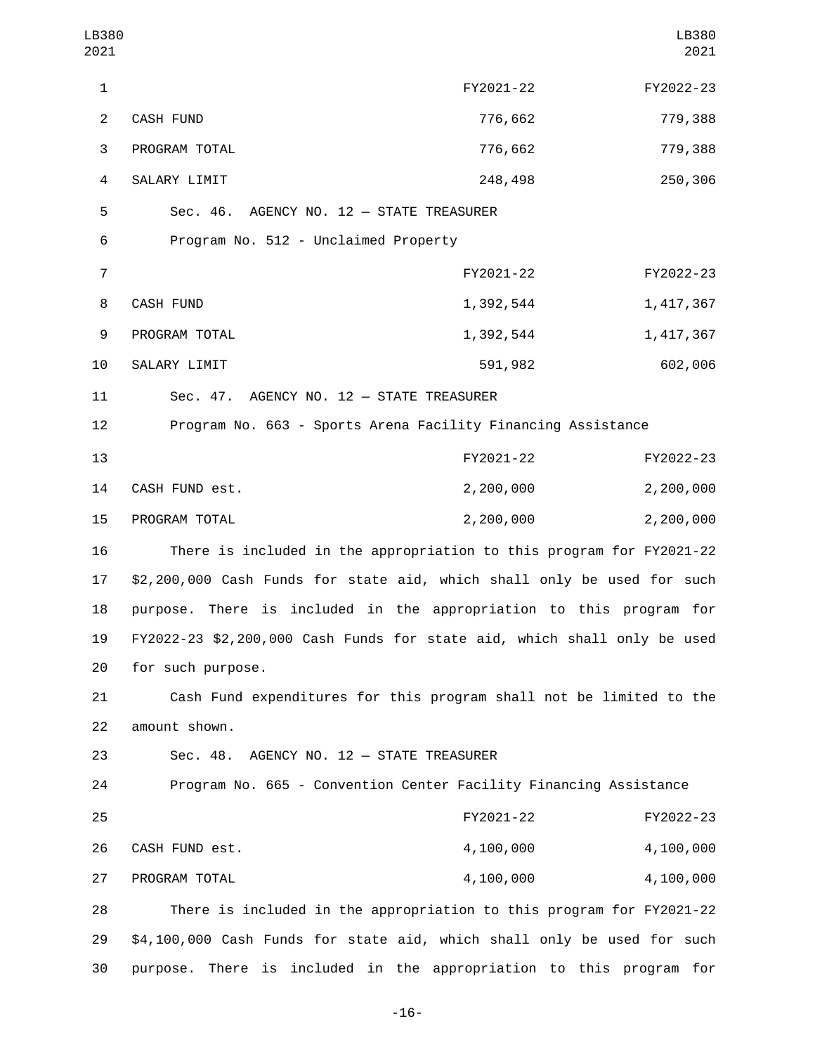| | FY2021-22 | FY2022-23 |
|---|---|---|
| CASH FUND | 776,662 | 779,388 |
| PROGRAM TOTAL | 776,662 | 779,388 |
| SALARY LIMIT | 248,498 | 250,306 |

Sec. 46. AGENCY NO. 12 — STATE TREASURER

Program No. 512 - Unclaimed Property

| | FY2021-22 | FY2022-23 |
|---|---|---|
| CASH FUND | 1,392,544 | 1,417,367 |
| PROGRAM TOTAL | 1,392,544 | 1,417,367 |
| SALARY LIMIT | 591,982 | 602,006 |

Sec. 47. AGENCY NO. 12 — STATE TREASURER

Program No. 663 - Sports Arena Facility Financing Assistance

| | FY2021-22 | FY2022-23 |
|---|---|---|
| CASH FUND est. | 2,200,000 | 2,200,000 |
| PROGRAM TOTAL | 2,200,000 | 2,200,000 |

There is included in the appropriation to this program for FY2021-22 $2,200,000 Cash Funds for state aid, which shall only be used for such purpose. There is included in the appropriation to this program for FY2022-23 $2,200,000 Cash Funds for state aid, which shall only be used for such purpose.

Cash Fund expenditures for this program shall not be limited to the amount shown.

Sec. 48. AGENCY NO. 12 — STATE TREASURER

Program No. 665 - Convention Center Facility Financing Assistance

| | FY2021-22 | FY2022-23 |
|---|---|---|
| CASH FUND est. | 4,100,000 | 4,100,000 |
| PROGRAM TOTAL | 4,100,000 | 4,100,000 |

There is included in the appropriation to this program for FY2021-22 $4,100,000 Cash Funds for state aid, which shall only be used for such purpose. There is included in the appropriation to this program for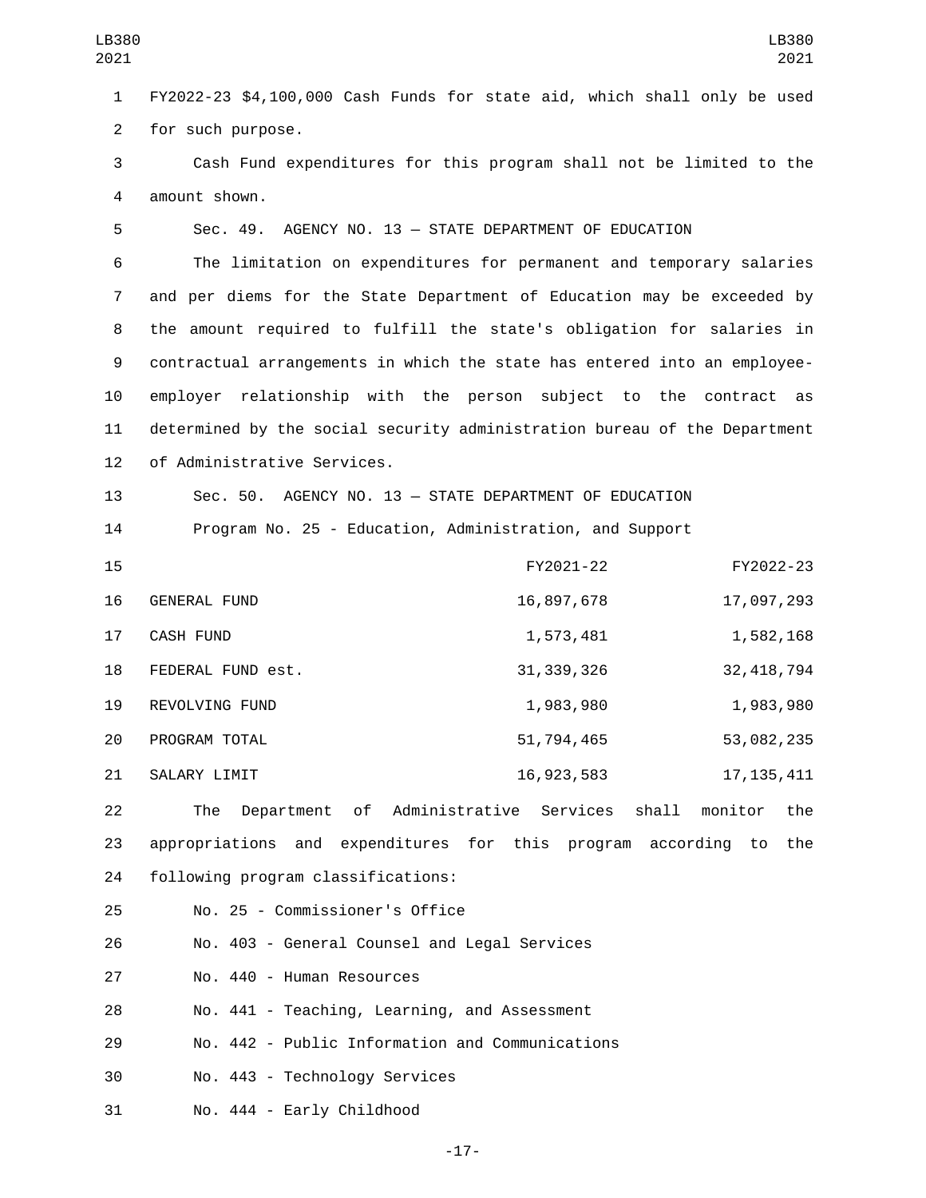FY2022-23 $4,100,000 Cash Funds for state aid, which shall only be used for such purpose.

Cash Fund expenditures for this program shall not be limited to the amount shown.

Sec. 49. AGENCY NO. 13 — STATE DEPARTMENT OF EDUCATION

The limitation on expenditures for permanent and temporary salaries and per diems for the State Department of Education may be exceeded by the amount required to fulfill the state's obligation for salaries in contractual arrangements in which the state has entered into an employee-employer relationship with the person subject to the contract as determined by the social security administration bureau of the Department of Administrative Services.

Sec. 50. AGENCY NO. 13 — STATE DEPARTMENT OF EDUCATION

Program No. 25 - Education, Administration, and Support

| | FY2021-22 | FY2022-23 |
|---|---|---|
| GENERAL FUND | 16,897,678 | 17,097,293 |
| CASH FUND | 1,573,481 | 1,582,168 |
| FEDERAL FUND est. | 31,339,326 | 32,418,794 |
| REVOLVING FUND | 1,983,980 | 1,983,980 |
| PROGRAM TOTAL | 51,794,465 | 53,082,235 |
| SALARY LIMIT | 16,923,583 | 17,135,411 |

The Department of Administrative Services shall monitor the appropriations and expenditures for this program according to the following program classifications:

No. 25 - Commissioner's Office

No. 403 - General Counsel and Legal Services

No. 440 - Human Resources

No. 441 - Teaching, Learning, and Assessment

No. 442 - Public Information and Communications

No. 443 - Technology Services

No. 444 - Early Childhood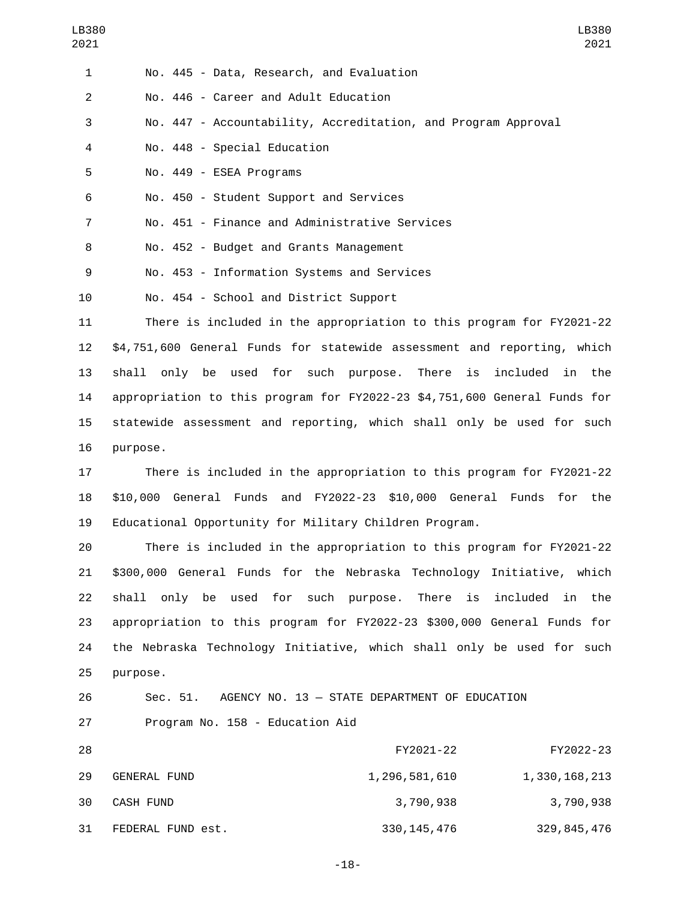No. 445 - Data, Research, and Evaluation

No. 446 - Career and Adult Education

No. 447 - Accountability, Accreditation, and Program Approval

No. 448 - Special Education

No. 449 - ESEA Programs

No. 450 - Student Support and Services

No. 451 - Finance and Administrative Services

No. 452 - Budget and Grants Management

No. 453 - Information Systems and Services

No. 454 - School and District Support

There is included in the appropriation to this program for FY2021-22 $4,751,600 General Funds for statewide assessment and reporting, which shall only be used for such purpose. There is included in the appropriation to this program for FY2022-23 $4,751,600 General Funds for statewide assessment and reporting, which shall only be used for such purpose.

There is included in the appropriation to this program for FY2021-22 $10,000 General Funds and FY2022-23 $10,000 General Funds for the Educational Opportunity for Military Children Program.

There is included in the appropriation to this program for FY2021-22 $300,000 General Funds for the Nebraska Technology Initiative, which shall only be used for such purpose. There is included in the appropriation to this program for FY2022-23 $300,000 General Funds for the Nebraska Technology Initiative, which shall only be used for such purpose.

Sec. 51. AGENCY NO. 13 — STATE DEPARTMENT OF EDUCATION

Program No. 158 - Education Aid

| | FY2021-22 | FY2022-23 |
|---|---|---|
| GENERAL FUND | 1,296,581,610 | 1,330,168,213 |
| CASH FUND | 3,790,938 | 3,790,938 |
| FEDERAL FUND est. | 330,145,476 | 329,845,476 |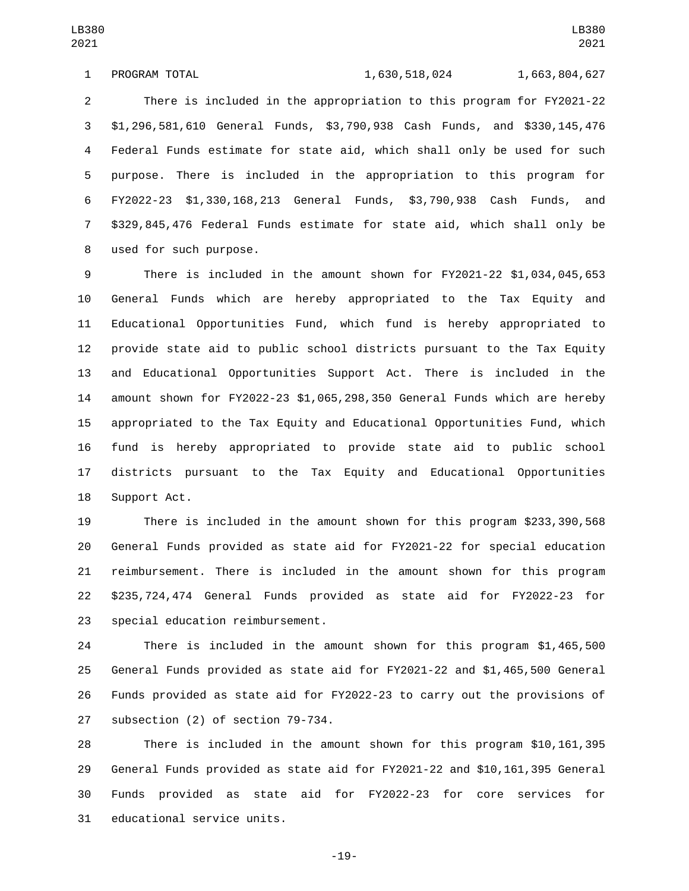| PROGRAM TOTAL | 1,630,518,024 | 1,663,804,627 |
|---|---|---|

There is included in the appropriation to this program for FY2021-22 $1,296,581,610 General Funds, $3,790,938 Cash Funds, and $330,145,476 Federal Funds estimate for state aid, which shall only be used for such purpose. There is included in the appropriation to this program for FY2022-23 $1,330,168,213 General Funds, $3,790,938 Cash Funds, and $329,845,476 Federal Funds estimate for state aid, which shall only be used for such purpose.

There is included in the amount shown for FY2021-22 $1,034,045,653 General Funds which are hereby appropriated to the Tax Equity and Educational Opportunities Fund, which fund is hereby appropriated to provide state aid to public school districts pursuant to the Tax Equity and Educational Opportunities Support Act. There is included in the amount shown for FY2022-23 $1,065,298,350 General Funds which are hereby appropriated to the Tax Equity and Educational Opportunities Fund, which fund is hereby appropriated to provide state aid to public school districts pursuant to the Tax Equity and Educational Opportunities Support Act.

There is included in the amount shown for this program $233,390,568 General Funds provided as state aid for FY2021-22 for special education reimbursement. There is included in the amount shown for this program $235,724,474 General Funds provided as state aid for FY2022-23 for special education reimbursement.

There is included in the amount shown for this program $1,465,500 General Funds provided as state aid for FY2021-22 and $1,465,500 General Funds provided as state aid for FY2022-23 to carry out the provisions of subsection (2) of section 79-734.

There is included in the amount shown for this program $10,161,395 General Funds provided as state aid for FY2021-22 and $10,161,395 General Funds provided as state aid for FY2022-23 for core services for educational service units.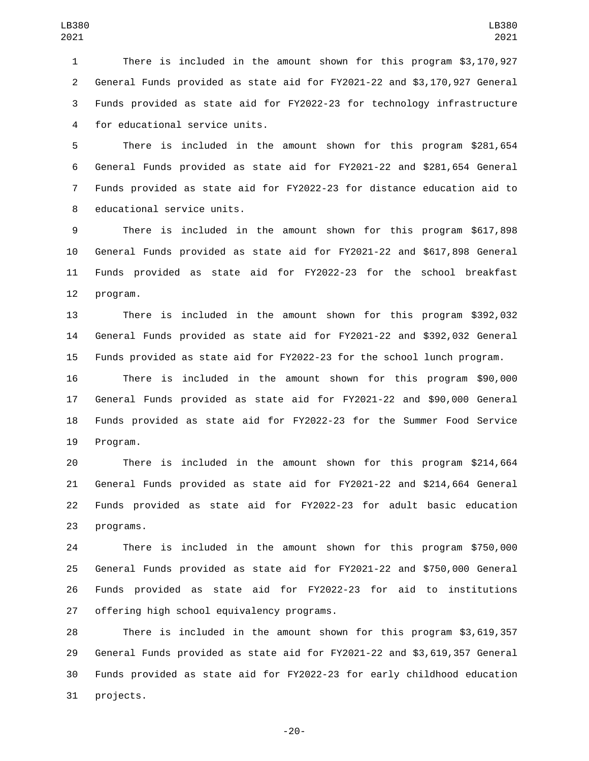There is included in the amount shown for this program $3,170,927 General Funds provided as state aid for FY2021-22 and $3,170,927 General Funds provided as state aid for FY2022-23 for technology infrastructure for educational service units.

There is included in the amount shown for this program $281,654 General Funds provided as state aid for FY2021-22 and $281,654 General Funds provided as state aid for FY2022-23 for distance education aid to educational service units.

There is included in the amount shown for this program $617,898 General Funds provided as state aid for FY2021-22 and $617,898 General Funds provided as state aid for FY2022-23 for the school breakfast program.

There is included in the amount shown for this program $392,032 General Funds provided as state aid for FY2021-22 and $392,032 General Funds provided as state aid for FY2022-23 for the school lunch program.

There is included in the amount shown for this program $90,000 General Funds provided as state aid for FY2021-22 and $90,000 General Funds provided as state aid for FY2022-23 for the Summer Food Service Program.

There is included in the amount shown for this program $214,664 General Funds provided as state aid for FY2021-22 and $214,664 General Funds provided as state aid for FY2022-23 for adult basic education programs.

There is included in the amount shown for this program $750,000 General Funds provided as state aid for FY2021-22 and $750,000 General Funds provided as state aid for FY2022-23 for aid to institutions offering high school equivalency programs.

There is included in the amount shown for this program $3,619,357 General Funds provided as state aid for FY2021-22 and $3,619,357 General Funds provided as state aid for FY2022-23 for early childhood education projects.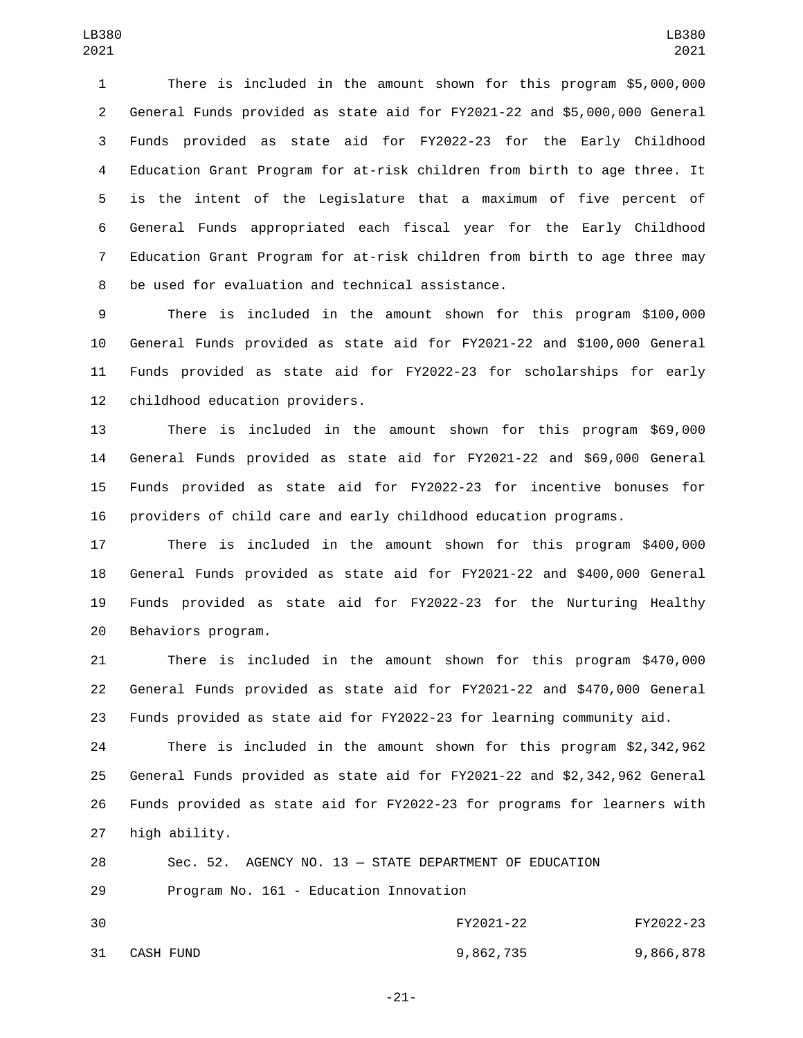There is included in the amount shown for this program $5,000,000 General Funds provided as state aid for FY2021-22 and $5,000,000 General Funds provided as state aid for FY2022-23 for the Early Childhood Education Grant Program for at-risk children from birth to age three. It is the intent of the Legislature that a maximum of five percent of General Funds appropriated each fiscal year for the Early Childhood Education Grant Program for at-risk children from birth to age three may be used for evaluation and technical assistance.

There is included in the amount shown for this program $100,000 General Funds provided as state aid for FY2021-22 and $100,000 General Funds provided as state aid for FY2022-23 for scholarships for early childhood education providers.

There is included in the amount shown for this program $69,000 General Funds provided as state aid for FY2021-22 and $69,000 General Funds provided as state aid for FY2022-23 for incentive bonuses for providers of child care and early childhood education programs.

There is included in the amount shown for this program $400,000 General Funds provided as state aid for FY2021-22 and $400,000 General Funds provided as state aid for FY2022-23 for the Nurturing Healthy Behaviors program.

There is included in the amount shown for this program $470,000 General Funds provided as state aid for FY2021-22 and $470,000 General Funds provided as state aid for FY2022-23 for learning community aid.

There is included in the amount shown for this program $2,342,962 General Funds provided as state aid for FY2021-22 and $2,342,962 General Funds provided as state aid for FY2022-23 for programs for learners with high ability.

Sec. 52. AGENCY NO. 13 — STATE DEPARTMENT OF EDUCATION

Program No. 161 - Education Innovation

| | FY2021-22 | FY2022-23 |
|---|---|---|
| CASH FUND | 9,862,735 | 9,866,878 |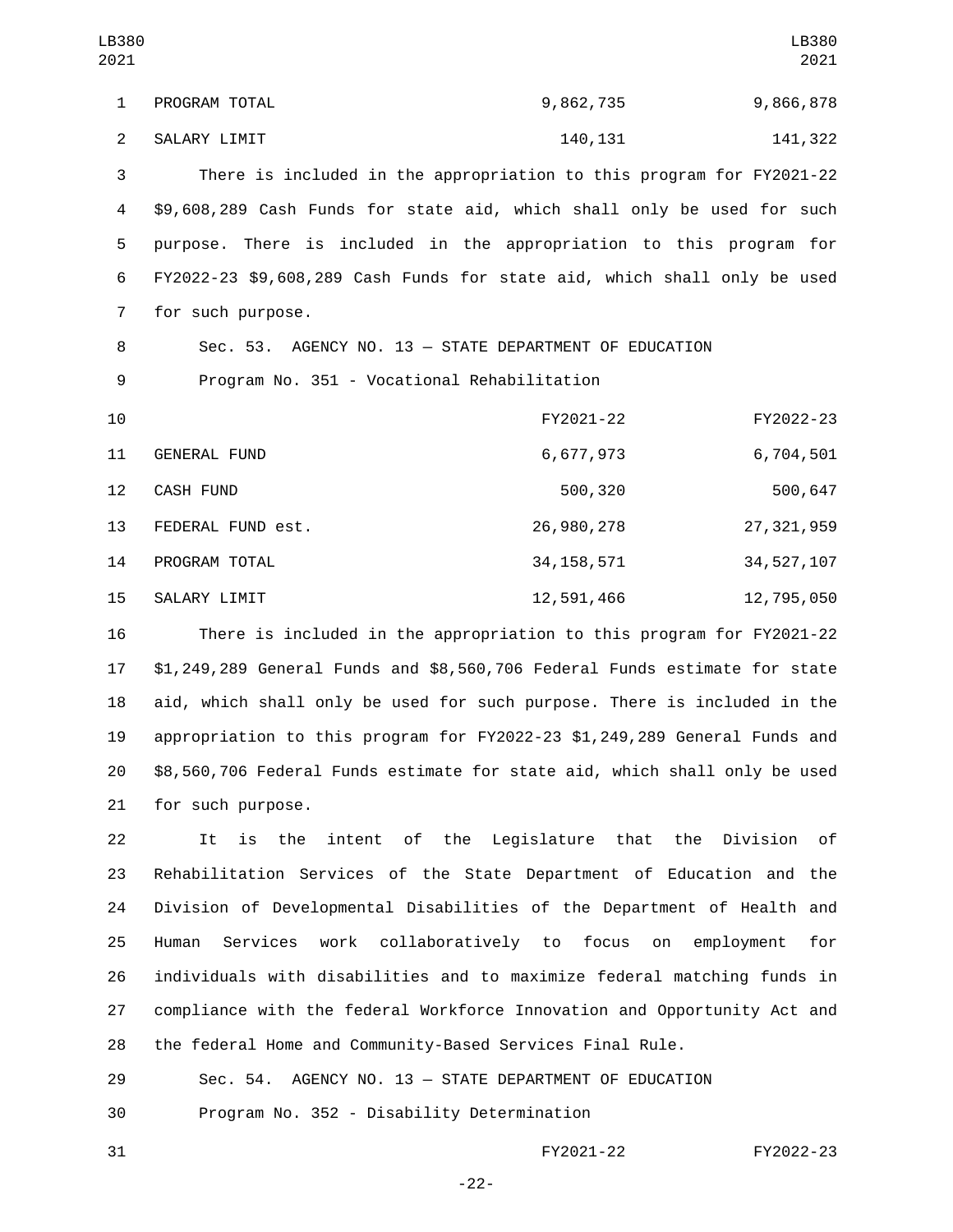| | | |
|---|---|---|
| PROGRAM TOTAL | 9,862,735 | 9,866,878 |
| SALARY LIMIT | 140,131 | 141,322 |

There is included in the appropriation to this program for FY2021-22 $9,608,289 Cash Funds for state aid, which shall only be used for such purpose. There is included in the appropriation to this program for FY2022-23 $9,608,289 Cash Funds for state aid, which shall only be used for such purpose.

Sec. 53. AGENCY NO. 13 — STATE DEPARTMENT OF EDUCATION

Program No. 351 - Vocational Rehabilitation

| | FY2021-22 | FY2022-23 |
|---|---|---|
| GENERAL FUND | 6,677,973 | 6,704,501 |
| CASH FUND | 500,320 | 500,647 |
| FEDERAL FUND est. | 26,980,278 | 27,321,959 |
| PROGRAM TOTAL | 34,158,571 | 34,527,107 |
| SALARY LIMIT | 12,591,466 | 12,795,050 |

There is included in the appropriation to this program for FY2021-22 $1,249,289 General Funds and $8,560,706 Federal Funds estimate for state aid, which shall only be used for such purpose. There is included in the appropriation to this program for FY2022-23 $1,249,289 General Funds and $8,560,706 Federal Funds estimate for state aid, which shall only be used for such purpose.

It is the intent of the Legislature that the Division of Rehabilitation Services of the State Department of Education and the Division of Developmental Disabilities of the Department of Health and Human Services work collaboratively to focus on employment for individuals with disabilities and to maximize federal matching funds in compliance with the federal Workforce Innovation and Opportunity Act and the federal Home and Community-Based Services Final Rule.

Sec. 54. AGENCY NO. 13 — STATE DEPARTMENT OF EDUCATION

Program No. 352 - Disability Determination

| | FY2021-22 | FY2022-23 |
|---|---|---|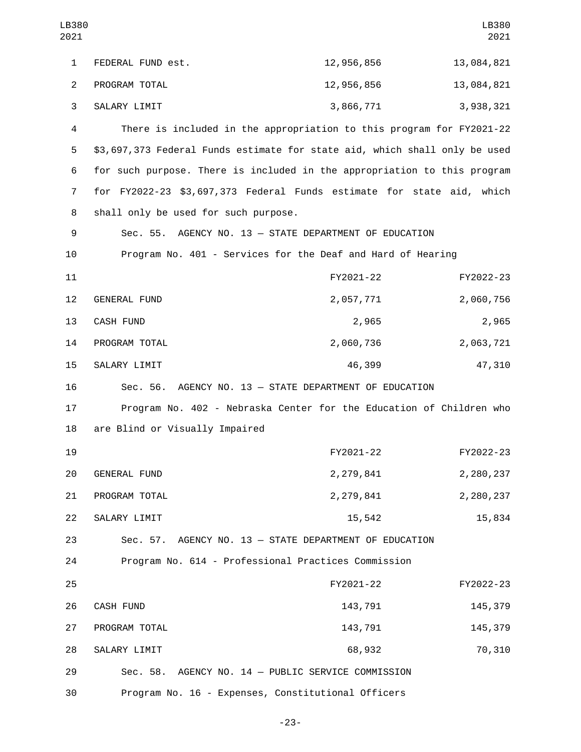| | | |
|---|---|---|
| FEDERAL FUND est. | 12,956,856 | 13,084,821 |
| PROGRAM TOTAL | 12,956,856 | 13,084,821 |
| SALARY LIMIT | 3,866,771 | 3,938,321 |

There is included in the appropriation to this program for FY2021-22 $3,697,373 Federal Funds estimate for state aid, which shall only be used for such purpose. There is included in the appropriation to this program for FY2022-23 $3,697,373 Federal Funds estimate for state aid, which shall only be used for such purpose.

Sec. 55. AGENCY NO. 13 — STATE DEPARTMENT OF EDUCATION

Program No. 401 - Services for the Deaf and Hard of Hearing

| | FY2021-22 | FY2022-23 |
|---|---|---|
| GENERAL FUND | 2,057,771 | 2,060,756 |
| CASH FUND | 2,965 | 2,965 |
| PROGRAM TOTAL | 2,060,736 | 2,063,721 |
| SALARY LIMIT | 46,399 | 47,310 |

Sec. 56. AGENCY NO. 13 — STATE DEPARTMENT OF EDUCATION

Program No. 402 - Nebraska Center for the Education of Children who are Blind or Visually Impaired

| | FY2021-22 | FY2022-23 |
|---|---|---|
| GENERAL FUND | 2,279,841 | 2,280,237 |
| PROGRAM TOTAL | 2,279,841 | 2,280,237 |
| SALARY LIMIT | 15,542 | 15,834 |

Sec. 57. AGENCY NO. 13 — STATE DEPARTMENT OF EDUCATION

Program No. 614 - Professional Practices Commission

| | FY2021-22 | FY2022-23 |
|---|---|---|
| CASH FUND | 143,791 | 145,379 |
| PROGRAM TOTAL | 143,791 | 145,379 |
| SALARY LIMIT | 68,932 | 70,310 |

Sec. 58. AGENCY NO. 14 — PUBLIC SERVICE COMMISSION

Program No. 16 - Expenses, Constitutional Officers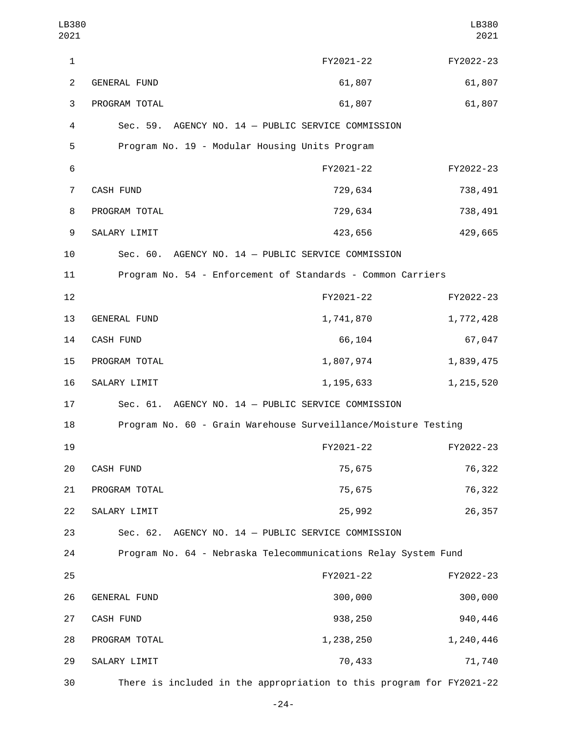| | FY2021-22 | FY2022-23 |
|---|---|---|
| GENERAL FUND | 61,807 | 61,807 |
| PROGRAM TOTAL | 61,807 | 61,807 |

Sec. 59. AGENCY NO. 14 — PUBLIC SERVICE COMMISSION

Program No. 19 - Modular Housing Units Program

| | FY2021-22 | FY2022-23 |
|---|---|---|
| CASH FUND | 729,634 | 738,491 |
| PROGRAM TOTAL | 729,634 | 738,491 |
| SALARY LIMIT | 423,656 | 429,665 |

Sec. 60. AGENCY NO. 14 — PUBLIC SERVICE COMMISSION

Program No. 54 - Enforcement of Standards - Common Carriers

| | FY2021-22 | FY2022-23 |
|---|---|---|
| GENERAL FUND | 1,741,870 | 1,772,428 |
| CASH FUND | 66,104 | 67,047 |
| PROGRAM TOTAL | 1,807,974 | 1,839,475 |
| SALARY LIMIT | 1,195,633 | 1,215,520 |

Sec. 61. AGENCY NO. 14 — PUBLIC SERVICE COMMISSION

Program No. 60 - Grain Warehouse Surveillance/Moisture Testing

| | FY2021-22 | FY2022-23 |
|---|---|---|
| CASH FUND | 75,675 | 76,322 |
| PROGRAM TOTAL | 75,675 | 76,322 |
| SALARY LIMIT | 25,992 | 26,357 |

Sec. 62. AGENCY NO. 14 — PUBLIC SERVICE COMMISSION

Program No. 64 - Nebraska Telecommunications Relay System Fund

| | FY2021-22 | FY2022-23 |
|---|---|---|
| GENERAL FUND | 300,000 | 300,000 |
| CASH FUND | 938,250 | 940,446 |
| PROGRAM TOTAL | 1,238,250 | 1,240,446 |
| SALARY LIMIT | 70,433 | 71,740 |

There is included in the appropriation to this program for FY2021-22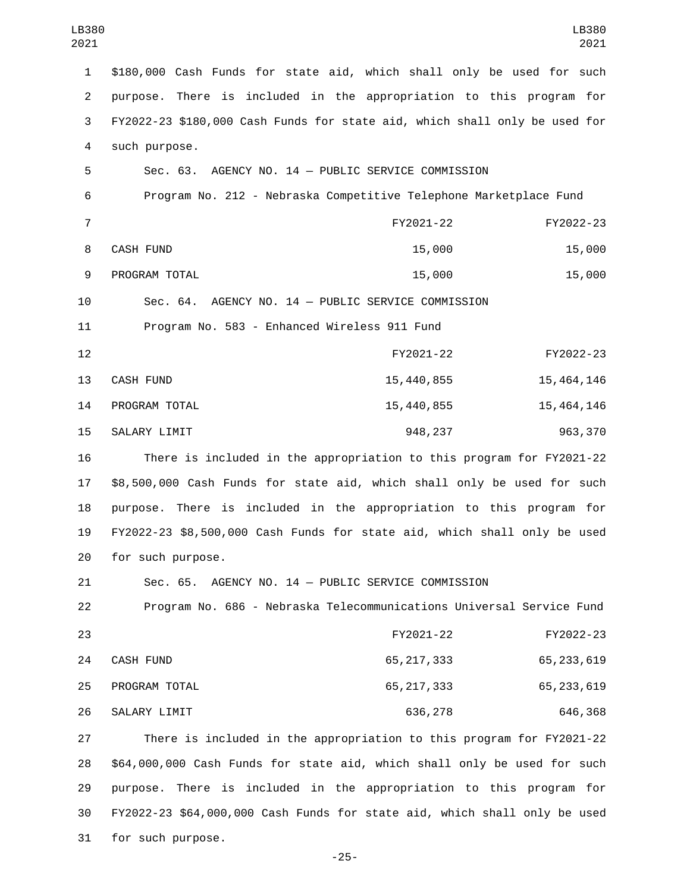$180,000 Cash Funds for state aid, which shall only be used for such purpose. There is included in the appropriation to this program for FY2022-23 $180,000 Cash Funds for state aid, which shall only be used for such purpose.

Sec. 63. AGENCY NO. 14 — PUBLIC SERVICE COMMISSION

Program No. 212 - Nebraska Competitive Telephone Marketplace Fund

| | FY2021-22 | FY2022-23 |
|---|---|---|
| CASH FUND | 15,000 | 15,000 |
| PROGRAM TOTAL | 15,000 | 15,000 |

Sec. 64. AGENCY NO. 14 — PUBLIC SERVICE COMMISSION

Program No. 583 - Enhanced Wireless 911 Fund

| | FY2021-22 | FY2022-23 |
|---|---|---|
| CASH FUND | 15,440,855 | 15,464,146 |
| PROGRAM TOTAL | 15,440,855 | 15,464,146 |
| SALARY LIMIT | 948,237 | 963,370 |

There is included in the appropriation to this program for FY2021-22 $8,500,000 Cash Funds for state aid, which shall only be used for such purpose. There is included in the appropriation to this program for FY2022-23 $8,500,000 Cash Funds for state aid, which shall only be used for such purpose.

Sec. 65. AGENCY NO. 14 — PUBLIC SERVICE COMMISSION

Program No. 686 - Nebraska Telecommunications Universal Service Fund

| | FY2021-22 | FY2022-23 |
|---|---|---|
| CASH FUND | 65,217,333 | 65,233,619 |
| PROGRAM TOTAL | 65,217,333 | 65,233,619 |
| SALARY LIMIT | 636,278 | 646,368 |

There is included in the appropriation to this program for FY2021-22 $64,000,000 Cash Funds for state aid, which shall only be used for such purpose. There is included in the appropriation to this program for FY2022-23 $64,000,000 Cash Funds for state aid, which shall only be used for such purpose.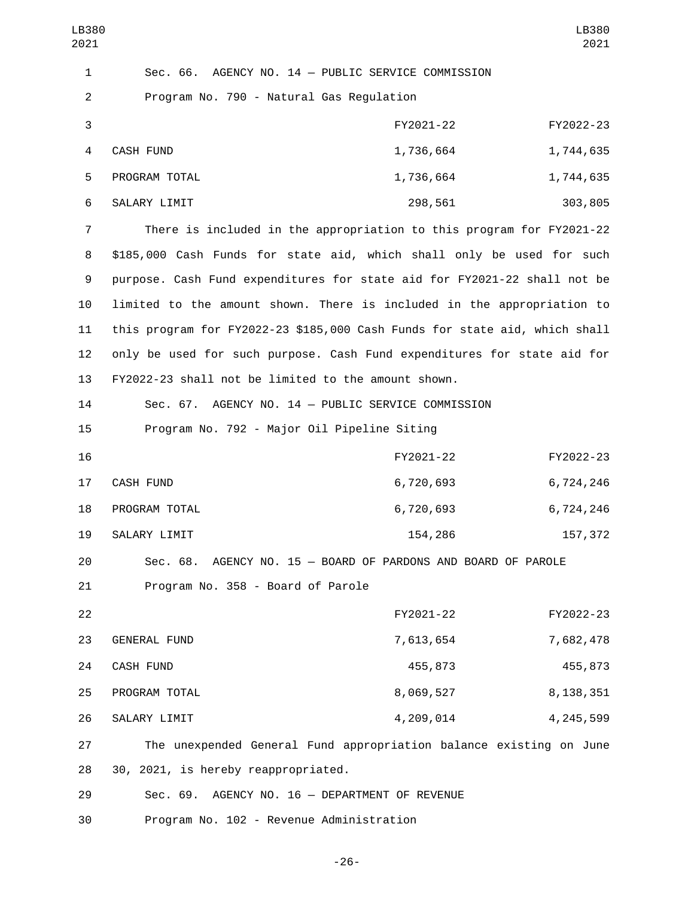Sec. 66. AGENCY NO. 14 — PUBLIC SERVICE COMMISSION

Program No. 790 - Natural Gas Regulation

| | FY2021-22 | FY2022-23 |
|---|---|---|
| CASH FUND | 1,736,664 | 1,744,635 |
| PROGRAM TOTAL | 1,736,664 | 1,744,635 |
| SALARY LIMIT | 298,561 | 303,805 |

There is included in the appropriation to this program for FY2021-22 $185,000 Cash Funds for state aid, which shall only be used for such purpose. Cash Fund expenditures for state aid for FY2021-22 shall not be limited to the amount shown. There is included in the appropriation to this program for FY2022-23 $185,000 Cash Funds for state aid, which shall only be used for such purpose. Cash Fund expenditures for state aid for FY2022-23 shall not be limited to the amount shown.

Sec. 67. AGENCY NO. 14 — PUBLIC SERVICE COMMISSION

Program No. 792 - Major Oil Pipeline Siting

| | FY2021-22 | FY2022-23 |
|---|---|---|
| CASH FUND | 6,720,693 | 6,724,246 |
| PROGRAM TOTAL | 6,720,693 | 6,724,246 |
| SALARY LIMIT | 154,286 | 157,372 |

Sec. 68. AGENCY NO. 15 — BOARD OF PARDONS AND BOARD OF PAROLE

Program No. 358 - Board of Parole

| | FY2021-22 | FY2022-23 |
|---|---|---|
| GENERAL FUND | 7,613,654 | 7,682,478 |
| CASH FUND | 455,873 | 455,873 |
| PROGRAM TOTAL | 8,069,527 | 8,138,351 |
| SALARY LIMIT | 4,209,014 | 4,245,599 |

The unexpended General Fund appropriation balance existing on June 30, 2021, is hereby reappropriated.

Sec. 69. AGENCY NO. 16 — DEPARTMENT OF REVENUE

Program No. 102 - Revenue Administration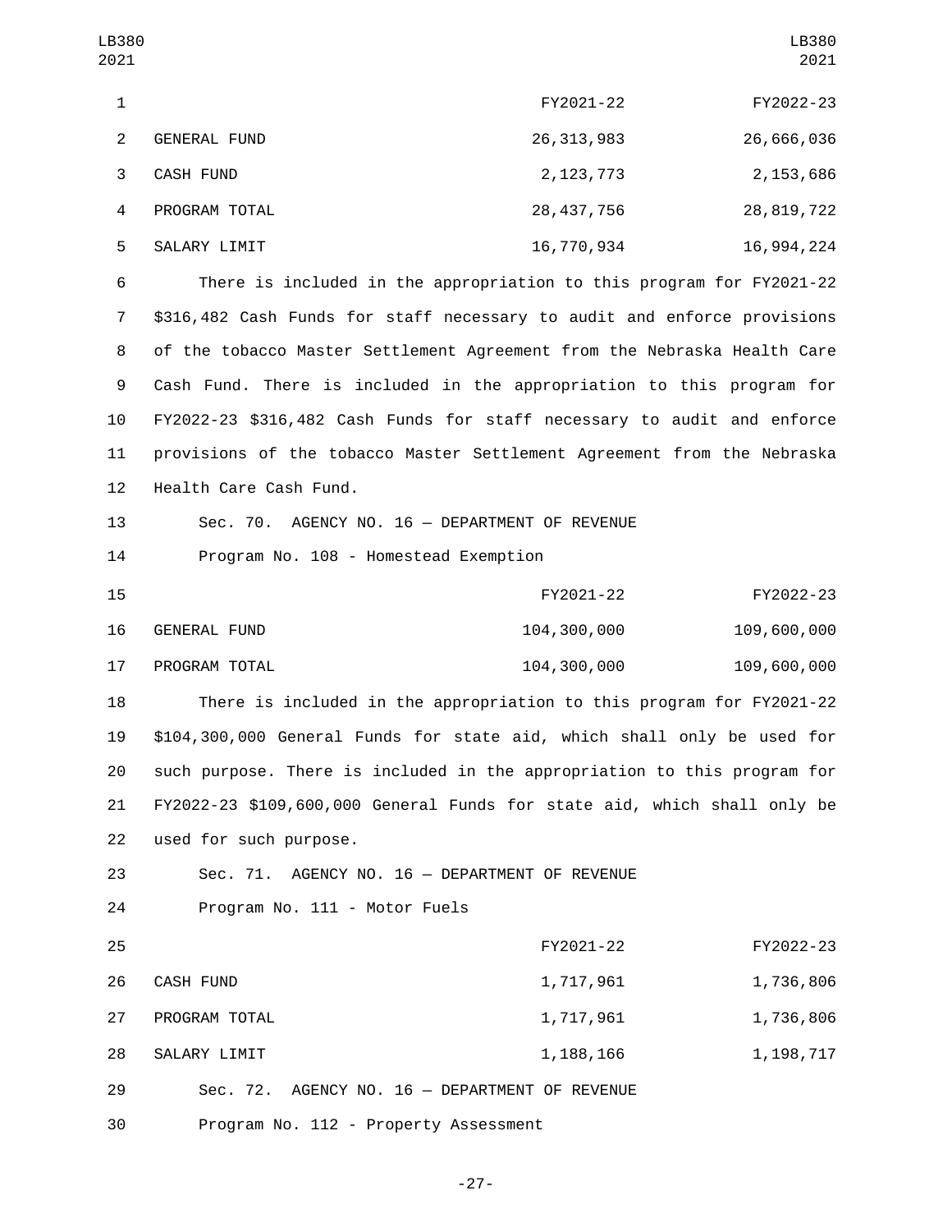| | FY2021-22 | FY2022-23 |
|---|---|---|
| GENERAL FUND | 26,313,983 | 26,666,036 |
| CASH FUND | 2,123,773 | 2,153,686 |
| PROGRAM TOTAL | 28,437,756 | 28,819,722 |
| SALARY LIMIT | 16,770,934 | 16,994,224 |

There is included in the appropriation to this program for FY2021-22 $316,482 Cash Funds for staff necessary to audit and enforce provisions of the tobacco Master Settlement Agreement from the Nebraska Health Care Cash Fund. There is included in the appropriation to this program for FY2022-23 $316,482 Cash Funds for staff necessary to audit and enforce provisions of the tobacco Master Settlement Agreement from the Nebraska Health Care Cash Fund.

Sec. 70. AGENCY NO. 16 — DEPARTMENT OF REVENUE

Program No. 108 - Homestead Exemption

| | FY2021-22 | FY2022-23 |
|---|---|---|
| GENERAL FUND | 104,300,000 | 109,600,000 |
| PROGRAM TOTAL | 104,300,000 | 109,600,000 |

There is included in the appropriation to this program for FY2021-22 $104,300,000 General Funds for state aid, which shall only be used for such purpose. There is included in the appropriation to this program for FY2022-23 $109,600,000 General Funds for state aid, which shall only be used for such purpose.

Sec. 71. AGENCY NO. 16 — DEPARTMENT OF REVENUE

Program No. 111 - Motor Fuels

| | FY2021-22 | FY2022-23 |
|---|---|---|
| CASH FUND | 1,717,961 | 1,736,806 |
| PROGRAM TOTAL | 1,717,961 | 1,736,806 |
| SALARY LIMIT | 1,188,166 | 1,198,717 |

Sec. 72. AGENCY NO. 16 — DEPARTMENT OF REVENUE

Program No. 112 - Property Assessment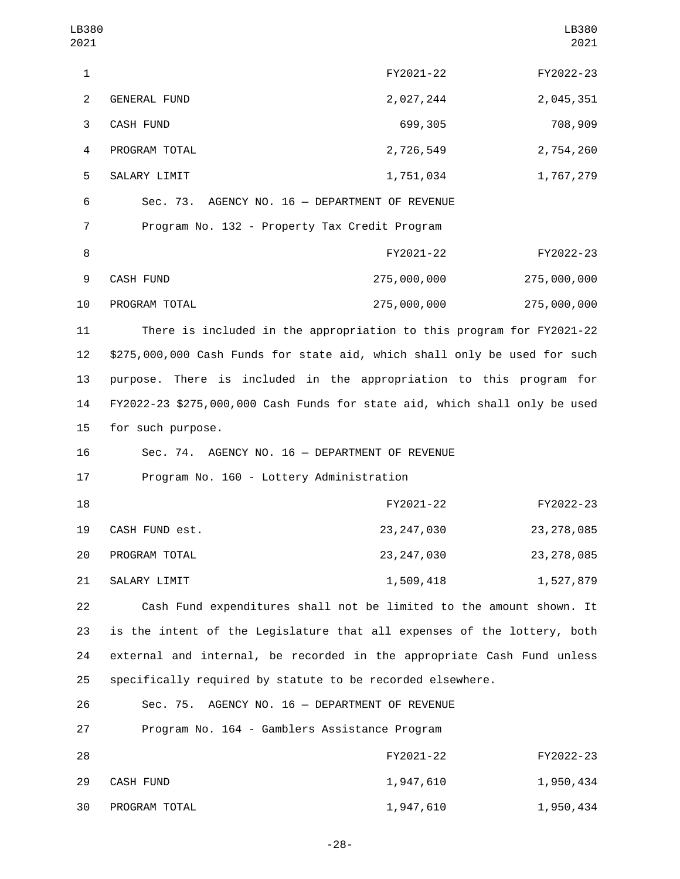| | FY2021-22 | FY2022-23 |
|---|---|---|
| GENERAL FUND | 2,027,244 | 2,045,351 |
| CASH FUND | 699,305 | 708,909 |
| PROGRAM TOTAL | 2,726,549 | 2,754,260 |
| SALARY LIMIT | 1,751,034 | 1,767,279 |

Sec. 73. AGENCY NO. 16 — DEPARTMENT OF REVENUE

Program No. 132 - Property Tax Credit Program

| | FY2021-22 | FY2022-23 |
|---|---|---|
| CASH FUND | 275,000,000 | 275,000,000 |
| PROGRAM TOTAL | 275,000,000 | 275,000,000 |

There is included in the appropriation to this program for FY2021-22 $275,000,000 Cash Funds for state aid, which shall only be used for such purpose. There is included in the appropriation to this program for FY2022-23 $275,000,000 Cash Funds for state aid, which shall only be used for such purpose.

Sec. 74. AGENCY NO. 16 — DEPARTMENT OF REVENUE

Program No. 160 - Lottery Administration

| | FY2021-22 | FY2022-23 |
|---|---|---|
| CASH FUND est. | 23,247,030 | 23,278,085 |
| PROGRAM TOTAL | 23,247,030 | 23,278,085 |
| SALARY LIMIT | 1,509,418 | 1,527,879 |

Cash Fund expenditures shall not be limited to the amount shown. It is the intent of the Legislature that all expenses of the lottery, both external and internal, be recorded in the appropriate Cash Fund unless specifically required by statute to be recorded elsewhere.

Sec. 75. AGENCY NO. 16 — DEPARTMENT OF REVENUE

Program No. 164 - Gamblers Assistance Program

| | FY2021-22 | FY2022-23 |
|---|---|---|
| CASH FUND | 1,947,610 | 1,950,434 |
| PROGRAM TOTAL | 1,947,610 | 1,950,434 |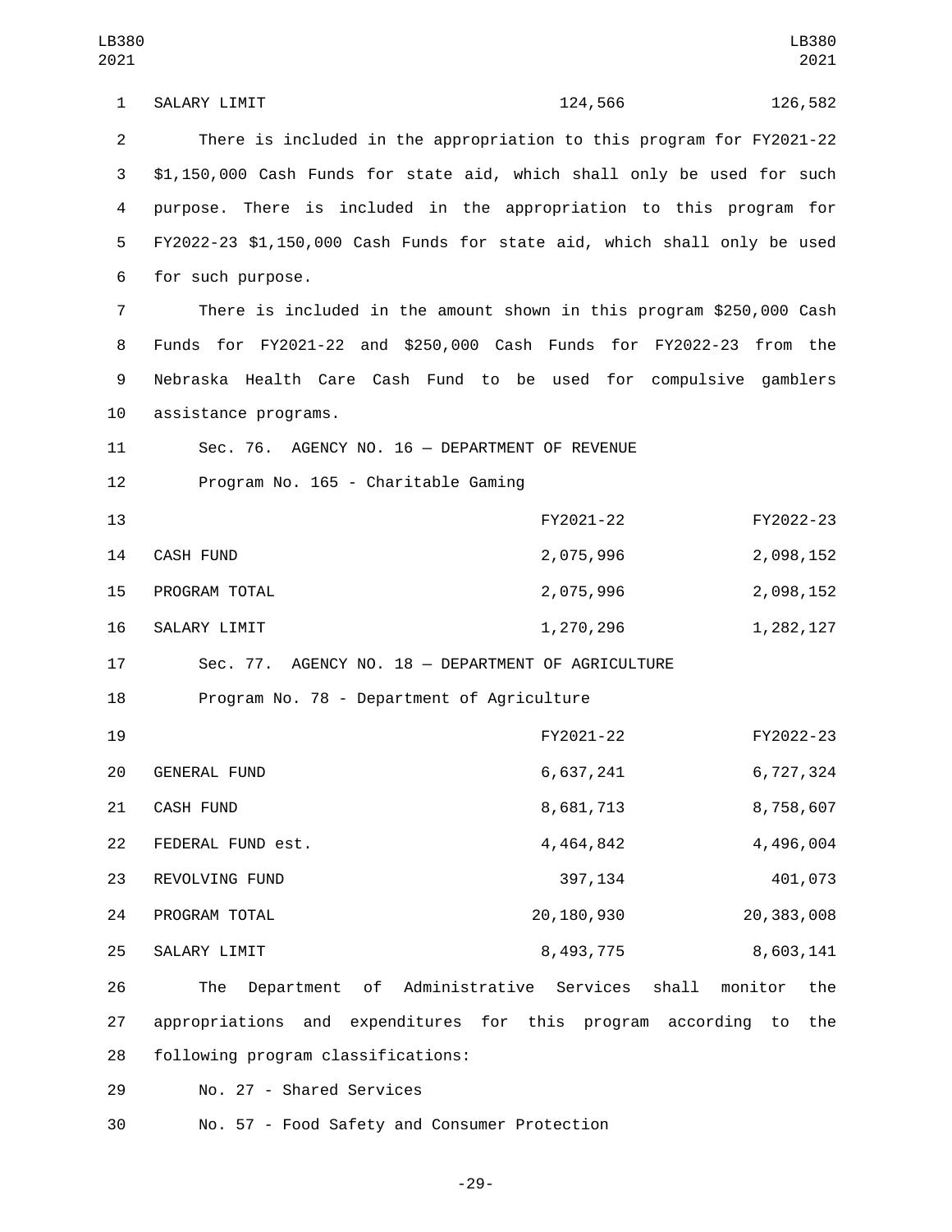| | | |
|---|---|---|
| SALARY LIMIT | 124,566 | 126,582 |

There is included in the appropriation to this program for FY2021-22 $1,150,000 Cash Funds for state aid, which shall only be used for such purpose. There is included in the appropriation to this program for FY2022-23 $1,150,000 Cash Funds for state aid, which shall only be used for such purpose.

There is included in the amount shown in this program $250,000 Cash Funds for FY2021-22 and $250,000 Cash Funds for FY2022-23 from the Nebraska Health Care Cash Fund to be used for compulsive gamblers assistance programs.

Sec. 76. AGENCY NO. 16 — DEPARTMENT OF REVENUE

Program No. 165 - Charitable Gaming

| | FY2021-22 | FY2022-23 |
|---|---|---|
| CASH FUND | 2,075,996 | 2,098,152 |
| PROGRAM TOTAL | 2,075,996 | 2,098,152 |
| SALARY LIMIT | 1,270,296 | 1,282,127 |

Sec. 77. AGENCY NO. 18 — DEPARTMENT OF AGRICULTURE

Program No. 78 - Department of Agriculture

| | FY2021-22 | FY2022-23 |
|---|---|---|
| GENERAL FUND | 6,637,241 | 6,727,324 |
| CASH FUND | 8,681,713 | 8,758,607 |
| FEDERAL FUND est. | 4,464,842 | 4,496,004 |
| REVOLVING FUND | 397,134 | 401,073 |
| PROGRAM TOTAL | 20,180,930 | 20,383,008 |
| SALARY LIMIT | 8,493,775 | 8,603,141 |

The Department of Administrative Services shall monitor the appropriations and expenditures for this program according to the following program classifications:

No. 27 - Shared Services

No. 57 - Food Safety and Consumer Protection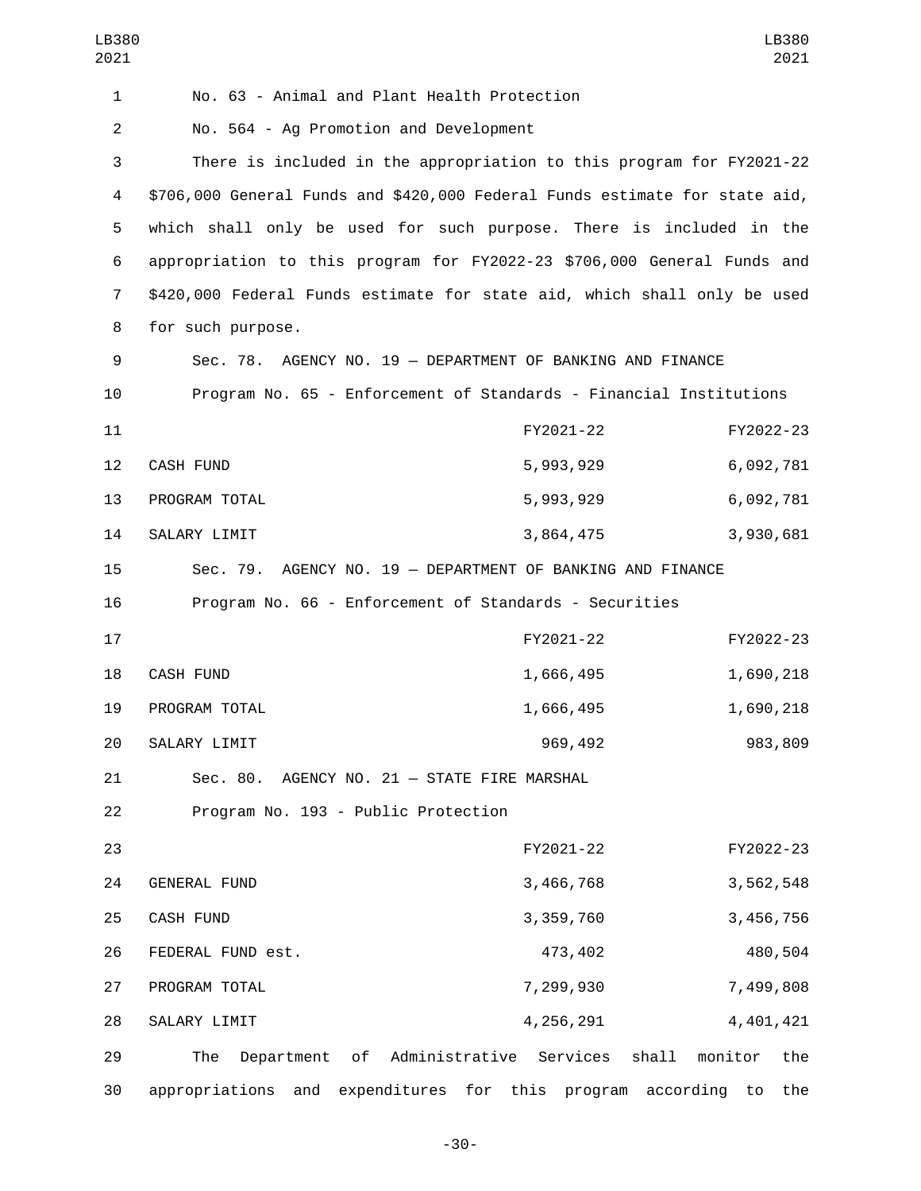No. 63 - Animal and Plant Health Protection

No. 564 - Ag Promotion and Development

There is included in the appropriation to this program for FY2021-22 $706,000 General Funds and $420,000 Federal Funds estimate for state aid, which shall only be used for such purpose. There is included in the appropriation to this program for FY2022-23 $706,000 General Funds and $420,000 Federal Funds estimate for state aid, which shall only be used for such purpose.

Sec. 78. AGENCY NO. 19 — DEPARTMENT OF BANKING AND FINANCE

Program No. 65 - Enforcement of Standards - Financial Institutions

| | FY2021-22 | FY2022-23 |
|---|---|---|
| CASH FUND | 5,993,929 | 6,092,781 |
| PROGRAM TOTAL | 5,993,929 | 6,092,781 |
| SALARY LIMIT | 3,864,475 | 3,930,681 |

Sec. 79. AGENCY NO. 19 — DEPARTMENT OF BANKING AND FINANCE

Program No. 66 - Enforcement of Standards - Securities

| | FY2021-22 | FY2022-23 |
|---|---|---|
| CASH FUND | 1,666,495 | 1,690,218 |
| PROGRAM TOTAL | 1,666,495 | 1,690,218 |
| SALARY LIMIT | 969,492 | 983,809 |

Sec. 80. AGENCY NO. 21 — STATE FIRE MARSHAL

Program No. 193 - Public Protection

| | FY2021-22 | FY2022-23 |
|---|---|---|
| GENERAL FUND | 3,466,768 | 3,562,548 |
| CASH FUND | 3,359,760 | 3,456,756 |
| FEDERAL FUND est. | 473,402 | 480,504 |
| PROGRAM TOTAL | 7,299,930 | 7,499,808 |
| SALARY LIMIT | 4,256,291 | 4,401,421 |

The Department of Administrative Services shall monitor the appropriations and expenditures for this program according to the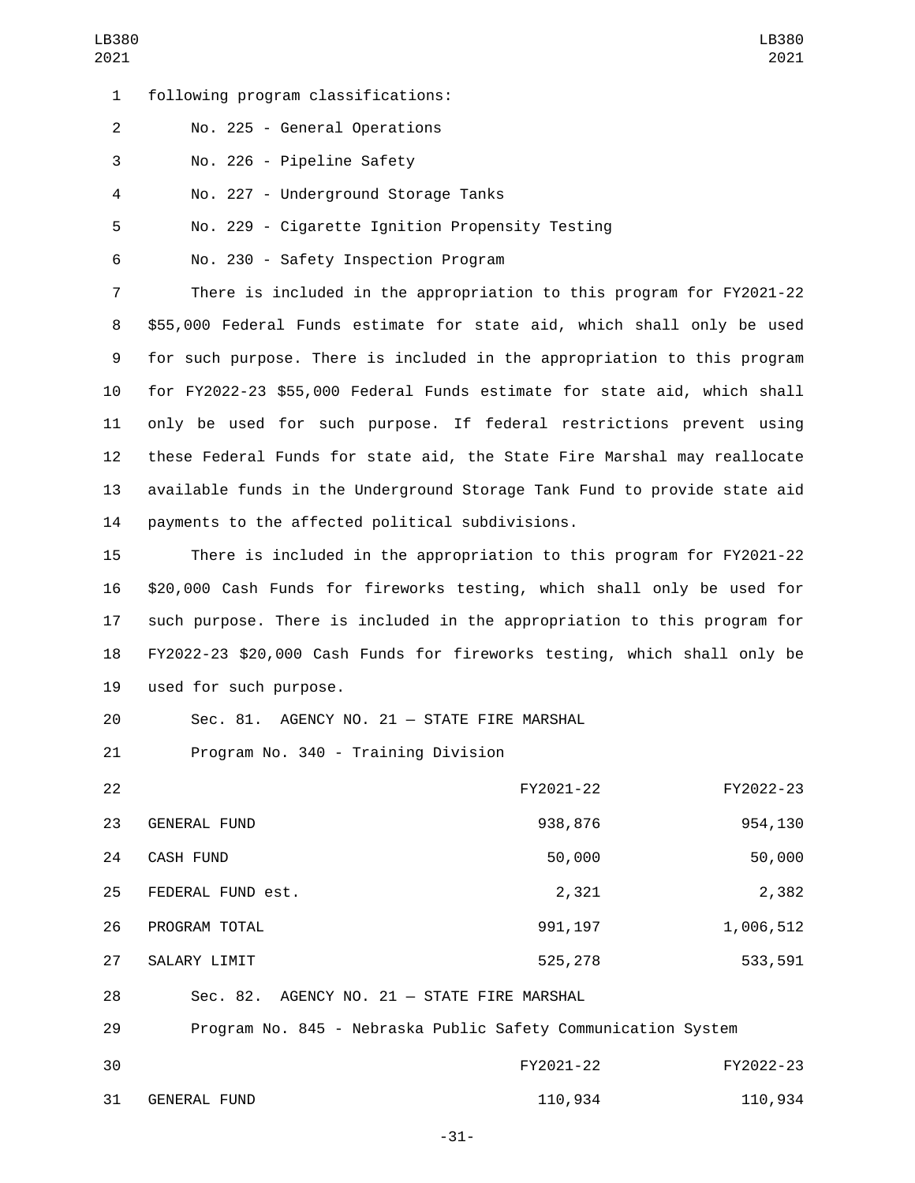following program classifications:

No. 225 - General Operations

No. 226 - Pipeline Safety

No. 227 - Underground Storage Tanks

No. 229 - Cigarette Ignition Propensity Testing

No. 230 - Safety Inspection Program

There is included in the appropriation to this program for FY2021-22 $55,000 Federal Funds estimate for state aid, which shall only be used for such purpose. There is included in the appropriation to this program for FY2022-23 $55,000 Federal Funds estimate for state aid, which shall only be used for such purpose. If federal restrictions prevent using these Federal Funds for state aid, the State Fire Marshal may reallocate available funds in the Underground Storage Tank Fund to provide state aid payments to the affected political subdivisions.

There is included in the appropriation to this program for FY2021-22 $20,000 Cash Funds for fireworks testing, which shall only be used for such purpose. There is included in the appropriation to this program for FY2022-23 $20,000 Cash Funds for fireworks testing, which shall only be used for such purpose.

Sec. 81. AGENCY NO. 21 — STATE FIRE MARSHAL

Program No. 340 - Training Division

| | FY2021-22 | FY2022-23 |
|---|---|---|
| GENERAL FUND | 938,876 | 954,130 |
| CASH FUND | 50,000 | 50,000 |
| FEDERAL FUND est. | 2,321 | 2,382 |
| PROGRAM TOTAL | 991,197 | 1,006,512 |
| SALARY LIMIT | 525,278 | 533,591 |

Sec. 82. AGENCY NO. 21 — STATE FIRE MARSHAL

Program No. 845 - Nebraska Public Safety Communication System

| | FY2021-22 | FY2022-23 |
|---|---|---|
| GENERAL FUND | 110,934 | 110,934 |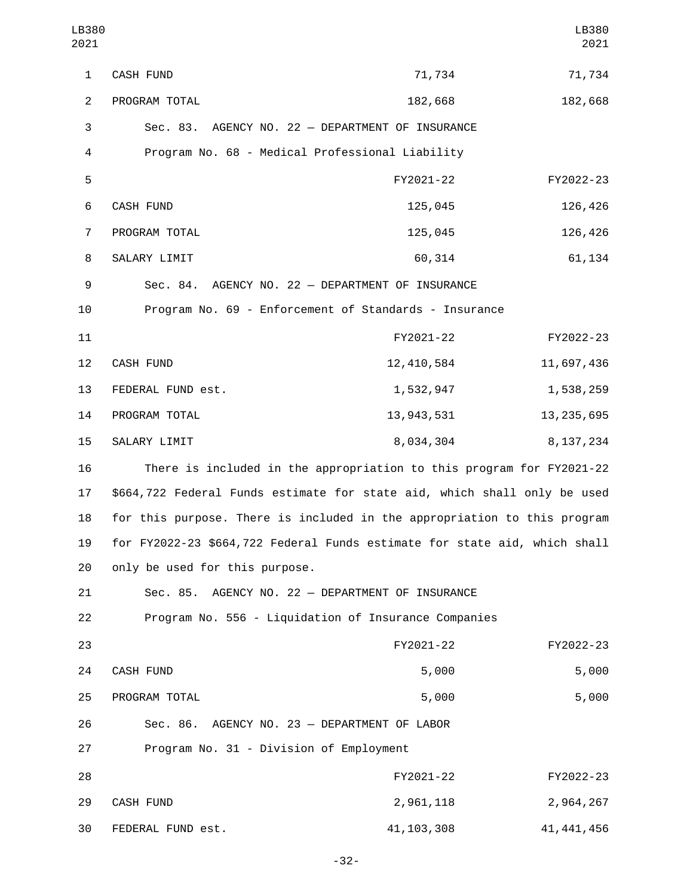| | | |
|---|---|---|
| CASH FUND | 71,734 | 71,734 |
| PROGRAM TOTAL | 182,668 | 182,668 |

Sec. 83. AGENCY NO. 22 — DEPARTMENT OF INSURANCE

Program No. 68 - Medical Professional Liability

| | FY2021-22 | FY2022-23 |
|---|---|---|
| CASH FUND | 125,045 | 126,426 |
| PROGRAM TOTAL | 125,045 | 126,426 |
| SALARY LIMIT | 60,314 | 61,134 |

Sec. 84. AGENCY NO. 22 — DEPARTMENT OF INSURANCE

Program No. 69 - Enforcement of Standards - Insurance

| | FY2021-22 | FY2022-23 |
|---|---|---|
| CASH FUND | 12,410,584 | 11,697,436 |
| FEDERAL FUND est. | 1,532,947 | 1,538,259 |
| PROGRAM TOTAL | 13,943,531 | 13,235,695 |
| SALARY LIMIT | 8,034,304 | 8,137,234 |

There is included in the appropriation to this program for FY2021-22 $664,722 Federal Funds estimate for state aid, which shall only be used for this purpose. There is included in the appropriation to this program for FY2022-23 $664,722 Federal Funds estimate for state aid, which shall only be used for this purpose.

Sec. 85. AGENCY NO. 22 — DEPARTMENT OF INSURANCE

Program No. 556 - Liquidation of Insurance Companies

| | FY2021-22 | FY2022-23 |
|---|---|---|
| CASH FUND | 5,000 | 5,000 |
| PROGRAM TOTAL | 5,000 | 5,000 |

Sec. 86. AGENCY NO. 23 — DEPARTMENT OF LABOR

Program No. 31 - Division of Employment

| | FY2021-22 | FY2022-23 |
|---|---|---|
| CASH FUND | 2,961,118 | 2,964,267 |
| FEDERAL FUND est. | 41,103,308 | 41,441,456 |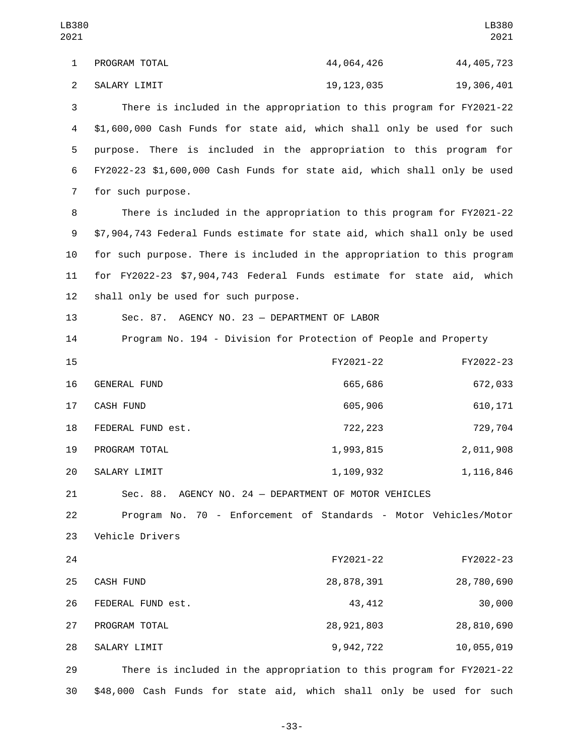| | FY2021-22 | FY2022-23 |
|---|---|---|
| PROGRAM TOTAL | 44,064,426 | 44,405,723 |
| SALARY LIMIT | 19,123,035 | 19,306,401 |

There is included in the appropriation to this program for FY2021-22 $1,600,000 Cash Funds for state aid, which shall only be used for such purpose. There is included in the appropriation to this program for FY2022-23 $1,600,000 Cash Funds for state aid, which shall only be used for such purpose.

There is included in the appropriation to this program for FY2021-22 $7,904,743 Federal Funds estimate for state aid, which shall only be used for such purpose. There is included in the appropriation to this program for FY2022-23 $7,904,743 Federal Funds estimate for state aid, which shall only be used for such purpose.

Sec. 87. AGENCY NO. 23 — DEPARTMENT OF LABOR

Program No. 194 - Division for Protection of People and Property

| | FY2021-22 | FY2022-23 |
|---|---|---|
| GENERAL FUND | 665,686 | 672,033 |
| CASH FUND | 605,906 | 610,171 |
| FEDERAL FUND est. | 722,223 | 729,704 |
| PROGRAM TOTAL | 1,993,815 | 2,011,908 |
| SALARY LIMIT | 1,109,932 | 1,116,846 |

Sec. 88. AGENCY NO. 24 — DEPARTMENT OF MOTOR VEHICLES

Program No. 70 - Enforcement of Standards - Motor Vehicles/Motor Vehicle Drivers

| | FY2021-22 | FY2022-23 |
|---|---|---|
| CASH FUND | 28,878,391 | 28,780,690 |
| FEDERAL FUND est. | 43,412 | 30,000 |
| PROGRAM TOTAL | 28,921,803 | 28,810,690 |
| SALARY LIMIT | 9,942,722 | 10,055,019 |

There is included in the appropriation to this program for FY2021-22 $48,000 Cash Funds for state aid, which shall only be used for such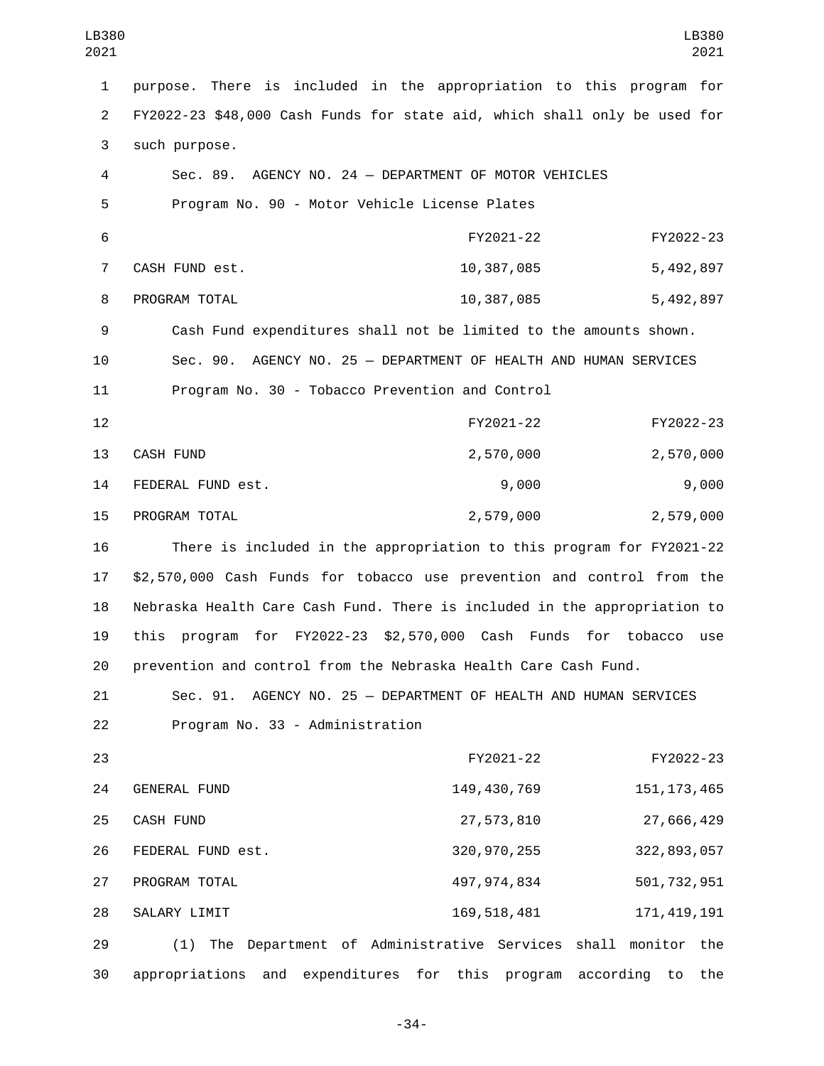purpose. There is included in the appropriation to this program for FY2022-23 $48,000 Cash Funds for state aid, which shall only be used for such purpose.

Sec. 89. AGENCY NO. 24 — DEPARTMENT OF MOTOR VEHICLES

Program No. 90 - Motor Vehicle License Plates

| | FY2021-22 | FY2022-23 |
|---|---|---|
| CASH FUND est. | 10,387,085 | 5,492,897 |
| PROGRAM TOTAL | 10,387,085 | 5,492,897 |

Cash Fund expenditures shall not be limited to the amounts shown.

Sec. 90. AGENCY NO. 25 — DEPARTMENT OF HEALTH AND HUMAN SERVICES

Program No. 30 - Tobacco Prevention and Control

| | FY2021-22 | FY2022-23 |
|---|---|---|
| CASH FUND | 2,570,000 | 2,570,000 |
| FEDERAL FUND est. | 9,000 | 9,000 |
| PROGRAM TOTAL | 2,579,000 | 2,579,000 |

There is included in the appropriation to this program for FY2021-22 $2,570,000 Cash Funds for tobacco use prevention and control from the Nebraska Health Care Cash Fund. There is included in the appropriation to this program for FY2022-23 $2,570,000 Cash Funds for tobacco use prevention and control from the Nebraska Health Care Cash Fund.

Sec. 91. AGENCY NO. 25 — DEPARTMENT OF HEALTH AND HUMAN SERVICES

Program No. 33 - Administration

| | FY2021-22 | FY2022-23 |
|---|---|---|
| GENERAL FUND | 149,430,769 | 151,173,465 |
| CASH FUND | 27,573,810 | 27,666,429 |
| FEDERAL FUND est. | 320,970,255 | 322,893,057 |
| PROGRAM TOTAL | 497,974,834 | 501,732,951 |
| SALARY LIMIT | 169,518,481 | 171,419,191 |

(1) The Department of Administrative Services shall monitor the appropriations and expenditures for this program according to the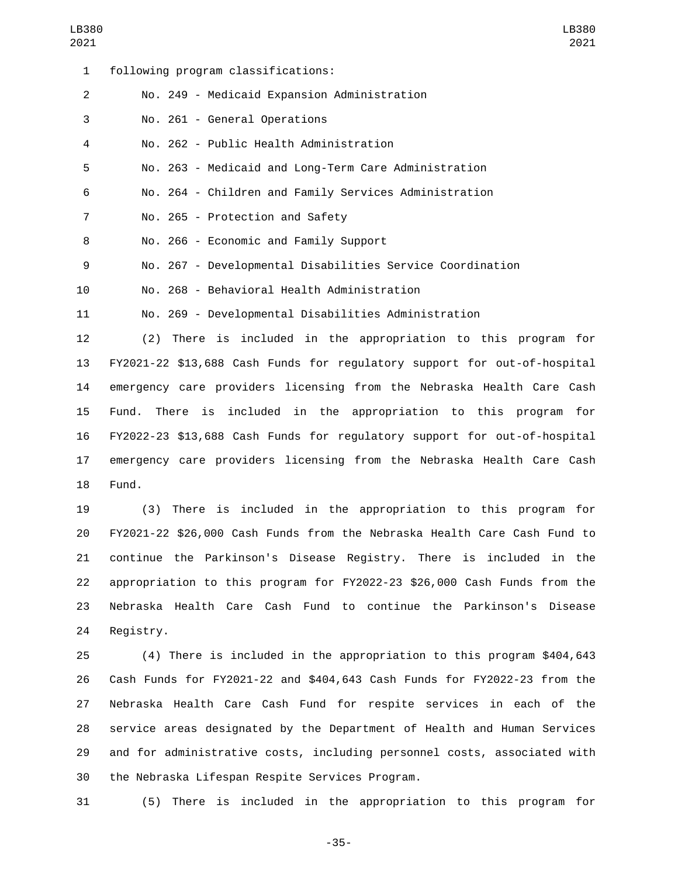following program classifications:

No. 249 - Medicaid Expansion Administration

No. 261 - General Operations

No. 262 - Public Health Administration

No. 263 - Medicaid and Long-Term Care Administration

No. 264 - Children and Family Services Administration

No. 265 - Protection and Safety

No. 266 - Economic and Family Support

No. 267 - Developmental Disabilities Service Coordination

No. 268 - Behavioral Health Administration

No. 269 - Developmental Disabilities Administration

(2) There is included in the appropriation to this program for FY2021-22 $13,688 Cash Funds for regulatory support for out-of-hospital emergency care providers licensing from the Nebraska Health Care Cash Fund. There is included in the appropriation to this program for FY2022-23 $13,688 Cash Funds for regulatory support for out-of-hospital emergency care providers licensing from the Nebraska Health Care Cash Fund.

(3) There is included in the appropriation to this program for FY2021-22 $26,000 Cash Funds from the Nebraska Health Care Cash Fund to continue the Parkinson's Disease Registry. There is included in the appropriation to this program for FY2022-23 $26,000 Cash Funds from the Nebraska Health Care Cash Fund to continue the Parkinson's Disease Registry.

(4) There is included in the appropriation to this program $404,643 Cash Funds for FY2021-22 and $404,643 Cash Funds for FY2022-23 from the Nebraska Health Care Cash Fund for respite services in each of the service areas designated by the Department of Health and Human Services and for administrative costs, including personnel costs, associated with the Nebraska Lifespan Respite Services Program.

(5) There is included in the appropriation to this program for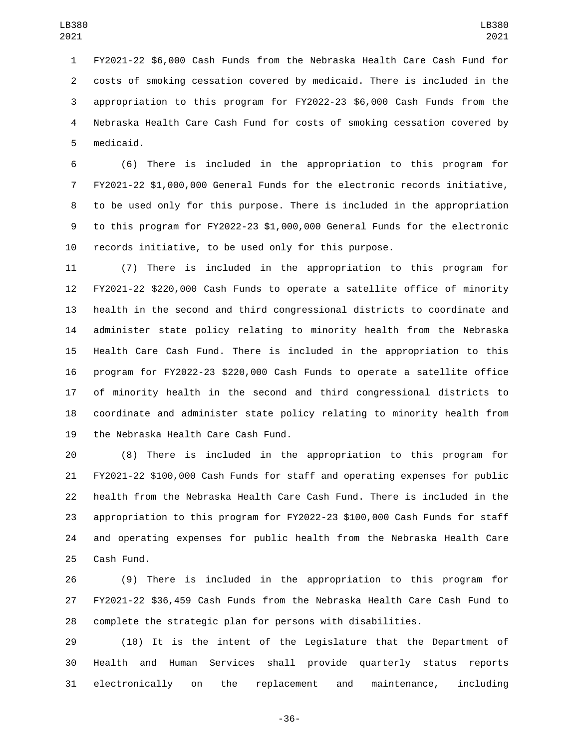FY2021-22 $6,000 Cash Funds from the Nebraska Health Care Cash Fund for costs of smoking cessation covered by medicaid. There is included in the appropriation to this program for FY2022-23 $6,000 Cash Funds from the Nebraska Health Care Cash Fund for costs of smoking cessation covered by medicaid.

(6) There is included in the appropriation to this program for FY2021-22 $1,000,000 General Funds for the electronic records initiative, to be used only for this purpose. There is included in the appropriation to this program for FY2022-23 $1,000,000 General Funds for the electronic records initiative, to be used only for this purpose.

(7) There is included in the appropriation to this program for FY2021-22 $220,000 Cash Funds to operate a satellite office of minority health in the second and third congressional districts to coordinate and administer state policy relating to minority health from the Nebraska Health Care Cash Fund. There is included in the appropriation to this program for FY2022-23 $220,000 Cash Funds to operate a satellite office of minority health in the second and third congressional districts to coordinate and administer state policy relating to minority health from the Nebraska Health Care Cash Fund.

(8) There is included in the appropriation to this program for FY2021-22 $100,000 Cash Funds for staff and operating expenses for public health from the Nebraska Health Care Cash Fund. There is included in the appropriation to this program for FY2022-23 $100,000 Cash Funds for staff and operating expenses for public health from the Nebraska Health Care Cash Fund.

(9) There is included in the appropriation to this program for FY2021-22 $36,459 Cash Funds from the Nebraska Health Care Cash Fund to complete the strategic plan for persons with disabilities.

(10) It is the intent of the Legislature that the Department of Health and Human Services shall provide quarterly status reports electronically on the replacement and maintenance, including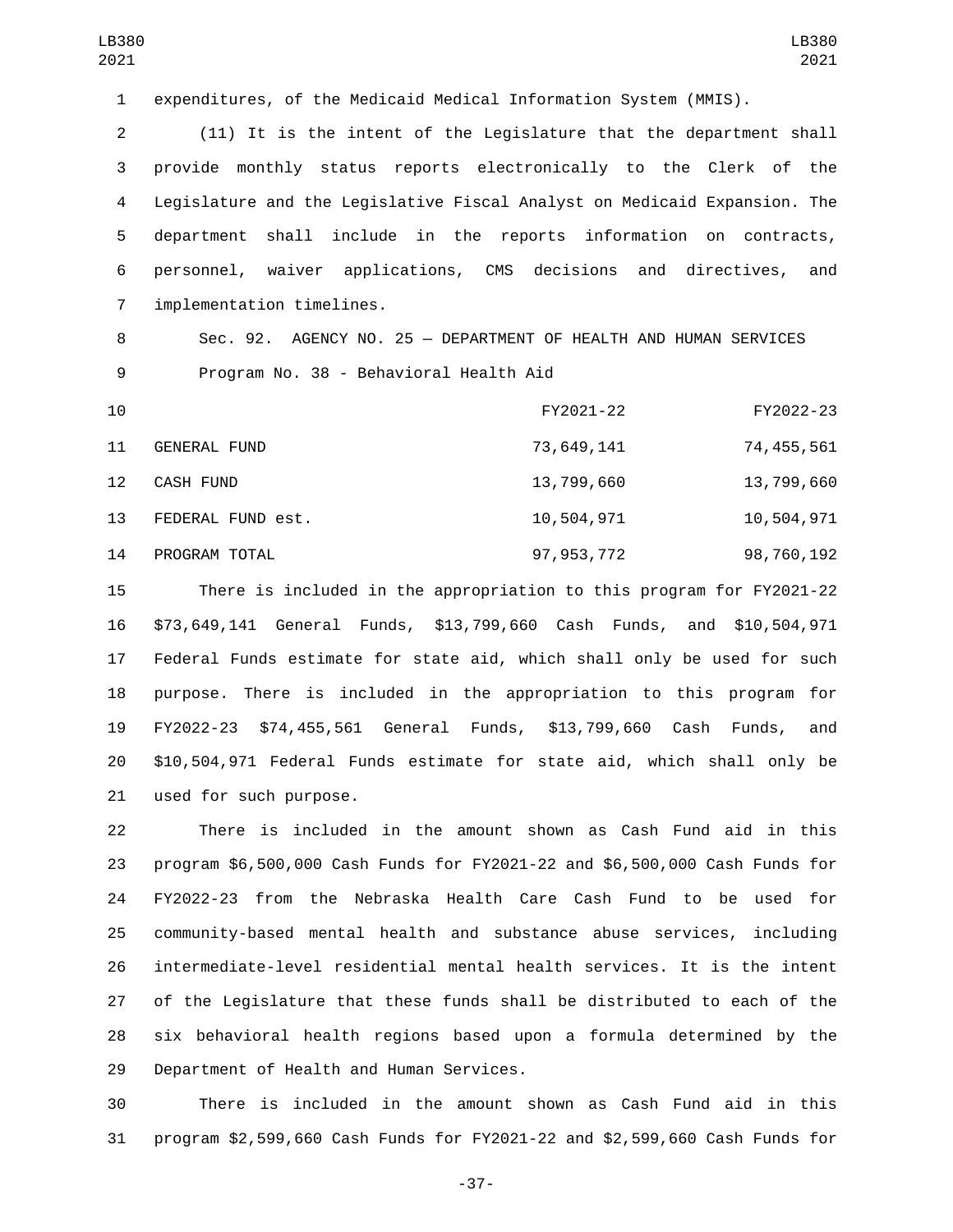expenditures, of the Medicaid Medical Information System (MMIS).

(11) It is the intent of the Legislature that the department shall provide monthly status reports electronically to the Clerk of the Legislature and the Legislative Fiscal Analyst on Medicaid Expansion. The department shall include in the reports information on contracts, personnel, waiver applications, CMS decisions and directives, and implementation timelines.

Sec. 92. AGENCY NO. 25 — DEPARTMENT OF HEALTH AND HUMAN SERVICES

Program No. 38 - Behavioral Health Aid

| | FY2021-22 | FY2022-23 |
|---|---|---|
| GENERAL FUND | 73,649,141 | 74,455,561 |
| CASH FUND | 13,799,660 | 13,799,660 |
| FEDERAL FUND est. | 10,504,971 | 10,504,971 |
| PROGRAM TOTAL | 97,953,772 | 98,760,192 |

There is included in the appropriation to this program for FY2021-22 $73,649,141 General Funds, $13,799,660 Cash Funds, and $10,504,971 Federal Funds estimate for state aid, which shall only be used for such purpose. There is included in the appropriation to this program for FY2022-23 $74,455,561 General Funds, $13,799,660 Cash Funds, and $10,504,971 Federal Funds estimate for state aid, which shall only be used for such purpose.

There is included in the amount shown as Cash Fund aid in this program $6,500,000 Cash Funds for FY2021-22 and $6,500,000 Cash Funds for FY2022-23 from the Nebraska Health Care Cash Fund to be used for community-based mental health and substance abuse services, including intermediate-level residential mental health services. It is the intent of the Legislature that these funds shall be distributed to each of the six behavioral health regions based upon a formula determined by the Department of Health and Human Services.

There is included in the amount shown as Cash Fund aid in this program $2,599,660 Cash Funds for FY2021-22 and $2,599,660 Cash Funds for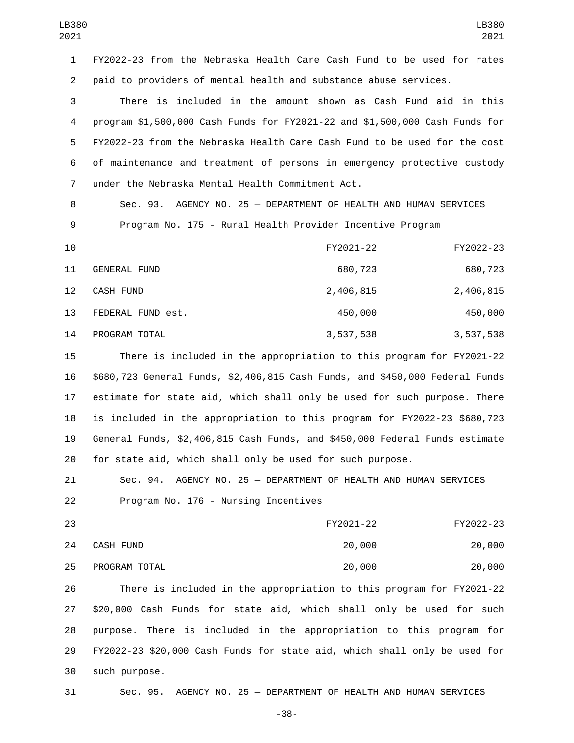FY2022-23 from the Nebraska Health Care Cash Fund to be used for rates paid to providers of mental health and substance abuse services.

There is included in the amount shown as Cash Fund aid in this program $1,500,000 Cash Funds for FY2021-22 and $1,500,000 Cash Funds for FY2022-23 from the Nebraska Health Care Cash Fund to be used for the cost of maintenance and treatment of persons in emergency protective custody under the Nebraska Mental Health Commitment Act.

Sec. 93. AGENCY NO. 25 — DEPARTMENT OF HEALTH AND HUMAN SERVICES

Program No. 175 - Rural Health Provider Incentive Program

| | FY2021-22 | FY2022-23 |
|---|---|---|
| GENERAL FUND | 680,723 | 680,723 |
| CASH FUND | 2,406,815 | 2,406,815 |
| FEDERAL FUND est. | 450,000 | 450,000 |
| PROGRAM TOTAL | 3,537,538 | 3,537,538 |

There is included in the appropriation to this program for FY2021-22 $680,723 General Funds, $2,406,815 Cash Funds, and $450,000 Federal Funds estimate for state aid, which shall only be used for such purpose. There is included in the appropriation to this program for FY2022-23 $680,723 General Funds, $2,406,815 Cash Funds, and $450,000 Federal Funds estimate for state aid, which shall only be used for such purpose.

Sec. 94. AGENCY NO. 25 — DEPARTMENT OF HEALTH AND HUMAN SERVICES

Program No. 176 - Nursing Incentives

| | FY2021-22 | FY2022-23 |
|---|---|---|
| CASH FUND | 20,000 | 20,000 |
| PROGRAM TOTAL | 20,000 | 20,000 |

There is included in the appropriation to this program for FY2021-22 $20,000 Cash Funds for state aid, which shall only be used for such purpose. There is included in the appropriation to this program for FY2022-23 $20,000 Cash Funds for state aid, which shall only be used for such purpose.

Sec. 95. AGENCY NO. 25 — DEPARTMENT OF HEALTH AND HUMAN SERVICES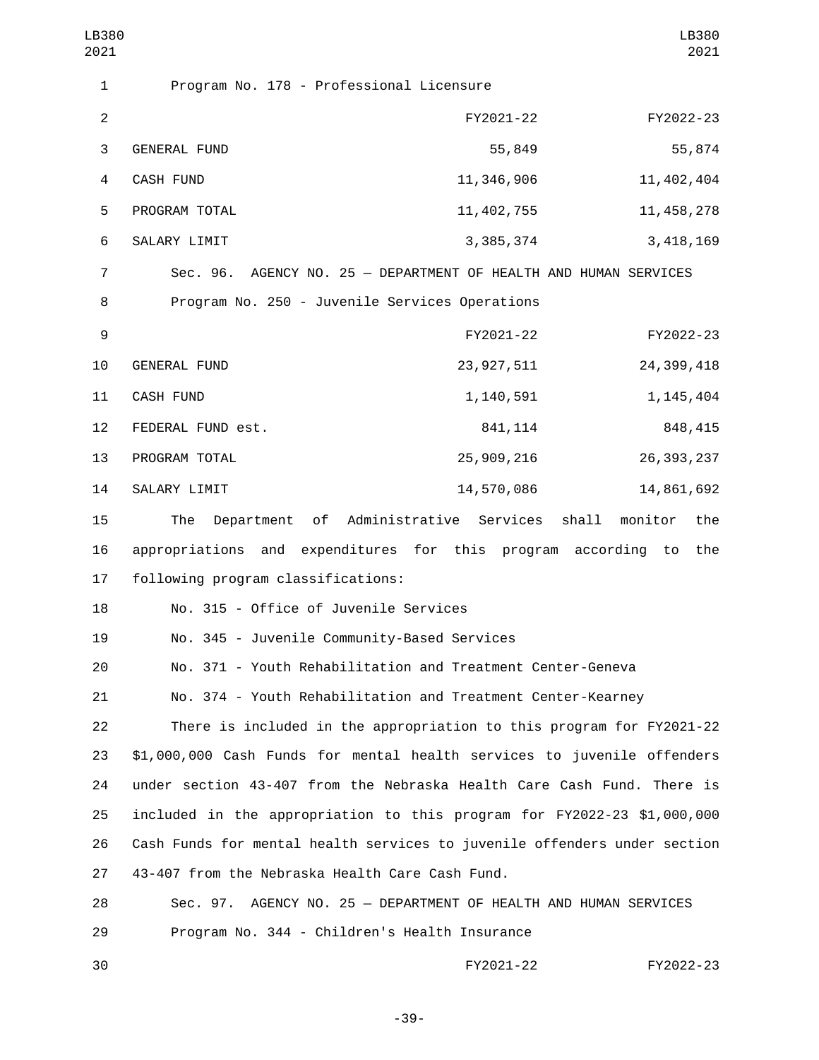Program No. 178 - Professional Licensure

| | FY2021-22 | FY2022-23 |
|---|---|---|
| GENERAL FUND | 55,849 | 55,874 |
| CASH FUND | 11,346,906 | 11,402,404 |
| PROGRAM TOTAL | 11,402,755 | 11,458,278 |
| SALARY LIMIT | 3,385,374 | 3,418,169 |

Sec. 96. AGENCY NO. 25 — DEPARTMENT OF HEALTH AND HUMAN SERVICES

Program No. 250 - Juvenile Services Operations

| | FY2021-22 | FY2022-23 |
|---|---|---|
| GENERAL FUND | 23,927,511 | 24,399,418 |
| CASH FUND | 1,140,591 | 1,145,404 |
| FEDERAL FUND est. | 841,114 | 848,415 |
| PROGRAM TOTAL | 25,909,216 | 26,393,237 |
| SALARY LIMIT | 14,570,086 | 14,861,692 |

The Department of Administrative Services shall monitor the appropriations and expenditures for this program according to the following program classifications:

No. 315 - Office of Juvenile Services

No. 345 - Juvenile Community-Based Services

No. 371 - Youth Rehabilitation and Treatment Center-Geneva

No. 374 - Youth Rehabilitation and Treatment Center-Kearney

There is included in the appropriation to this program for FY2021-22 $1,000,000 Cash Funds for mental health services to juvenile offenders under section 43-407 from the Nebraska Health Care Cash Fund. There is included in the appropriation to this program for FY2022-23 $1,000,000 Cash Funds for mental health services to juvenile offenders under section 43-407 from the Nebraska Health Care Cash Fund.

Sec. 97. AGENCY NO. 25 — DEPARTMENT OF HEALTH AND HUMAN SERVICES

Program No. 344 - Children's Health Insurance

| | FY2021-22 | FY2022-23 |
|---|---|---|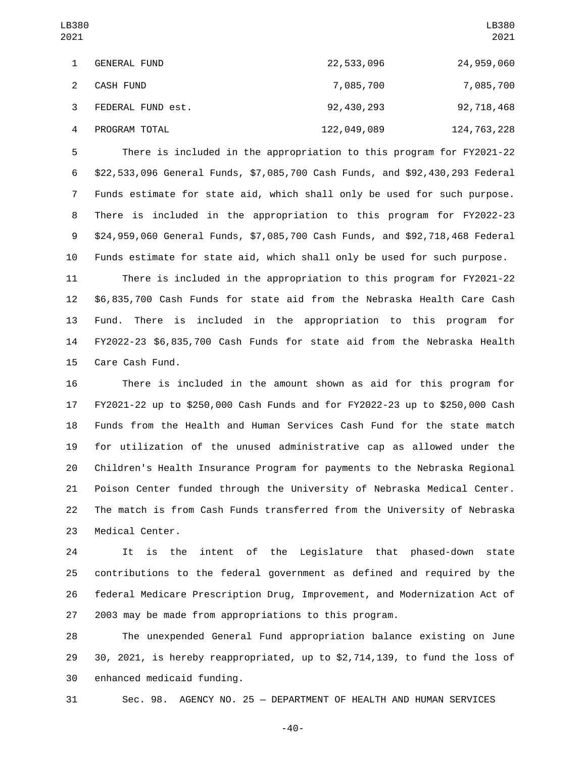| | | |
|---|---|---|
| GENERAL FUND | 22,533,096 | 24,959,060 |
| CASH FUND | 7,085,700 | 7,085,700 |
| FEDERAL FUND est. | 92,430,293 | 92,718,468 |
| PROGRAM TOTAL | 122,049,089 | 124,763,228 |

There is included in the appropriation to this program for FY2021-22 $22,533,096 General Funds, $7,085,700 Cash Funds, and $92,430,293 Federal Funds estimate for state aid, which shall only be used for such purpose. There is included in the appropriation to this program for FY2022-23 $24,959,060 General Funds, $7,085,700 Cash Funds, and $92,718,468 Federal Funds estimate for state aid, which shall only be used for such purpose.

There is included in the appropriation to this program for FY2021-22 $6,835,700 Cash Funds for state aid from the Nebraska Health Care Cash Fund. There is included in the appropriation to this program for FY2022-23 $6,835,700 Cash Funds for state aid from the Nebraska Health Care Cash Fund.

There is included in the amount shown as aid for this program for FY2021-22 up to $250,000 Cash Funds and for FY2022-23 up to $250,000 Cash Funds from the Health and Human Services Cash Fund for the state match for utilization of the unused administrative cap as allowed under the Children's Health Insurance Program for payments to the Nebraska Regional Poison Center funded through the University of Nebraska Medical Center. The match is from Cash Funds transferred from the University of Nebraska Medical Center.

It is the intent of the Legislature that phased-down state contributions to the federal government as defined and required by the federal Medicare Prescription Drug, Improvement, and Modernization Act of 2003 may be made from appropriations to this program.

The unexpended General Fund appropriation balance existing on June 30, 2021, is hereby reappropriated, up to $2,714,139, to fund the loss of enhanced medicaid funding.

Sec. 98. AGENCY NO. 25 — DEPARTMENT OF HEALTH AND HUMAN SERVICES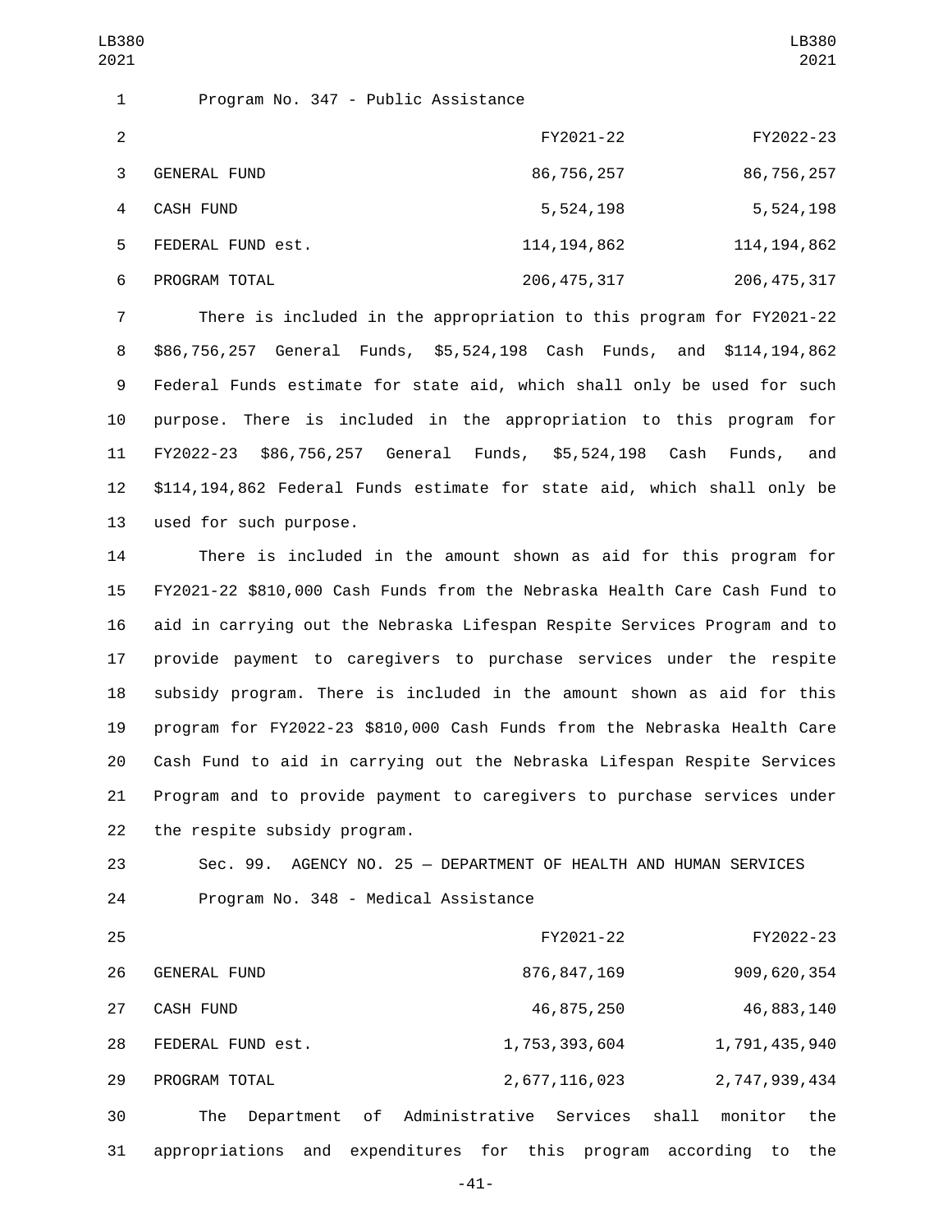Program No. 347 - Public Assistance

| | FY2021-22 | FY2022-23 |
|---|---|---|
| GENERAL FUND | 86,756,257 | 86,756,257 |
| CASH FUND | 5,524,198 | 5,524,198 |
| FEDERAL FUND est. | 114,194,862 | 114,194,862 |
| PROGRAM TOTAL | 206,475,317 | 206,475,317 |

There is included in the appropriation to this program for FY2021-22 $86,756,257 General Funds, $5,524,198 Cash Funds, and $114,194,862 Federal Funds estimate for state aid, which shall only be used for such purpose. There is included in the appropriation to this program for FY2022-23 $86,756,257 General Funds, $5,524,198 Cash Funds, and $114,194,862 Federal Funds estimate for state aid, which shall only be used for such purpose.

There is included in the amount shown as aid for this program for FY2021-22 $810,000 Cash Funds from the Nebraska Health Care Cash Fund to aid in carrying out the Nebraska Lifespan Respite Services Program and to provide payment to caregivers to purchase services under the respite subsidy program. There is included in the amount shown as aid for this program for FY2022-23 $810,000 Cash Funds from the Nebraska Health Care Cash Fund to aid in carrying out the Nebraska Lifespan Respite Services Program and to provide payment to caregivers to purchase services under the respite subsidy program.

Sec. 99. AGENCY NO. 25 — DEPARTMENT OF HEALTH AND HUMAN SERVICES

Program No. 348 - Medical Assistance

| | FY2021-22 | FY2022-23 |
|---|---|---|
| GENERAL FUND | 876,847,169 | 909,620,354 |
| CASH FUND | 46,875,250 | 46,883,140 |
| FEDERAL FUND est. | 1,753,393,604 | 1,791,435,940 |
| PROGRAM TOTAL | 2,677,116,023 | 2,747,939,434 |

The Department of Administrative Services shall monitor the appropriations and expenditures for this program according to the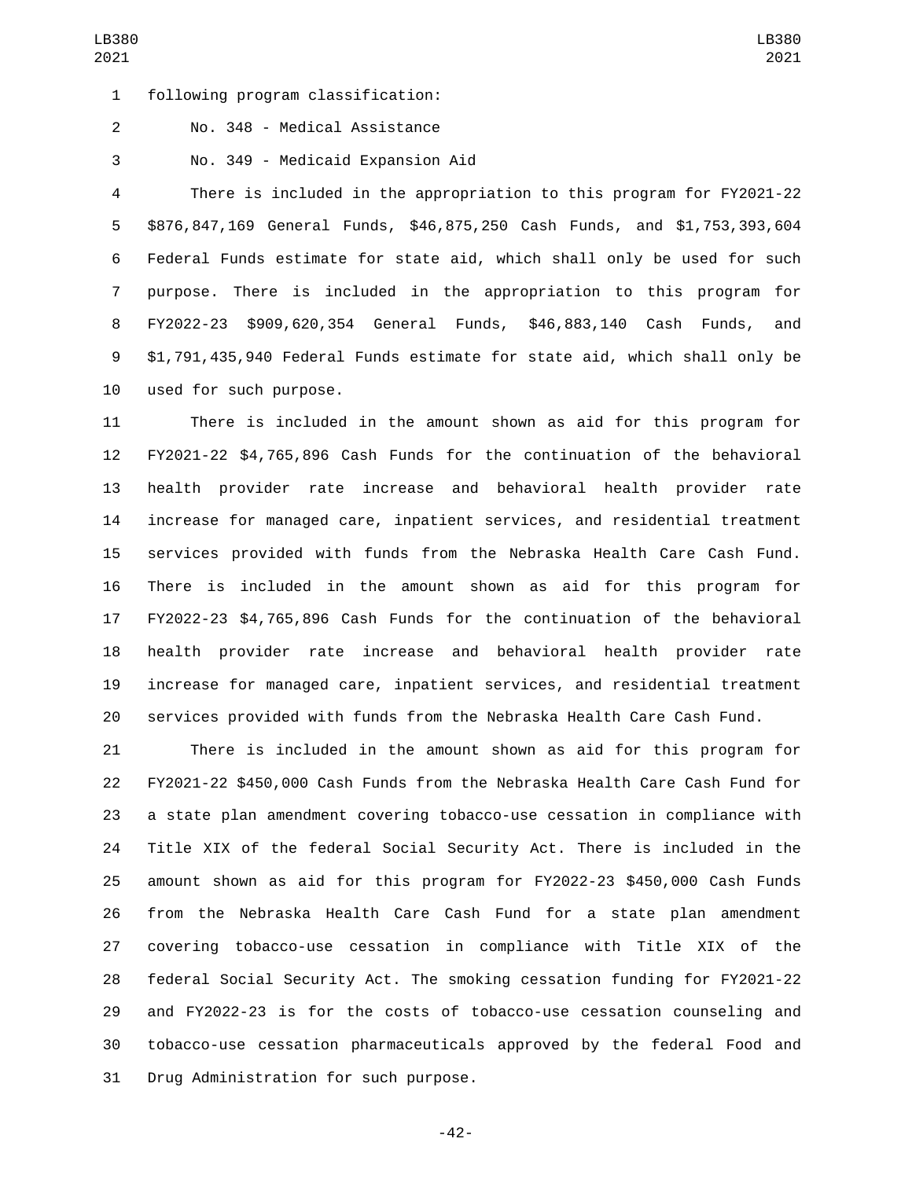following program classification:

No. 348 - Medical Assistance

No. 349 - Medicaid Expansion Aid

There is included in the appropriation to this program for FY2021-22 $876,847,169 General Funds, $46,875,250 Cash Funds, and $1,753,393,604 Federal Funds estimate for state aid, which shall only be used for such purpose. There is included in the appropriation to this program for FY2022-23 $909,620,354 General Funds, $46,883,140 Cash Funds, and $1,791,435,940 Federal Funds estimate for state aid, which shall only be used for such purpose.

There is included in the amount shown as aid for this program for FY2021-22 $4,765,896 Cash Funds for the continuation of the behavioral health provider rate increase and behavioral health provider rate increase for managed care, inpatient services, and residential treatment services provided with funds from the Nebraska Health Care Cash Fund. There is included in the amount shown as aid for this program for FY2022-23 $4,765,896 Cash Funds for the continuation of the behavioral health provider rate increase and behavioral health provider rate increase for managed care, inpatient services, and residential treatment services provided with funds from the Nebraska Health Care Cash Fund.

There is included in the amount shown as aid for this program for FY2021-22 $450,000 Cash Funds from the Nebraska Health Care Cash Fund for a state plan amendment covering tobacco-use cessation in compliance with Title XIX of the federal Social Security Act. There is included in the amount shown as aid for this program for FY2022-23 $450,000 Cash Funds from the Nebraska Health Care Cash Fund for a state plan amendment covering tobacco-use cessation in compliance with Title XIX of the federal Social Security Act. The smoking cessation funding for FY2021-22 and FY2022-23 is for the costs of tobacco-use cessation counseling and tobacco-use cessation pharmaceuticals approved by the federal Food and Drug Administration for such purpose.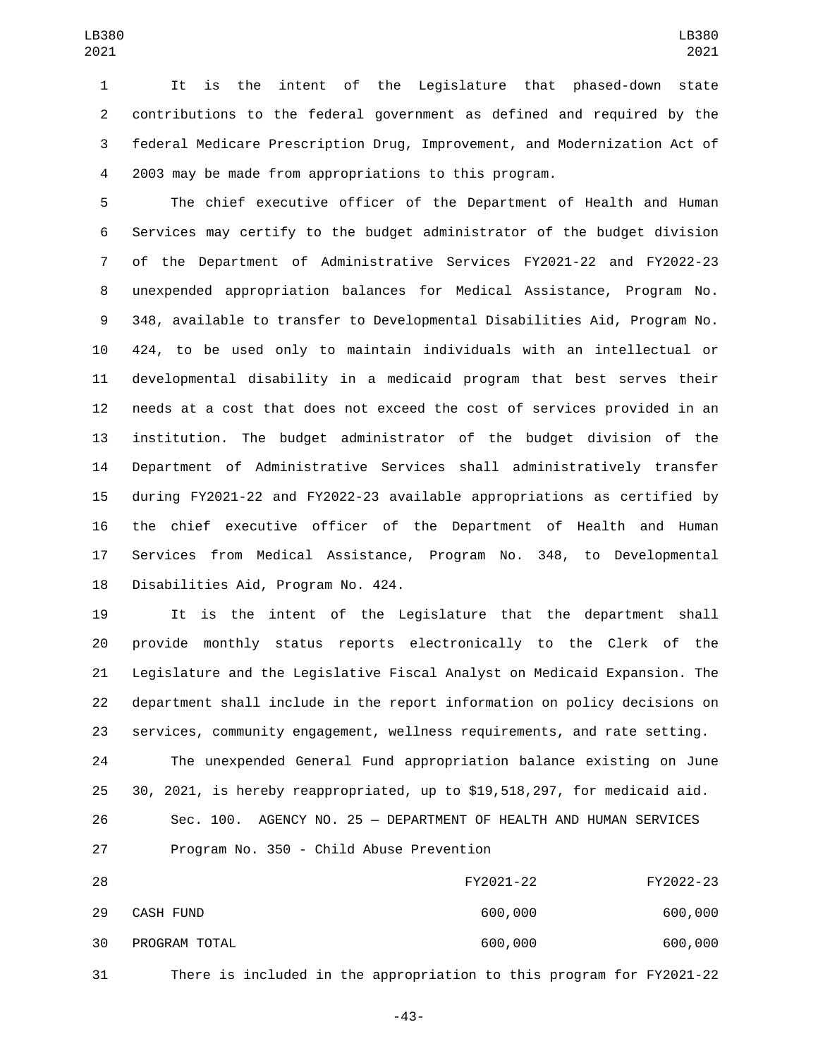It is the intent of the Legislature that phased-down state contributions to the federal government as defined and required by the federal Medicare Prescription Drug, Improvement, and Modernization Act of 2003 may be made from appropriations to this program.

The chief executive officer of the Department of Health and Human Services may certify to the budget administrator of the budget division of the Department of Administrative Services FY2021-22 and FY2022-23 unexpended appropriation balances for Medical Assistance, Program No. 348, available to transfer to Developmental Disabilities Aid, Program No. 424, to be used only to maintain individuals with an intellectual or developmental disability in a medicaid program that best serves their needs at a cost that does not exceed the cost of services provided in an institution. The budget administrator of the budget division of the Department of Administrative Services shall administratively transfer during FY2021-22 and FY2022-23 available appropriations as certified by the chief executive officer of the Department of Health and Human Services from Medical Assistance, Program No. 348, to Developmental Disabilities Aid, Program No. 424.

It is the intent of the Legislature that the department shall provide monthly status reports electronically to the Clerk of the Legislature and the Legislative Fiscal Analyst on Medicaid Expansion. The department shall include in the report information on policy decisions on services, community engagement, wellness requirements, and rate setting.

The unexpended General Fund appropriation balance existing on June 30, 2021, is hereby reappropriated, up to $19,518,297, for medicaid aid.

Sec. 100. AGENCY NO. 25 — DEPARTMENT OF HEALTH AND HUMAN SERVICES

Program No. 350 - Child Abuse Prevention

| | FY2021-22 | FY2022-23 |
|---|---|---|
| CASH FUND | 600,000 | 600,000 |
| PROGRAM TOTAL | 600,000 | 600,000 |

There is included in the appropriation to this program for FY2021-22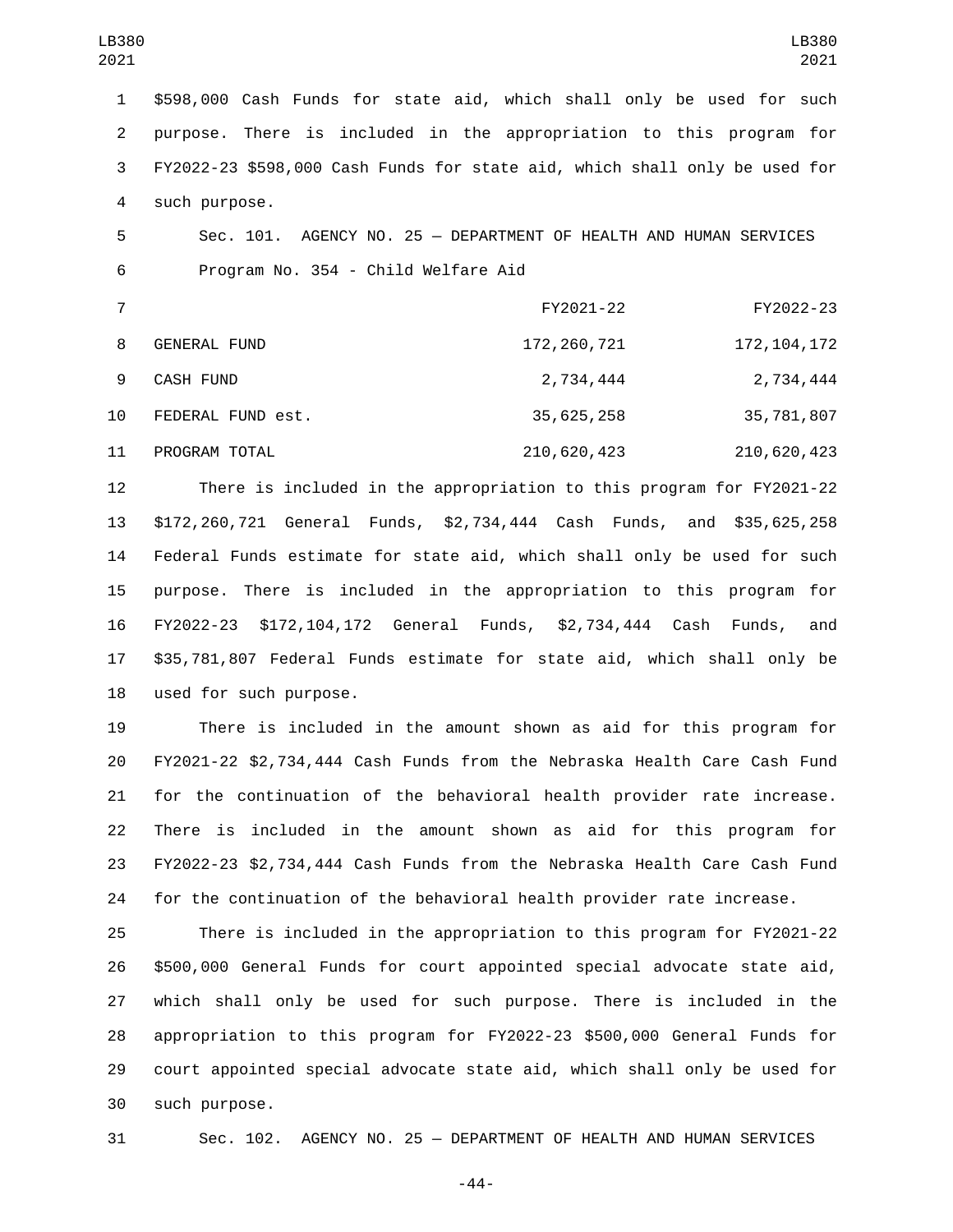$598,000 Cash Funds for state aid, which shall only be used for such purpose. There is included in the appropriation to this program for FY2022-23 $598,000 Cash Funds for state aid, which shall only be used for such purpose.

Sec. 101. AGENCY NO. 25 — DEPARTMENT OF HEALTH AND HUMAN SERVICES

Program No. 354 - Child Welfare Aid

| | FY2021-22 | FY2022-23 |
|---|---|---|
| GENERAL FUND | 172,260,721 | 172,104,172 |
| CASH FUND | 2,734,444 | 2,734,444 |
| FEDERAL FUND est. | 35,625,258 | 35,781,807 |
| PROGRAM TOTAL | 210,620,423 | 210,620,423 |

There is included in the appropriation to this program for FY2021-22 $172,260,721 General Funds, $2,734,444 Cash Funds, and $35,625,258 Federal Funds estimate for state aid, which shall only be used for such purpose. There is included in the appropriation to this program for FY2022-23 $172,104,172 General Funds, $2,734,444 Cash Funds, and $35,781,807 Federal Funds estimate for state aid, which shall only be used for such purpose.

There is included in the amount shown as aid for this program for FY2021-22 $2,734,444 Cash Funds from the Nebraska Health Care Cash Fund for the continuation of the behavioral health provider rate increase. There is included in the amount shown as aid for this program for FY2022-23 $2,734,444 Cash Funds from the Nebraska Health Care Cash Fund for the continuation of the behavioral health provider rate increase.

There is included in the appropriation to this program for FY2021-22 $500,000 General Funds for court appointed special advocate state aid, which shall only be used for such purpose. There is included in the appropriation to this program for FY2022-23 $500,000 General Funds for court appointed special advocate state aid, which shall only be used for such purpose.

Sec. 102. AGENCY NO. 25 — DEPARTMENT OF HEALTH AND HUMAN SERVICES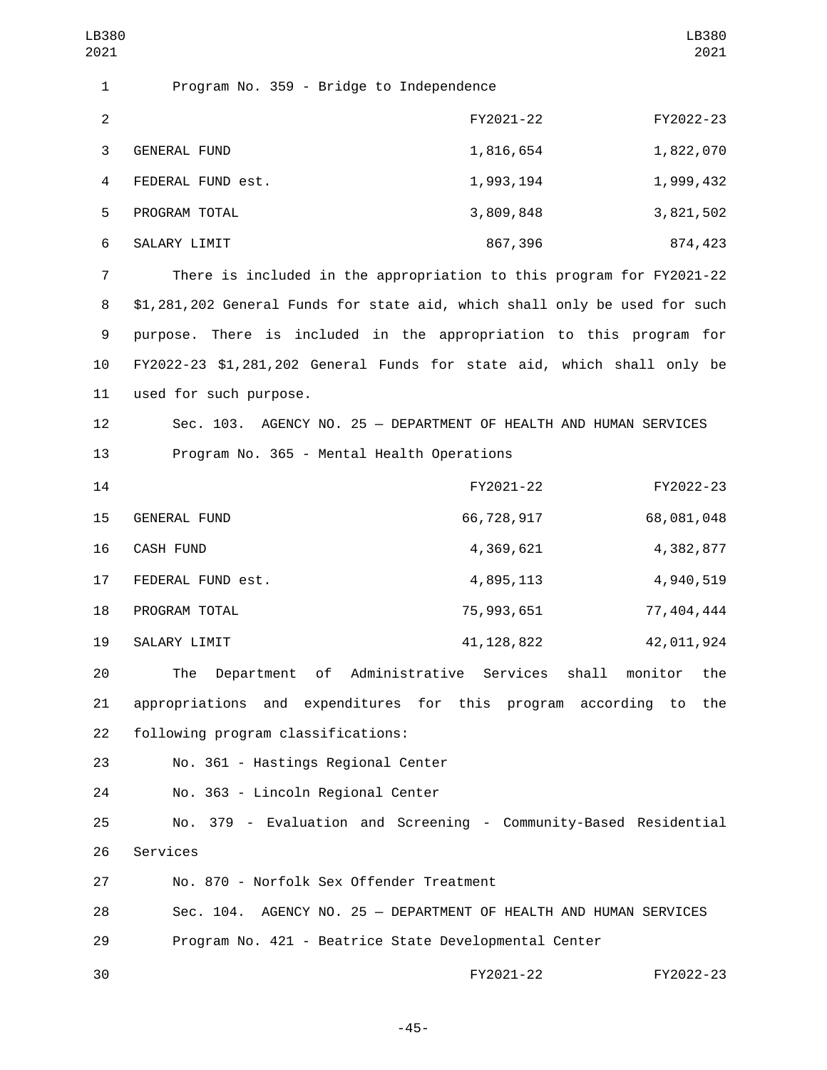Program No. 359 - Bridge to Independence

| | FY2021-22 | FY2022-23 |
|---|---|---|
| GENERAL FUND | 1,816,654 | 1,822,070 |
| FEDERAL FUND est. | 1,993,194 | 1,999,432 |
| PROGRAM TOTAL | 3,809,848 | 3,821,502 |
| SALARY LIMIT | 867,396 | 874,423 |

There is included in the appropriation to this program for FY2021-22 $1,281,202 General Funds for state aid, which shall only be used for such purpose. There is included in the appropriation to this program for FY2022-23 $1,281,202 General Funds for state aid, which shall only be used for such purpose.

Sec. 103. AGENCY NO. 25 — DEPARTMENT OF HEALTH AND HUMAN SERVICES

Program No. 365 - Mental Health Operations

| | FY2021-22 | FY2022-23 |
|---|---|---|
| GENERAL FUND | 66,728,917 | 68,081,048 |
| CASH FUND | 4,369,621 | 4,382,877 |
| FEDERAL FUND est. | 4,895,113 | 4,940,519 |
| PROGRAM TOTAL | 75,993,651 | 77,404,444 |
| SALARY LIMIT | 41,128,822 | 42,011,924 |

The Department of Administrative Services shall monitor the appropriations and expenditures for this program according to the following program classifications:

No. 361 - Hastings Regional Center

No. 363 - Lincoln Regional Center

No. 379 - Evaluation and Screening - Community-Based Residential Services

No. 870 - Norfolk Sex Offender Treatment

Sec. 104. AGENCY NO. 25 — DEPARTMENT OF HEALTH AND HUMAN SERVICES

Program No. 421 - Beatrice State Developmental Center

| | FY2021-22 | FY2022-23 |
|---|---|---|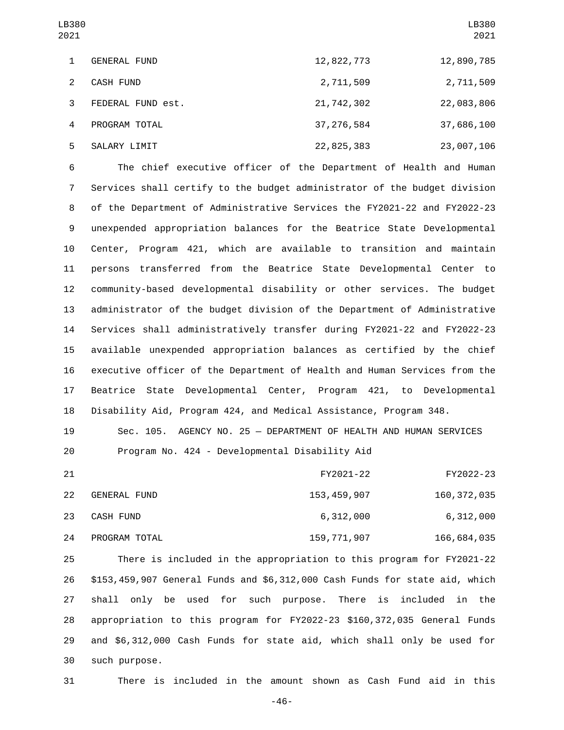| | | |
|---|---|---|
| GENERAL FUND | 12,822,773 | 12,890,785 |
| CASH FUND | 2,711,509 | 2,711,509 |
| FEDERAL FUND est. | 21,742,302 | 22,083,806 |
| PROGRAM TOTAL | 37,276,584 | 37,686,100 |
| SALARY LIMIT | 22,825,383 | 23,007,106 |

The chief executive officer of the Department of Health and Human Services shall certify to the budget administrator of the budget division of the Department of Administrative Services the FY2021-22 and FY2022-23 unexpended appropriation balances for the Beatrice State Developmental Center, Program 421, which are available to transition and maintain persons transferred from the Beatrice State Developmental Center to community-based developmental disability or other services. The budget administrator of the budget division of the Department of Administrative Services shall administratively transfer during FY2021-22 and FY2022-23 available unexpended appropriation balances as certified by the chief executive officer of the Department of Health and Human Services from the Beatrice State Developmental Center, Program 421, to Developmental Disability Aid, Program 424, and Medical Assistance, Program 348.

Sec. 105. AGENCY NO. 25 — DEPARTMENT OF HEALTH AND HUMAN SERVICES

Program No. 424 - Developmental Disability Aid

| | FY2021-22 | FY2022-23 |
|---|---|---|
| GENERAL FUND | 153,459,907 | 160,372,035 |
| CASH FUND | 6,312,000 | 6,312,000 |
| PROGRAM TOTAL | 159,771,907 | 166,684,035 |

There is included in the appropriation to this program for FY2021-22 $153,459,907 General Funds and $6,312,000 Cash Funds for state aid, which shall only be used for such purpose. There is included in the appropriation to this program for FY2022-23 $160,372,035 General Funds and $6,312,000 Cash Funds for state aid, which shall only be used for such purpose.

There is included in the amount shown as Cash Fund aid in this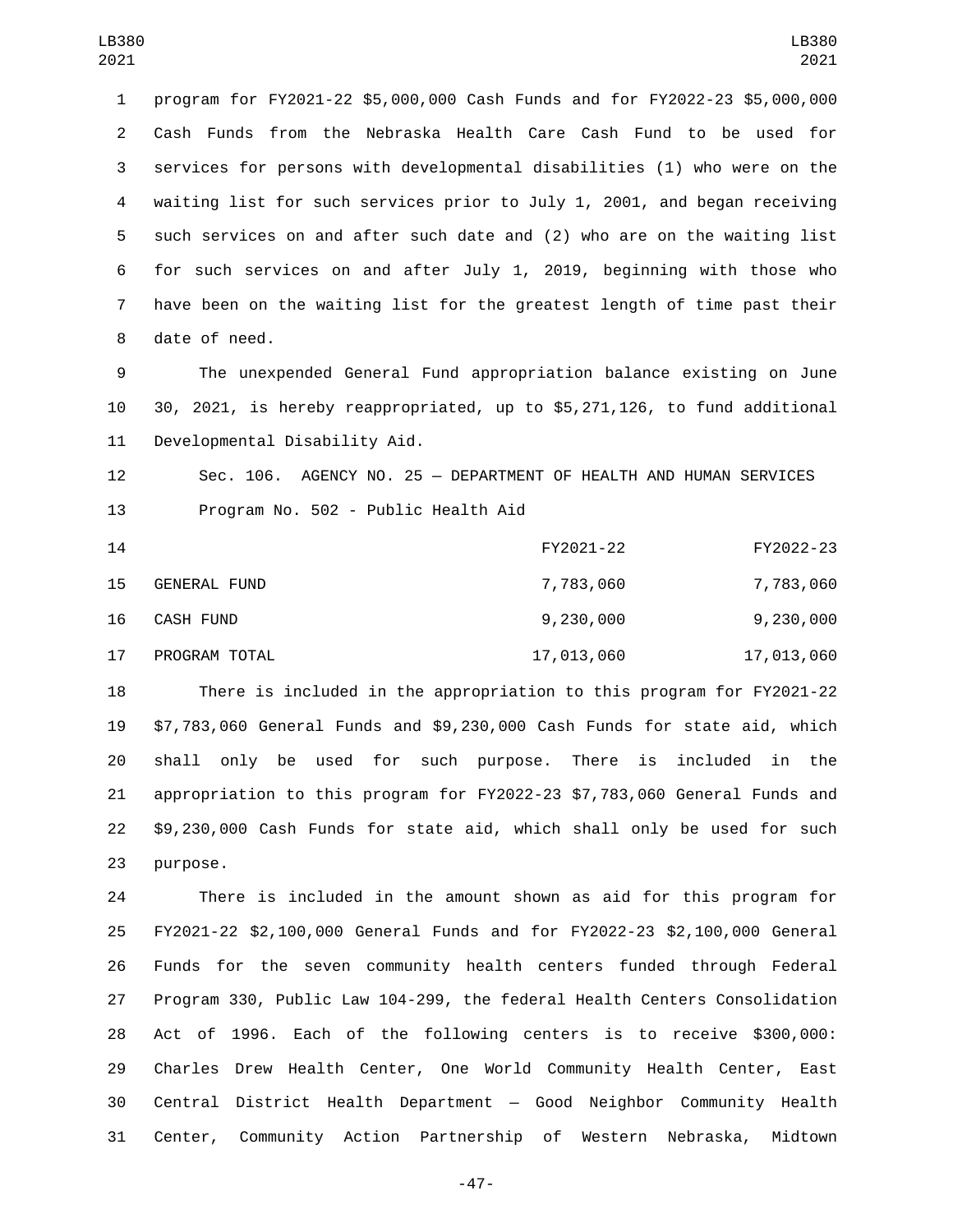program for FY2021-22 $5,000,000 Cash Funds and for FY2022-23 $5,000,000 Cash Funds from the Nebraska Health Care Cash Fund to be used for services for persons with developmental disabilities (1) who were on the waiting list for such services prior to July 1, 2001, and began receiving such services on and after such date and (2) who are on the waiting list for such services on and after July 1, 2019, beginning with those who have been on the waiting list for the greatest length of time past their date of need.

The unexpended General Fund appropriation balance existing on June 30, 2021, is hereby reappropriated, up to $5,271,126, to fund additional Developmental Disability Aid.

Sec. 106. AGENCY NO. 25 — DEPARTMENT OF HEALTH AND HUMAN SERVICES

Program No. 502 - Public Health Aid

| | FY2021-22 | FY2022-23 |
|---|---|---|
| GENERAL FUND | 7,783,060 | 7,783,060 |
| CASH FUND | 9,230,000 | 9,230,000 |
| PROGRAM TOTAL | 17,013,060 | 17,013,060 |

There is included in the appropriation to this program for FY2021-22 $7,783,060 General Funds and $9,230,000 Cash Funds for state aid, which shall only be used for such purpose. There is included in the appropriation to this program for FY2022-23 $7,783,060 General Funds and $9,230,000 Cash Funds for state aid, which shall only be used for such purpose.

There is included in the amount shown as aid for this program for FY2021-22 $2,100,000 General Funds and for FY2022-23 $2,100,000 General Funds for the seven community health centers funded through Federal Program 330, Public Law 104-299, the federal Health Centers Consolidation Act of 1996. Each of the following centers is to receive $300,000: Charles Drew Health Center, One World Community Health Center, East Central District Health Department — Good Neighbor Community Health Center, Community Action Partnership of Western Nebraska, Midtown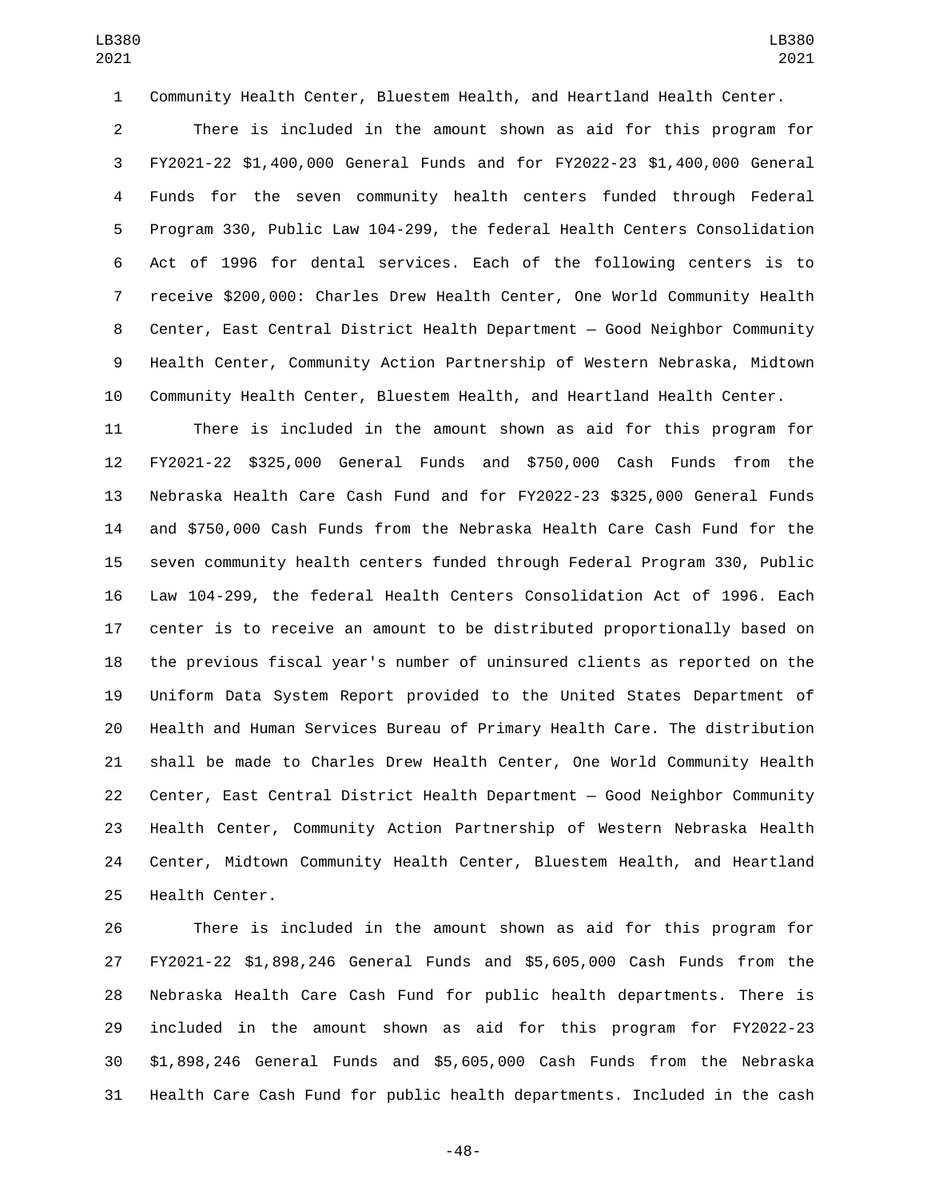Community Health Center, Bluestem Health, and Heartland Health Center.

There is included in the amount shown as aid for this program for FY2021-22 $1,400,000 General Funds and for FY2022-23 $1,400,000 General Funds for the seven community health centers funded through Federal Program 330, Public Law 104-299, the federal Health Centers Consolidation Act of 1996 for dental services. Each of the following centers is to receive $200,000: Charles Drew Health Center, One World Community Health Center, East Central District Health Department — Good Neighbor Community Health Center, Community Action Partnership of Western Nebraska, Midtown Community Health Center, Bluestem Health, and Heartland Health Center.

There is included in the amount shown as aid for this program for FY2021-22 $325,000 General Funds and $750,000 Cash Funds from the Nebraska Health Care Cash Fund and for FY2022-23 $325,000 General Funds and $750,000 Cash Funds from the Nebraska Health Care Cash Fund for the seven community health centers funded through Federal Program 330, Public Law 104-299, the federal Health Centers Consolidation Act of 1996. Each center is to receive an amount to be distributed proportionally based on the previous fiscal year's number of uninsured clients as reported on the Uniform Data System Report provided to the United States Department of Health and Human Services Bureau of Primary Health Care. The distribution shall be made to Charles Drew Health Center, One World Community Health Center, East Central District Health Department — Good Neighbor Community Health Center, Community Action Partnership of Western Nebraska Health Center, Midtown Community Health Center, Bluestem Health, and Heartland Health Center.

There is included in the amount shown as aid for this program for FY2021-22 $1,898,246 General Funds and $5,605,000 Cash Funds from the Nebraska Health Care Cash Fund for public health departments. There is included in the amount shown as aid for this program for FY2022-23 $1,898,246 General Funds and $5,605,000 Cash Funds from the Nebraska Health Care Cash Fund for public health departments. Included in the cash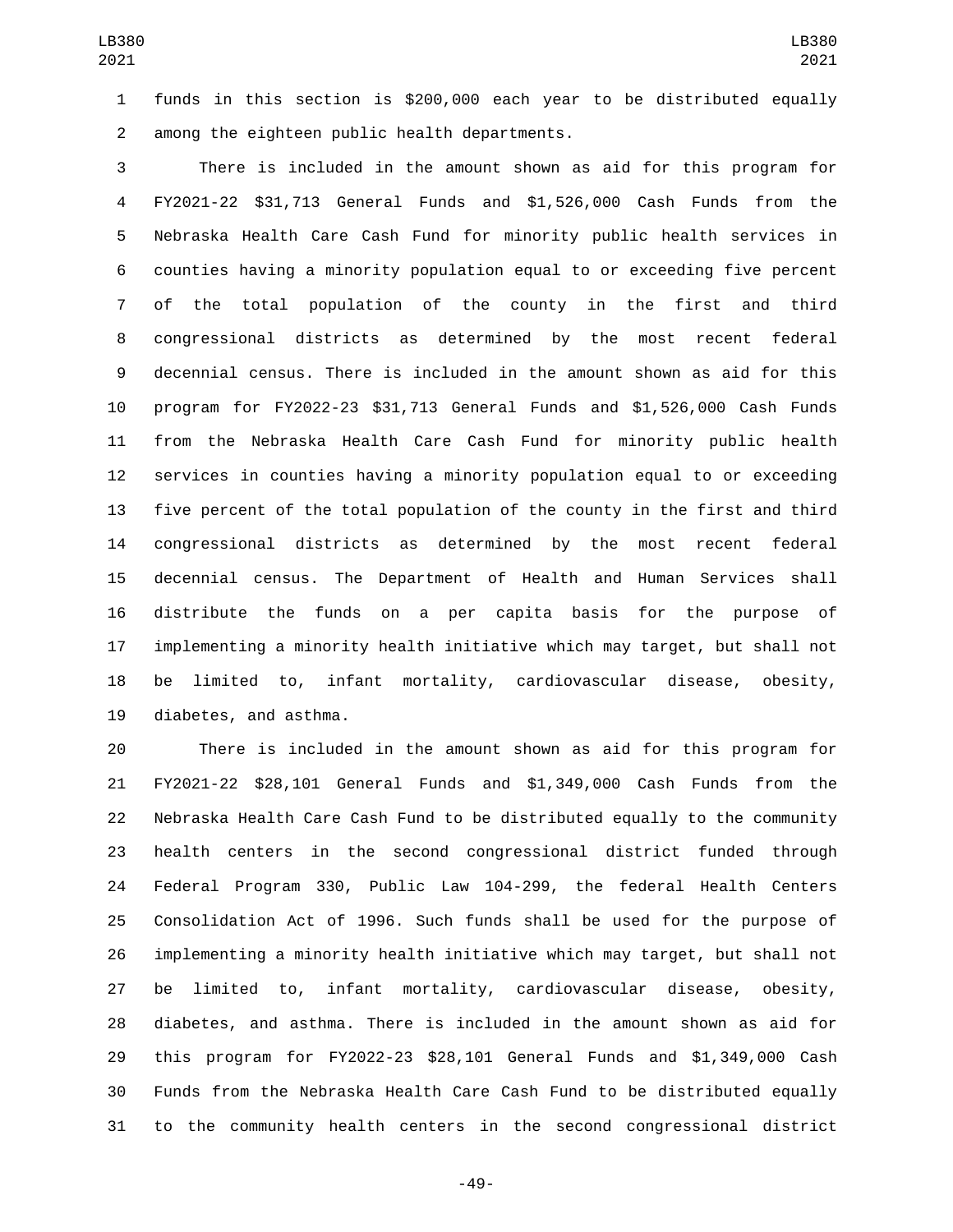funds in this section is $200,000 each year to be distributed equally among the eighteen public health departments.

There is included in the amount shown as aid for this program for FY2021-22 $31,713 General Funds and $1,526,000 Cash Funds from the Nebraska Health Care Cash Fund for minority public health services in counties having a minority population equal to or exceeding five percent of the total population of the county in the first and third congressional districts as determined by the most recent federal decennial census. There is included in the amount shown as aid for this program for FY2022-23 $31,713 General Funds and $1,526,000 Cash Funds from the Nebraska Health Care Cash Fund for minority public health services in counties having a minority population equal to or exceeding five percent of the total population of the county in the first and third congressional districts as determined by the most recent federal decennial census. The Department of Health and Human Services shall distribute the funds on a per capita basis for the purpose of implementing a minority health initiative which may target, but shall not be limited to, infant mortality, cardiovascular disease, obesity, diabetes, and asthma.

There is included in the amount shown as aid for this program for FY2021-22 $28,101 General Funds and $1,349,000 Cash Funds from the Nebraska Health Care Cash Fund to be distributed equally to the community health centers in the second congressional district funded through Federal Program 330, Public Law 104-299, the federal Health Centers Consolidation Act of 1996. Such funds shall be used for the purpose of implementing a minority health initiative which may target, but shall not be limited to, infant mortality, cardiovascular disease, obesity, diabetes, and asthma. There is included in the amount shown as aid for this program for FY2022-23 $28,101 General Funds and $1,349,000 Cash Funds from the Nebraska Health Care Cash Fund to be distributed equally to the community health centers in the second congressional district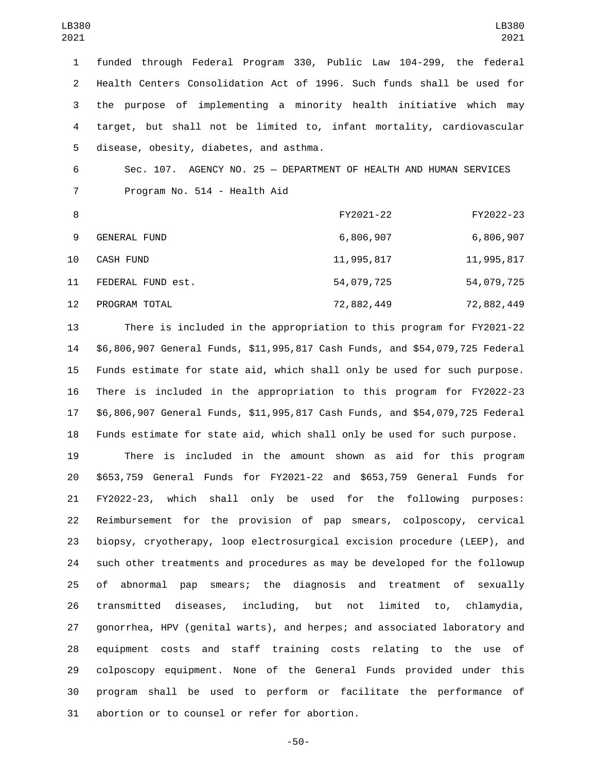funded through Federal Program 330, Public Law 104-299, the federal Health Centers Consolidation Act of 1996. Such funds shall be used for the purpose of implementing a minority health initiative which may target, but shall not be limited to, infant mortality, cardiovascular disease, obesity, diabetes, and asthma.

Sec. 107. AGENCY NO. 25 — DEPARTMENT OF HEALTH AND HUMAN SERVICES

Program No. 514 - Health Aid

| | FY2021-22 | FY2022-23 |
|---|---|---|
| GENERAL FUND | 6,806,907 | 6,806,907 |
| CASH FUND | 11,995,817 | 11,995,817 |
| FEDERAL FUND est. | 54,079,725 | 54,079,725 |
| PROGRAM TOTAL | 72,882,449 | 72,882,449 |

There is included in the appropriation to this program for FY2021-22 $6,806,907 General Funds, $11,995,817 Cash Funds, and $54,079,725 Federal Funds estimate for state aid, which shall only be used for such purpose. There is included in the appropriation to this program for FY2022-23 $6,806,907 General Funds, $11,995,817 Cash Funds, and $54,079,725 Federal Funds estimate for state aid, which shall only be used for such purpose.

There is included in the amount shown as aid for this program $653,759 General Funds for FY2021-22 and $653,759 General Funds for FY2022-23, which shall only be used for the following purposes: Reimbursement for the provision of pap smears, colposcopy, cervical biopsy, cryotherapy, loop electrosurgical excision procedure (LEEP), and such other treatments and procedures as may be developed for the followup of abnormal pap smears; the diagnosis and treatment of sexually transmitted diseases, including, but not limited to, chlamydia, gonorrhea, HPV (genital warts), and herpes; and associated laboratory and equipment costs and staff training costs relating to the use of colposcopy equipment. None of the General Funds provided under this program shall be used to perform or facilitate the performance of abortion or to counsel or refer for abortion.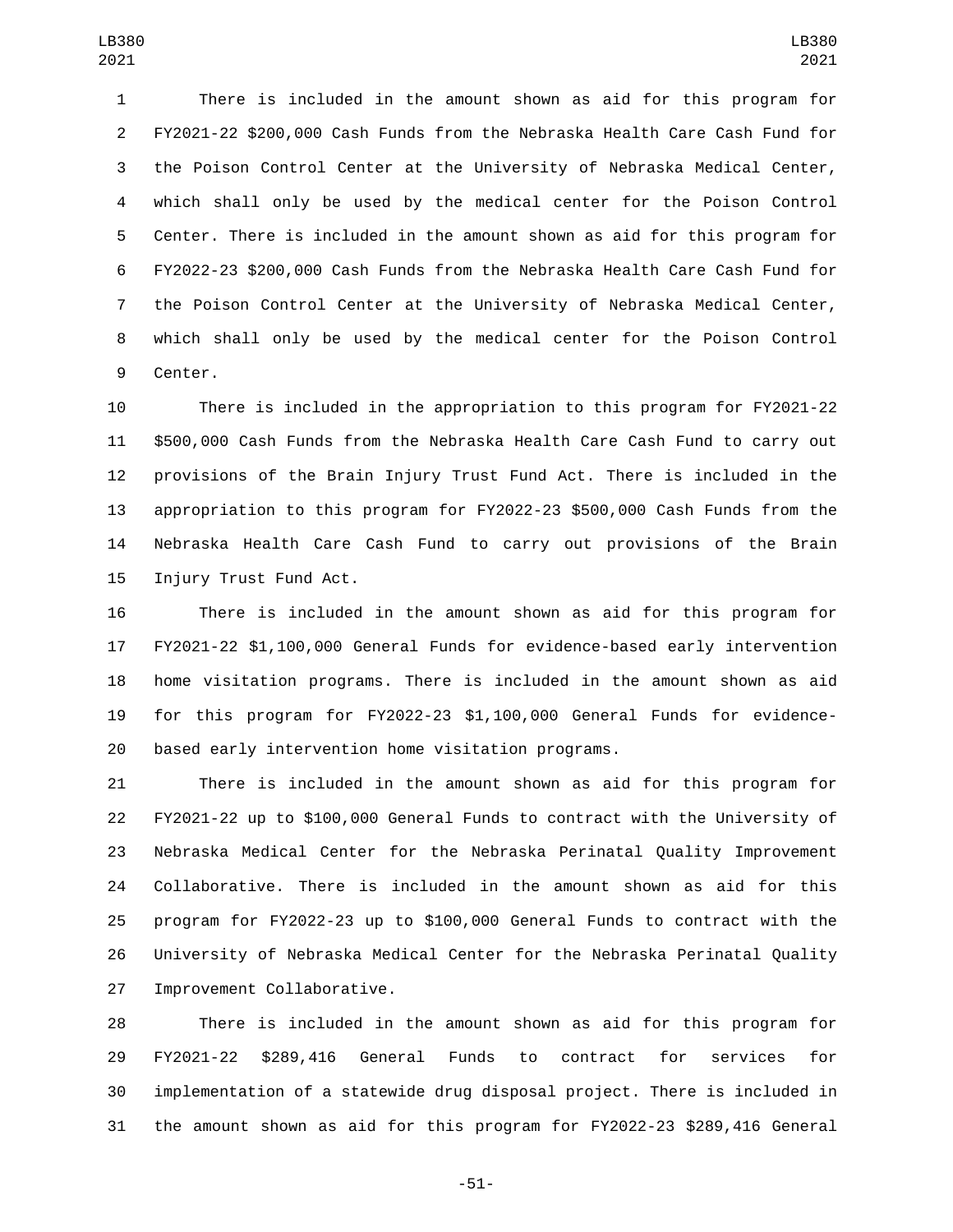There is included in the amount shown as aid for this program for FY2021-22 $200,000 Cash Funds from the Nebraska Health Care Cash Fund for the Poison Control Center at the University of Nebraska Medical Center, which shall only be used by the medical center for the Poison Control Center. There is included in the amount shown as aid for this program for FY2022-23 $200,000 Cash Funds from the Nebraska Health Care Cash Fund for the Poison Control Center at the University of Nebraska Medical Center, which shall only be used by the medical center for the Poison Control Center.

There is included in the appropriation to this program for FY2021-22 $500,000 Cash Funds from the Nebraska Health Care Cash Fund to carry out provisions of the Brain Injury Trust Fund Act. There is included in the appropriation to this program for FY2022-23 $500,000 Cash Funds from the Nebraska Health Care Cash Fund to carry out provisions of the Brain Injury Trust Fund Act.

There is included in the amount shown as aid for this program for FY2021-22 $1,100,000 General Funds for evidence-based early intervention home visitation programs. There is included in the amount shown as aid for this program for FY2022-23 $1,100,000 General Funds for evidence-based early intervention home visitation programs.

There is included in the amount shown as aid for this program for FY2021-22 up to $100,000 General Funds to contract with the University of Nebraska Medical Center for the Nebraska Perinatal Quality Improvement Collaborative. There is included in the amount shown as aid for this program for FY2022-23 up to $100,000 General Funds to contract with the University of Nebraska Medical Center for the Nebraska Perinatal Quality Improvement Collaborative.

There is included in the amount shown as aid for this program for FY2021-22 $289,416 General Funds to contract for services for implementation of a statewide drug disposal project. There is included in the amount shown as aid for this program for FY2022-23 $289,416 General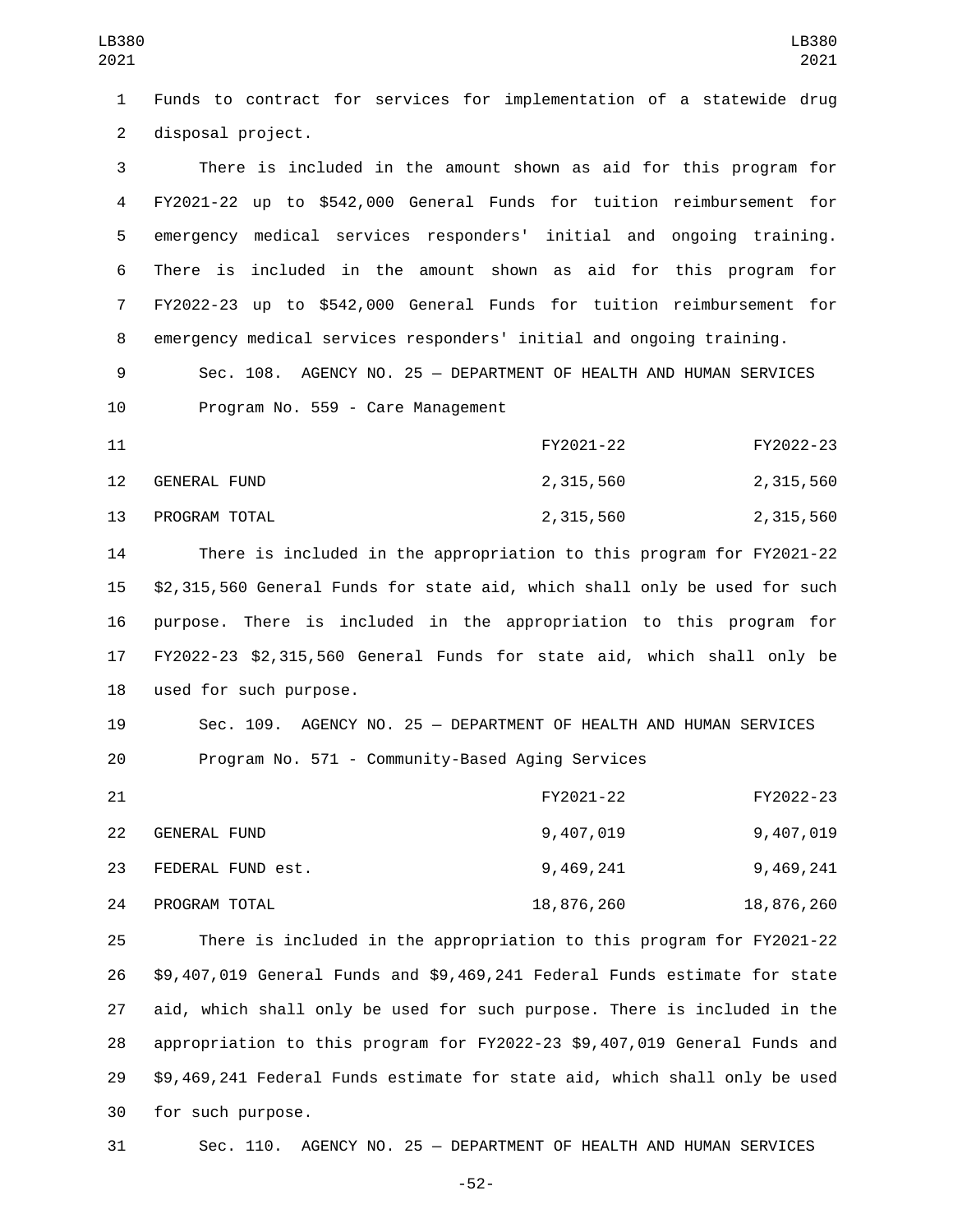Funds to contract for services for implementation of a statewide drug disposal project.

There is included in the amount shown as aid for this program for FY2021-22 up to $542,000 General Funds for tuition reimbursement for emergency medical services responders' initial and ongoing training. There is included in the amount shown as aid for this program for FY2022-23 up to $542,000 General Funds for tuition reimbursement for emergency medical services responders' initial and ongoing training.

Sec. 108. AGENCY NO. 25 — DEPARTMENT OF HEALTH AND HUMAN SERVICES

Program No. 559 - Care Management

| | FY2021-22 | FY2022-23 |
|---|---|---|
| GENERAL FUND | 2,315,560 | 2,315,560 |
| PROGRAM TOTAL | 2,315,560 | 2,315,560 |

There is included in the appropriation to this program for FY2021-22 $2,315,560 General Funds for state aid, which shall only be used for such purpose. There is included in the appropriation to this program for FY2022-23 $2,315,560 General Funds for state aid, which shall only be used for such purpose.

Sec. 109. AGENCY NO. 25 — DEPARTMENT OF HEALTH AND HUMAN SERVICES

Program No. 571 - Community-Based Aging Services

| | FY2021-22 | FY2022-23 |
|---|---|---|
| GENERAL FUND | 9,407,019 | 9,407,019 |
| FEDERAL FUND est. | 9,469,241 | 9,469,241 |
| PROGRAM TOTAL | 18,876,260 | 18,876,260 |

There is included in the appropriation to this program for FY2021-22 $9,407,019 General Funds and $9,469,241 Federal Funds estimate for state aid, which shall only be used for such purpose. There is included in the appropriation to this program for FY2022-23 $9,407,019 General Funds and $9,469,241 Federal Funds estimate for state aid, which shall only be used for such purpose.

Sec. 110. AGENCY NO. 25 — DEPARTMENT OF HEALTH AND HUMAN SERVICES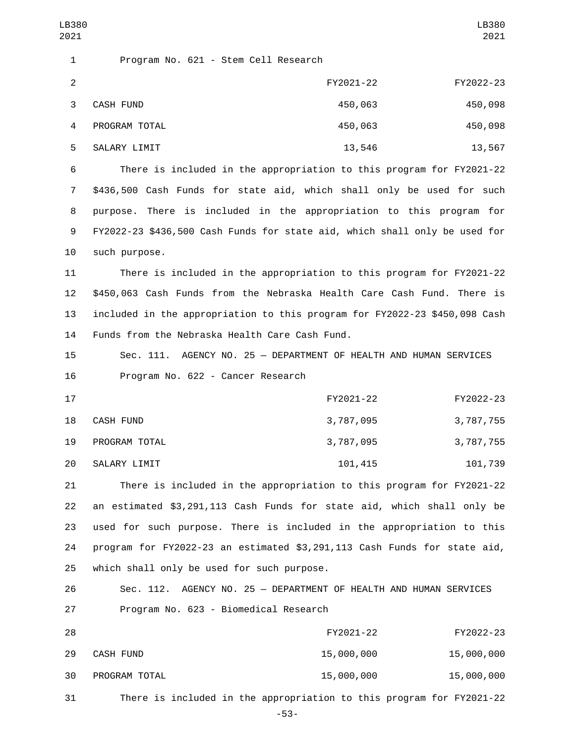Program No. 621 - Stem Cell Research

| | FY2021-22 | FY2022-23 |
|---|---|---|
| CASH FUND | 450,063 | 450,098 |
| PROGRAM TOTAL | 450,063 | 450,098 |
| SALARY LIMIT | 13,546 | 13,567 |

There is included in the appropriation to this program for FY2021-22 $436,500 Cash Funds for state aid, which shall only be used for such purpose. There is included in the appropriation to this program for FY2022-23 $436,500 Cash Funds for state aid, which shall only be used for such purpose.

There is included in the appropriation to this program for FY2021-22 $450,063 Cash Funds from the Nebraska Health Care Cash Fund. There is included in the appropriation to this program for FY2022-23 $450,098 Cash Funds from the Nebraska Health Care Cash Fund.

Sec. 111. AGENCY NO. 25 — DEPARTMENT OF HEALTH AND HUMAN SERVICES

Program No. 622 - Cancer Research

| | FY2021-22 | FY2022-23 |
|---|---|---|
| CASH FUND | 3,787,095 | 3,787,755 |
| PROGRAM TOTAL | 3,787,095 | 3,787,755 |
| SALARY LIMIT | 101,415 | 101,739 |

There is included in the appropriation to this program for FY2021-22 an estimated $3,291,113 Cash Funds for state aid, which shall only be used for such purpose. There is included in the appropriation to this program for FY2022-23 an estimated $3,291,113 Cash Funds for state aid, which shall only be used for such purpose.

Sec. 112. AGENCY NO. 25 — DEPARTMENT OF HEALTH AND HUMAN SERVICES

Program No. 623 - Biomedical Research

| | FY2021-22 | FY2022-23 |
|---|---|---|
| CASH FUND | 15,000,000 | 15,000,000 |
| PROGRAM TOTAL | 15,000,000 | 15,000,000 |

There is included in the appropriation to this program for FY2021-22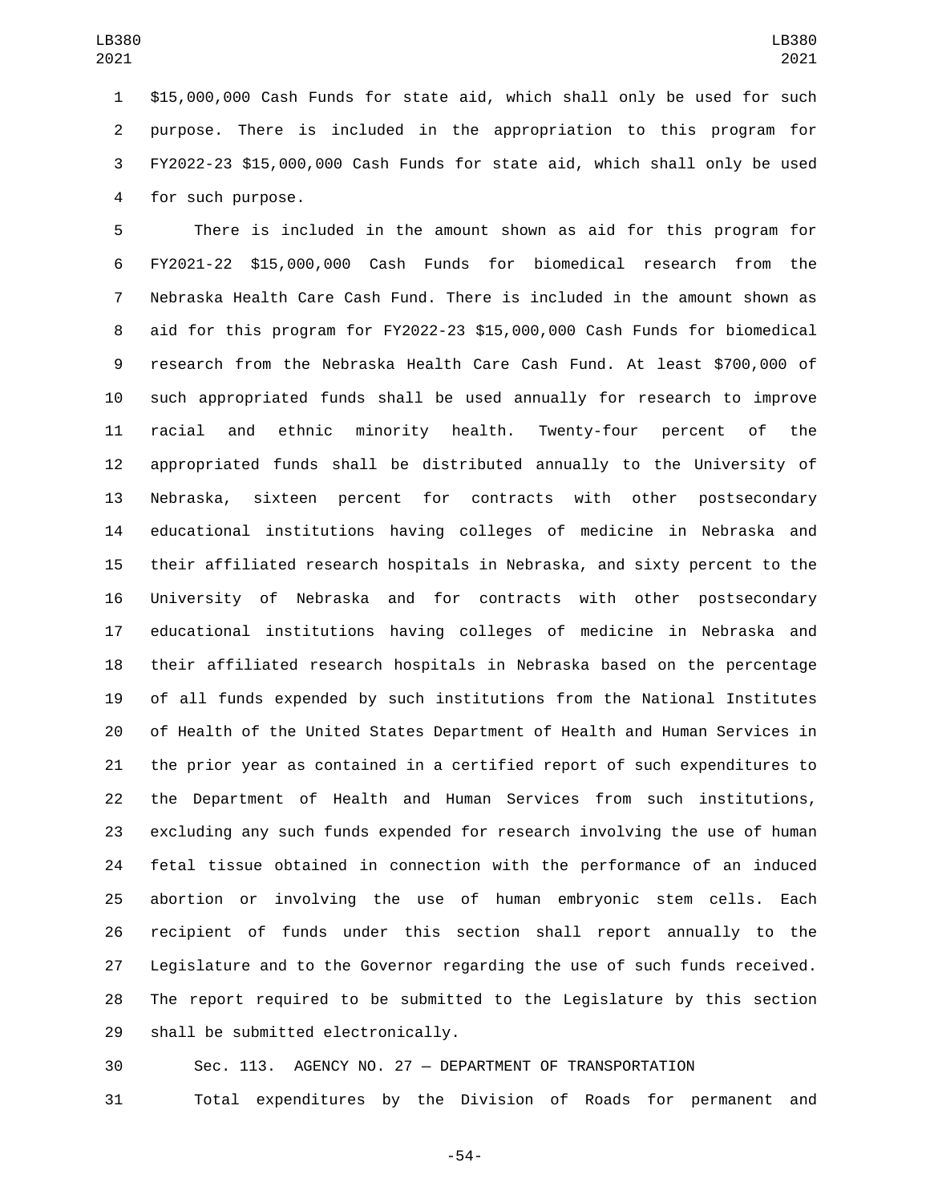$15,000,000 Cash Funds for state aid, which shall only be used for such purpose. There is included in the appropriation to this program for FY2022-23 $15,000,000 Cash Funds for state aid, which shall only be used for such purpose.

There is included in the amount shown as aid for this program for FY2021-22 $15,000,000 Cash Funds for biomedical research from the Nebraska Health Care Cash Fund. There is included in the amount shown as aid for this program for FY2022-23 $15,000,000 Cash Funds for biomedical research from the Nebraska Health Care Cash Fund. At least $700,000 of such appropriated funds shall be used annually for research to improve racial and ethnic minority health. Twenty-four percent of the appropriated funds shall be distributed annually to the University of Nebraska, sixteen percent for contracts with other postsecondary educational institutions having colleges of medicine in Nebraska and their affiliated research hospitals in Nebraska, and sixty percent to the University of Nebraska and for contracts with other postsecondary educational institutions having colleges of medicine in Nebraska and their affiliated research hospitals in Nebraska based on the percentage of all funds expended by such institutions from the National Institutes of Health of the United States Department of Health and Human Services in the prior year as contained in a certified report of such expenditures to the Department of Health and Human Services from such institutions, excluding any such funds expended for research involving the use of human fetal tissue obtained in connection with the performance of an induced abortion or involving the use of human embryonic stem cells. Each recipient of funds under this section shall report annually to the Legislature and to the Governor regarding the use of such funds received. The report required to be submitted to the Legislature by this section shall be submitted electronically.

Sec. 113. AGENCY NO. 27 — DEPARTMENT OF TRANSPORTATION

Total expenditures by the Division of Roads for permanent and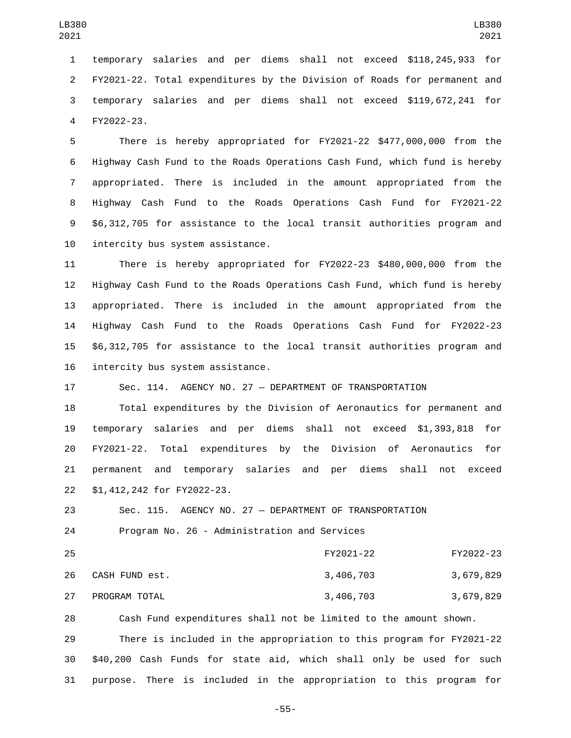temporary salaries and per diems shall not exceed $118,245,933 for FY2021-22. Total expenditures by the Division of Roads for permanent and temporary salaries and per diems shall not exceed $119,672,241 for FY2022-23.

There is hereby appropriated for FY2021-22 $477,000,000 from the Highway Cash Fund to the Roads Operations Cash Fund, which fund is hereby appropriated. There is included in the amount appropriated from the Highway Cash Fund to the Roads Operations Cash Fund for FY2021-22 $6,312,705 for assistance to the local transit authorities program and intercity bus system assistance.

There is hereby appropriated for FY2022-23 $480,000,000 from the Highway Cash Fund to the Roads Operations Cash Fund, which fund is hereby appropriated. There is included in the amount appropriated from the Highway Cash Fund to the Roads Operations Cash Fund for FY2022-23 $6,312,705 for assistance to the local transit authorities program and intercity bus system assistance.

Sec. 114. AGENCY NO. 27 — DEPARTMENT OF TRANSPORTATION

Total expenditures by the Division of Aeronautics for permanent and temporary salaries and per diems shall not exceed $1,393,818 for FY2021-22. Total expenditures by the Division of Aeronautics for permanent and temporary salaries and per diems shall not exceed $1,412,242 for FY2022-23.

Sec. 115. AGENCY NO. 27 — DEPARTMENT OF TRANSPORTATION

Program No. 26 - Administration and Services

| | FY2021-22 | FY2022-23 |
|---|---|---|
| CASH FUND est. | 3,406,703 | 3,679,829 |
| PROGRAM TOTAL | 3,406,703 | 3,679,829 |

Cash Fund expenditures shall not be limited to the amount shown.

There is included in the appropriation to this program for FY2021-22 $40,200 Cash Funds for state aid, which shall only be used for such purpose. There is included in the appropriation to this program for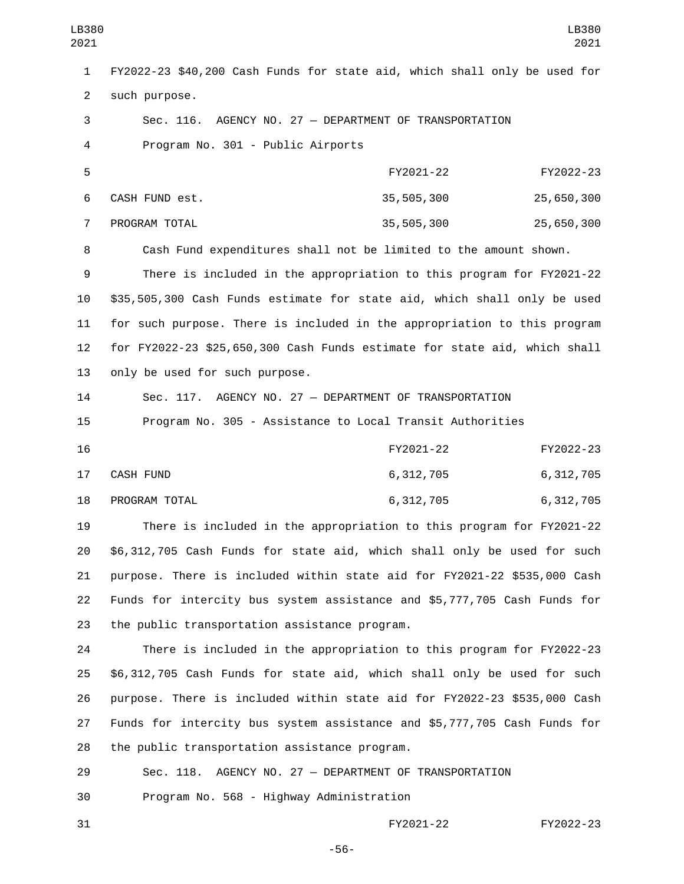FY2022-23 $40,200 Cash Funds for state aid, which shall only be used for such purpose.

Sec. 116. AGENCY NO. 27 — DEPARTMENT OF TRANSPORTATION

Program No. 301 - Public Airports

| | FY2021-22 | FY2022-23 |
|---|---|---|
| CASH FUND est. | 35,505,300 | 25,650,300 |
| PROGRAM TOTAL | 35,505,300 | 25,650,300 |

Cash Fund expenditures shall not be limited to the amount shown.

There is included in the appropriation to this program for FY2021-22 $35,505,300 Cash Funds estimate for state aid, which shall only be used for such purpose. There is included in the appropriation to this program for FY2022-23 $25,650,300 Cash Funds estimate for state aid, which shall only be used for such purpose.

Sec. 117. AGENCY NO. 27 — DEPARTMENT OF TRANSPORTATION

Program No. 305 - Assistance to Local Transit Authorities

| | FY2021-22 | FY2022-23 |
|---|---|---|
| CASH FUND | 6,312,705 | 6,312,705 |
| PROGRAM TOTAL | 6,312,705 | 6,312,705 |

There is included in the appropriation to this program for FY2021-22 $6,312,705 Cash Funds for state aid, which shall only be used for such purpose. There is included within state aid for FY2021-22 $535,000 Cash Funds for intercity bus system assistance and $5,777,705 Cash Funds for the public transportation assistance program.

There is included in the appropriation to this program for FY2022-23 $6,312,705 Cash Funds for state aid, which shall only be used for such purpose. There is included within state aid for FY2022-23 $535,000 Cash Funds for intercity bus system assistance and $5,777,705 Cash Funds for the public transportation assistance program.

Sec. 118. AGENCY NO. 27 — DEPARTMENT OF TRANSPORTATION

Program No. 568 - Highway Administration

| | FY2021-22 | FY2022-23 |
|---|---|---|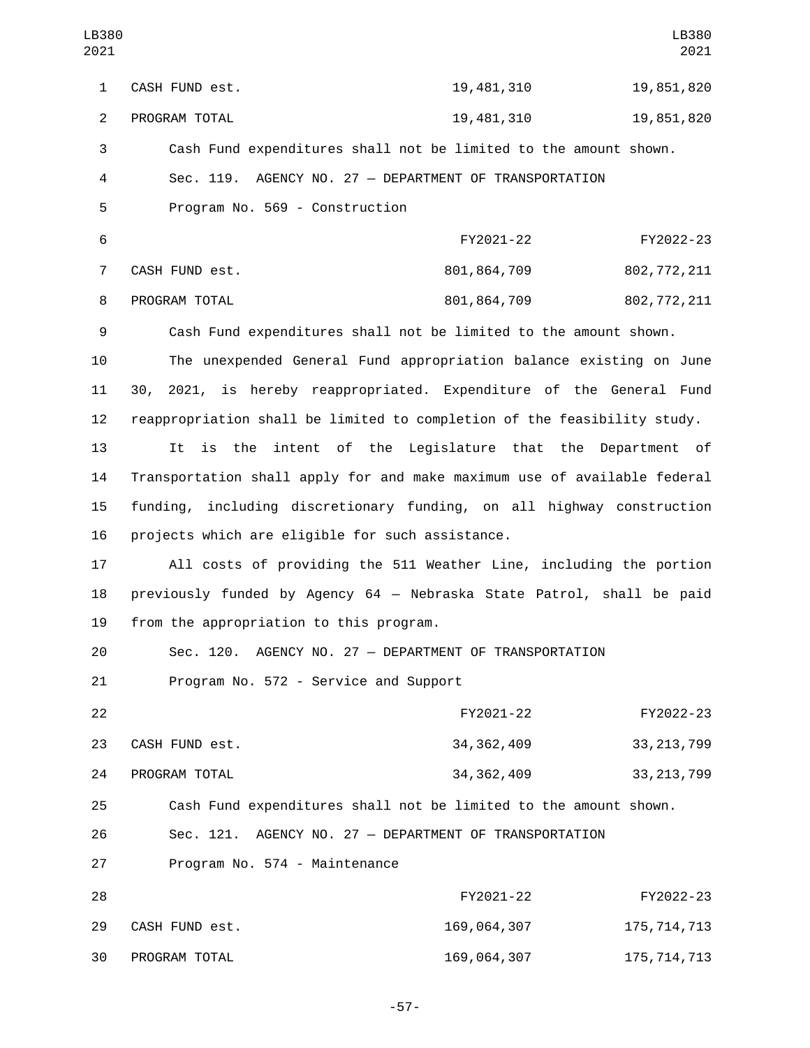| | | |
|---|---|---|
| CASH FUND est. | 19,481,310 | 19,851,820 |
| PROGRAM TOTAL | 19,481,310 | 19,851,820 |

Cash Fund expenditures shall not be limited to the amount shown.

Sec. 119. AGENCY NO. 27 — DEPARTMENT OF TRANSPORTATION

Program No. 569 - Construction

| | FY2021-22 | FY2022-23 |
|---|---|---|
| CASH FUND est. | 801,864,709 | 802,772,211 |
| PROGRAM TOTAL | 801,864,709 | 802,772,211 |

Cash Fund expenditures shall not be limited to the amount shown.

The unexpended General Fund appropriation balance existing on June 30, 2021, is hereby reappropriated. Expenditure of the General Fund reappropriation shall be limited to completion of the feasibility study.

It is the intent of the Legislature that the Department of Transportation shall apply for and make maximum use of available federal funding, including discretionary funding, on all highway construction projects which are eligible for such assistance.

All costs of providing the 511 Weather Line, including the portion previously funded by Agency 64 — Nebraska State Patrol, shall be paid from the appropriation to this program.

Sec. 120. AGENCY NO. 27 — DEPARTMENT OF TRANSPORTATION

Program No. 572 - Service and Support

| | FY2021-22 | FY2022-23 |
|---|---|---|
| CASH FUND est. | 34,362,409 | 33,213,799 |
| PROGRAM TOTAL | 34,362,409 | 33,213,799 |

Cash Fund expenditures shall not be limited to the amount shown.

Sec. 121. AGENCY NO. 27 — DEPARTMENT OF TRANSPORTATION

Program No. 574 - Maintenance

| | FY2021-22 | FY2022-23 |
|---|---|---|
| CASH FUND est. | 169,064,307 | 175,714,713 |
| PROGRAM TOTAL | 169,064,307 | 175,714,713 |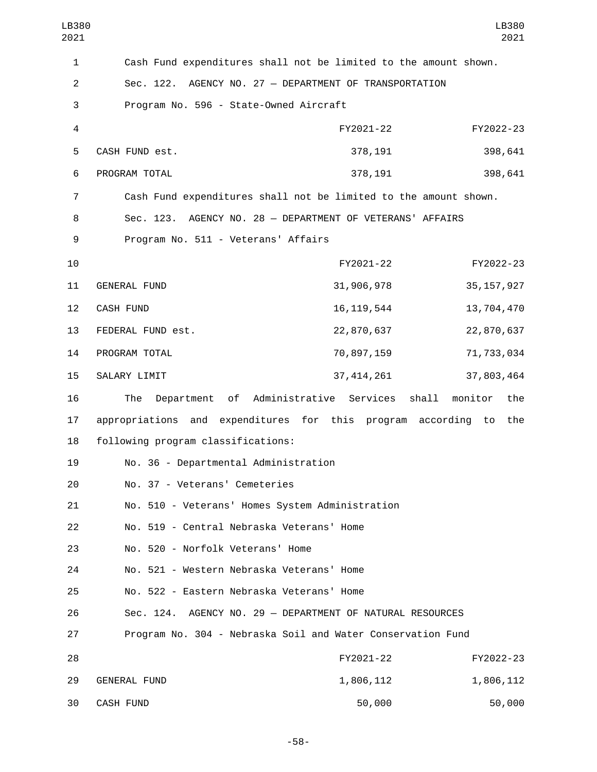Cash Fund expenditures shall not be limited to the amount shown.

Sec. 122. AGENCY NO. 27 — DEPARTMENT OF TRANSPORTATION

Program No. 596 - State-Owned Aircraft

| | FY2021-22 | FY2022-23 |
|---|---|---|
| CASH FUND est. | 378,191 | 398,641 |
| PROGRAM TOTAL | 378,191 | 398,641 |

Cash Fund expenditures shall not be limited to the amount shown.

Sec. 123. AGENCY NO. 28 — DEPARTMENT OF VETERANS' AFFAIRS

Program No. 511 - Veterans' Affairs

| | FY2021-22 | FY2022-23 |
|---|---|---|
| GENERAL FUND | 31,906,978 | 35,157,927 |
| CASH FUND | 16,119,544 | 13,704,470 |
| FEDERAL FUND est. | 22,870,637 | 22,870,637 |
| PROGRAM TOTAL | 70,897,159 | 71,733,034 |
| SALARY LIMIT | 37,414,261 | 37,803,464 |

The Department of Administrative Services shall monitor the appropriations and expenditures for this program according to the following program classifications:

No. 36 - Departmental Administration

No. 37 - Veterans' Cemeteries

No. 510 - Veterans' Homes System Administration

No. 519 - Central Nebraska Veterans' Home

No. 520 - Norfolk Veterans' Home

No. 521 - Western Nebraska Veterans' Home

No. 522 - Eastern Nebraska Veterans' Home

Sec. 124. AGENCY NO. 29 — DEPARTMENT OF NATURAL RESOURCES

Program No. 304 - Nebraska Soil and Water Conservation Fund

| | FY2021-22 | FY2022-23 |
|---|---|---|
| GENERAL FUND | 1,806,112 | 1,806,112 |
| CASH FUND | 50,000 | 50,000 |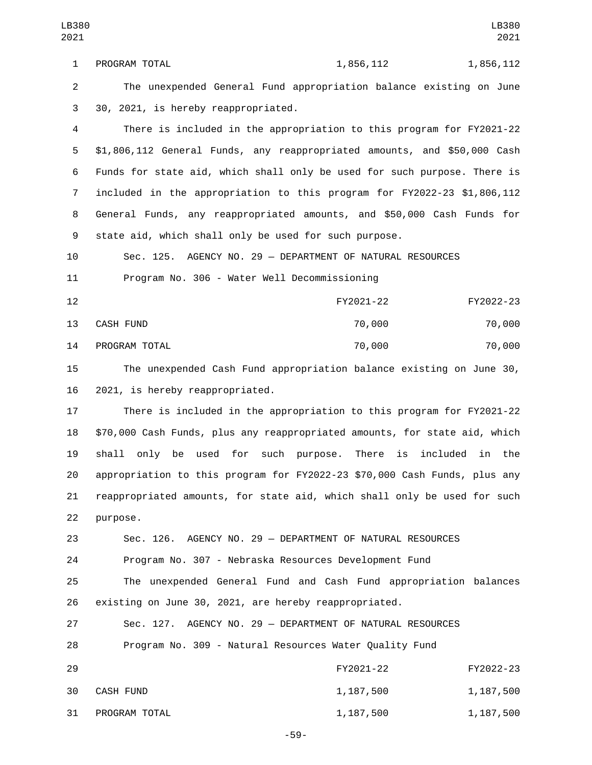| | | |
|---|---|---|
| PROGRAM TOTAL | 1,856,112 | 1,856,112 |

The unexpended General Fund appropriation balance existing on June 30, 2021, is hereby reappropriated.

There is included in the appropriation to this program for FY2021-22 $1,806,112 General Funds, any reappropriated amounts, and $50,000 Cash Funds for state aid, which shall only be used for such purpose. There is included in the appropriation to this program for FY2022-23 $1,806,112 General Funds, any reappropriated amounts, and $50,000 Cash Funds for state aid, which shall only be used for such purpose.

Sec. 125. AGENCY NO. 29 — DEPARTMENT OF NATURAL RESOURCES

Program No. 306 - Water Well Decommissioning

| | FY2021-22 | FY2022-23 |
|---|---|---|
| CASH FUND | 70,000 | 70,000 |
| PROGRAM TOTAL | 70,000 | 70,000 |

The unexpended Cash Fund appropriation balance existing on June 30, 2021, is hereby reappropriated.

There is included in the appropriation to this program for FY2021-22 $70,000 Cash Funds, plus any reappropriated amounts, for state aid, which shall only be used for such purpose. There is included in the appropriation to this program for FY2022-23 $70,000 Cash Funds, plus any reappropriated amounts, for state aid, which shall only be used for such purpose.

Sec. 126. AGENCY NO. 29 — DEPARTMENT OF NATURAL RESOURCES

Program No. 307 - Nebraska Resources Development Fund

The unexpended General Fund and Cash Fund appropriation balances existing on June 30, 2021, are hereby reappropriated.

Sec. 127. AGENCY NO. 29 — DEPARTMENT OF NATURAL RESOURCES

Program No. 309 - Natural Resources Water Quality Fund

| | FY2021-22 | FY2022-23 |
|---|---|---|
| CASH FUND | 1,187,500 | 1,187,500 |
| PROGRAM TOTAL | 1,187,500 | 1,187,500 |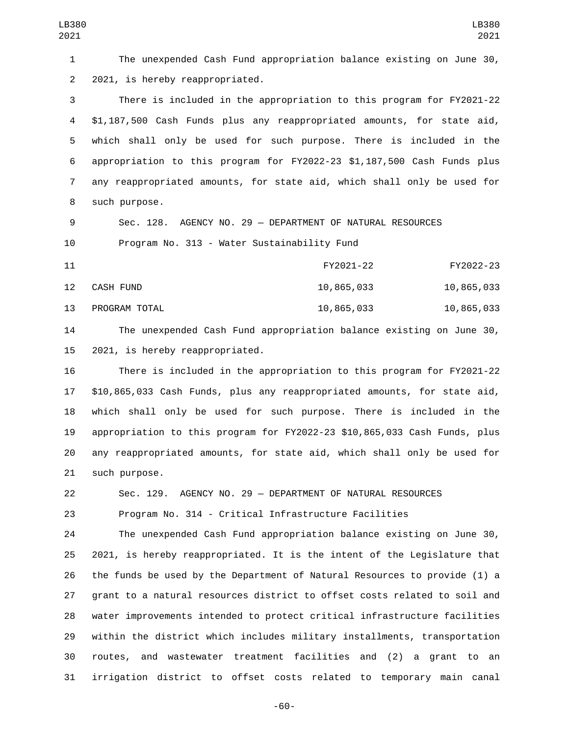The unexpended Cash Fund appropriation balance existing on June 30, 2021, is hereby reappropriated.

There is included in the appropriation to this program for FY2021-22 $1,187,500 Cash Funds plus any reappropriated amounts, for state aid, which shall only be used for such purpose. There is included in the appropriation to this program for FY2022-23 $1,187,500 Cash Funds plus any reappropriated amounts, for state aid, which shall only be used for such purpose.

Sec. 128. AGENCY NO. 29 — DEPARTMENT OF NATURAL RESOURCES

Program No. 313 - Water Sustainability Fund

| | FY2021-22 | FY2022-23 |
|---|---|---|
| CASH FUND | 10,865,033 | 10,865,033 |
| PROGRAM TOTAL | 10,865,033 | 10,865,033 |

The unexpended Cash Fund appropriation balance existing on June 30, 2021, is hereby reappropriated.

There is included in the appropriation to this program for FY2021-22 $10,865,033 Cash Funds, plus any reappropriated amounts, for state aid, which shall only be used for such purpose. There is included in the appropriation to this program for FY2022-23 $10,865,033 Cash Funds, plus any reappropriated amounts, for state aid, which shall only be used for such purpose.

Sec. 129. AGENCY NO. 29 — DEPARTMENT OF NATURAL RESOURCES

Program No. 314 - Critical Infrastructure Facilities

The unexpended Cash Fund appropriation balance existing on June 30, 2021, is hereby reappropriated. It is the intent of the Legislature that the funds be used by the Department of Natural Resources to provide (1) a grant to a natural resources district to offset costs related to soil and water improvements intended to protect critical infrastructure facilities within the district which includes military installments, transportation routes, and wastewater treatment facilities and (2) a grant to an irrigation district to offset costs related to temporary main canal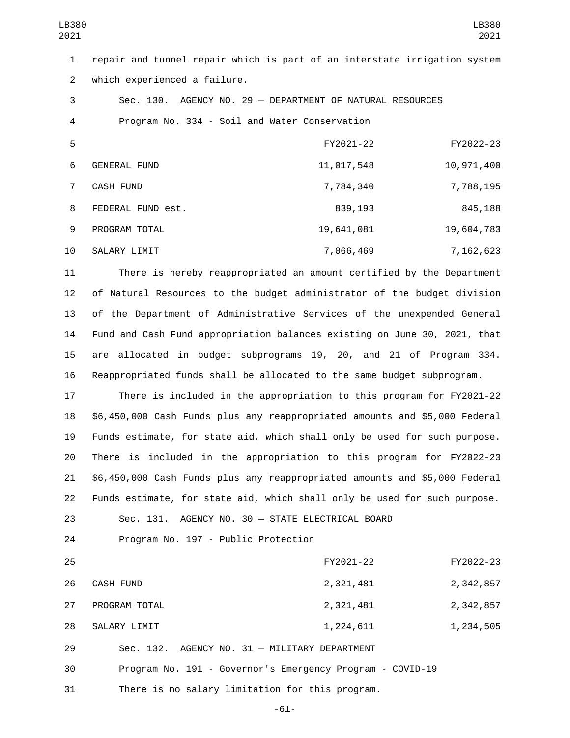repair and tunnel repair which is part of an interstate irrigation system which experienced a failure.

Sec. 130. AGENCY NO. 29 — DEPARTMENT OF NATURAL RESOURCES

Program No. 334 - Soil and Water Conservation

| | FY2021-22 | FY2022-23 |
|---|---|---|
| GENERAL FUND | 11,017,548 | 10,971,400 |
| CASH FUND | 7,784,340 | 7,788,195 |
| FEDERAL FUND est. | 839,193 | 845,188 |
| PROGRAM TOTAL | 19,641,081 | 19,604,783 |
| SALARY LIMIT | 7,066,469 | 7,162,623 |

There is hereby reappropriated an amount certified by the Department of Natural Resources to the budget administrator of the budget division of the Department of Administrative Services of the unexpended General Fund and Cash Fund appropriation balances existing on June 30, 2021, that are allocated in budget subprograms 19, 20, and 21 of Program 334. Reappropriated funds shall be allocated to the same budget subprogram.

There is included in the appropriation to this program for FY2021-22 $6,450,000 Cash Funds plus any reappropriated amounts and $5,000 Federal Funds estimate, for state aid, which shall only be used for such purpose. There is included in the appropriation to this program for FY2022-23 $6,450,000 Cash Funds plus any reappropriated amounts and $5,000 Federal Funds estimate, for state aid, which shall only be used for such purpose.

Sec. 131. AGENCY NO. 30 — STATE ELECTRICAL BOARD

Program No. 197 - Public Protection

| | FY2021-22 | FY2022-23 |
|---|---|---|
| CASH FUND | 2,321,481 | 2,342,857 |
| PROGRAM TOTAL | 2,321,481 | 2,342,857 |
| SALARY LIMIT | 1,224,611 | 1,234,505 |

Sec. 132. AGENCY NO. 31 — MILITARY DEPARTMENT

Program No. 191 - Governor's Emergency Program - COVID-19

There is no salary limitation for this program.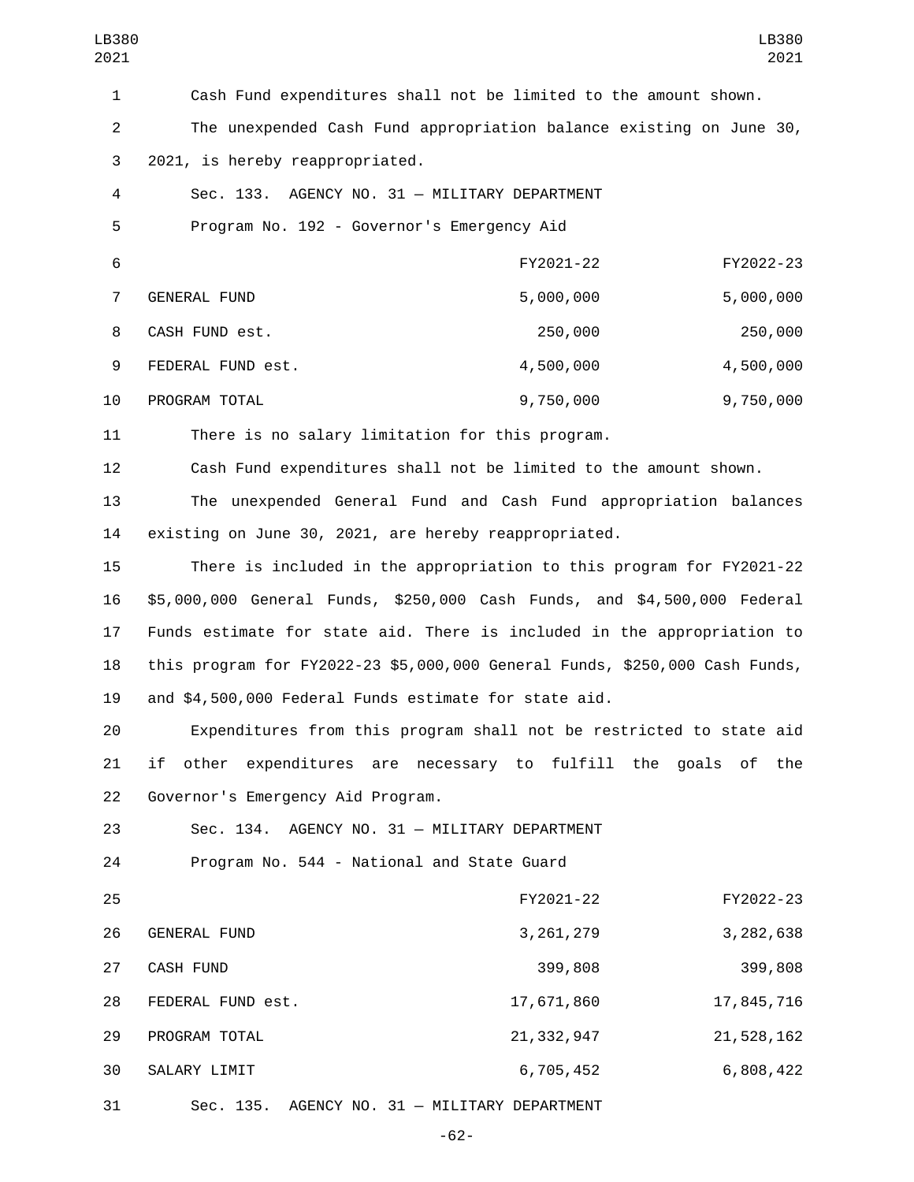Cash Fund expenditures shall not be limited to the amount shown.

The unexpended Cash Fund appropriation balance existing on June 30, 2021, is hereby reappropriated.

Sec. 133. AGENCY NO. 31 — MILITARY DEPARTMENT

Program No. 192 - Governor's Emergency Aid

| | FY2021-22 | FY2022-23 |
|---|---|---|
| GENERAL FUND | 5,000,000 | 5,000,000 |
| CASH FUND est. | 250,000 | 250,000 |
| FEDERAL FUND est. | 4,500,000 | 4,500,000 |
| PROGRAM TOTAL | 9,750,000 | 9,750,000 |

There is no salary limitation for this program.

Cash Fund expenditures shall not be limited to the amount shown.

The unexpended General Fund and Cash Fund appropriation balances existing on June 30, 2021, are hereby reappropriated.

There is included in the appropriation to this program for FY2021-22 $5,000,000 General Funds, $250,000 Cash Funds, and $4,500,000 Federal Funds estimate for state aid. There is included in the appropriation to this program for FY2022-23 $5,000,000 General Funds, $250,000 Cash Funds, and $4,500,000 Federal Funds estimate for state aid.

Expenditures from this program shall not be restricted to state aid if other expenditures are necessary to fulfill the goals of the Governor's Emergency Aid Program.

Sec. 134. AGENCY NO. 31 — MILITARY DEPARTMENT

Program No. 544 - National and State Guard

| | FY2021-22 | FY2022-23 |
|---|---|---|
| GENERAL FUND | 3,261,279 | 3,282,638 |
| CASH FUND | 399,808 | 399,808 |
| FEDERAL FUND est. | 17,671,860 | 17,845,716 |
| PROGRAM TOTAL | 21,332,947 | 21,528,162 |
| SALARY LIMIT | 6,705,452 | 6,808,422 |

Sec. 135. AGENCY NO. 31 — MILITARY DEPARTMENT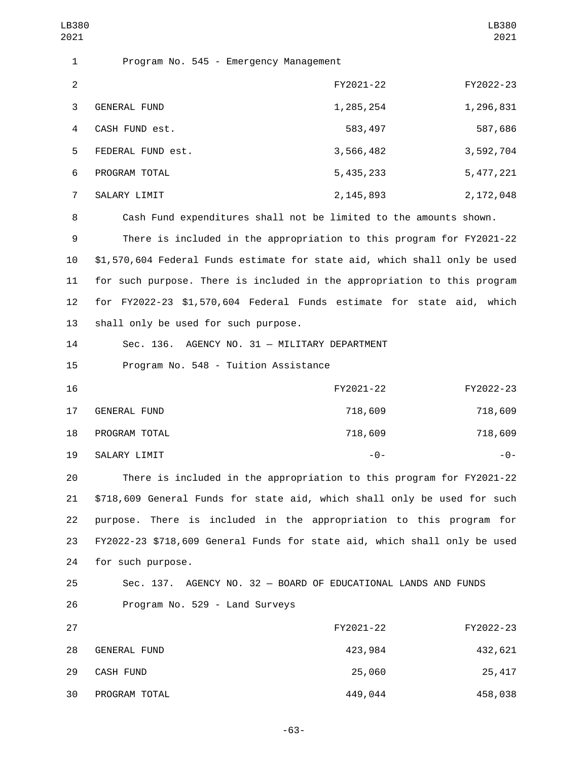Program No. 545 - Emergency Management

| | FY2021-22 | FY2022-23 |
|---|---|---|
| GENERAL FUND | 1,285,254 | 1,296,831 |
| CASH FUND est. | 583,497 | 587,686 |
| FEDERAL FUND est. | 3,566,482 | 3,592,704 |
| PROGRAM TOTAL | 5,435,233 | 5,477,221 |
| SALARY LIMIT | 2,145,893 | 2,172,048 |

Cash Fund expenditures shall not be limited to the amounts shown.

There is included in the appropriation to this program for FY2021-22 $1,570,604 Federal Funds estimate for state aid, which shall only be used for such purpose. There is included in the appropriation to this program for FY2022-23 $1,570,604 Federal Funds estimate for state aid, which shall only be used for such purpose.

Sec. 136. AGENCY NO. 31 — MILITARY DEPARTMENT

Program No. 548 - Tuition Assistance

| | FY2021-22 | FY2022-23 |
|---|---|---|
| GENERAL FUND | 718,609 | 718,609 |
| PROGRAM TOTAL | 718,609 | 718,609 |
| SALARY LIMIT | -0- | -0- |

There is included in the appropriation to this program for FY2021-22 $718,609 General Funds for state aid, which shall only be used for such purpose. There is included in the appropriation to this program for FY2022-23 $718,609 General Funds for state aid, which shall only be used for such purpose.

Sec. 137. AGENCY NO. 32 — BOARD OF EDUCATIONAL LANDS AND FUNDS

Program No. 529 - Land Surveys

| | FY2021-22 | FY2022-23 |
|---|---|---|
| GENERAL FUND | 423,984 | 432,621 |
| CASH FUND | 25,060 | 25,417 |
| PROGRAM TOTAL | 449,044 | 458,038 |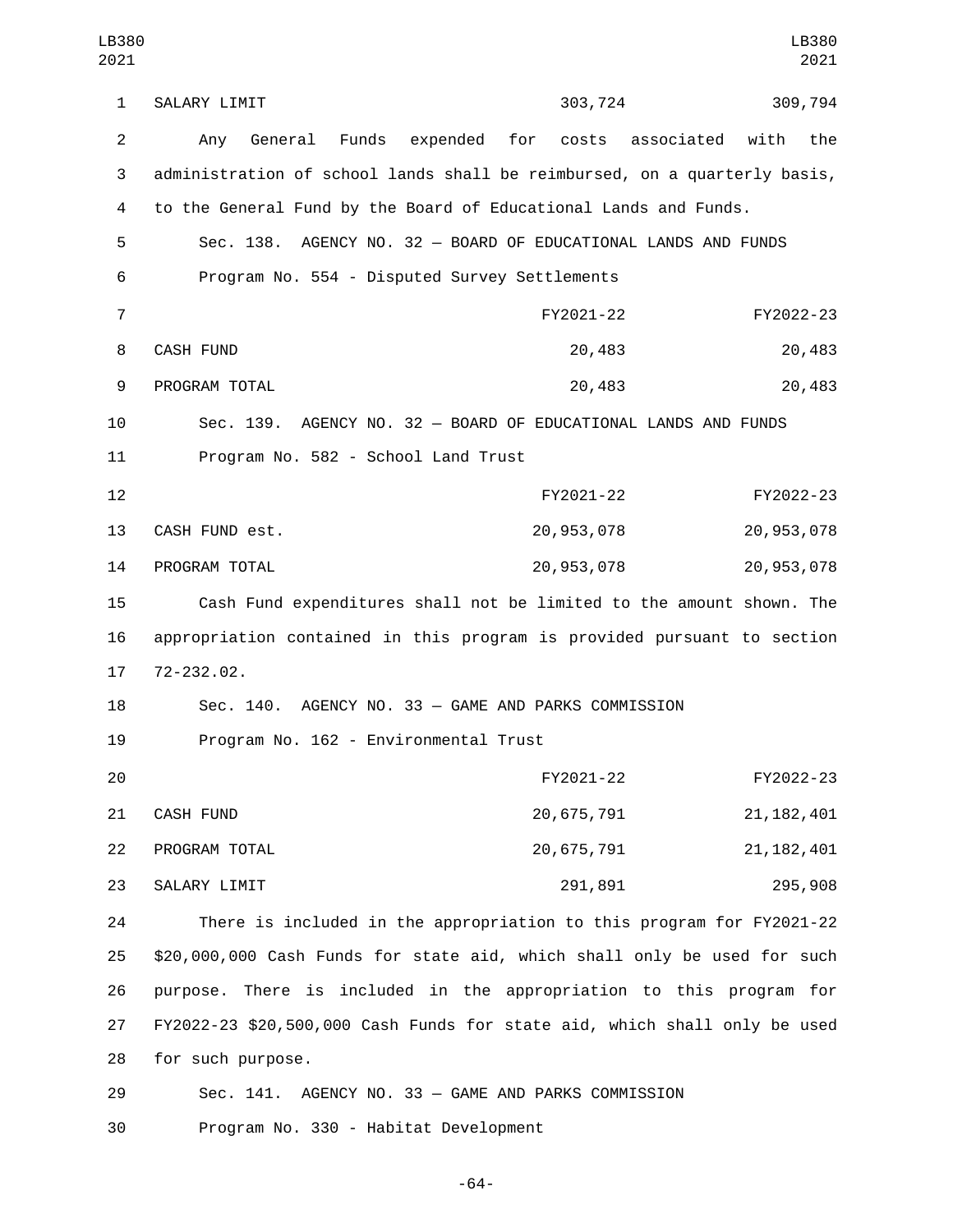| | | |
|---|---|---|
| SALARY LIMIT | 303,724 | 309,794 |

Any General Funds expended for costs associated with the administration of school lands shall be reimbursed, on a quarterly basis, to the General Fund by the Board of Educational Lands and Funds.

Sec. 138. AGENCY NO. 32 — BOARD OF EDUCATIONAL LANDS AND FUNDS

Program No. 554 - Disputed Survey Settlements

| | FY2021-22 | FY2022-23 |
|---|---|---|
| CASH FUND | 20,483 | 20,483 |
| PROGRAM TOTAL | 20,483 | 20,483 |

Sec. 139. AGENCY NO. 32 — BOARD OF EDUCATIONAL LANDS AND FUNDS

Program No. 582 - School Land Trust

| | FY2021-22 | FY2022-23 |
|---|---|---|
| CASH FUND est. | 20,953,078 | 20,953,078 |
| PROGRAM TOTAL | 20,953,078 | 20,953,078 |

Cash Fund expenditures shall not be limited to the amount shown. The appropriation contained in this program is provided pursuant to section 72-232.02.

Sec. 140. AGENCY NO. 33 — GAME AND PARKS COMMISSION

Program No. 162 - Environmental Trust

| | FY2021-22 | FY2022-23 |
|---|---|---|
| CASH FUND | 20,675,791 | 21,182,401 |
| PROGRAM TOTAL | 20,675,791 | 21,182,401 |
| SALARY LIMIT | 291,891 | 295,908 |

There is included in the appropriation to this program for FY2021-22 $20,000,000 Cash Funds for state aid, which shall only be used for such purpose. There is included in the appropriation to this program for FY2022-23 $20,500,000 Cash Funds for state aid, which shall only be used for such purpose.

Sec. 141. AGENCY NO. 33 — GAME AND PARKS COMMISSION

Program No. 330 - Habitat Development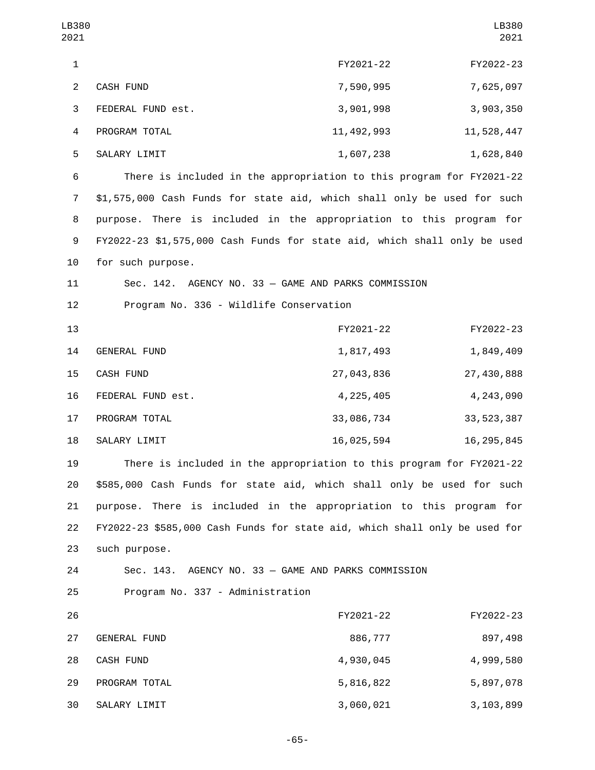| | FY2021-22 | FY2022-23 |
|---|---|---|
| CASH FUND | 7,590,995 | 7,625,097 |
| FEDERAL FUND est. | 3,901,998 | 3,903,350 |
| PROGRAM TOTAL | 11,492,993 | 11,528,447 |
| SALARY LIMIT | 1,607,238 | 1,628,840 |

There is included in the appropriation to this program for FY2021-22 $1,575,000 Cash Funds for state aid, which shall only be used for such purpose. There is included in the appropriation to this program for FY2022-23 $1,575,000 Cash Funds for state aid, which shall only be used for such purpose.

Sec. 142. AGENCY NO. 33 — GAME AND PARKS COMMISSION

Program No. 336 - Wildlife Conservation

| | FY2021-22 | FY2022-23 |
|---|---|---|
| GENERAL FUND | 1,817,493 | 1,849,409 |
| CASH FUND | 27,043,836 | 27,430,888 |
| FEDERAL FUND est. | 4,225,405 | 4,243,090 |
| PROGRAM TOTAL | 33,086,734 | 33,523,387 |
| SALARY LIMIT | 16,025,594 | 16,295,845 |

There is included in the appropriation to this program for FY2021-22 $585,000 Cash Funds for state aid, which shall only be used for such purpose. There is included in the appropriation to this program for FY2022-23 $585,000 Cash Funds for state aid, which shall only be used for such purpose.

Sec. 143. AGENCY NO. 33 — GAME AND PARKS COMMISSION

Program No. 337 - Administration

| | FY2021-22 | FY2022-23 |
|---|---|---|
| GENERAL FUND | 886,777 | 897,498 |
| CASH FUND | 4,930,045 | 4,999,580 |
| PROGRAM TOTAL | 5,816,822 | 5,897,078 |
| SALARY LIMIT | 3,060,021 | 3,103,899 |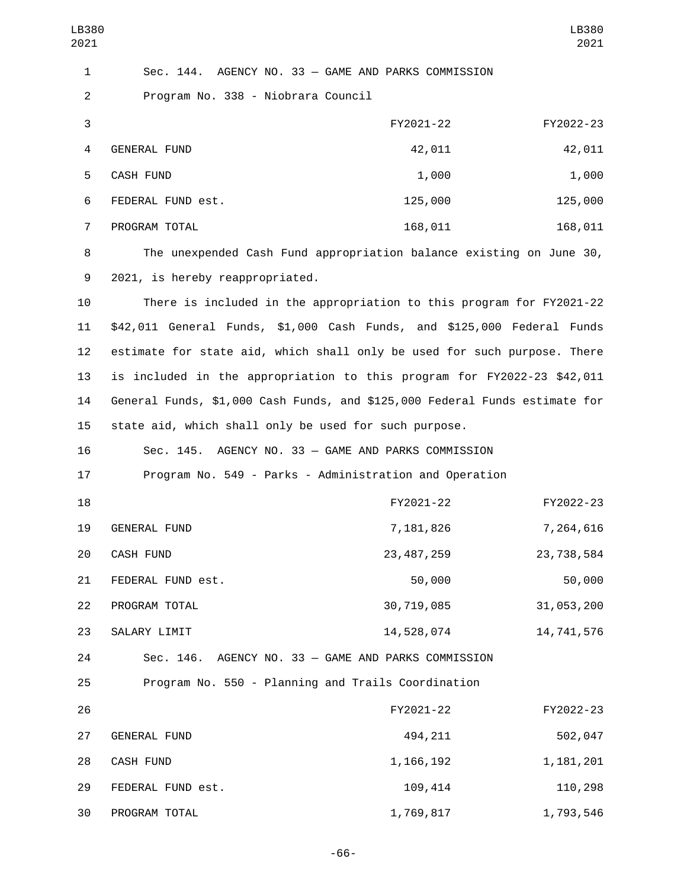Sec. 144. AGENCY NO. 33 — GAME AND PARKS COMMISSION

Program No. 338 - Niobrara Council

| | FY2021-22 | FY2022-23 |
|---|---|---|
| GENERAL FUND | 42,011 | 42,011 |
| CASH FUND | 1,000 | 1,000 |
| FEDERAL FUND est. | 125,000 | 125,000 |
| PROGRAM TOTAL | 168,011 | 168,011 |

The unexpended Cash Fund appropriation balance existing on June 30, 2021, is hereby reappropriated.

There is included in the appropriation to this program for FY2021-22 $42,011 General Funds, $1,000 Cash Funds, and $125,000 Federal Funds estimate for state aid, which shall only be used for such purpose. There is included in the appropriation to this program for FY2022-23 $42,011 General Funds, $1,000 Cash Funds, and $125,000 Federal Funds estimate for state aid, which shall only be used for such purpose.

Sec. 145. AGENCY NO. 33 — GAME AND PARKS COMMISSION

Program No. 549 - Parks - Administration and Operation

| | FY2021-22 | FY2022-23 |
|---|---|---|
| GENERAL FUND | 7,181,826 | 7,264,616 |
| CASH FUND | 23,487,259 | 23,738,584 |
| FEDERAL FUND est. | 50,000 | 50,000 |
| PROGRAM TOTAL | 30,719,085 | 31,053,200 |
| SALARY LIMIT | 14,528,074 | 14,741,576 |

Sec. 146. AGENCY NO. 33 — GAME AND PARKS COMMISSION

Program No. 550 - Planning and Trails Coordination

| | FY2021-22 | FY2022-23 |
|---|---|---|
| GENERAL FUND | 494,211 | 502,047 |
| CASH FUND | 1,166,192 | 1,181,201 |
| FEDERAL FUND est. | 109,414 | 110,298 |
| PROGRAM TOTAL | 1,769,817 | 1,793,546 |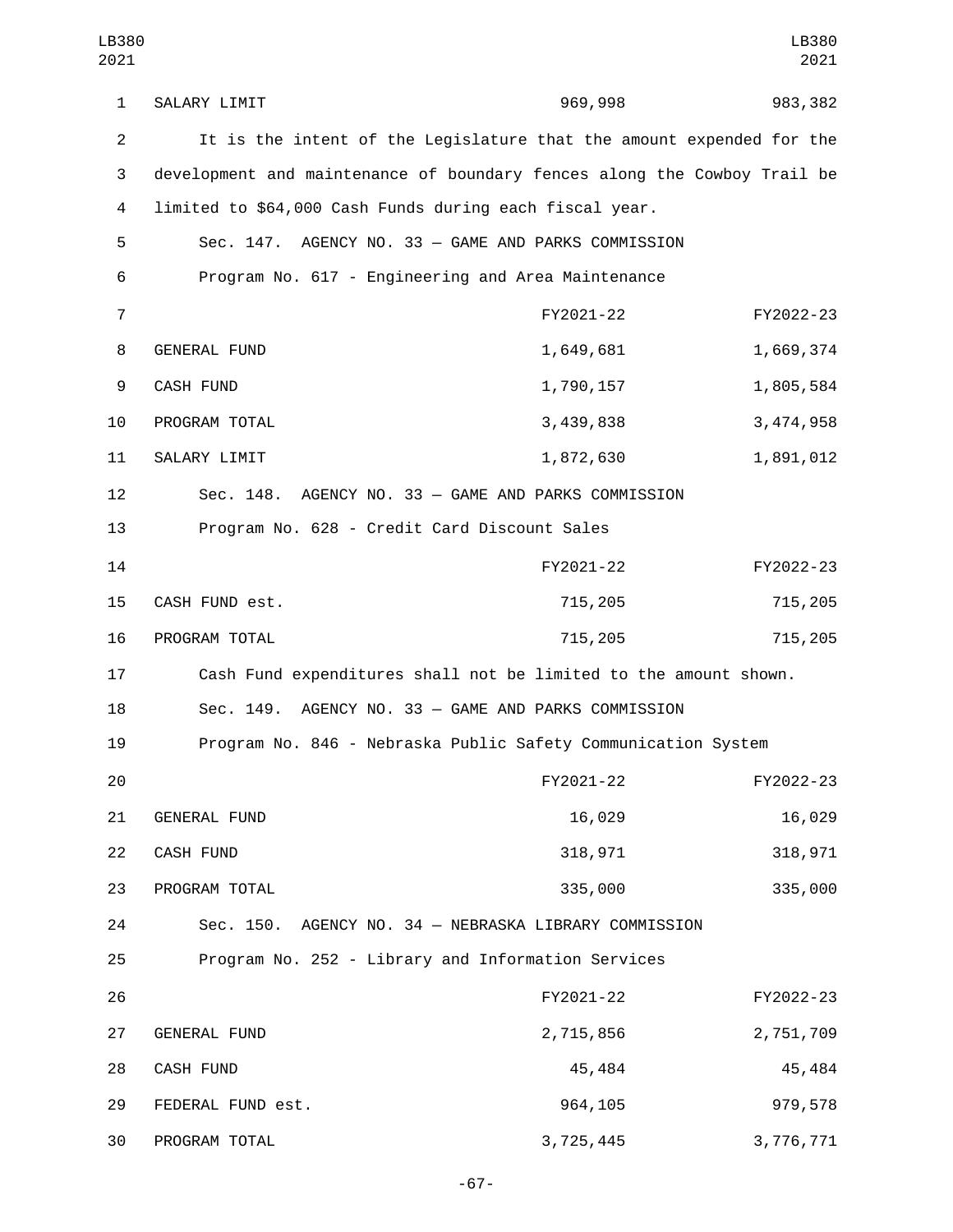| | | |
|---|---|---|
| SALARY LIMIT | 969,998 | 983,382 |

It is the intent of the Legislature that the amount expended for the development and maintenance of boundary fences along the Cowboy Trail be limited to $64,000 Cash Funds during each fiscal year.

Sec. 147. AGENCY NO. 33 — GAME AND PARKS COMMISSION

Program No. 617 - Engineering and Area Maintenance

| | FY2021-22 | FY2022-23 |
|---|---|---|
| GENERAL FUND | 1,649,681 | 1,669,374 |
| CASH FUND | 1,790,157 | 1,805,584 |
| PROGRAM TOTAL | 3,439,838 | 3,474,958 |
| SALARY LIMIT | 1,872,630 | 1,891,012 |

Sec. 148. AGENCY NO. 33 — GAME AND PARKS COMMISSION

Program No. 628 - Credit Card Discount Sales

| | FY2021-22 | FY2022-23 |
|---|---|---|
| CASH FUND est. | 715,205 | 715,205 |
| PROGRAM TOTAL | 715,205 | 715,205 |

Cash Fund expenditures shall not be limited to the amount shown.

Sec. 149. AGENCY NO. 33 — GAME AND PARKS COMMISSION

Program No. 846 - Nebraska Public Safety Communication System

| | FY2021-22 | FY2022-23 |
|---|---|---|
| GENERAL FUND | 16,029 | 16,029 |
| CASH FUND | 318,971 | 318,971 |
| PROGRAM TOTAL | 335,000 | 335,000 |

Sec. 150. AGENCY NO. 34 — NEBRASKA LIBRARY COMMISSION

Program No. 252 - Library and Information Services

| | FY2021-22 | FY2022-23 |
|---|---|---|
| GENERAL FUND | 2,715,856 | 2,751,709 |
| CASH FUND | 45,484 | 45,484 |
| FEDERAL FUND est. | 964,105 | 979,578 |
| PROGRAM TOTAL | 3,725,445 | 3,776,771 |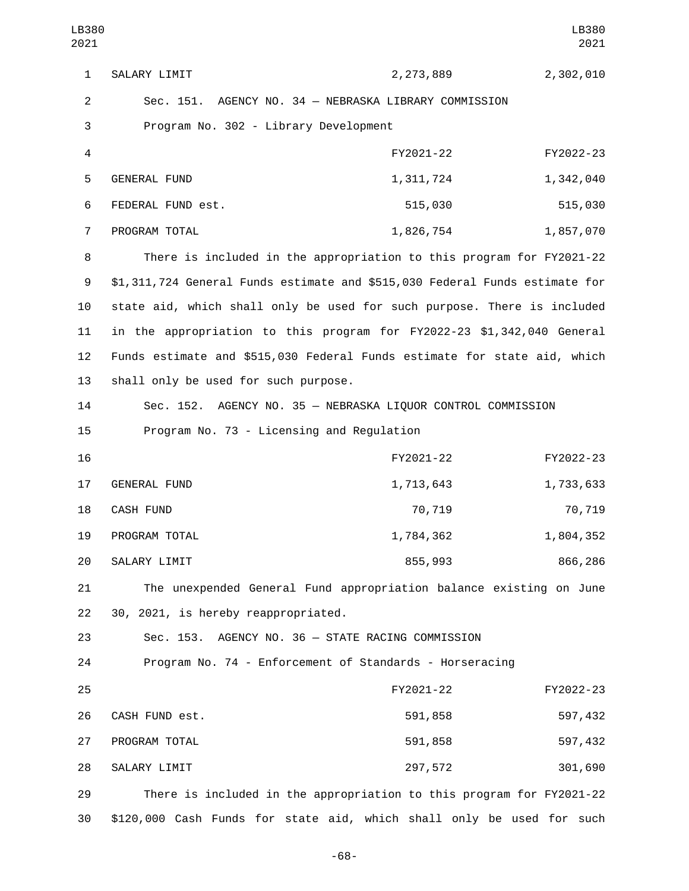| | | |
|---|---|---|
| SALARY LIMIT | 2,273,889 | 2,302,010 |

Sec. 151. AGENCY NO. 34 — NEBRASKA LIBRARY COMMISSION

Program No. 302 - Library Development

| | FY2021-22 | FY2022-23 |
|---|---|---|
| GENERAL FUND | 1,311,724 | 1,342,040 |
| FEDERAL FUND est. | 515,030 | 515,030 |
| PROGRAM TOTAL | 1,826,754 | 1,857,070 |

There is included in the appropriation to this program for FY2021-22 $1,311,724 General Funds estimate and $515,030 Federal Funds estimate for state aid, which shall only be used for such purpose. There is included in the appropriation to this program for FY2022-23 $1,342,040 General Funds estimate and $515,030 Federal Funds estimate for state aid, which shall only be used for such purpose.

Sec. 152. AGENCY NO. 35 — NEBRASKA LIQUOR CONTROL COMMISSION

Program No. 73 - Licensing and Regulation

| | FY2021-22 | FY2022-23 |
|---|---|---|
| GENERAL FUND | 1,713,643 | 1,733,633 |
| CASH FUND | 70,719 | 70,719 |
| PROGRAM TOTAL | 1,784,362 | 1,804,352 |
| SALARY LIMIT | 855,993 | 866,286 |

The unexpended General Fund appropriation balance existing on June 30, 2021, is hereby reappropriated.

Sec. 153. AGENCY NO. 36 — STATE RACING COMMISSION

Program No. 74 - Enforcement of Standards - Horseracing

| | FY2021-22 | FY2022-23 |
|---|---|---|
| CASH FUND est. | 591,858 | 597,432 |
| PROGRAM TOTAL | 591,858 | 597,432 |
| SALARY LIMIT | 297,572 | 301,690 |

There is included in the appropriation to this program for FY2021-22 $120,000 Cash Funds for state aid, which shall only be used for such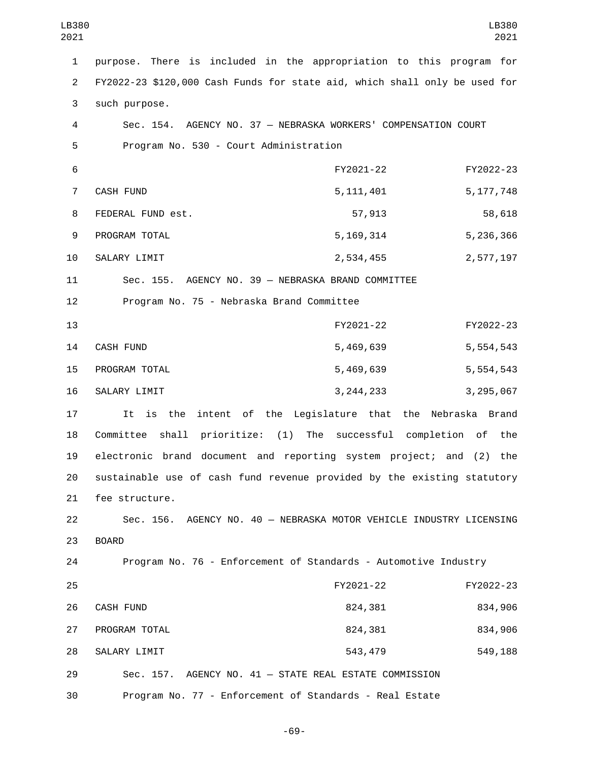purpose. There is included in the appropriation to this program for FY2022-23 $120,000 Cash Funds for state aid, which shall only be used for such purpose.

Sec. 154. AGENCY NO. 37 — NEBRASKA WORKERS' COMPENSATION COURT

Program No. 530 - Court Administration

| | FY2021-22 | FY2022-23 |
|---|---|---|
| CASH FUND | 5,111,401 | 5,177,748 |
| FEDERAL FUND est. | 57,913 | 58,618 |
| PROGRAM TOTAL | 5,169,314 | 5,236,366 |
| SALARY LIMIT | 2,534,455 | 2,577,197 |

Sec. 155. AGENCY NO. 39 — NEBRASKA BRAND COMMITTEE

Program No. 75 - Nebraska Brand Committee

| | FY2021-22 | FY2022-23 |
|---|---|---|
| CASH FUND | 5,469,639 | 5,554,543 |
| PROGRAM TOTAL | 5,469,639 | 5,554,543 |
| SALARY LIMIT | 3,244,233 | 3,295,067 |

It is the intent of the Legislature that the Nebraska Brand Committee shall prioritize: (1) The successful completion of the electronic brand document and reporting system project; and (2) the sustainable use of cash fund revenue provided by the existing statutory fee structure.

Sec. 156. AGENCY NO. 40 — NEBRASKA MOTOR VEHICLE INDUSTRY LICENSING BOARD

Program No. 76 - Enforcement of Standards - Automotive Industry

| | FY2021-22 | FY2022-23 |
|---|---|---|
| CASH FUND | 824,381 | 834,906 |
| PROGRAM TOTAL | 824,381 | 834,906 |
| SALARY LIMIT | 543,479 | 549,188 |

Sec. 157. AGENCY NO. 41 — STATE REAL ESTATE COMMISSION

Program No. 77 - Enforcement of Standards - Real Estate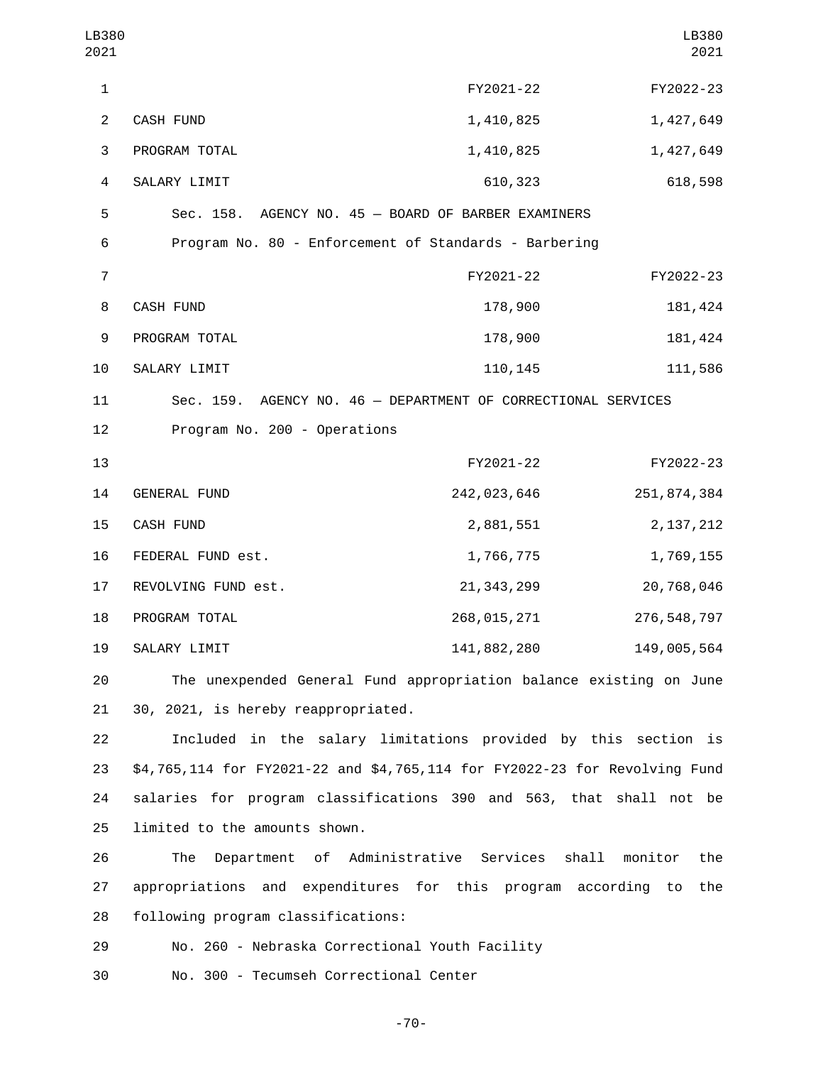| | FY2021-22 | FY2022-23 |
|---|---|---|
| CASH FUND | 1,410,825 | 1,427,649 |
| PROGRAM TOTAL | 1,410,825 | 1,427,649 |
| SALARY LIMIT | 610,323 | 618,598 |

Sec. 158. AGENCY NO. 45 — BOARD OF BARBER EXAMINERS

Program No. 80 - Enforcement of Standards - Barbering

| | FY2021-22 | FY2022-23 |
|---|---|---|
| CASH FUND | 178,900 | 181,424 |
| PROGRAM TOTAL | 178,900 | 181,424 |
| SALARY LIMIT | 110,145 | 111,586 |

Sec. 159. AGENCY NO. 46 — DEPARTMENT OF CORRECTIONAL SERVICES

Program No. 200 - Operations

| | FY2021-22 | FY2022-23 |
|---|---|---|
| GENERAL FUND | 242,023,646 | 251,874,384 |
| CASH FUND | 2,881,551 | 2,137,212 |
| FEDERAL FUND est. | 1,766,775 | 1,769,155 |
| REVOLVING FUND est. | 21,343,299 | 20,768,046 |
| PROGRAM TOTAL | 268,015,271 | 276,548,797 |
| SALARY LIMIT | 141,882,280 | 149,005,564 |

The unexpended General Fund appropriation balance existing on June 30, 2021, is hereby reappropriated.

Included in the salary limitations provided by this section is $4,765,114 for FY2021-22 and $4,765,114 for FY2022-23 for Revolving Fund salaries for program classifications 390 and 563, that shall not be limited to the amounts shown.

The Department of Administrative Services shall monitor the appropriations and expenditures for this program according to the following program classifications:

No. 260 - Nebraska Correctional Youth Facility

No. 300 - Tecumseh Correctional Center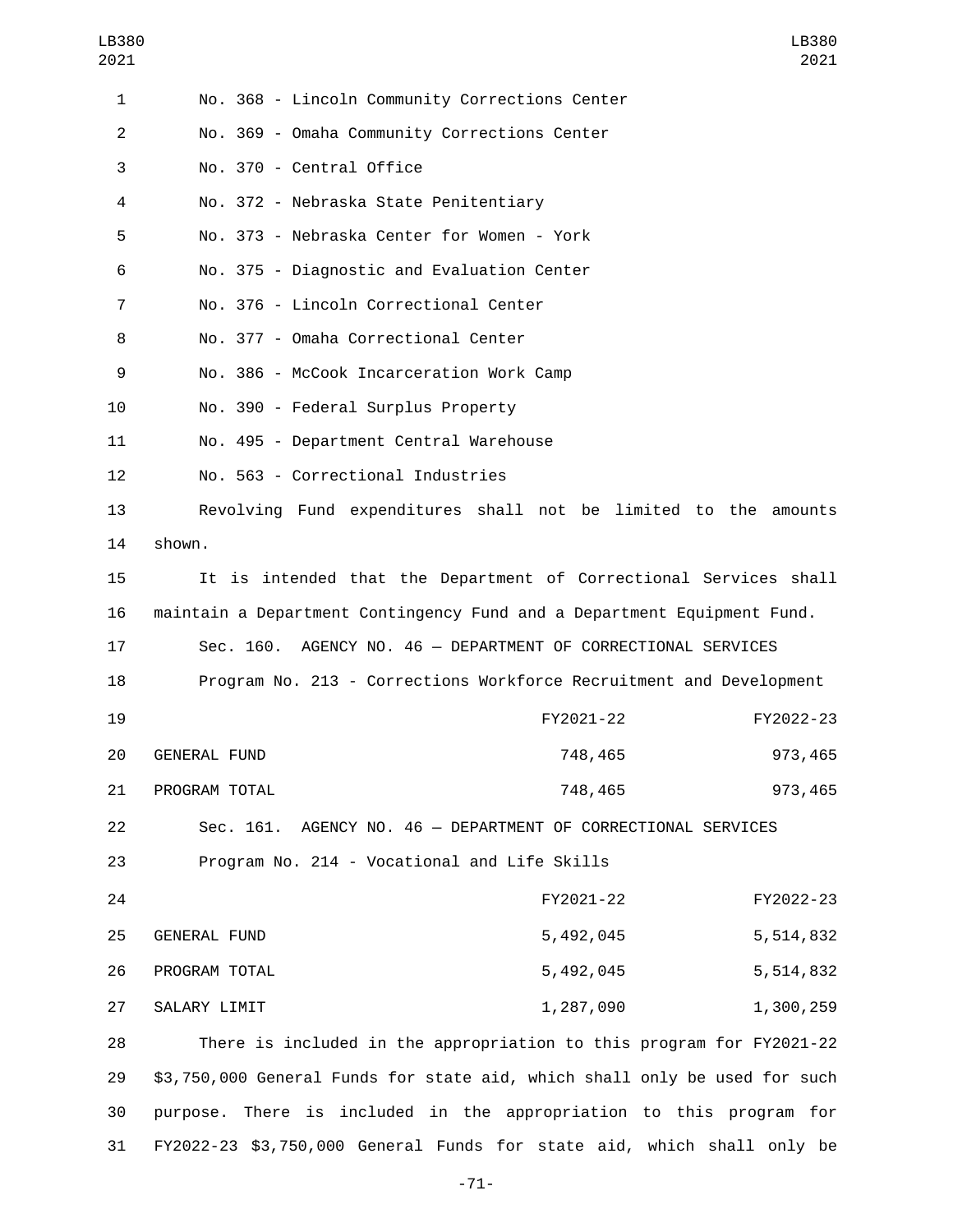No. 368 - Lincoln Community Corrections Center

No. 369 - Omaha Community Corrections Center

No. 370 - Central Office

No. 372 - Nebraska State Penitentiary

No. 373 - Nebraska Center for Women - York

No. 375 - Diagnostic and Evaluation Center

No. 376 - Lincoln Correctional Center

No. 377 - Omaha Correctional Center

No. 386 - McCook Incarceration Work Camp

No. 390 - Federal Surplus Property

No. 495 - Department Central Warehouse

No. 563 - Correctional Industries

Revolving Fund expenditures shall not be limited to the amounts shown.

It is intended that the Department of Correctional Services shall maintain a Department Contingency Fund and a Department Equipment Fund.

Sec. 160. AGENCY NO. 46 — DEPARTMENT OF CORRECTIONAL SERVICES

Program No. 213 - Corrections Workforce Recruitment and Development

| | FY2021-22 | FY2022-23 |
|---|---|---|
| GENERAL FUND | 748,465 | 973,465 |
| PROGRAM TOTAL | 748,465 | 973,465 |

Sec. 161. AGENCY NO. 46 — DEPARTMENT OF CORRECTIONAL SERVICES

Program No. 214 - Vocational and Life Skills

| | FY2021-22 | FY2022-23 |
|---|---|---|
| GENERAL FUND | 5,492,045 | 5,514,832 |
| PROGRAM TOTAL | 5,492,045 | 5,514,832 |
| SALARY LIMIT | 1,287,090 | 1,300,259 |

There is included in the appropriation to this program for FY2021-22 $3,750,000 General Funds for state aid, which shall only be used for such purpose. There is included in the appropriation to this program for FY2022-23 $3,750,000 General Funds for state aid, which shall only be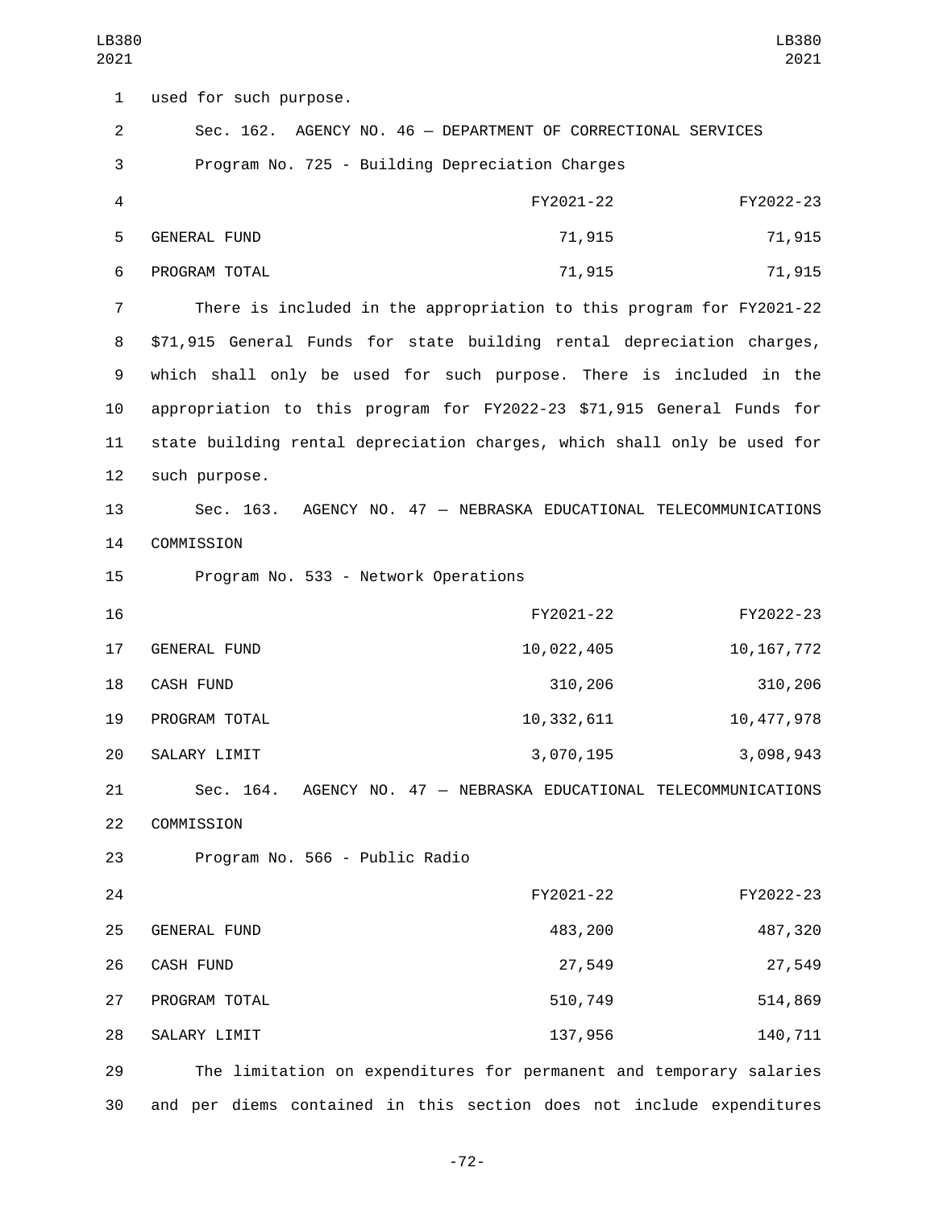used for such purpose.

Sec. 162. AGENCY NO. 46 — DEPARTMENT OF CORRECTIONAL SERVICES

Program No. 725 - Building Depreciation Charges

| | FY2021-22 | FY2022-23 |
|---|---|---|
| GENERAL FUND | 71,915 | 71,915 |
| PROGRAM TOTAL | 71,915 | 71,915 |

There is included in the appropriation to this program for FY2021-22 $71,915 General Funds for state building rental depreciation charges, which shall only be used for such purpose. There is included in the appropriation to this program for FY2022-23 $71,915 General Funds for state building rental depreciation charges, which shall only be used for such purpose.

Sec. 163. AGENCY NO. 47 — NEBRASKA EDUCATIONAL TELECOMMUNICATIONS COMMISSION

Program No. 533 - Network Operations

| | FY2021-22 | FY2022-23 |
|---|---|---|
| GENERAL FUND | 10,022,405 | 10,167,772 |
| CASH FUND | 310,206 | 310,206 |
| PROGRAM TOTAL | 10,332,611 | 10,477,978 |
| SALARY LIMIT | 3,070,195 | 3,098,943 |

Sec. 164. AGENCY NO. 47 — NEBRASKA EDUCATIONAL TELECOMMUNICATIONS COMMISSION

Program No. 566 - Public Radio

| | FY2021-22 | FY2022-23 |
|---|---|---|
| GENERAL FUND | 483,200 | 487,320 |
| CASH FUND | 27,549 | 27,549 |
| PROGRAM TOTAL | 510,749 | 514,869 |
| SALARY LIMIT | 137,956 | 140,711 |

The limitation on expenditures for permanent and temporary salaries and per diems contained in this section does not include expenditures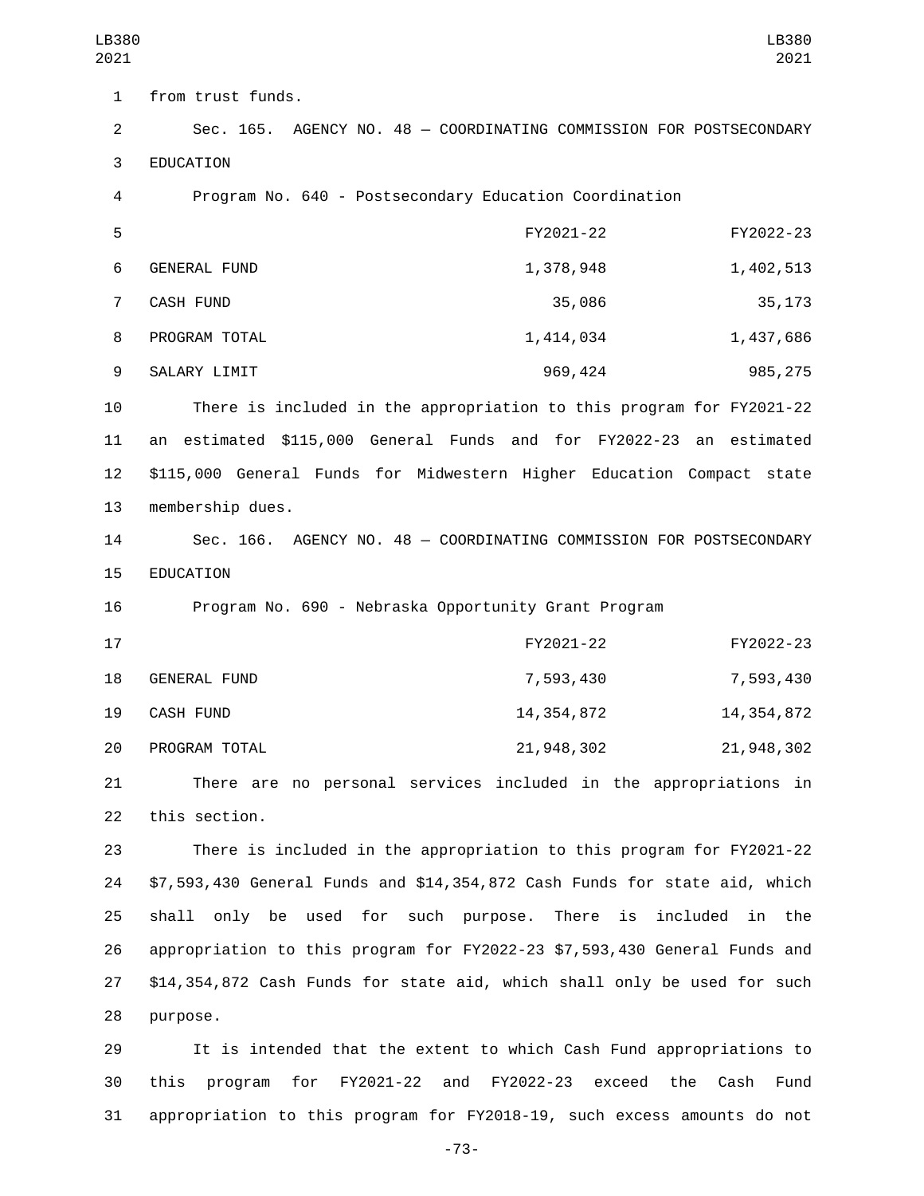from trust funds.

Sec. 165. AGENCY NO. 48 — COORDINATING COMMISSION FOR POSTSECONDARY EDUCATION

Program No. 640 - Postsecondary Education Coordination

| | FY2021-22 | FY2022-23 |
|---|---|---|
| GENERAL FUND | 1,378,948 | 1,402,513 |
| CASH FUND | 35,086 | 35,173 |
| PROGRAM TOTAL | 1,414,034 | 1,437,686 |
| SALARY LIMIT | 969,424 | 985,275 |

There is included in the appropriation to this program for FY2021-22 an estimated $115,000 General Funds and for FY2022-23 an estimated $115,000 General Funds for Midwestern Higher Education Compact state membership dues.

Sec. 166. AGENCY NO. 48 — COORDINATING COMMISSION FOR POSTSECONDARY EDUCATION

Program No. 690 - Nebraska Opportunity Grant Program

| | FY2021-22 | FY2022-23 |
|---|---|---|
| GENERAL FUND | 7,593,430 | 7,593,430 |
| CASH FUND | 14,354,872 | 14,354,872 |
| PROGRAM TOTAL | 21,948,302 | 21,948,302 |

There are no personal services included in the appropriations in this section.

There is included in the appropriation to this program for FY2021-22 $7,593,430 General Funds and $14,354,872 Cash Funds for state aid, which shall only be used for such purpose. There is included in the appropriation to this program for FY2022-23 $7,593,430 General Funds and $14,354,872 Cash Funds for state aid, which shall only be used for such purpose.

It is intended that the extent to which Cash Fund appropriations to this program for FY2021-22 and FY2022-23 exceed the Cash Fund appropriation to this program for FY2018-19, such excess amounts do not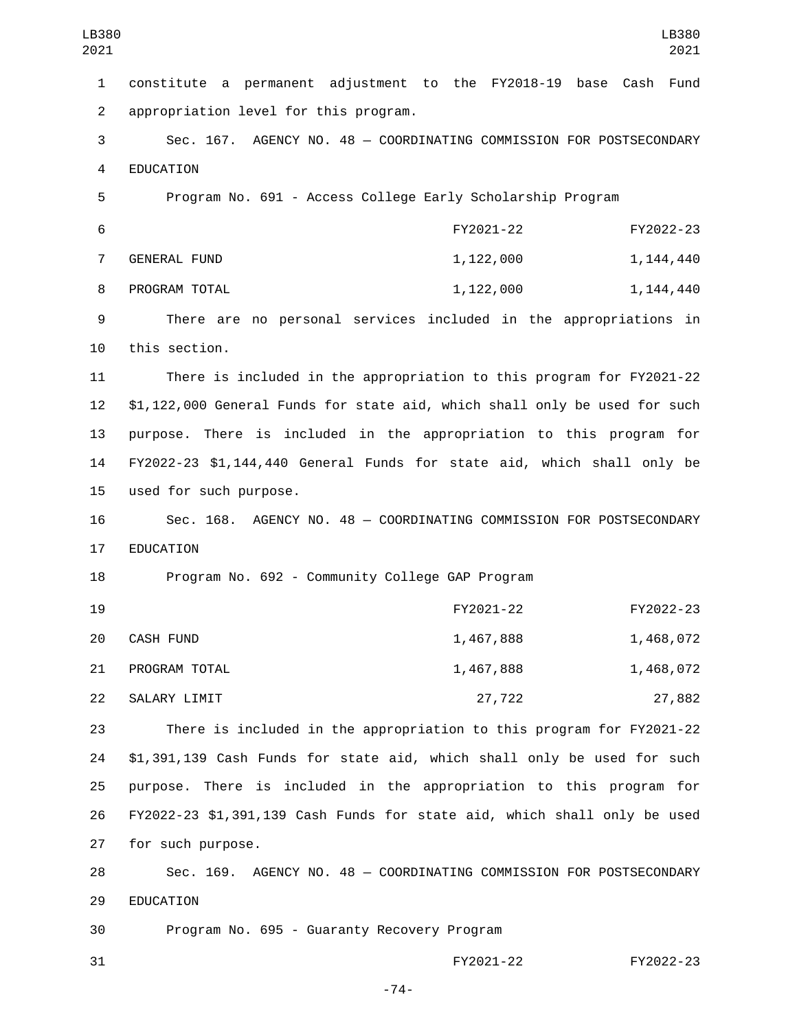constitute a permanent adjustment to the FY2018-19 base Cash Fund appropriation level for this program.

Sec. 167. AGENCY NO. 48 — COORDINATING COMMISSION FOR POSTSECONDARY EDUCATION

Program No. 691 - Access College Early Scholarship Program

| | FY2021-22 | FY2022-23 |
|---|---|---|
| GENERAL FUND | 1,122,000 | 1,144,440 |
| PROGRAM TOTAL | 1,122,000 | 1,144,440 |

There are no personal services included in the appropriations in this section.

There is included in the appropriation to this program for FY2021-22 $1,122,000 General Funds for state aid, which shall only be used for such purpose. There is included in the appropriation to this program for FY2022-23 $1,144,440 General Funds for state aid, which shall only be used for such purpose.

Sec. 168. AGENCY NO. 48 — COORDINATING COMMISSION FOR POSTSECONDARY EDUCATION

Program No. 692 - Community College GAP Program

| | FY2021-22 | FY2022-23 |
|---|---|---|
| CASH FUND | 1,467,888 | 1,468,072 |
| PROGRAM TOTAL | 1,467,888 | 1,468,072 |
| SALARY LIMIT | 27,722 | 27,882 |

There is included in the appropriation to this program for FY2021-22 $1,391,139 Cash Funds for state aid, which shall only be used for such purpose. There is included in the appropriation to this program for FY2022-23 $1,391,139 Cash Funds for state aid, which shall only be used for such purpose.

Sec. 169. AGENCY NO. 48 — COORDINATING COMMISSION FOR POSTSECONDARY EDUCATION

Program No. 695 - Guaranty Recovery Program

| | FY2021-22 | FY2022-23 |
|---|---|---|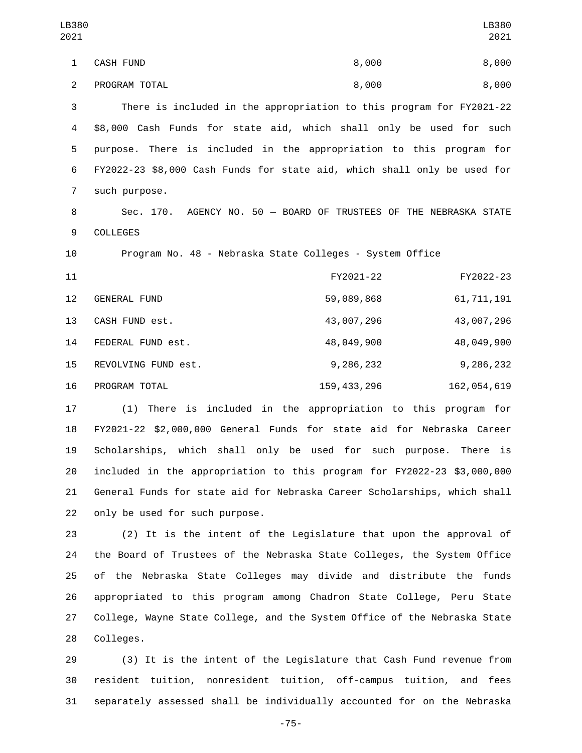| | | |
|---|---|---|
| CASH FUND | 8,000 | 8,000 |
| PROGRAM TOTAL | 8,000 | 8,000 |

There is included in the appropriation to this program for FY2021-22 $8,000 Cash Funds for state aid, which shall only be used for such purpose. There is included in the appropriation to this program for FY2022-23 $8,000 Cash Funds for state aid, which shall only be used for such purpose.

Sec. 170. AGENCY NO. 50 — BOARD OF TRUSTEES OF THE NEBRASKA STATE COLLEGES

Program No. 48 - Nebraska State Colleges - System Office

| | FY2021-22 | FY2022-23 |
|---|---|---|
| GENERAL FUND | 59,089,868 | 61,711,191 |
| CASH FUND est. | 43,007,296 | 43,007,296 |
| FEDERAL FUND est. | 48,049,900 | 48,049,900 |
| REVOLVING FUND est. | 9,286,232 | 9,286,232 |
| PROGRAM TOTAL | 159,433,296 | 162,054,619 |

(1) There is included in the appropriation to this program for FY2021-22 $2,000,000 General Funds for state aid for Nebraska Career Scholarships, which shall only be used for such purpose. There is included in the appropriation to this program for FY2022-23 $3,000,000 General Funds for state aid for Nebraska Career Scholarships, which shall only be used for such purpose.

(2) It is the intent of the Legislature that upon the approval of the Board of Trustees of the Nebraska State Colleges, the System Office of the Nebraska State Colleges may divide and distribute the funds appropriated to this program among Chadron State College, Peru State College, Wayne State College, and the System Office of the Nebraska State Colleges.

(3) It is the intent of the Legislature that Cash Fund revenue from resident tuition, nonresident tuition, off-campus tuition, and fees separately assessed shall be individually accounted for on the Nebraska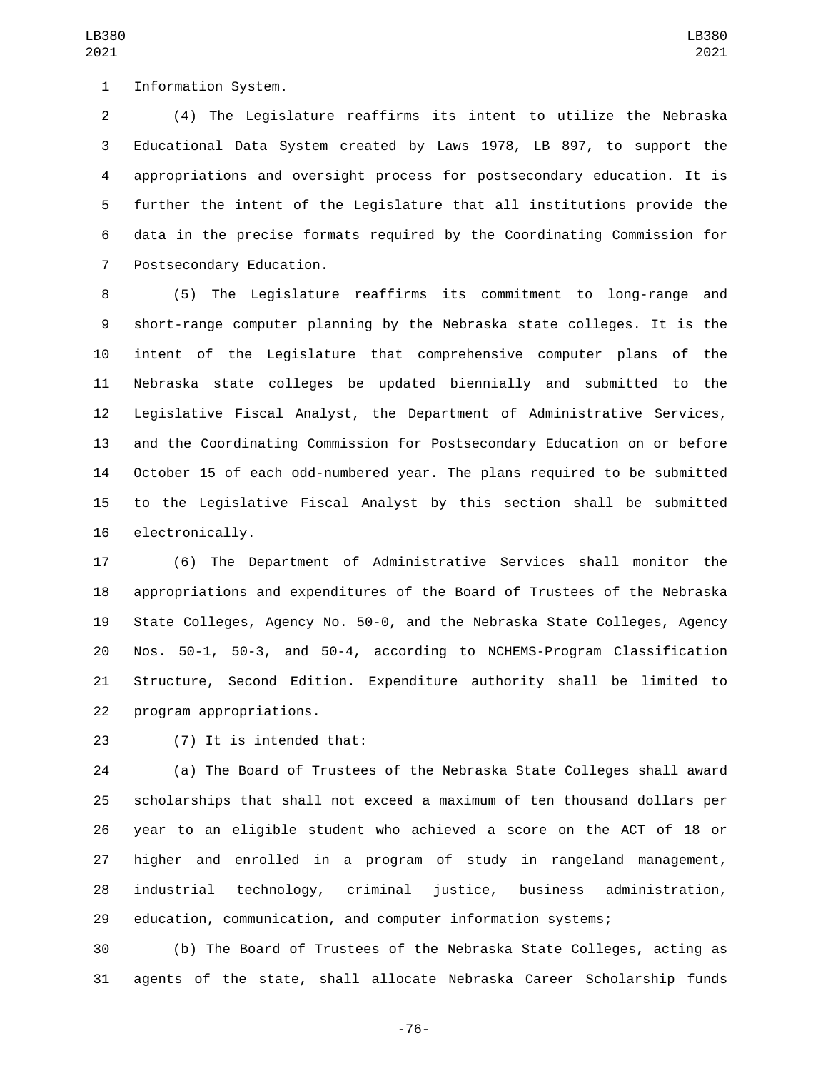Information System.

(4) The Legislature reaffirms its intent to utilize the Nebraska Educational Data System created by Laws 1978, LB 897, to support the appropriations and oversight process for postsecondary education. It is further the intent of the Legislature that all institutions provide the data in the precise formats required by the Coordinating Commission for Postsecondary Education.

(5) The Legislature reaffirms its commitment to long-range and short-range computer planning by the Nebraska state colleges. It is the intent of the Legislature that comprehensive computer plans of the Nebraska state colleges be updated biennially and submitted to the Legislative Fiscal Analyst, the Department of Administrative Services, and the Coordinating Commission for Postsecondary Education on or before October 15 of each odd-numbered year. The plans required to be submitted to the Legislative Fiscal Analyst by this section shall be submitted electronically.

(6) The Department of Administrative Services shall monitor the appropriations and expenditures of the Board of Trustees of the Nebraska State Colleges, Agency No. 50-0, and the Nebraska State Colleges, Agency Nos. 50-1, 50-3, and 50-4, according to NCHEMS-Program Classification Structure, Second Edition. Expenditure authority shall be limited to program appropriations.

(7) It is intended that:

(a) The Board of Trustees of the Nebraska State Colleges shall award scholarships that shall not exceed a maximum of ten thousand dollars per year to an eligible student who achieved a score on the ACT of 18 or higher and enrolled in a program of study in rangeland management, industrial technology, criminal justice, business administration, education, communication, and computer information systems;

(b) The Board of Trustees of the Nebraska State Colleges, acting as agents of the state, shall allocate Nebraska Career Scholarship funds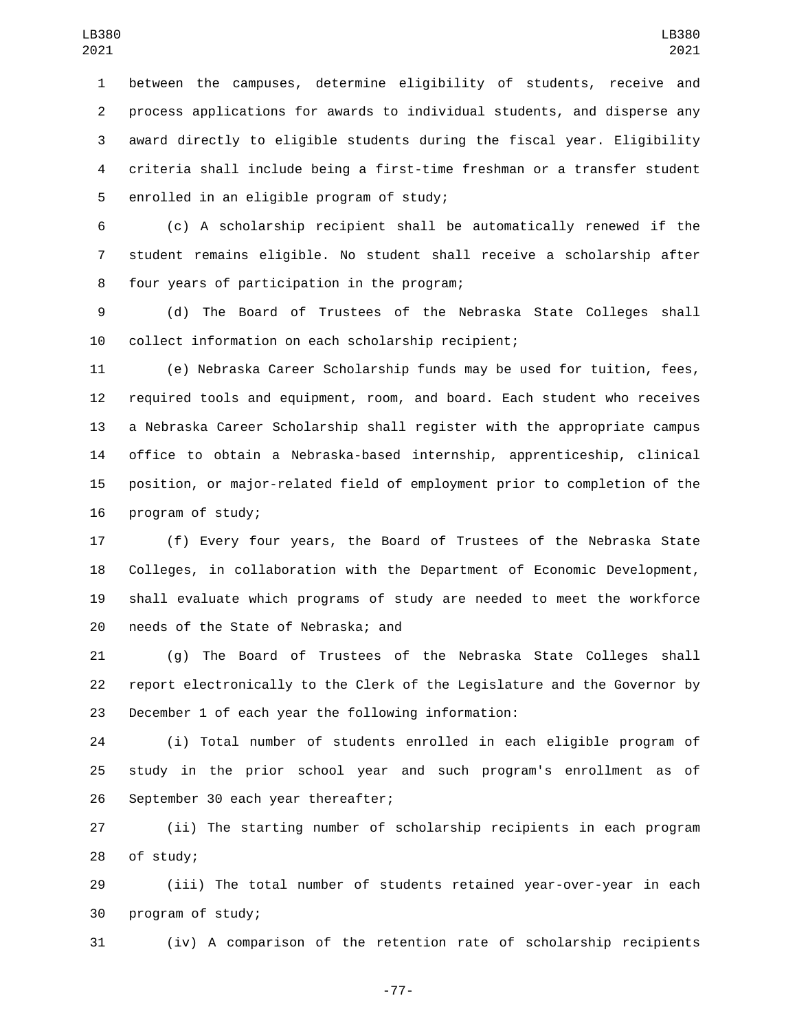between the campuses, determine eligibility of students, receive and process applications for awards to individual students, and disperse any award directly to eligible students during the fiscal year. Eligibility criteria shall include being a first-time freshman or a transfer student enrolled in an eligible program of study;

(c) A scholarship recipient shall be automatically renewed if the student remains eligible. No student shall receive a scholarship after four years of participation in the program;

(d) The Board of Trustees of the Nebraska State Colleges shall collect information on each scholarship recipient;

(e) Nebraska Career Scholarship funds may be used for tuition, fees, required tools and equipment, room, and board. Each student who receives a Nebraska Career Scholarship shall register with the appropriate campus office to obtain a Nebraska-based internship, apprenticeship, clinical position, or major-related field of employment prior to completion of the program of study;

(f) Every four years, the Board of Trustees of the Nebraska State Colleges, in collaboration with the Department of Economic Development, shall evaluate which programs of study are needed to meet the workforce needs of the State of Nebraska; and

(g) The Board of Trustees of the Nebraska State Colleges shall report electronically to the Clerk of the Legislature and the Governor by December 1 of each year the following information:

(i) Total number of students enrolled in each eligible program of study in the prior school year and such program's enrollment as of September 30 each year thereafter;

(ii) The starting number of scholarship recipients in each program of study;

(iii) The total number of students retained year-over-year in each program of study;

(iv) A comparison of the retention rate of scholarship recipients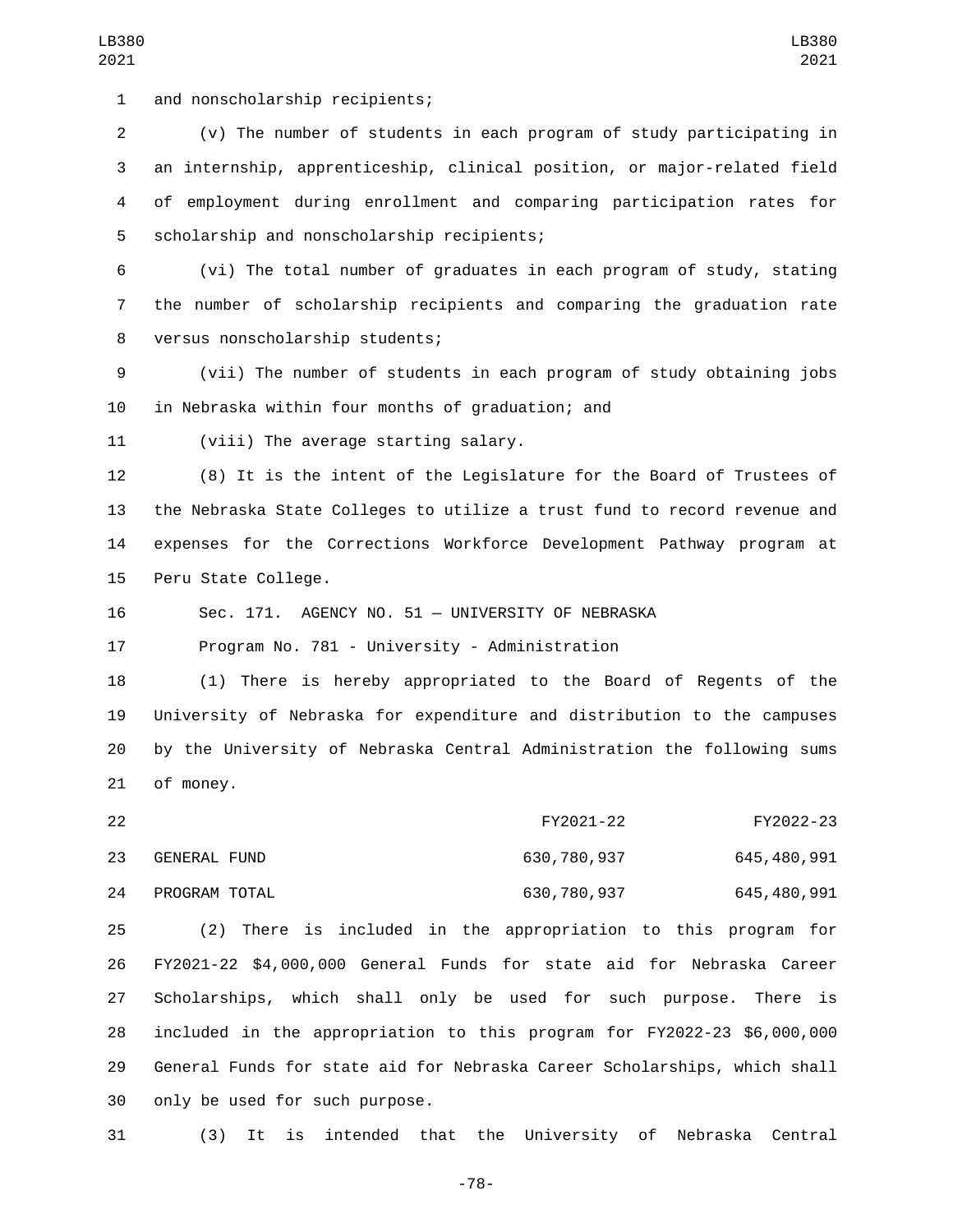and nonscholarship recipients;

(v) The number of students in each program of study participating in an internship, apprenticeship, clinical position, or major-related field of employment during enrollment and comparing participation rates for scholarship and nonscholarship recipients;

(vi) The total number of graduates in each program of study, stating the number of scholarship recipients and comparing the graduation rate versus nonscholarship students;

(vii) The number of students in each program of study obtaining jobs in Nebraska within four months of graduation; and

(viii) The average starting salary.

(8) It is the intent of the Legislature for the Board of Trustees of the Nebraska State Colleges to utilize a trust fund to record revenue and expenses for the Corrections Workforce Development Pathway program at Peru State College.

Sec. 171. AGENCY NO. 51 — UNIVERSITY OF NEBRASKA

Program No. 781 - University - Administration

(1) There is hereby appropriated to the Board of Regents of the University of Nebraska for expenditure and distribution to the campuses by the University of Nebraska Central Administration the following sums of money.

| | FY2021-22 | FY2022-23 |
|---|---|---|
| GENERAL FUND | 630,780,937 | 645,480,991 |
| PROGRAM TOTAL | 630,780,937 | 645,480,991 |

(2) There is included in the appropriation to this program for FY2021-22 $4,000,000 General Funds for state aid for Nebraska Career Scholarships, which shall only be used for such purpose. There is included in the appropriation to this program for FY2022-23 $6,000,000 General Funds for state aid for Nebraska Career Scholarships, which shall only be used for such purpose.

(3) It is intended that the University of Nebraska Central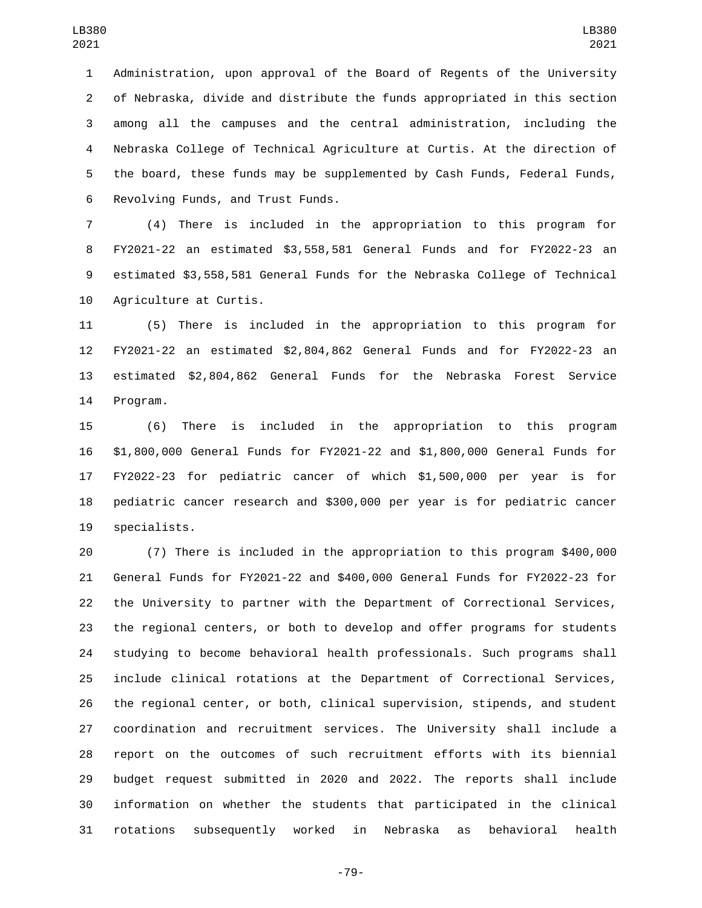Administration, upon approval of the Board of Regents of the University of Nebraska, divide and distribute the funds appropriated in this section among all the campuses and the central administration, including the Nebraska College of Technical Agriculture at Curtis. At the direction of the board, these funds may be supplemented by Cash Funds, Federal Funds, Revolving Funds, and Trust Funds.

(4) There is included in the appropriation to this program for FY2021-22 an estimated $3,558,581 General Funds and for FY2022-23 an estimated $3,558,581 General Funds for the Nebraska College of Technical Agriculture at Curtis.

(5) There is included in the appropriation to this program for FY2021-22 an estimated $2,804,862 General Funds and for FY2022-23 an estimated $2,804,862 General Funds for the Nebraska Forest Service Program.

(6) There is included in the appropriation to this program $1,800,000 General Funds for FY2021-22 and $1,800,000 General Funds for FY2022-23 for pediatric cancer of which $1,500,000 per year is for pediatric cancer research and $300,000 per year is for pediatric cancer specialists.

(7) There is included in the appropriation to this program $400,000 General Funds for FY2021-22 and $400,000 General Funds for FY2022-23 for the University to partner with the Department of Correctional Services, the regional centers, or both to develop and offer programs for students studying to become behavioral health professionals. Such programs shall include clinical rotations at the Department of Correctional Services, the regional center, or both, clinical supervision, stipends, and student coordination and recruitment services. The University shall include a report on the outcomes of such recruitment efforts with its biennial budget request submitted in 2020 and 2022. The reports shall include information on whether the students that participated in the clinical rotations subsequently worked in Nebraska as behavioral health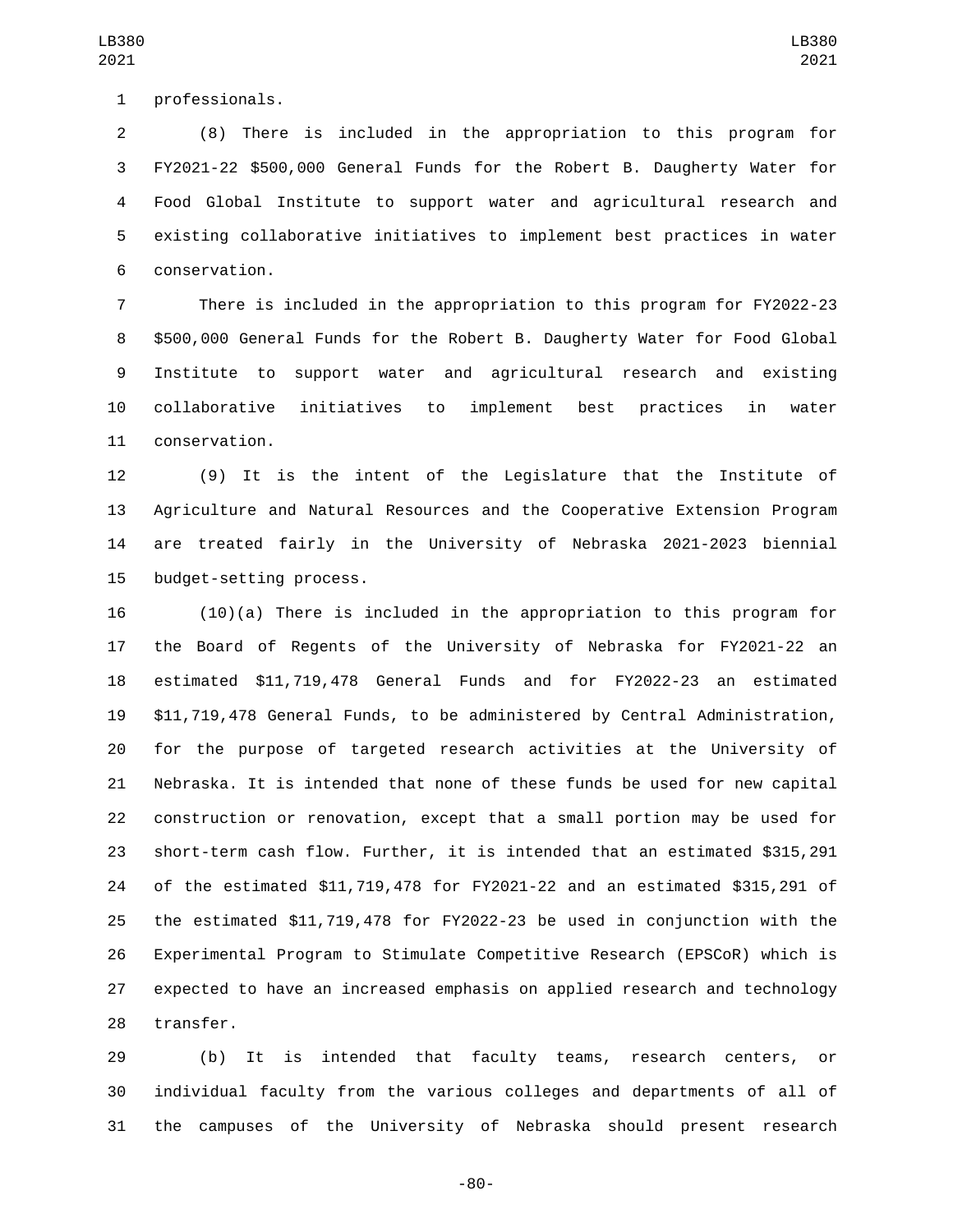professionals.

(8) There is included in the appropriation to this program for FY2021-22 $500,000 General Funds for the Robert B. Daugherty Water for Food Global Institute to support water and agricultural research and existing collaborative initiatives to implement best practices in water conservation.

There is included in the appropriation to this program for FY2022-23 $500,000 General Funds for the Robert B. Daugherty Water for Food Global Institute to support water and agricultural research and existing collaborative initiatives to implement best practices in water conservation.

(9) It is the intent of the Legislature that the Institute of Agriculture and Natural Resources and the Cooperative Extension Program are treated fairly in the University of Nebraska 2021-2023 biennial budget-setting process.

(10)(a) There is included in the appropriation to this program for the Board of Regents of the University of Nebraska for FY2021-22 an estimated $11,719,478 General Funds and for FY2022-23 an estimated $11,719,478 General Funds, to be administered by Central Administration, for the purpose of targeted research activities at the University of Nebraska. It is intended that none of these funds be used for new capital construction or renovation, except that a small portion may be used for short-term cash flow. Further, it is intended that an estimated $315,291 of the estimated $11,719,478 for FY2021-22 and an estimated $315,291 of the estimated $11,719,478 for FY2022-23 be used in conjunction with the Experimental Program to Stimulate Competitive Research (EPSCoR) which is expected to have an increased emphasis on applied research and technology transfer.

(b) It is intended that faculty teams, research centers, or individual faculty from the various colleges and departments of all of the campuses of the University of Nebraska should present research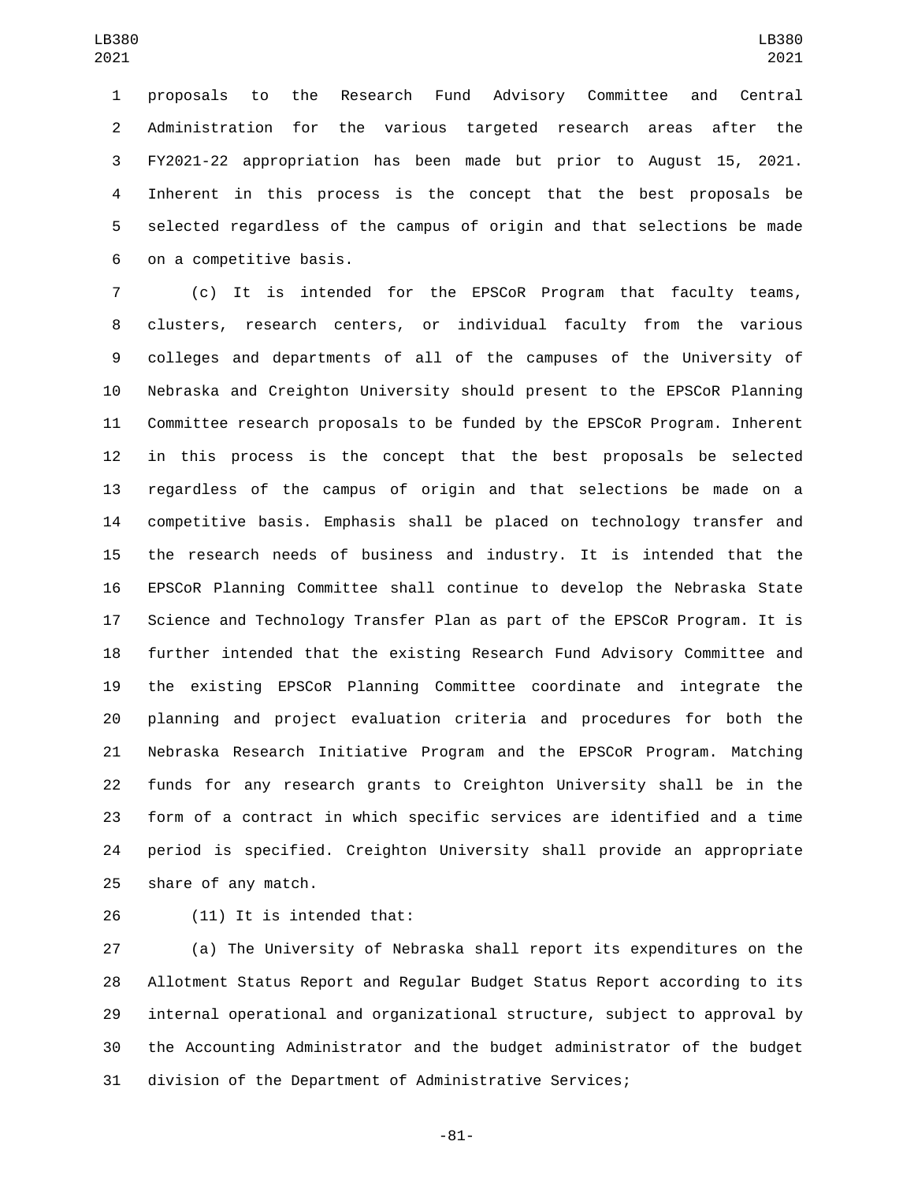proposals to the Research Fund Advisory Committee and Central Administration for the various targeted research areas after the FY2021-22 appropriation has been made but prior to August 15, 2021. Inherent in this process is the concept that the best proposals be selected regardless of the campus of origin and that selections be made on a competitive basis.

(c) It is intended for the EPSCoR Program that faculty teams, clusters, research centers, or individual faculty from the various colleges and departments of all of the campuses of the University of Nebraska and Creighton University should present to the EPSCoR Planning Committee research proposals to be funded by the EPSCoR Program. Inherent in this process is the concept that the best proposals be selected regardless of the campus of origin and that selections be made on a competitive basis. Emphasis shall be placed on technology transfer and the research needs of business and industry. It is intended that the EPSCoR Planning Committee shall continue to develop the Nebraska State Science and Technology Transfer Plan as part of the EPSCoR Program. It is further intended that the existing Research Fund Advisory Committee and the existing EPSCoR Planning Committee coordinate and integrate the planning and project evaluation criteria and procedures for both the Nebraska Research Initiative Program and the EPSCoR Program. Matching funds for any research grants to Creighton University shall be in the form of a contract in which specific services are identified and a time period is specified. Creighton University shall provide an appropriate share of any match.

(11) It is intended that:

(a) The University of Nebraska shall report its expenditures on the Allotment Status Report and Regular Budget Status Report according to its internal operational and organizational structure, subject to approval by the Accounting Administrator and the budget administrator of the budget division of the Department of Administrative Services;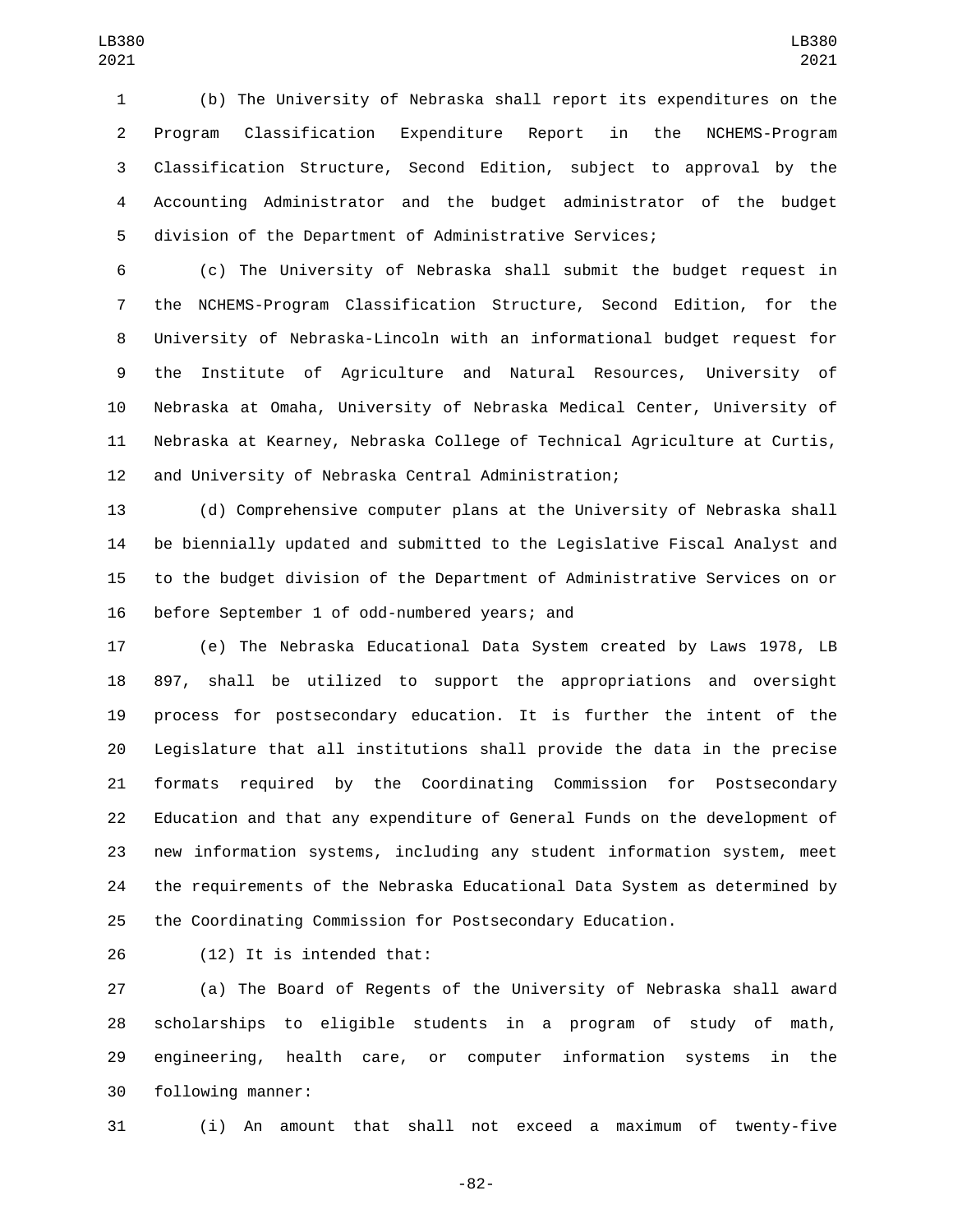(b) The University of Nebraska shall report its expenditures on the Program Classification Expenditure Report in the NCHEMS-Program Classification Structure, Second Edition, subject to approval by the Accounting Administrator and the budget administrator of the budget division of the Department of Administrative Services;

(c) The University of Nebraska shall submit the budget request in the NCHEMS-Program Classification Structure, Second Edition, for the University of Nebraska-Lincoln with an informational budget request for the Institute of Agriculture and Natural Resources, University of Nebraska at Omaha, University of Nebraska Medical Center, University of Nebraska at Kearney, Nebraska College of Technical Agriculture at Curtis, and University of Nebraska Central Administration;

(d) Comprehensive computer plans at the University of Nebraska shall be biennially updated and submitted to the Legislative Fiscal Analyst and to the budget division of the Department of Administrative Services on or before September 1 of odd-numbered years; and

(e) The Nebraska Educational Data System created by Laws 1978, LB 897, shall be utilized to support the appropriations and oversight process for postsecondary education. It is further the intent of the Legislature that all institutions shall provide the data in the precise formats required by the Coordinating Commission for Postsecondary Education and that any expenditure of General Funds on the development of new information systems, including any student information system, meet the requirements of the Nebraska Educational Data System as determined by the Coordinating Commission for Postsecondary Education.

(12) It is intended that:

(a) The Board of Regents of the University of Nebraska shall award scholarships to eligible students in a program of study of math, engineering, health care, or computer information systems in the following manner:

(i) An amount that shall not exceed a maximum of twenty-five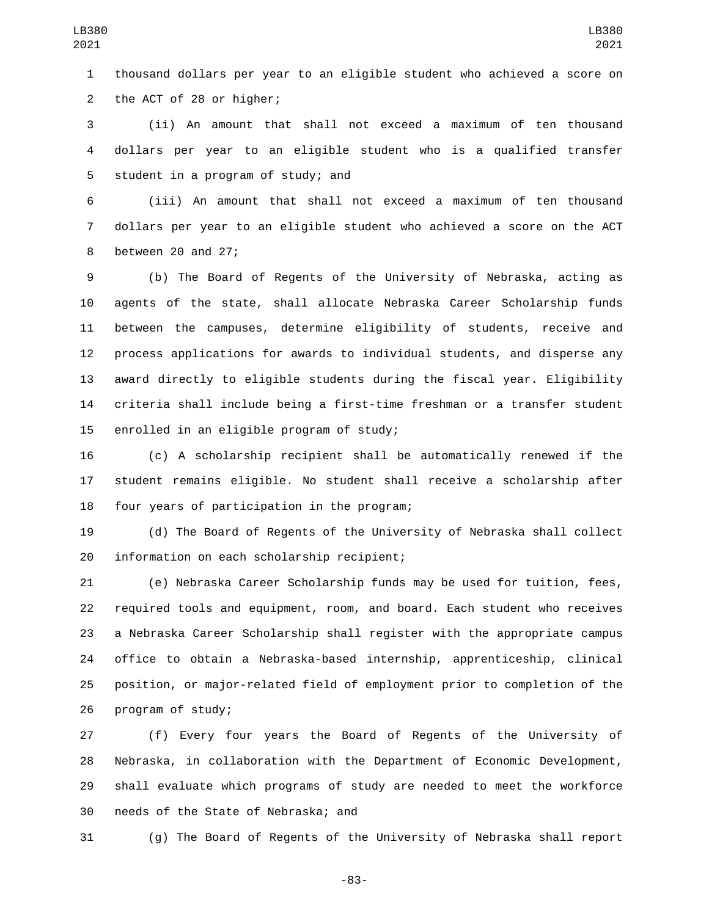thousand dollars per year to an eligible student who achieved a score on the ACT of 28 or higher;

(ii) An amount that shall not exceed a maximum of ten thousand dollars per year to an eligible student who is a qualified transfer student in a program of study; and

(iii) An amount that shall not exceed a maximum of ten thousand dollars per year to an eligible student who achieved a score on the ACT between 20 and 27;

(b) The Board of Regents of the University of Nebraska, acting as agents of the state, shall allocate Nebraska Career Scholarship funds between the campuses, determine eligibility of students, receive and process applications for awards to individual students, and disperse any award directly to eligible students during the fiscal year. Eligibility criteria shall include being a first-time freshman or a transfer student enrolled in an eligible program of study;

(c) A scholarship recipient shall be automatically renewed if the student remains eligible. No student shall receive a scholarship after four years of participation in the program;

(d) The Board of Regents of the University of Nebraska shall collect information on each scholarship recipient;

(e) Nebraska Career Scholarship funds may be used for tuition, fees, required tools and equipment, room, and board. Each student who receives a Nebraska Career Scholarship shall register with the appropriate campus office to obtain a Nebraska-based internship, apprenticeship, clinical position, or major-related field of employment prior to completion of the program of study;

(f) Every four years the Board of Regents of the University of Nebraska, in collaboration with the Department of Economic Development, shall evaluate which programs of study are needed to meet the workforce needs of the State of Nebraska; and

(g) The Board of Regents of the University of Nebraska shall report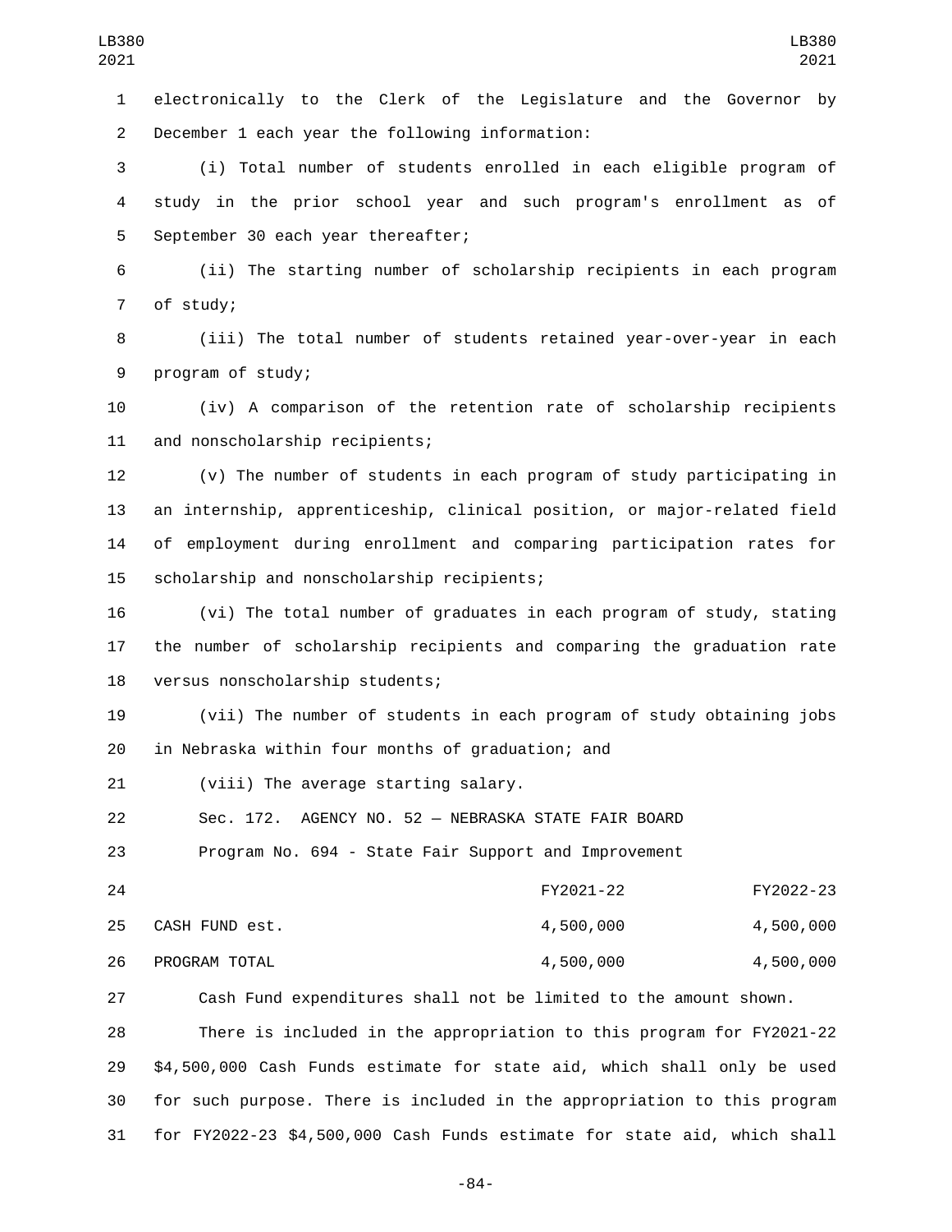electronically to the Clerk of the Legislature and the Governor by December 1 each year the following information:

(i) Total number of students enrolled in each eligible program of study in the prior school year and such program's enrollment as of September 30 each year thereafter;

(ii) The starting number of scholarship recipients in each program of study;

(iii) The total number of students retained year-over-year in each program of study;

(iv) A comparison of the retention rate of scholarship recipients and nonscholarship recipients;

(v) The number of students in each program of study participating in an internship, apprenticeship, clinical position, or major-related field of employment during enrollment and comparing participation rates for scholarship and nonscholarship recipients;

(vi) The total number of graduates in each program of study, stating the number of scholarship recipients and comparing the graduation rate versus nonscholarship students;

(vii) The number of students in each program of study obtaining jobs in Nebraska within four months of graduation; and

(viii) The average starting salary.

Sec. 172. AGENCY NO. 52 — NEBRASKA STATE FAIR BOARD

Program No. 694 - State Fair Support and Improvement

| | FY2021-22 | FY2022-23 |
|---|---|---|
| CASH FUND est. | 4,500,000 | 4,500,000 |
| PROGRAM TOTAL | 4,500,000 | 4,500,000 |

Cash Fund expenditures shall not be limited to the amount shown.

There is included in the appropriation to this program for FY2021-22 $4,500,000 Cash Funds estimate for state aid, which shall only be used for such purpose. There is included in the appropriation to this program for FY2022-23 $4,500,000 Cash Funds estimate for state aid, which shall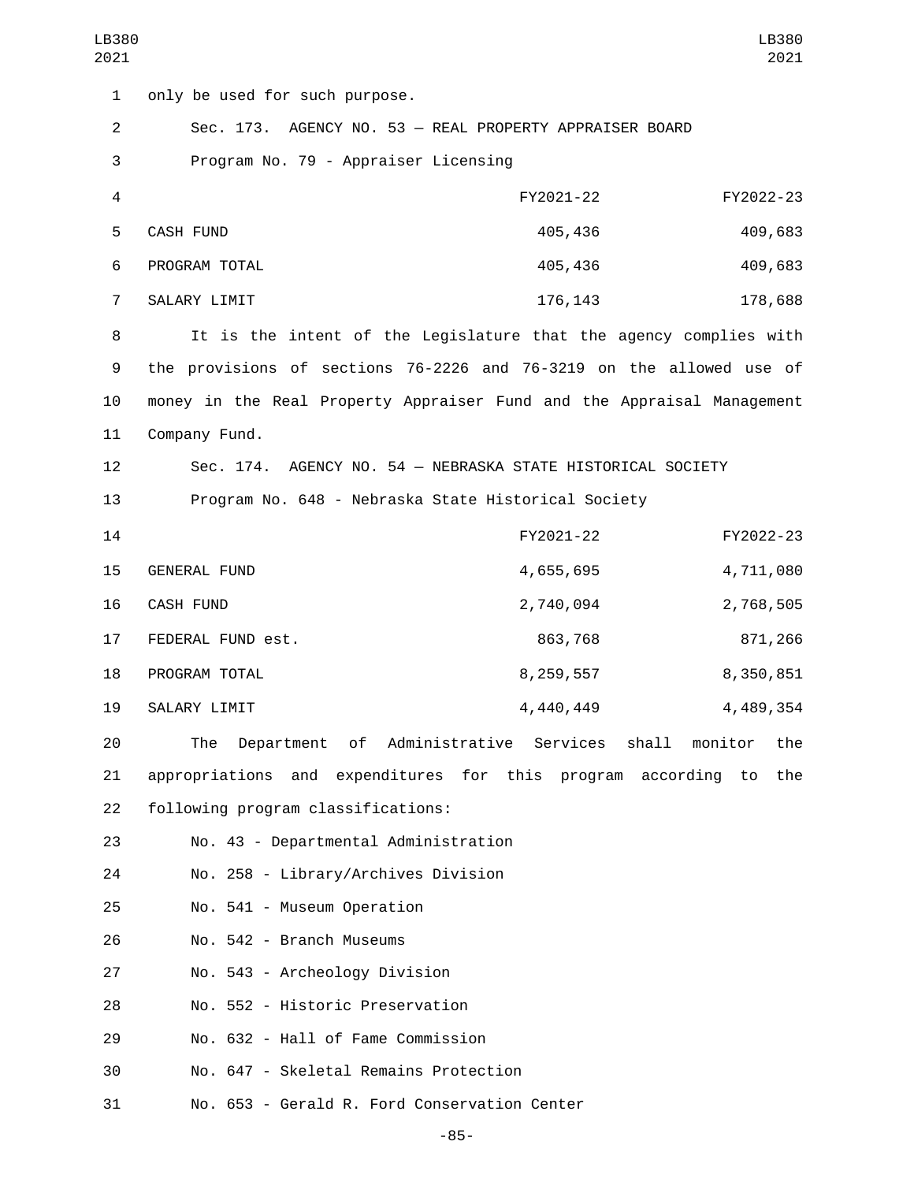only be used for such purpose.

Sec. 173. AGENCY NO. 53 — REAL PROPERTY APPRAISER BOARD

Program No. 79 - Appraiser Licensing

| | FY2021-22 | FY2022-23 |
|---|---|---|
| CASH FUND | 405,436 | 409,683 |
| PROGRAM TOTAL | 405,436 | 409,683 |
| SALARY LIMIT | 176,143 | 178,688 |

It is the intent of the Legislature that the agency complies with the provisions of sections 76-2226 and 76-3219 on the allowed use of money in the Real Property Appraiser Fund and the Appraisal Management Company Fund.

Sec. 174. AGENCY NO. 54 — NEBRASKA STATE HISTORICAL SOCIETY

Program No. 648 - Nebraska State Historical Society

| | FY2021-22 | FY2022-23 |
|---|---|---|
| GENERAL FUND | 4,655,695 | 4,711,080 |
| CASH FUND | 2,740,094 | 2,768,505 |
| FEDERAL FUND est. | 863,768 | 871,266 |
| PROGRAM TOTAL | 8,259,557 | 8,350,851 |
| SALARY LIMIT | 4,440,449 | 4,489,354 |

The Department of Administrative Services shall monitor the appropriations and expenditures for this program according to the following program classifications:

No. 43 - Departmental Administration

No. 258 - Library/Archives Division

No. 541 - Museum Operation

No. 542 - Branch Museums

No. 543 - Archeology Division

No. 552 - Historic Preservation

No. 632 - Hall of Fame Commission

No. 647 - Skeletal Remains Protection

No. 653 - Gerald R. Ford Conservation Center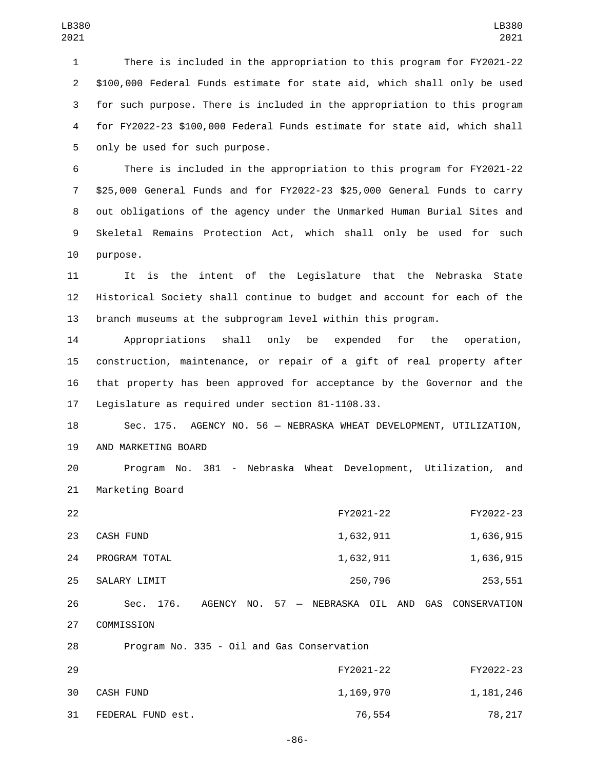There is included in the appropriation to this program for FY2021-22 $100,000 Federal Funds estimate for state aid, which shall only be used for such purpose. There is included in the appropriation to this program for FY2022-23 $100,000 Federal Funds estimate for state aid, which shall only be used for such purpose.

There is included in the appropriation to this program for FY2021-22 $25,000 General Funds and for FY2022-23 $25,000 General Funds to carry out obligations of the agency under the Unmarked Human Burial Sites and Skeletal Remains Protection Act, which shall only be used for such purpose.

It is the intent of the Legislature that the Nebraska State Historical Society shall continue to budget and account for each of the branch museums at the subprogram level within this program.

Appropriations shall only be expended for the operation, construction, maintenance, or repair of a gift of real property after that property has been approved for acceptance by the Governor and the Legislature as required under section 81-1108.33.

Sec. 175. AGENCY NO. 56 — NEBRASKA WHEAT DEVELOPMENT, UTILIZATION, AND MARKETING BOARD

Program No. 381 - Nebraska Wheat Development, Utilization, and Marketing Board

| | FY2021-22 | FY2022-23 |
|---|---|---|
| CASH FUND | 1,632,911 | 1,636,915 |
| PROGRAM TOTAL | 1,632,911 | 1,636,915 |
| SALARY LIMIT | 250,796 | 253,551 |

Sec. 176. AGENCY NO. 57 — NEBRASKA OIL AND GAS CONSERVATION COMMISSION

Program No. 335 - Oil and Gas Conservation

| | FY2021-22 | FY2022-23 |
|---|---|---|
| CASH FUND | 1,169,970 | 1,181,246 |
| FEDERAL FUND est. | 76,554 | 78,217 |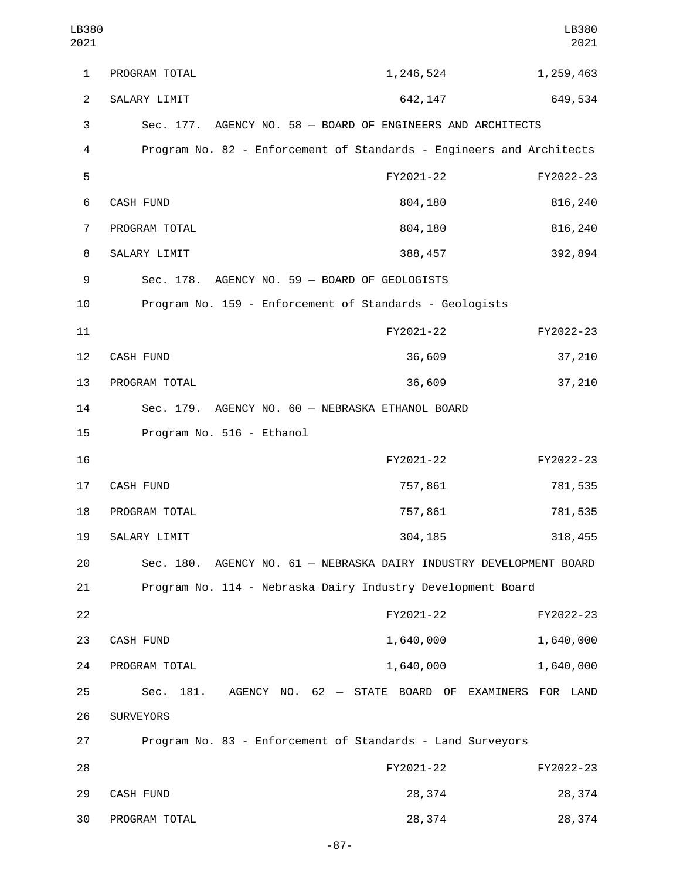| | | |
|---|---|---|
| PROGRAM TOTAL | 1,246,524 | 1,259,463 |
| SALARY LIMIT | 642,147 | 649,534 |

Sec. 177. AGENCY NO. 58 — BOARD OF ENGINEERS AND ARCHITECTS

Program No. 82 - Enforcement of Standards - Engineers and Architects

| | FY2021-22 | FY2022-23 |
|---|---|---|
| CASH FUND | 804,180 | 816,240 |
| PROGRAM TOTAL | 804,180 | 816,240 |
| SALARY LIMIT | 388,457 | 392,894 |

Sec. 178. AGENCY NO. 59 — BOARD OF GEOLOGISTS

Program No. 159 - Enforcement of Standards - Geologists

| | FY2021-22 | FY2022-23 |
|---|---|---|
| CASH FUND | 36,609 | 37,210 |
| PROGRAM TOTAL | 36,609 | 37,210 |

Sec. 179. AGENCY NO. 60 — NEBRASKA ETHANOL BOARD

Program No. 516 - Ethanol

| | FY2021-22 | FY2022-23 |
|---|---|---|
| CASH FUND | 757,861 | 781,535 |
| PROGRAM TOTAL | 757,861 | 781,535 |
| SALARY LIMIT | 304,185 | 318,455 |

Sec. 180. AGENCY NO. 61 — NEBRASKA DAIRY INDUSTRY DEVELOPMENT BOARD

Program No. 114 - Nebraska Dairy Industry Development Board

| | FY2021-22 | FY2022-23 |
|---|---|---|
| CASH FUND | 1,640,000 | 1,640,000 |
| PROGRAM TOTAL | 1,640,000 | 1,640,000 |

Sec. 181. AGENCY NO. 62 — STATE BOARD OF EXAMINERS FOR LAND SURVEYORS

Program No. 83 - Enforcement of Standards - Land Surveyors

| | FY2021-22 | FY2022-23 |
|---|---|---|
| CASH FUND | 28,374 | 28,374 |
| PROGRAM TOTAL | 28,374 | 28,374 |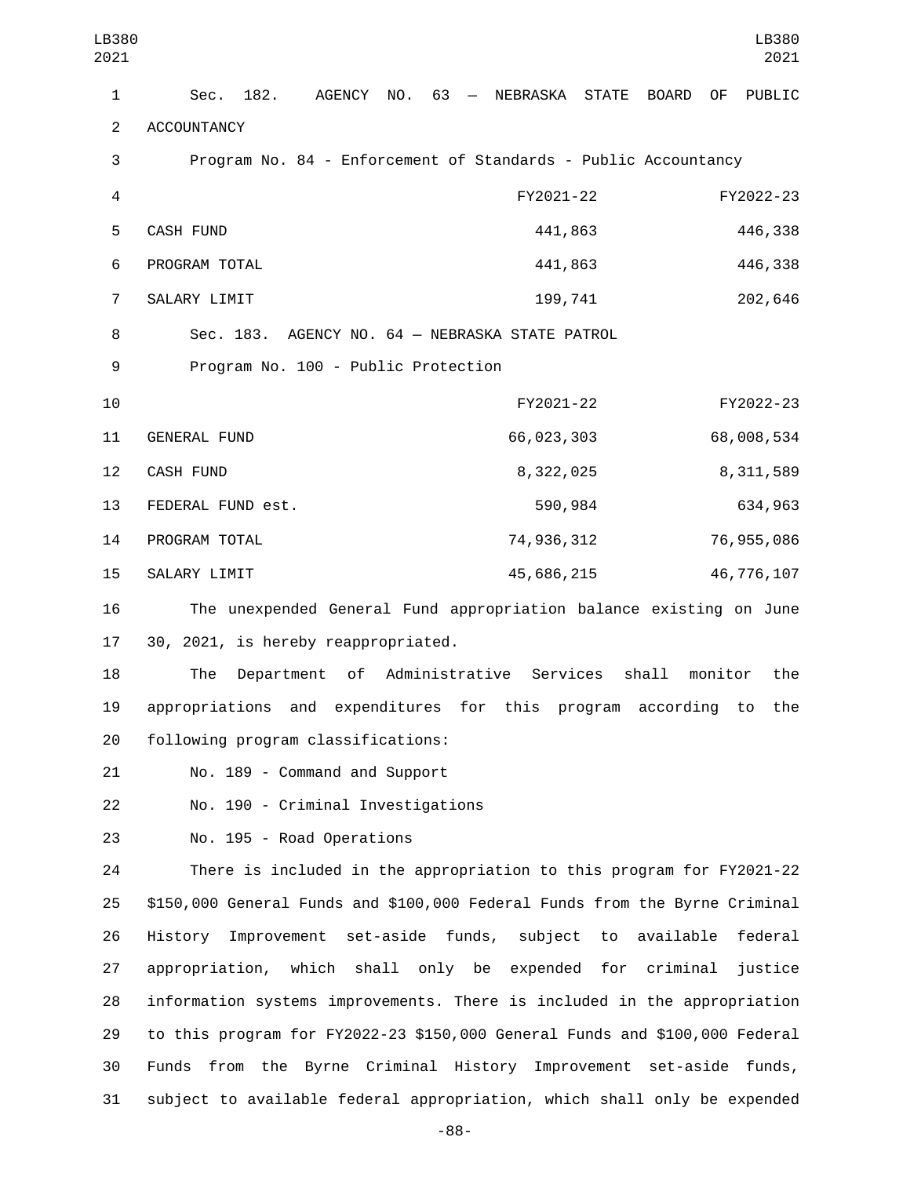Sec. 182. AGENCY NO. 63 — NEBRASKA STATE BOARD OF PUBLIC ACCOUNTANCY

Program No. 84 - Enforcement of Standards - Public Accountancy

| | FY2021-22 | FY2022-23 |
|---|---|---|
| CASH FUND | 441,863 | 446,338 |
| PROGRAM TOTAL | 441,863 | 446,338 |
| SALARY LIMIT | 199,741 | 202,646 |

Sec. 183. AGENCY NO. 64 — NEBRASKA STATE PATROL

Program No. 100 - Public Protection

| | FY2021-22 | FY2022-23 |
|---|---|---|
| GENERAL FUND | 66,023,303 | 68,008,534 |
| CASH FUND | 8,322,025 | 8,311,589 |
| FEDERAL FUND est. | 590,984 | 634,963 |
| PROGRAM TOTAL | 74,936,312 | 76,955,086 |
| SALARY LIMIT | 45,686,215 | 46,776,107 |

The unexpended General Fund appropriation balance existing on June 30, 2021, is hereby reappropriated.

The Department of Administrative Services shall monitor the appropriations and expenditures for this program according to the following program classifications:

No. 189 - Command and Support

No. 190 - Criminal Investigations

No. 195 - Road Operations

There is included in the appropriation to this program for FY2021-22 $150,000 General Funds and $100,000 Federal Funds from the Byrne Criminal History Improvement set-aside funds, subject to available federal appropriation, which shall only be expended for criminal justice information systems improvements. There is included in the appropriation to this program for FY2022-23 $150,000 General Funds and $100,000 Federal Funds from the Byrne Criminal History Improvement set-aside funds, subject to available federal appropriation, which shall only be expended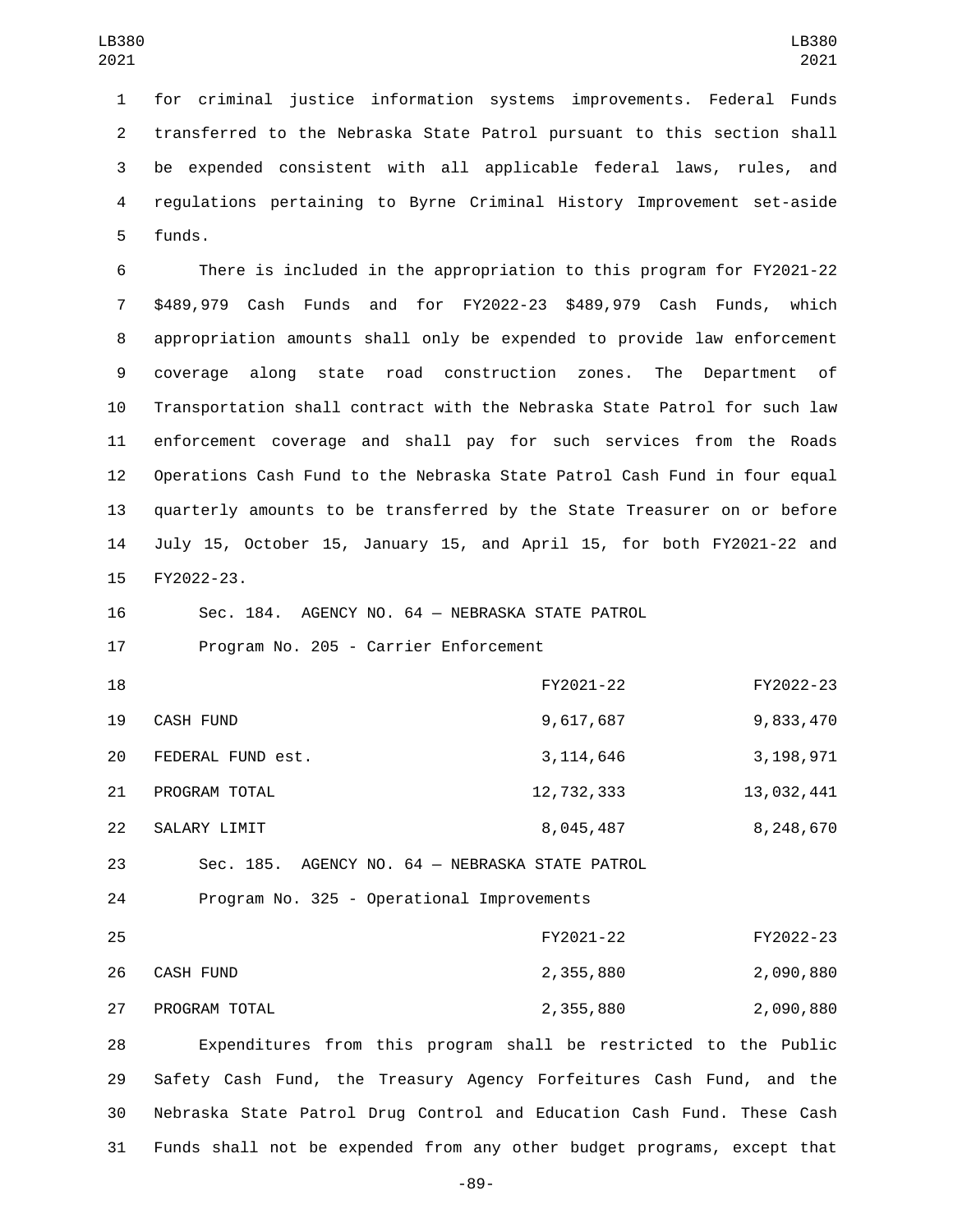for criminal justice information systems improvements. Federal Funds transferred to the Nebraska State Patrol pursuant to this section shall be expended consistent with all applicable federal laws, rules, and regulations pertaining to Byrne Criminal History Improvement set-aside funds.

There is included in the appropriation to this program for FY2021-22 $489,979 Cash Funds and for FY2022-23 $489,979 Cash Funds, which appropriation amounts shall only be expended to provide law enforcement coverage along state road construction zones. The Department of Transportation shall contract with the Nebraska State Patrol for such law enforcement coverage and shall pay for such services from the Roads Operations Cash Fund to the Nebraska State Patrol Cash Fund in four equal quarterly amounts to be transferred by the State Treasurer on or before July 15, October 15, January 15, and April 15, for both FY2021-22 and FY2022-23.

Sec. 184. AGENCY NO. 64 — NEBRASKA STATE PATROL

Program No. 205 - Carrier Enforcement

| | FY2021-22 | FY2022-23 |
|---|---|---|
| CASH FUND | 9,617,687 | 9,833,470 |
| FEDERAL FUND est. | 3,114,646 | 3,198,971 |
| PROGRAM TOTAL | 12,732,333 | 13,032,441 |
| SALARY LIMIT | 8,045,487 | 8,248,670 |

Sec. 185. AGENCY NO. 64 — NEBRASKA STATE PATROL

Program No. 325 - Operational Improvements

| | FY2021-22 | FY2022-23 |
|---|---|---|
| CASH FUND | 2,355,880 | 2,090,880 |
| PROGRAM TOTAL | 2,355,880 | 2,090,880 |

Expenditures from this program shall be restricted to the Public Safety Cash Fund, the Treasury Agency Forfeitures Cash Fund, and the Nebraska State Patrol Drug Control and Education Cash Fund. These Cash Funds shall not be expended from any other budget programs, except that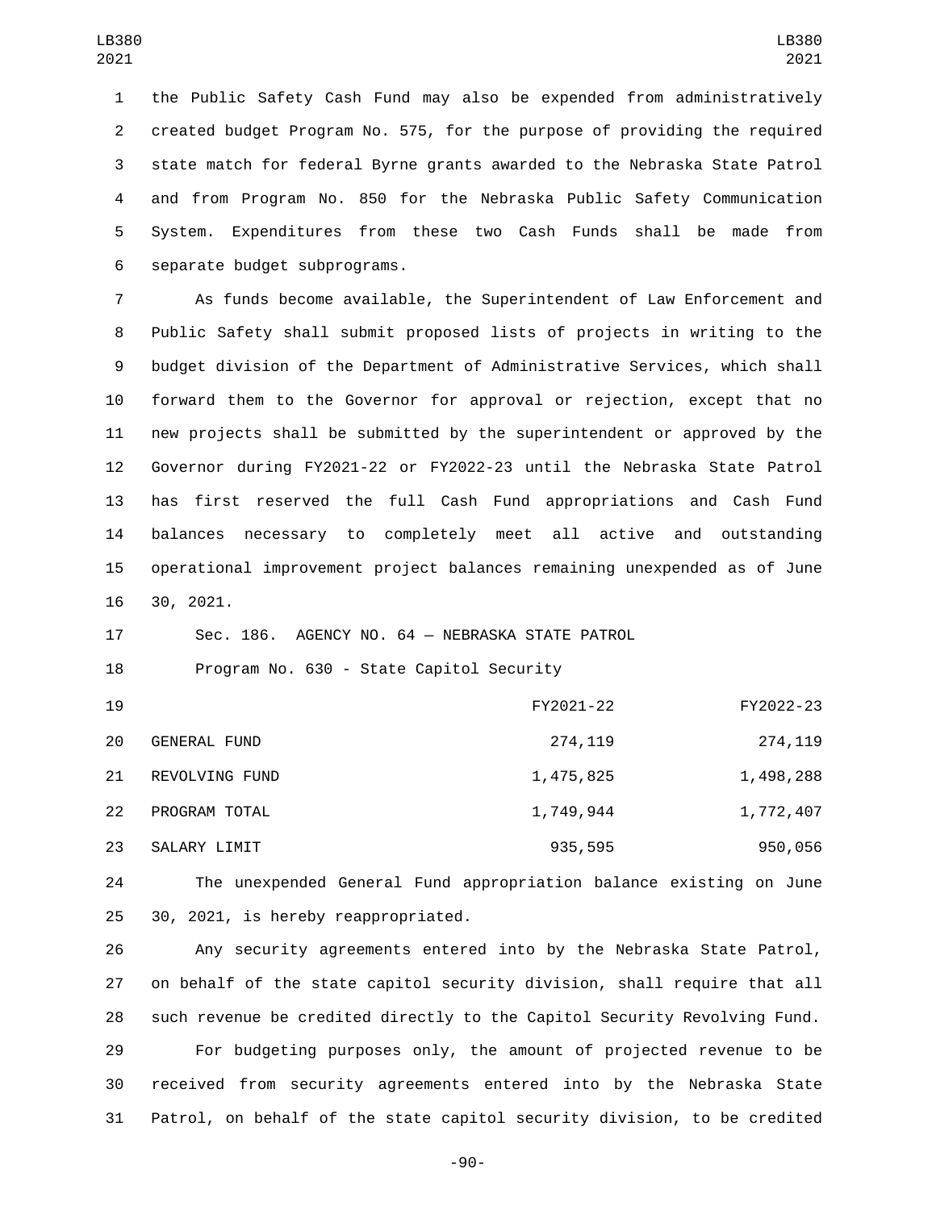the Public Safety Cash Fund may also be expended from administratively created budget Program No. 575, for the purpose of providing the required state match for federal Byrne grants awarded to the Nebraska State Patrol and from Program No. 850 for the Nebraska Public Safety Communication System. Expenditures from these two Cash Funds shall be made from separate budget subprograms.

As funds become available, the Superintendent of Law Enforcement and Public Safety shall submit proposed lists of projects in writing to the budget division of the Department of Administrative Services, which shall forward them to the Governor for approval or rejection, except that no new projects shall be submitted by the superintendent or approved by the Governor during FY2021-22 or FY2022-23 until the Nebraska State Patrol has first reserved the full Cash Fund appropriations and Cash Fund balances necessary to completely meet all active and outstanding operational improvement project balances remaining unexpended as of June 30, 2021.

Sec. 186. AGENCY NO. 64 — NEBRASKA STATE PATROL

Program No. 630 - State Capitol Security

| | FY2021-22 | FY2022-23 |
|---|---|---|
| GENERAL FUND | 274,119 | 274,119 |
| REVOLVING FUND | 1,475,825 | 1,498,288 |
| PROGRAM TOTAL | 1,749,944 | 1,772,407 |
| SALARY LIMIT | 935,595 | 950,056 |

The unexpended General Fund appropriation balance existing on June 30, 2021, is hereby reappropriated.

Any security agreements entered into by the Nebraska State Patrol, on behalf of the state capitol security division, shall require that all such revenue be credited directly to the Capitol Security Revolving Fund.

For budgeting purposes only, the amount of projected revenue to be received from security agreements entered into by the Nebraska State Patrol, on behalf of the state capitol security division, to be credited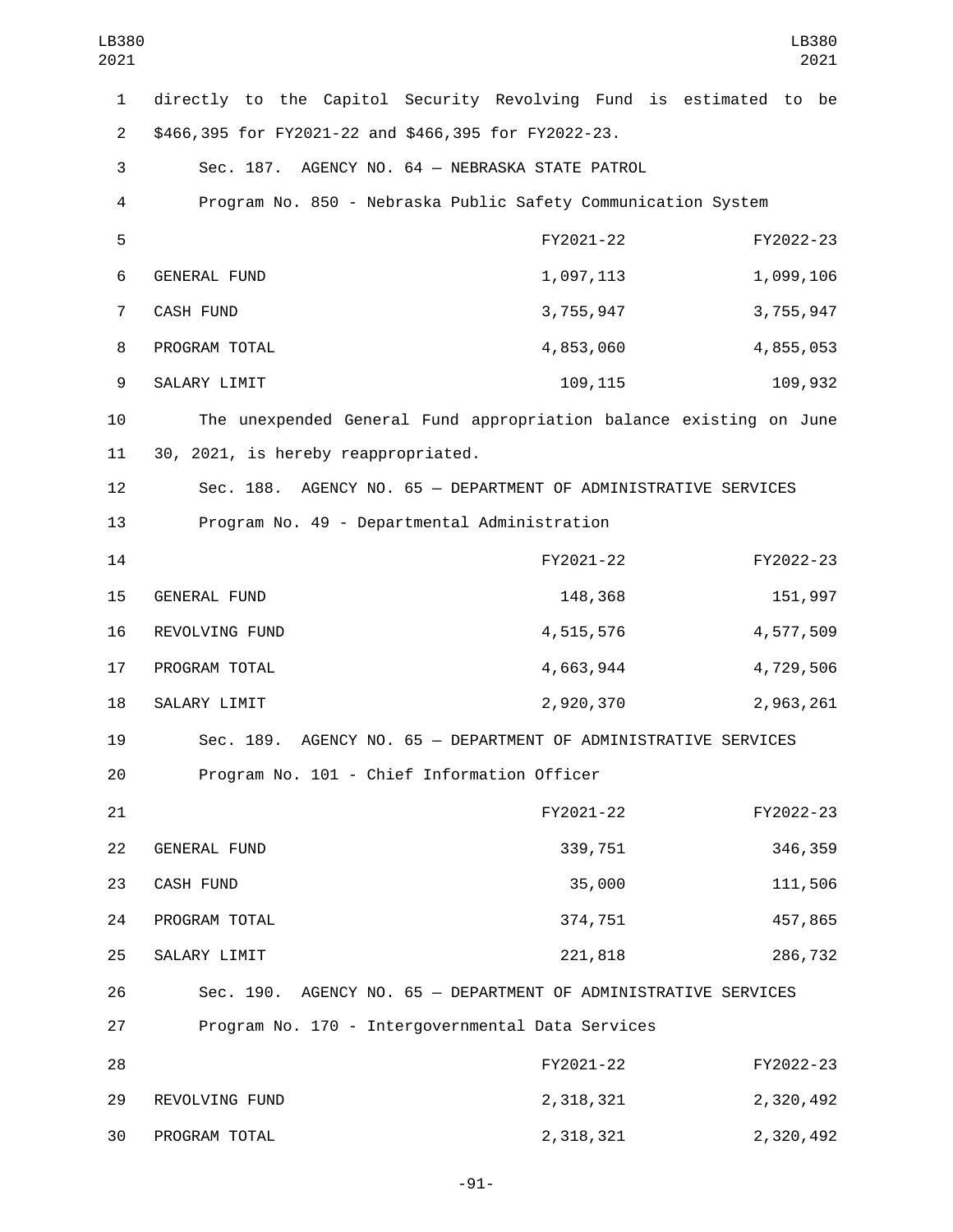directly to the Capitol Security Revolving Fund is estimated to be $466,395 for FY2021-22 and $466,395 for FY2022-23.

Sec. 187. AGENCY NO. 64 — NEBRASKA STATE PATROL

Program No. 850 - Nebraska Public Safety Communication System

| | FY2021-22 | FY2022-23 |
|---|---|---|
| GENERAL FUND | 1,097,113 | 1,099,106 |
| CASH FUND | 3,755,947 | 3,755,947 |
| PROGRAM TOTAL | 4,853,060 | 4,855,053 |
| SALARY LIMIT | 109,115 | 109,932 |

The unexpended General Fund appropriation balance existing on June 30, 2021, is hereby reappropriated.

Sec. 188. AGENCY NO. 65 — DEPARTMENT OF ADMINISTRATIVE SERVICES

Program No. 49 - Departmental Administration

| | FY2021-22 | FY2022-23 |
|---|---|---|
| GENERAL FUND | 148,368 | 151,997 |
| REVOLVING FUND | 4,515,576 | 4,577,509 |
| PROGRAM TOTAL | 4,663,944 | 4,729,506 |
| SALARY LIMIT | 2,920,370 | 2,963,261 |

Sec. 189. AGENCY NO. 65 — DEPARTMENT OF ADMINISTRATIVE SERVICES

Program No. 101 - Chief Information Officer

| | FY2021-22 | FY2022-23 |
|---|---|---|
| GENERAL FUND | 339,751 | 346,359 |
| CASH FUND | 35,000 | 111,506 |
| PROGRAM TOTAL | 374,751 | 457,865 |
| SALARY LIMIT | 221,818 | 286,732 |

Sec. 190. AGENCY NO. 65 — DEPARTMENT OF ADMINISTRATIVE SERVICES

Program No. 170 - Intergovernmental Data Services

| | FY2021-22 | FY2022-23 |
|---|---|---|
| REVOLVING FUND | 2,318,321 | 2,320,492 |
| PROGRAM TOTAL | 2,318,321 | 2,320,492 |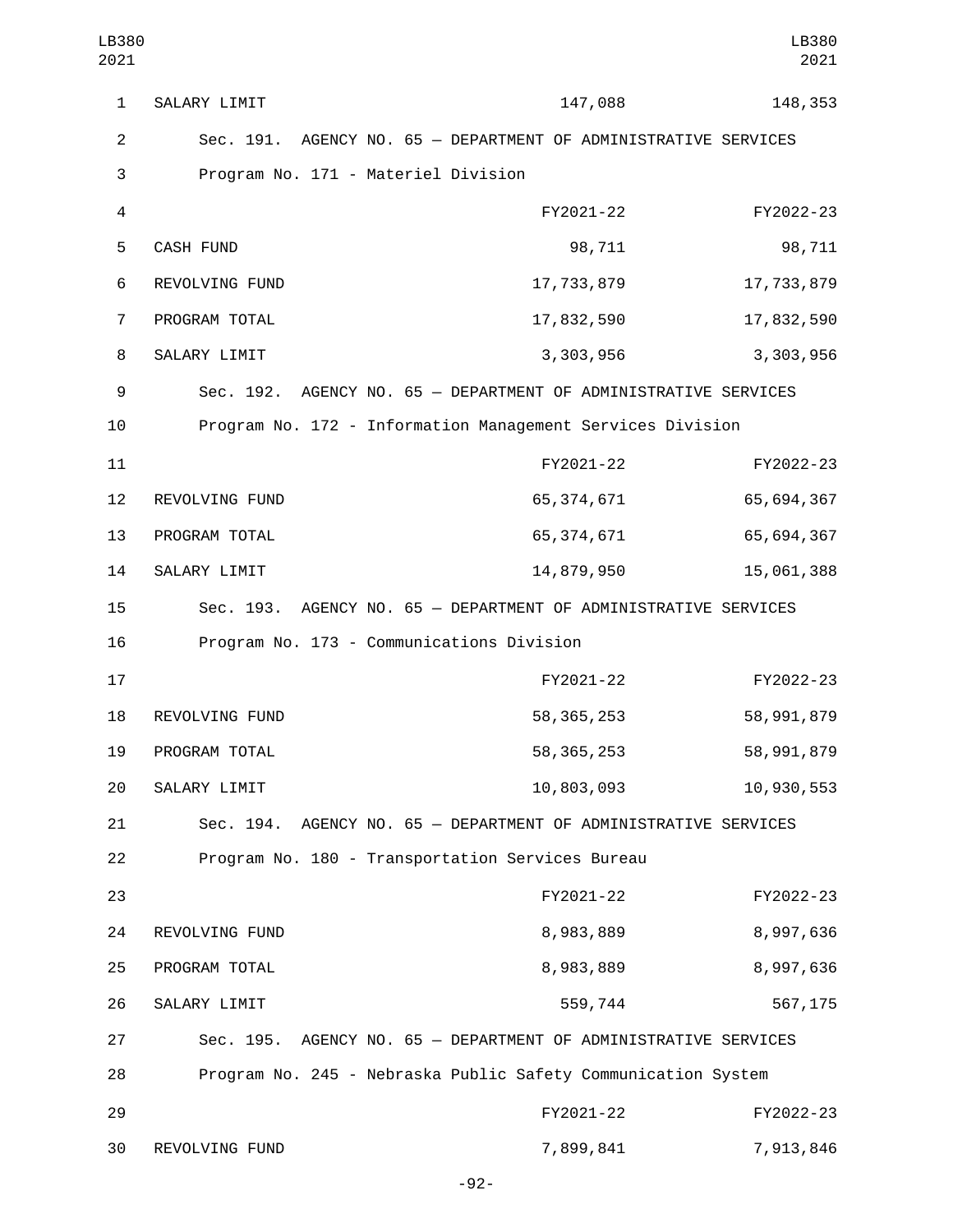| | | |
|---|---|---|
| SALARY LIMIT | 147,088 | 148,353 |

Sec. 191. AGENCY NO. 65 — DEPARTMENT OF ADMINISTRATIVE SERVICES

Program No. 171 - Materiel Division

| | FY2021-22 | FY2022-23 |
|---|---|---|
| CASH FUND | 98,711 | 98,711 |
| REVOLVING FUND | 17,733,879 | 17,733,879 |
| PROGRAM TOTAL | 17,832,590 | 17,832,590 |
| SALARY LIMIT | 3,303,956 | 3,303,956 |

Sec. 192. AGENCY NO. 65 — DEPARTMENT OF ADMINISTRATIVE SERVICES

Program No. 172 - Information Management Services Division

| | FY2021-22 | FY2022-23 |
|---|---|---|
| REVOLVING FUND | 65,374,671 | 65,694,367 |
| PROGRAM TOTAL | 65,374,671 | 65,694,367 |
| SALARY LIMIT | 14,879,950 | 15,061,388 |

Sec. 193. AGENCY NO. 65 — DEPARTMENT OF ADMINISTRATIVE SERVICES

Program No. 173 - Communications Division

| | FY2021-22 | FY2022-23 |
|---|---|---|
| REVOLVING FUND | 58,365,253 | 58,991,879 |
| PROGRAM TOTAL | 58,365,253 | 58,991,879 |
| SALARY LIMIT | 10,803,093 | 10,930,553 |

Sec. 194. AGENCY NO. 65 — DEPARTMENT OF ADMINISTRATIVE SERVICES

Program No. 180 - Transportation Services Bureau

| | FY2021-22 | FY2022-23 |
|---|---|---|
| REVOLVING FUND | 8,983,889 | 8,997,636 |
| PROGRAM TOTAL | 8,983,889 | 8,997,636 |
| SALARY LIMIT | 559,744 | 567,175 |

Sec. 195. AGENCY NO. 65 — DEPARTMENT OF ADMINISTRATIVE SERVICES

Program No. 245 - Nebraska Public Safety Communication System

| | FY2021-22 | FY2022-23 |
|---|---|---|
| REVOLVING FUND | 7,899,841 | 7,913,846 |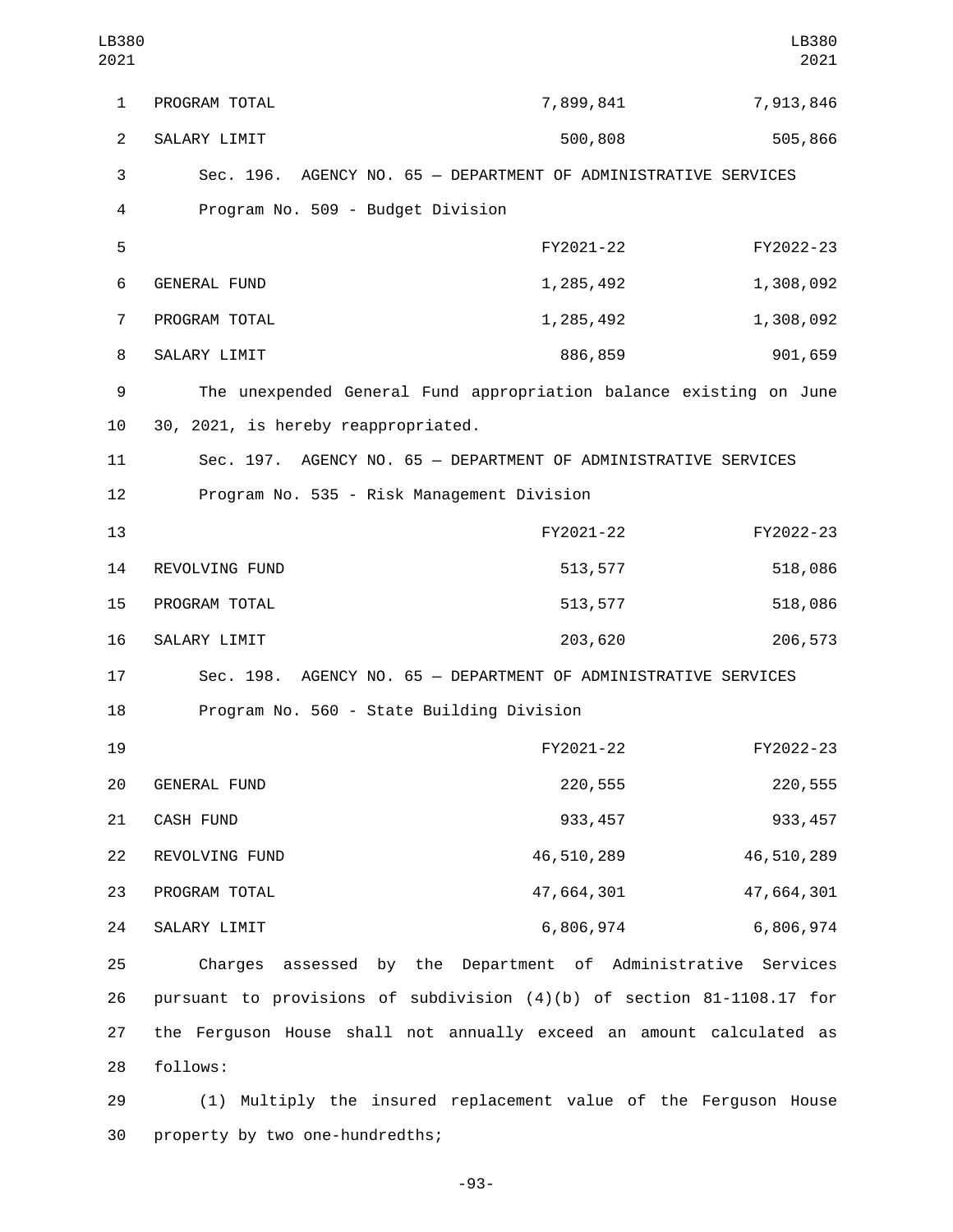| | | |
|---|---|---|
| PROGRAM TOTAL | 7,899,841 | 7,913,846 |
| SALARY LIMIT | 500,808 | 505,866 |

Sec. 196. AGENCY NO. 65 — DEPARTMENT OF ADMINISTRATIVE SERVICES

Program No. 509 - Budget Division

| | FY2021-22 | FY2022-23 |
|---|---|---|
| GENERAL FUND | 1,285,492 | 1,308,092 |
| PROGRAM TOTAL | 1,285,492 | 1,308,092 |
| SALARY LIMIT | 886,859 | 901,659 |

The unexpended General Fund appropriation balance existing on June 30, 2021, is hereby reappropriated.

Sec. 197. AGENCY NO. 65 — DEPARTMENT OF ADMINISTRATIVE SERVICES

Program No. 535 - Risk Management Division

| | FY2021-22 | FY2022-23 |
|---|---|---|
| REVOLVING FUND | 513,577 | 518,086 |
| PROGRAM TOTAL | 513,577 | 518,086 |
| SALARY LIMIT | 203,620 | 206,573 |

Sec. 198. AGENCY NO. 65 — DEPARTMENT OF ADMINISTRATIVE SERVICES

Program No. 560 - State Building Division

| | FY2021-22 | FY2022-23 |
|---|---|---|
| GENERAL FUND | 220,555 | 220,555 |
| CASH FUND | 933,457 | 933,457 |
| REVOLVING FUND | 46,510,289 | 46,510,289 |
| PROGRAM TOTAL | 47,664,301 | 47,664,301 |
| SALARY LIMIT | 6,806,974 | 6,806,974 |

Charges assessed by the Department of Administrative Services pursuant to provisions of subdivision (4)(b) of section 81-1108.17 for the Ferguson House shall not annually exceed an amount calculated as follows:

(1) Multiply the insured replacement value of the Ferguson House property by two one-hundredths;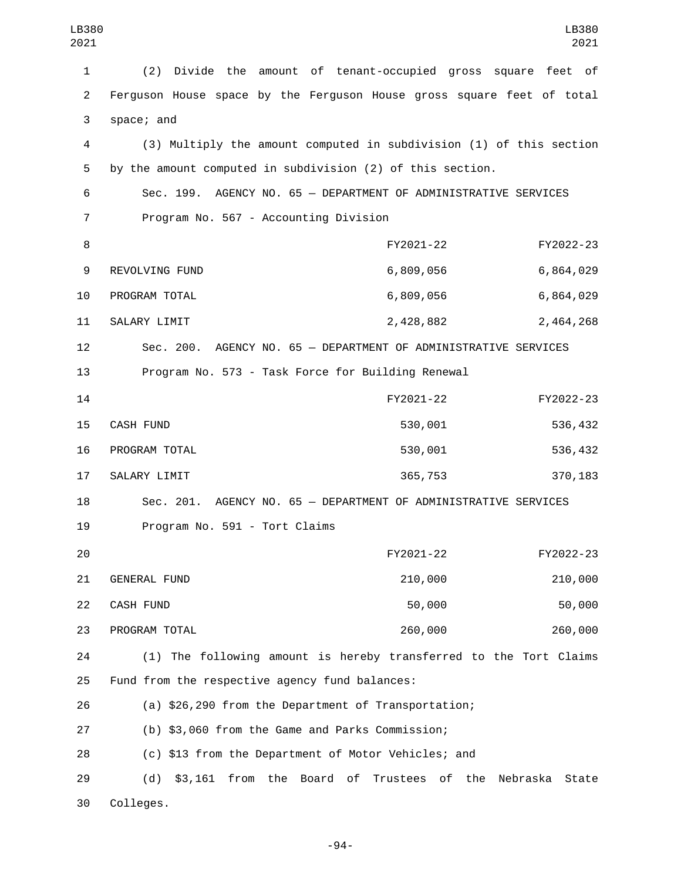(2) Divide the amount of tenant-occupied gross square feet of Ferguson House space by the Ferguson House gross square feet of total space; and

(3) Multiply the amount computed in subdivision (1) of this section by the amount computed in subdivision (2) of this section.

Sec. 199. AGENCY NO. 65 — DEPARTMENT OF ADMINISTRATIVE SERVICES

Program No. 567 - Accounting Division

| | FY2021-22 | FY2022-23 |
|---|---|---|
| REVOLVING FUND | 6,809,056 | 6,864,029 |
| PROGRAM TOTAL | 6,809,056 | 6,864,029 |
| SALARY LIMIT | 2,428,882 | 2,464,268 |

Sec. 200. AGENCY NO. 65 — DEPARTMENT OF ADMINISTRATIVE SERVICES

Program No. 573 - Task Force for Building Renewal

| | FY2021-22 | FY2022-23 |
|---|---|---|
| CASH FUND | 530,001 | 536,432 |
| PROGRAM TOTAL | 530,001 | 536,432 |
| SALARY LIMIT | 365,753 | 370,183 |

Sec. 201. AGENCY NO. 65 — DEPARTMENT OF ADMINISTRATIVE SERVICES

Program No. 591 - Tort Claims

| | FY2021-22 | FY2022-23 |
|---|---|---|
| GENERAL FUND | 210,000 | 210,000 |
| CASH FUND | 50,000 | 50,000 |
| PROGRAM TOTAL | 260,000 | 260,000 |

(1) The following amount is hereby transferred to the Tort Claims Fund from the respective agency fund balances:

(a) $26,290 from the Department of Transportation;

(b) $3,060 from the Game and Parks Commission;

(c) $13 from the Department of Motor Vehicles; and

(d) $3,161 from the Board of Trustees of the Nebraska State Colleges.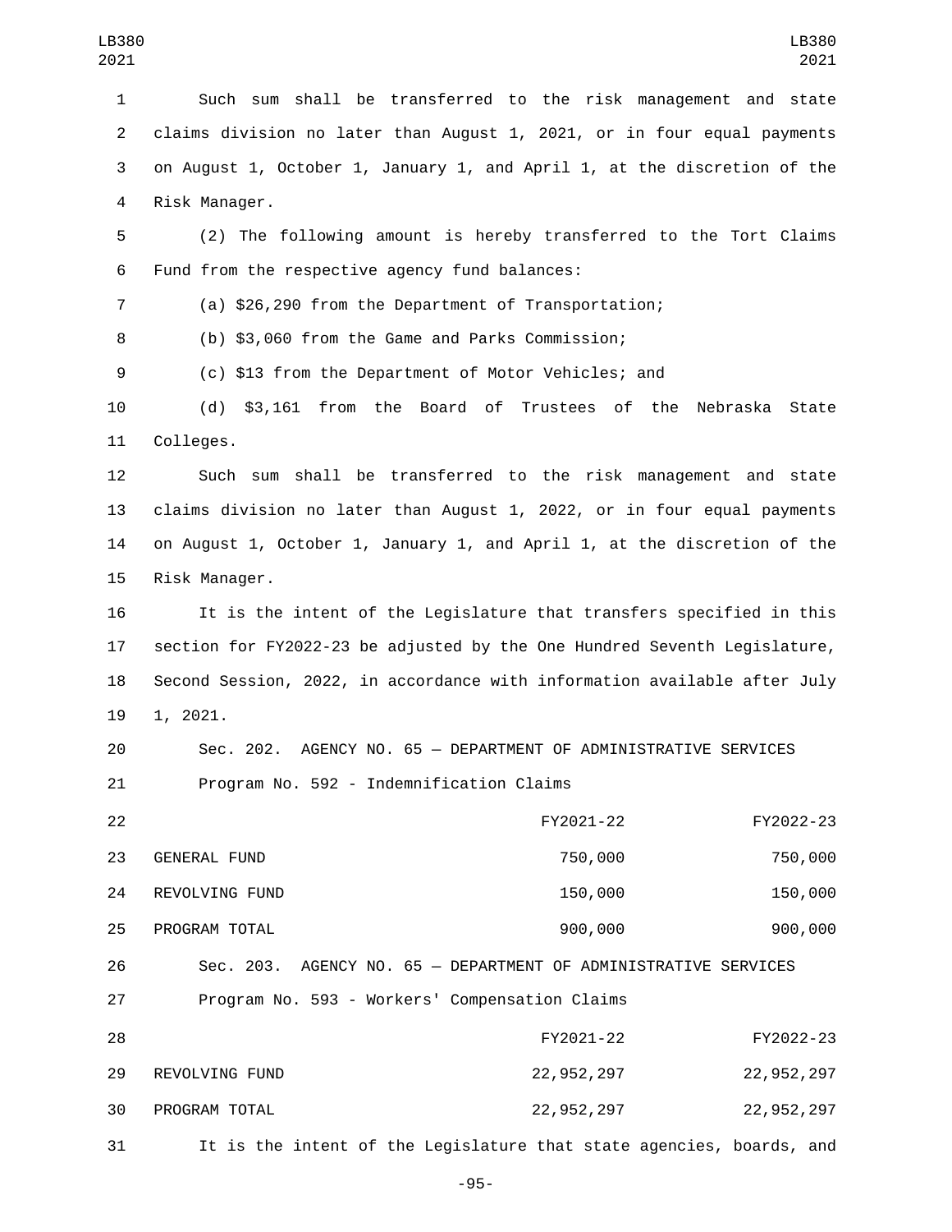Such sum shall be transferred to the risk management and state claims division no later than August 1, 2021, or in four equal payments on August 1, October 1, January 1, and April 1, at the discretion of the Risk Manager.

(2) The following amount is hereby transferred to the Tort Claims Fund from the respective agency fund balances:

(a) $26,290 from the Department of Transportation;

(b) $3,060 from the Game and Parks Commission;

(c) $13 from the Department of Motor Vehicles; and

(d) $3,161 from the Board of Trustees of the Nebraska State Colleges.

Such sum shall be transferred to the risk management and state claims division no later than August 1, 2022, or in four equal payments on August 1, October 1, January 1, and April 1, at the discretion of the Risk Manager.

It is the intent of the Legislature that transfers specified in this section for FY2022-23 be adjusted by the One Hundred Seventh Legislature, Second Session, 2022, in accordance with information available after July 1, 2021.

Sec. 202. AGENCY NO. 65 — DEPARTMENT OF ADMINISTRATIVE SERVICES

Program No. 592 - Indemnification Claims

| | FY2021-22 | FY2022-23 |
|---|---|---|
| GENERAL FUND | 750,000 | 750,000 |
| REVOLVING FUND | 150,000 | 150,000 |
| PROGRAM TOTAL | 900,000 | 900,000 |

Sec. 203. AGENCY NO. 65 — DEPARTMENT OF ADMINISTRATIVE SERVICES

Program No. 593 - Workers' Compensation Claims

| | FY2021-22 | FY2022-23 |
|---|---|---|
| REVOLVING FUND | 22,952,297 | 22,952,297 |
| PROGRAM TOTAL | 22,952,297 | 22,952,297 |

It is the intent of the Legislature that state agencies, boards, and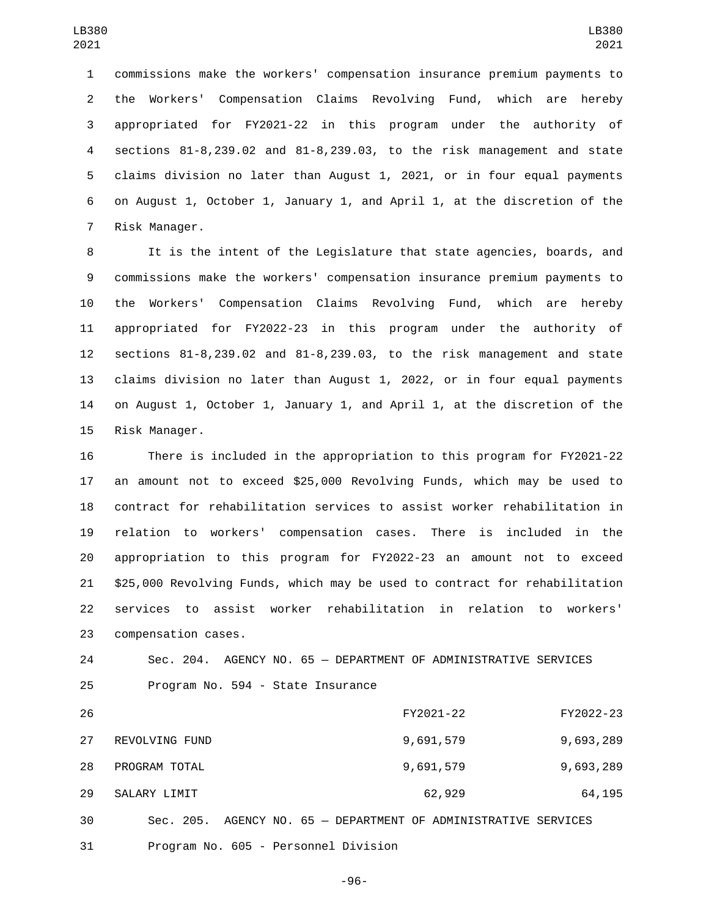commissions make the workers' compensation insurance premium payments to the Workers' Compensation Claims Revolving Fund, which are hereby appropriated for FY2021-22 in this program under the authority of sections 81-8,239.02 and 81-8,239.03, to the risk management and state claims division no later than August 1, 2021, or in four equal payments on August 1, October 1, January 1, and April 1, at the discretion of the Risk Manager.

It is the intent of the Legislature that state agencies, boards, and commissions make the workers' compensation insurance premium payments to the Workers' Compensation Claims Revolving Fund, which are hereby appropriated for FY2022-23 in this program under the authority of sections 81-8,239.02 and 81-8,239.03, to the risk management and state claims division no later than August 1, 2022, or in four equal payments on August 1, October 1, January 1, and April 1, at the discretion of the Risk Manager.

There is included in the appropriation to this program for FY2021-22 an amount not to exceed $25,000 Revolving Funds, which may be used to contract for rehabilitation services to assist worker rehabilitation in relation to workers' compensation cases. There is included in the appropriation to this program for FY2022-23 an amount not to exceed $25,000 Revolving Funds, which may be used to contract for rehabilitation services to assist worker rehabilitation in relation to workers' compensation cases.

Sec. 204. AGENCY NO. 65 — DEPARTMENT OF ADMINISTRATIVE SERVICES

Program No. 594 - State Insurance

| | FY2021-22 | FY2022-23 |
|---|---|---|
| REVOLVING FUND | 9,691,579 | 9,693,289 |
| PROGRAM TOTAL | 9,691,579 | 9,693,289 |
| SALARY LIMIT | 62,929 | 64,195 |

Sec. 205. AGENCY NO. 65 — DEPARTMENT OF ADMINISTRATIVE SERVICES

Program No. 605 - Personnel Division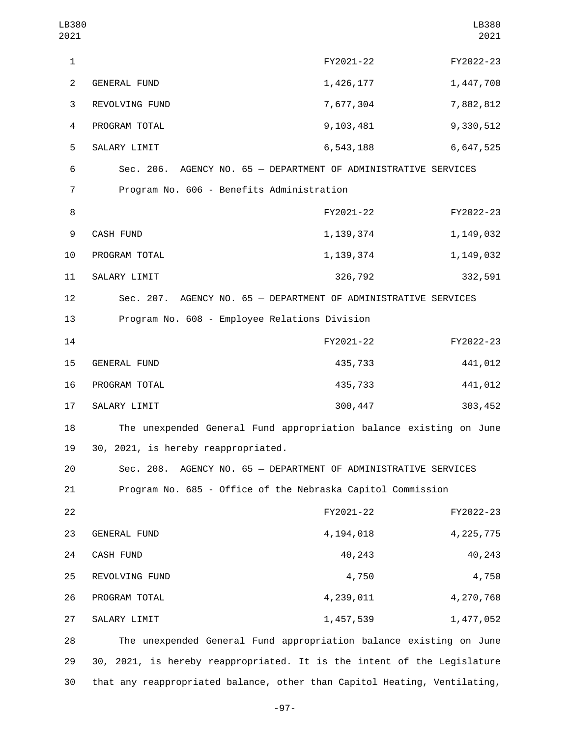| | FY2021-22 | FY2022-23 |
|---|---|---|
| GENERAL FUND | 1,426,177 | 1,447,700 |
| REVOLVING FUND | 7,677,304 | 7,882,812 |
| PROGRAM TOTAL | 9,103,481 | 9,330,512 |
| SALARY LIMIT | 6,543,188 | 6,647,525 |

Sec. 206. AGENCY NO. 65 — DEPARTMENT OF ADMINISTRATIVE SERVICES

Program No. 606 - Benefits Administration

| | FY2021-22 | FY2022-23 |
|---|---|---|
| CASH FUND | 1,139,374 | 1,149,032 |
| PROGRAM TOTAL | 1,139,374 | 1,149,032 |
| SALARY LIMIT | 326,792 | 332,591 |

Sec. 207. AGENCY NO. 65 — DEPARTMENT OF ADMINISTRATIVE SERVICES

Program No. 608 - Employee Relations Division

| | FY2021-22 | FY2022-23 |
|---|---|---|
| GENERAL FUND | 435,733 | 441,012 |
| PROGRAM TOTAL | 435,733 | 441,012 |
| SALARY LIMIT | 300,447 | 303,452 |

The unexpended General Fund appropriation balance existing on June 30, 2021, is hereby reappropriated.

Sec. 208. AGENCY NO. 65 — DEPARTMENT OF ADMINISTRATIVE SERVICES

Program No. 685 - Office of the Nebraska Capitol Commission

| | FY2021-22 | FY2022-23 |
|---|---|---|
| GENERAL FUND | 4,194,018 | 4,225,775 |
| CASH FUND | 40,243 | 40,243 |
| REVOLVING FUND | 4,750 | 4,750 |
| PROGRAM TOTAL | 4,239,011 | 4,270,768 |
| SALARY LIMIT | 1,457,539 | 1,477,052 |

The unexpended General Fund appropriation balance existing on June 30, 2021, is hereby reappropriated. It is the intent of the Legislature that any reappropriated balance, other than Capitol Heating, Ventilating,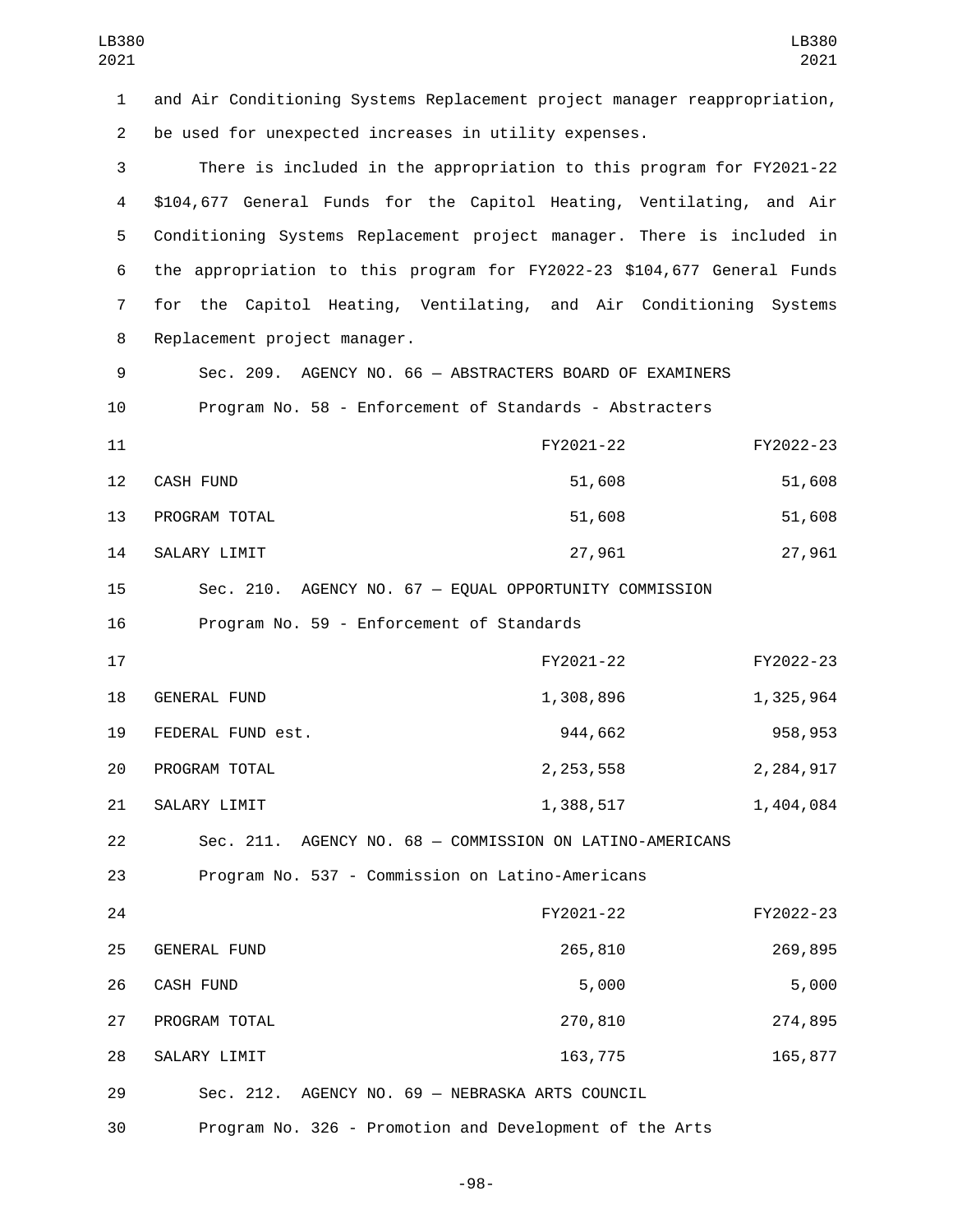and Air Conditioning Systems Replacement project manager reappropriation, be used for unexpected increases in utility expenses.

There is included in the appropriation to this program for FY2021-22 $104,677 General Funds for the Capitol Heating, Ventilating, and Air Conditioning Systems Replacement project manager. There is included in the appropriation to this program for FY2022-23 $104,677 General Funds for the Capitol Heating, Ventilating, and Air Conditioning Systems Replacement project manager.

Sec. 209. AGENCY NO. 66 — ABSTRACTERS BOARD OF EXAMINERS

Program No. 58 - Enforcement of Standards - Abstracters

| | FY2021-22 | FY2022-23 |
|---|---|---|
| CASH FUND | 51,608 | 51,608 |
| PROGRAM TOTAL | 51,608 | 51,608 |
| SALARY LIMIT | 27,961 | 27,961 |

Sec. 210. AGENCY NO. 67 — EQUAL OPPORTUNITY COMMISSION

Program No. 59 - Enforcement of Standards

| | FY2021-22 | FY2022-23 |
|---|---|---|
| GENERAL FUND | 1,308,896 | 1,325,964 |
| FEDERAL FUND est. | 944,662 | 958,953 |
| PROGRAM TOTAL | 2,253,558 | 2,284,917 |
| SALARY LIMIT | 1,388,517 | 1,404,084 |

Sec. 211. AGENCY NO. 68 — COMMISSION ON LATINO-AMERICANS

Program No. 537 - Commission on Latino-Americans

| | FY2021-22 | FY2022-23 |
|---|---|---|
| GENERAL FUND | 265,810 | 269,895 |
| CASH FUND | 5,000 | 5,000 |
| PROGRAM TOTAL | 270,810 | 274,895 |
| SALARY LIMIT | 163,775 | 165,877 |

Sec. 212. AGENCY NO. 69 — NEBRASKA ARTS COUNCIL

Program No. 326 - Promotion and Development of the Arts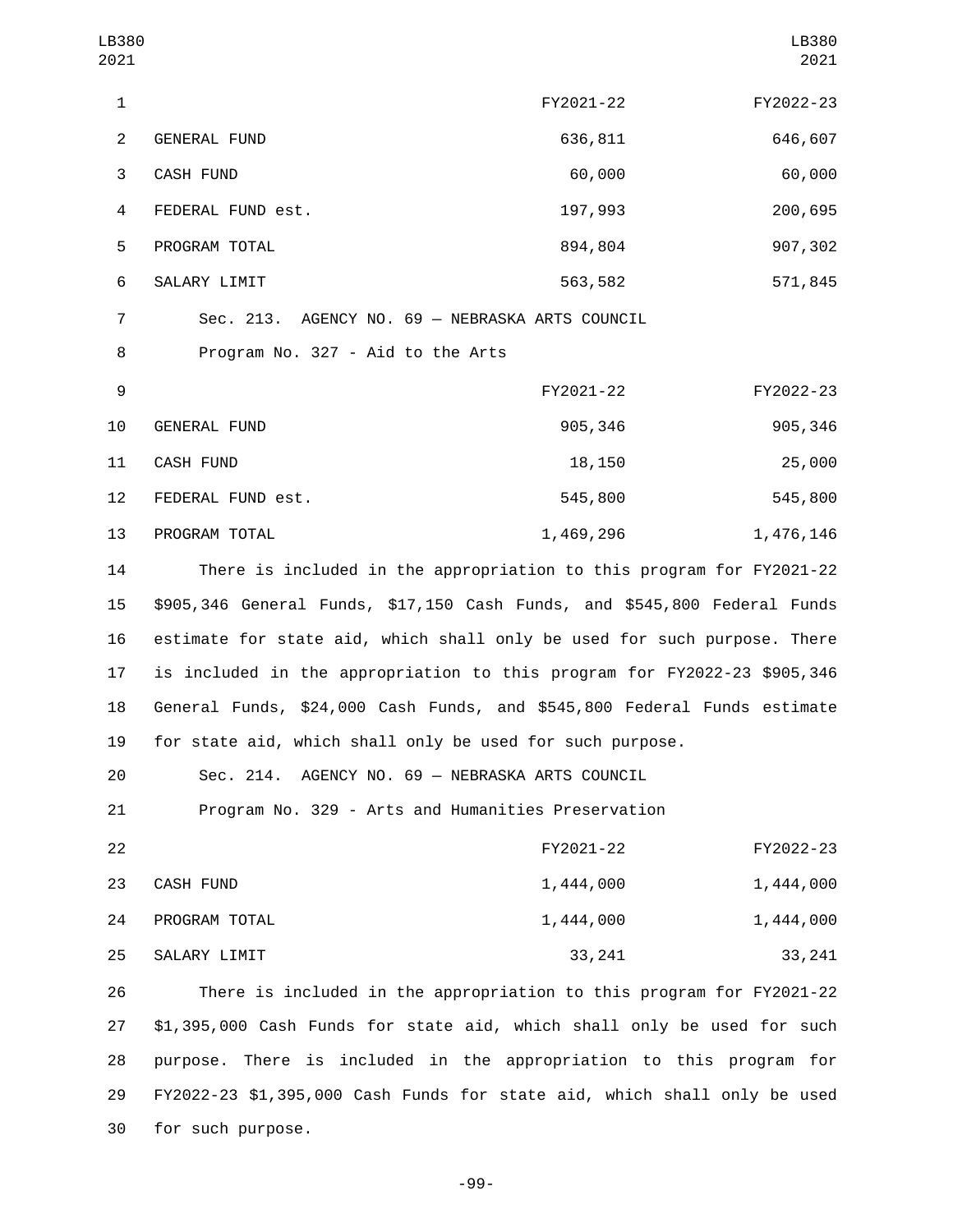| | FY2021-22 | FY2022-23 |
|---|---|---|
| GENERAL FUND | 636,811 | 646,607 |
| CASH FUND | 60,000 | 60,000 |
| FEDERAL FUND est. | 197,993 | 200,695 |
| PROGRAM TOTAL | 894,804 | 907,302 |
| SALARY LIMIT | 563,582 | 571,845 |

Sec. 213. AGENCY NO. 69 — NEBRASKA ARTS COUNCIL

Program No. 327 - Aid to the Arts

| | FY2021-22 | FY2022-23 |
|---|---|---|
| GENERAL FUND | 905,346 | 905,346 |
| CASH FUND | 18,150 | 25,000 |
| FEDERAL FUND est. | 545,800 | 545,800 |
| PROGRAM TOTAL | 1,469,296 | 1,476,146 |

There is included in the appropriation to this program for FY2021-22 $905,346 General Funds, $17,150 Cash Funds, and $545,800 Federal Funds estimate for state aid, which shall only be used for such purpose. There is included in the appropriation to this program for FY2022-23 $905,346 General Funds, $24,000 Cash Funds, and $545,800 Federal Funds estimate for state aid, which shall only be used for such purpose.

Sec. 214. AGENCY NO. 69 — NEBRASKA ARTS COUNCIL

Program No. 329 - Arts and Humanities Preservation

| | FY2021-22 | FY2022-23 |
|---|---|---|
| CASH FUND | 1,444,000 | 1,444,000 |
| PROGRAM TOTAL | 1,444,000 | 1,444,000 |
| SALARY LIMIT | 33,241 | 33,241 |

There is included in the appropriation to this program for FY2021-22 $1,395,000 Cash Funds for state aid, which shall only be used for such purpose. There is included in the appropriation to this program for FY2022-23 $1,395,000 Cash Funds for state aid, which shall only be used for such purpose.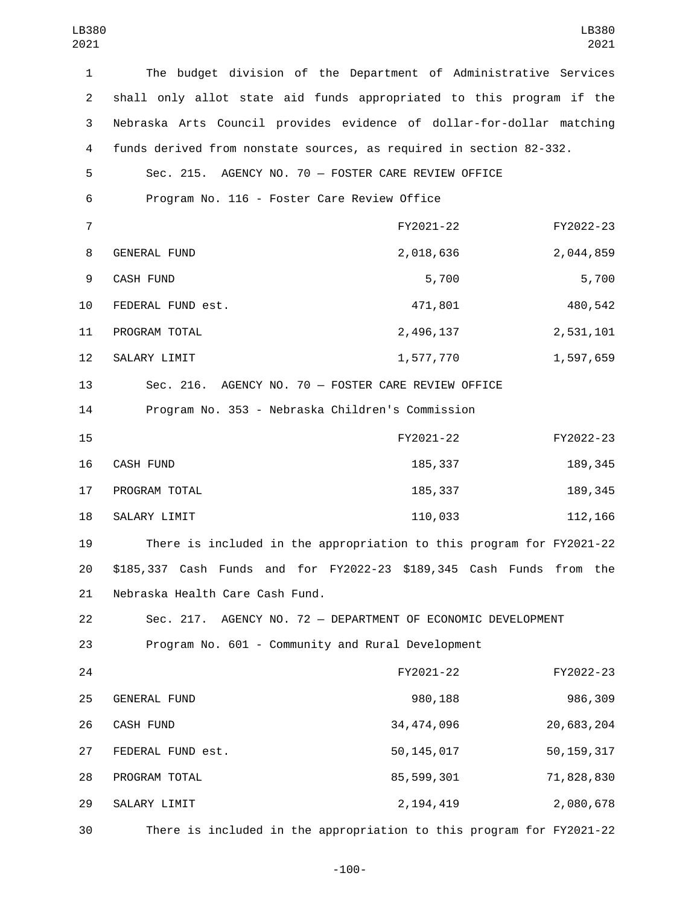The budget division of the Department of Administrative Services shall only allot state aid funds appropriated to this program if the Nebraska Arts Council provides evidence of dollar-for-dollar matching funds derived from nonstate sources, as required in section 82-332.

Sec. 215. AGENCY NO. 70 — FOSTER CARE REVIEW OFFICE

Program No. 116 - Foster Care Review Office

| | FY2021-22 | FY2022-23 |
|---|---|---|
| GENERAL FUND | 2,018,636 | 2,044,859 |
| CASH FUND | 5,700 | 5,700 |
| FEDERAL FUND est. | 471,801 | 480,542 |
| PROGRAM TOTAL | 2,496,137 | 2,531,101 |
| SALARY LIMIT | 1,577,770 | 1,597,659 |

Sec. 216. AGENCY NO. 70 — FOSTER CARE REVIEW OFFICE

Program No. 353 - Nebraska Children's Commission

| | FY2021-22 | FY2022-23 |
|---|---|---|
| CASH FUND | 185,337 | 189,345 |
| PROGRAM TOTAL | 185,337 | 189,345 |
| SALARY LIMIT | 110,033 | 112,166 |

There is included in the appropriation to this program for FY2021-22 $185,337 Cash Funds and for FY2022-23 $189,345 Cash Funds from the Nebraska Health Care Cash Fund.

Sec. 217. AGENCY NO. 72 — DEPARTMENT OF ECONOMIC DEVELOPMENT

Program No. 601 - Community and Rural Development

| | FY2021-22 | FY2022-23 |
|---|---|---|
| GENERAL FUND | 980,188 | 986,309 |
| CASH FUND | 34,474,096 | 20,683,204 |
| FEDERAL FUND est. | 50,145,017 | 50,159,317 |
| PROGRAM TOTAL | 85,599,301 | 71,828,830 |
| SALARY LIMIT | 2,194,419 | 2,080,678 |

There is included in the appropriation to this program for FY2021-22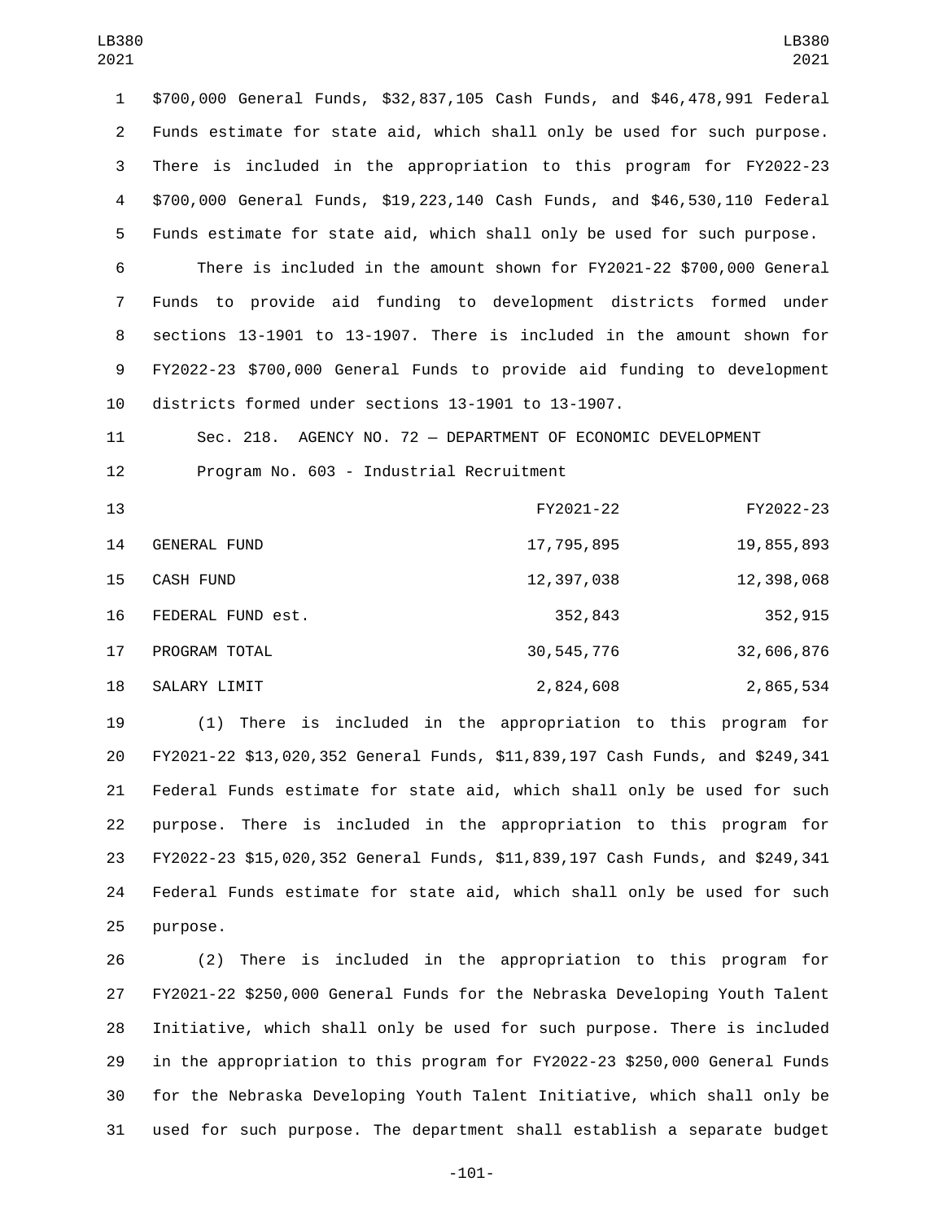$700,000 General Funds, $32,837,105 Cash Funds, and $46,478,991 Federal Funds estimate for state aid, which shall only be used for such purpose. There is included in the appropriation to this program for FY2022-23 $700,000 General Funds, $19,223,140 Cash Funds, and $46,530,110 Federal Funds estimate for state aid, which shall only be used for such purpose.

There is included in the amount shown for FY2021-22 $700,000 General Funds to provide aid funding to development districts formed under sections 13-1901 to 13-1907. There is included in the amount shown for FY2022-23 $700,000 General Funds to provide aid funding to development districts formed under sections 13-1901 to 13-1907.

Sec. 218. AGENCY NO. 72 — DEPARTMENT OF ECONOMIC DEVELOPMENT

Program No. 603 - Industrial Recruitment

| | FY2021-22 | FY2022-23 |
|---|---|---|
| GENERAL FUND | 17,795,895 | 19,855,893 |
| CASH FUND | 12,397,038 | 12,398,068 |
| FEDERAL FUND est. | 352,843 | 352,915 |
| PROGRAM TOTAL | 30,545,776 | 32,606,876 |
| SALARY LIMIT | 2,824,608 | 2,865,534 |

(1) There is included in the appropriation to this program for FY2021-22 $13,020,352 General Funds, $11,839,197 Cash Funds, and $249,341 Federal Funds estimate for state aid, which shall only be used for such purpose. There is included in the appropriation to this program for FY2022-23 $15,020,352 General Funds, $11,839,197 Cash Funds, and $249,341 Federal Funds estimate for state aid, which shall only be used for such purpose.

(2) There is included in the appropriation to this program for FY2021-22 $250,000 General Funds for the Nebraska Developing Youth Talent Initiative, which shall only be used for such purpose. There is included in the appropriation to this program for FY2022-23 $250,000 General Funds for the Nebraska Developing Youth Talent Initiative, which shall only be used for such purpose. The department shall establish a separate budget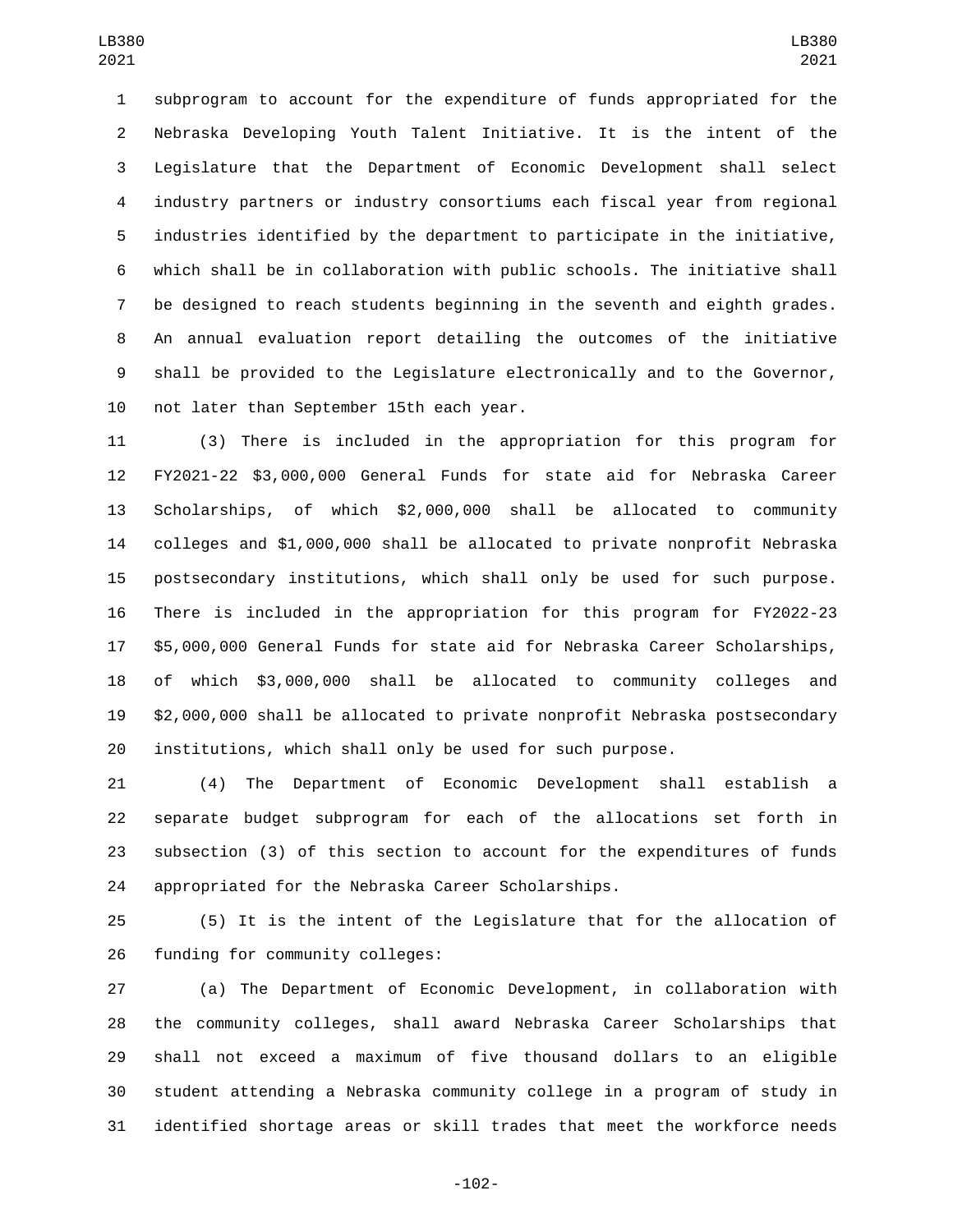subprogram to account for the expenditure of funds appropriated for the Nebraska Developing Youth Talent Initiative. It is the intent of the Legislature that the Department of Economic Development shall select industry partners or industry consortiums each fiscal year from regional industries identified by the department to participate in the initiative, which shall be in collaboration with public schools. The initiative shall be designed to reach students beginning in the seventh and eighth grades. An annual evaluation report detailing the outcomes of the initiative shall be provided to the Legislature electronically and to the Governor, not later than September 15th each year.

(3) There is included in the appropriation for this program for FY2021-22 $3,000,000 General Funds for state aid for Nebraska Career Scholarships, of which $2,000,000 shall be allocated to community colleges and $1,000,000 shall be allocated to private nonprofit Nebraska postsecondary institutions, which shall only be used for such purpose. There is included in the appropriation for this program for FY2022-23 $5,000,000 General Funds for state aid for Nebraska Career Scholarships, of which $3,000,000 shall be allocated to community colleges and $2,000,000 shall be allocated to private nonprofit Nebraska postsecondary institutions, which shall only be used for such purpose.

(4) The Department of Economic Development shall establish a separate budget subprogram for each of the allocations set forth in subsection (3) of this section to account for the expenditures of funds appropriated for the Nebraska Career Scholarships.

(5) It is the intent of the Legislature that for the allocation of funding for community colleges:

(a) The Department of Economic Development, in collaboration with the community colleges, shall award Nebraska Career Scholarships that shall not exceed a maximum of five thousand dollars to an eligible student attending a Nebraska community college in a program of study in identified shortage areas or skill trades that meet the workforce needs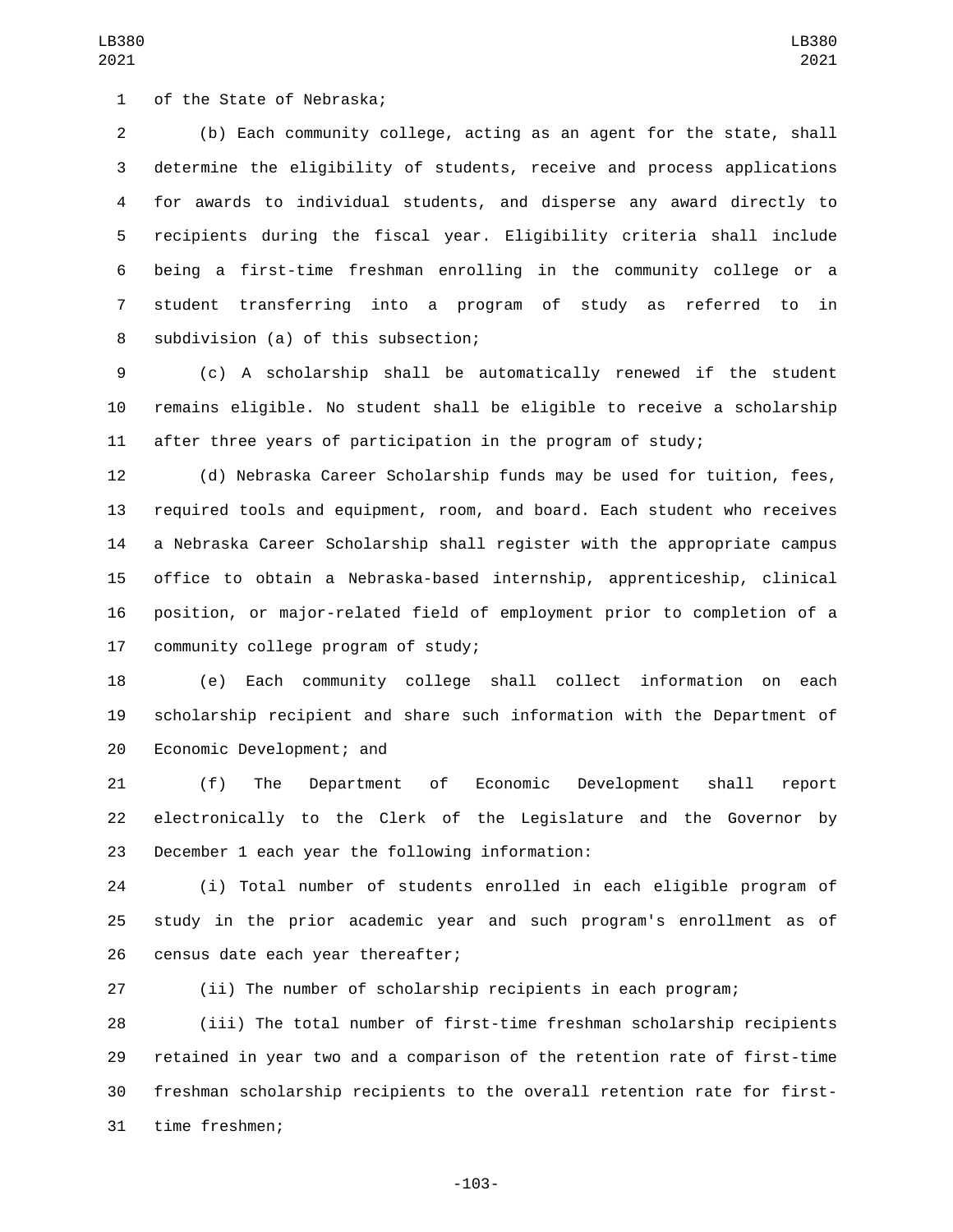of the State of Nebraska;

(b) Each community college, acting as an agent for the state, shall determine the eligibility of students, receive and process applications for awards to individual students, and disperse any award directly to recipients during the fiscal year. Eligibility criteria shall include being a first-time freshman enrolling in the community college or a student transferring into a program of study as referred to in subdivision (a) of this subsection;

(c) A scholarship shall be automatically renewed if the student remains eligible. No student shall be eligible to receive a scholarship after three years of participation in the program of study;

(d) Nebraska Career Scholarship funds may be used for tuition, fees, required tools and equipment, room, and board. Each student who receives a Nebraska Career Scholarship shall register with the appropriate campus office to obtain a Nebraska-based internship, apprenticeship, clinical position, or major-related field of employment prior to completion of a community college program of study;

(e) Each community college shall collect information on each scholarship recipient and share such information with the Department of Economic Development; and

(f) The Department of Economic Development shall report electronically to the Clerk of the Legislature and the Governor by December 1 each year the following information:

(i) Total number of students enrolled in each eligible program of study in the prior academic year and such program's enrollment as of census date each year thereafter;

(ii) The number of scholarship recipients in each program;

(iii) The total number of first-time freshman scholarship recipients retained in year two and a comparison of the retention rate of first-time freshman scholarship recipients to the overall retention rate for first-time freshmen;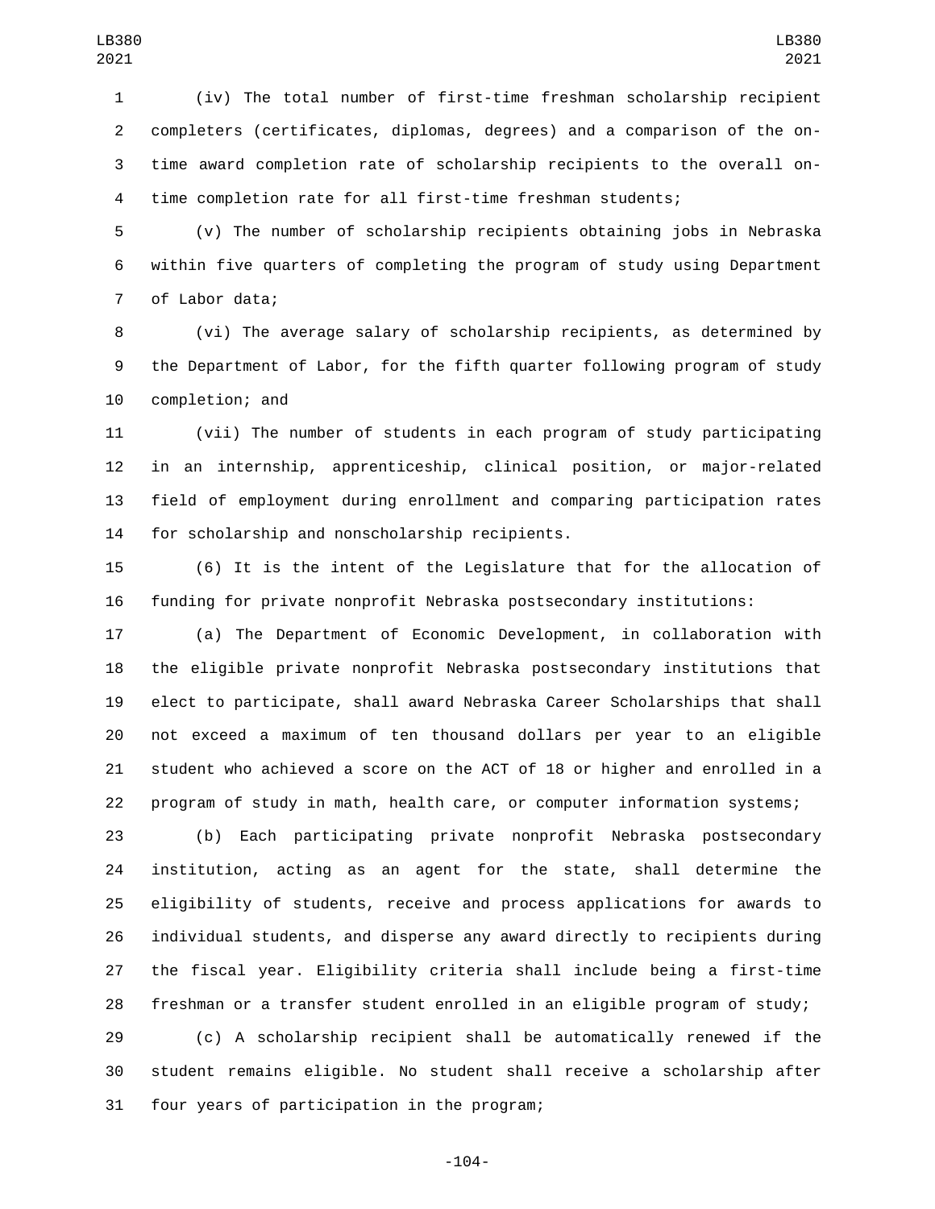(iv) The total number of first-time freshman scholarship recipient completers (certificates, diplomas, degrees) and a comparison of the on-time award completion rate of scholarship recipients to the overall on-time completion rate for all first-time freshman students;

(v) The number of scholarship recipients obtaining jobs in Nebraska within five quarters of completing the program of study using Department of Labor data;

(vi) The average salary of scholarship recipients, as determined by the Department of Labor, for the fifth quarter following program of study completion; and

(vii) The number of students in each program of study participating in an internship, apprenticeship, clinical position, or major-related field of employment during enrollment and comparing participation rates for scholarship and nonscholarship recipients.

(6) It is the intent of the Legislature that for the allocation of funding for private nonprofit Nebraska postsecondary institutions:

(a) The Department of Economic Development, in collaboration with the eligible private nonprofit Nebraska postsecondary institutions that elect to participate, shall award Nebraska Career Scholarships that shall not exceed a maximum of ten thousand dollars per year to an eligible student who achieved a score on the ACT of 18 or higher and enrolled in a program of study in math, health care, or computer information systems;

(b) Each participating private nonprofit Nebraska postsecondary institution, acting as an agent for the state, shall determine the eligibility of students, receive and process applications for awards to individual students, and disperse any award directly to recipients during the fiscal year. Eligibility criteria shall include being a first-time freshman or a transfer student enrolled in an eligible program of study;

(c) A scholarship recipient shall be automatically renewed if the student remains eligible. No student shall receive a scholarship after four years of participation in the program;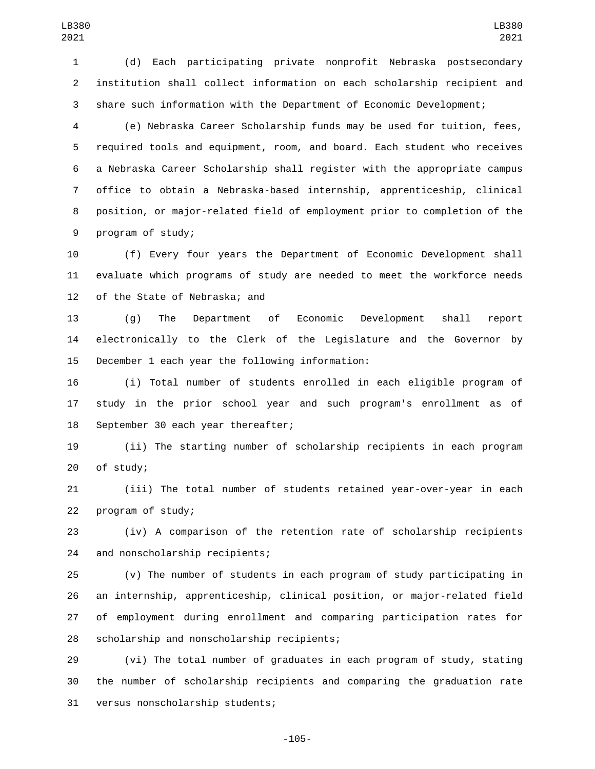(d) Each participating private nonprofit Nebraska postsecondary institution shall collect information on each scholarship recipient and share such information with the Department of Economic Development;

(e) Nebraska Career Scholarship funds may be used for tuition, fees, required tools and equipment, room, and board. Each student who receives a Nebraska Career Scholarship shall register with the appropriate campus office to obtain a Nebraska-based internship, apprenticeship, clinical position, or major-related field of employment prior to completion of the program of study;

(f) Every four years the Department of Economic Development shall evaluate which programs of study are needed to meet the workforce needs of the State of Nebraska; and

(g) The Department of Economic Development shall report electronically to the Clerk of the Legislature and the Governor by December 1 each year the following information:

(i) Total number of students enrolled in each eligible program of study in the prior school year and such program's enrollment as of September 30 each year thereafter;

(ii) The starting number of scholarship recipients in each program of study;

(iii) The total number of students retained year-over-year in each program of study;

(iv) A comparison of the retention rate of scholarship recipients and nonscholarship recipients;

(v) The number of students in each program of study participating in an internship, apprenticeship, clinical position, or major-related field of employment during enrollment and comparing participation rates for scholarship and nonscholarship recipients;

(vi) The total number of graduates in each program of study, stating the number of scholarship recipients and comparing the graduation rate versus nonscholarship students;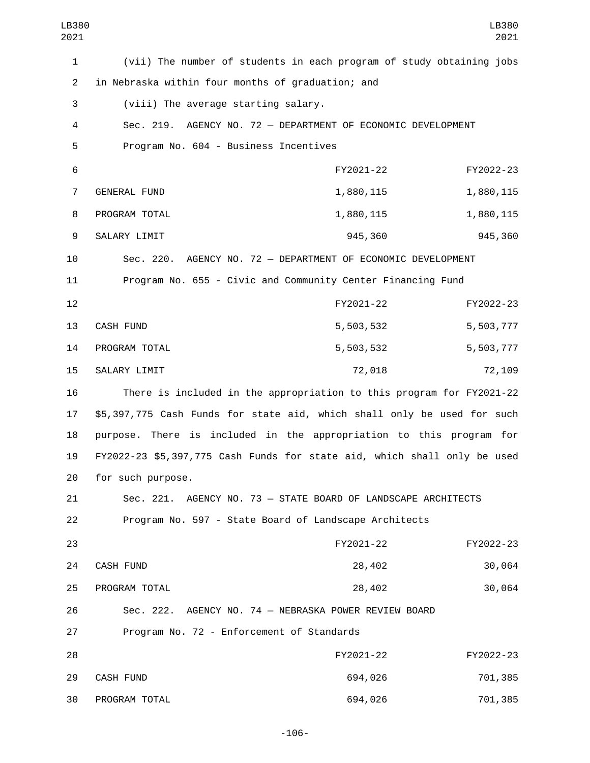(vii) The number of students in each program of study obtaining jobs in Nebraska within four months of graduation; and

(viii) The average starting salary.

Sec. 219. AGENCY NO. 72 — DEPARTMENT OF ECONOMIC DEVELOPMENT

Program No. 604 - Business Incentives

| | FY2021-22 | FY2022-23 |
|---|---|---|
| GENERAL FUND | 1,880,115 | 1,880,115 |
| PROGRAM TOTAL | 1,880,115 | 1,880,115 |
| SALARY LIMIT | 945,360 | 945,360 |

Sec. 220. AGENCY NO. 72 — DEPARTMENT OF ECONOMIC DEVELOPMENT

Program No. 655 - Civic and Community Center Financing Fund

| | FY2021-22 | FY2022-23 |
|---|---|---|
| CASH FUND | 5,503,532 | 5,503,777 |
| PROGRAM TOTAL | 5,503,532 | 5,503,777 |
| SALARY LIMIT | 72,018 | 72,109 |

There is included in the appropriation to this program for FY2021-22 $5,397,775 Cash Funds for state aid, which shall only be used for such purpose. There is included in the appropriation to this program for FY2022-23 $5,397,775 Cash Funds for state aid, which shall only be used for such purpose.

Sec. 221. AGENCY NO. 73 — STATE BOARD OF LANDSCAPE ARCHITECTS

Program No. 597 - State Board of Landscape Architects

| | FY2021-22 | FY2022-23 |
|---|---|---|
| CASH FUND | 28,402 | 30,064 |
| PROGRAM TOTAL | 28,402 | 30,064 |

Sec. 222. AGENCY NO. 74 — NEBRASKA POWER REVIEW BOARD

Program No. 72 - Enforcement of Standards

| | FY2021-22 | FY2022-23 |
|---|---|---|
| CASH FUND | 694,026 | 701,385 |
| PROGRAM TOTAL | 694,026 | 701,385 |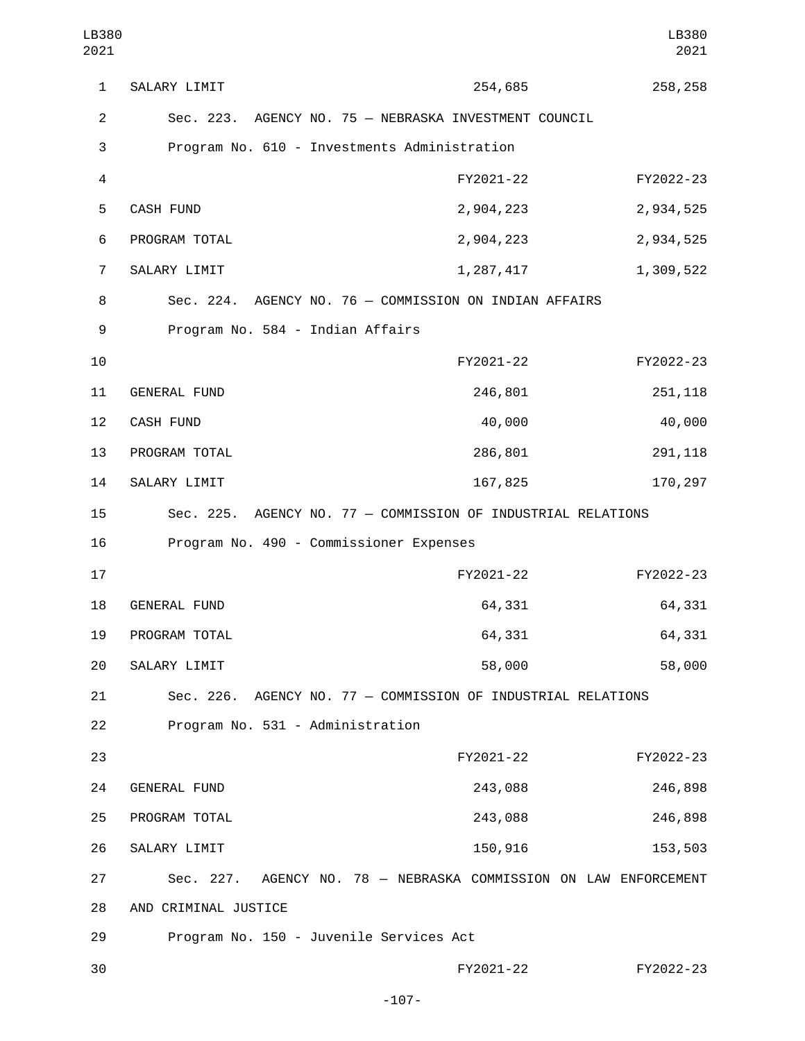| SALARY LIMIT | 254,685 | 258,258 |
|---|---|---|

Sec. 223. AGENCY NO. 75 — NEBRASKA INVESTMENT COUNCIL

Program No. 610 - Investments Administration

| | FY2021-22 | FY2022-23 |
|---|---|---|
| CASH FUND | 2,904,223 | 2,934,525 |
| PROGRAM TOTAL | 2,904,223 | 2,934,525 |
| SALARY LIMIT | 1,287,417 | 1,309,522 |

Sec. 224. AGENCY NO. 76 — COMMISSION ON INDIAN AFFAIRS

Program No. 584 - Indian Affairs

| | FY2021-22 | FY2022-23 |
|---|---|---|
| GENERAL FUND | 246,801 | 251,118 |
| CASH FUND | 40,000 | 40,000 |
| PROGRAM TOTAL | 286,801 | 291,118 |
| SALARY LIMIT | 167,825 | 170,297 |

Sec. 225. AGENCY NO. 77 — COMMISSION OF INDUSTRIAL RELATIONS

Program No. 490 - Commissioner Expenses

| | FY2021-22 | FY2022-23 |
|---|---|---|
| GENERAL FUND | 64,331 | 64,331 |
| PROGRAM TOTAL | 64,331 | 64,331 |
| SALARY LIMIT | 58,000 | 58,000 |

Sec. 226. AGENCY NO. 77 — COMMISSION OF INDUSTRIAL RELATIONS

Program No. 531 - Administration

| | FY2021-22 | FY2022-23 |
|---|---|---|
| GENERAL FUND | 243,088 | 246,898 |
| PROGRAM TOTAL | 243,088 | 246,898 |
| SALARY LIMIT | 150,916 | 153,503 |

Sec. 227. AGENCY NO. 78 — NEBRASKA COMMISSION ON LAW ENFORCEMENT AND CRIMINAL JUSTICE

Program No. 150 - Juvenile Services Act

| | FY2021-22 | FY2022-23 |
|---|---|---|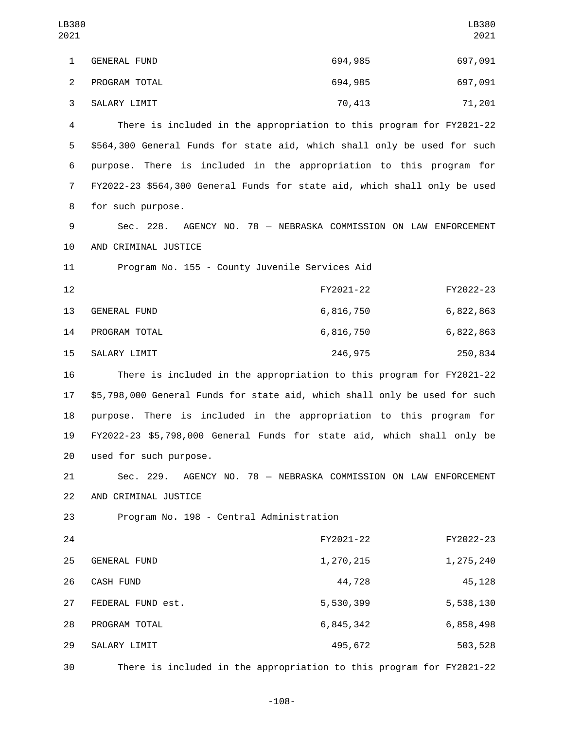| | | |
|---|---|---|
| GENERAL FUND | 694,985 | 697,091 |
| PROGRAM TOTAL | 694,985 | 697,091 |
| SALARY LIMIT | 70,413 | 71,201 |

There is included in the appropriation to this program for FY2021-22 $564,300 General Funds for state aid, which shall only be used for such purpose. There is included in the appropriation to this program for FY2022-23 $564,300 General Funds for state aid, which shall only be used for such purpose.

Sec. 228. AGENCY NO. 78 — NEBRASKA COMMISSION ON LAW ENFORCEMENT AND CRIMINAL JUSTICE

Program No. 155 - County Juvenile Services Aid

| | FY2021-22 | FY2022-23 |
|---|---|---|
| GENERAL FUND | 6,816,750 | 6,822,863 |
| PROGRAM TOTAL | 6,816,750 | 6,822,863 |
| SALARY LIMIT | 246,975 | 250,834 |

There is included in the appropriation to this program for FY2021-22 $5,798,000 General Funds for state aid, which shall only be used for such purpose. There is included in the appropriation to this program for FY2022-23 $5,798,000 General Funds for state aid, which shall only be used for such purpose.

Sec. 229. AGENCY NO. 78 — NEBRASKA COMMISSION ON LAW ENFORCEMENT AND CRIMINAL JUSTICE

Program No. 198 - Central Administration

| | FY2021-22 | FY2022-23 |
|---|---|---|
| GENERAL FUND | 1,270,215 | 1,275,240 |
| CASH FUND | 44,728 | 45,128 |
| FEDERAL FUND est. | 5,530,399 | 5,538,130 |
| PROGRAM TOTAL | 6,845,342 | 6,858,498 |
| SALARY LIMIT | 495,672 | 503,528 |

There is included in the appropriation to this program for FY2021-22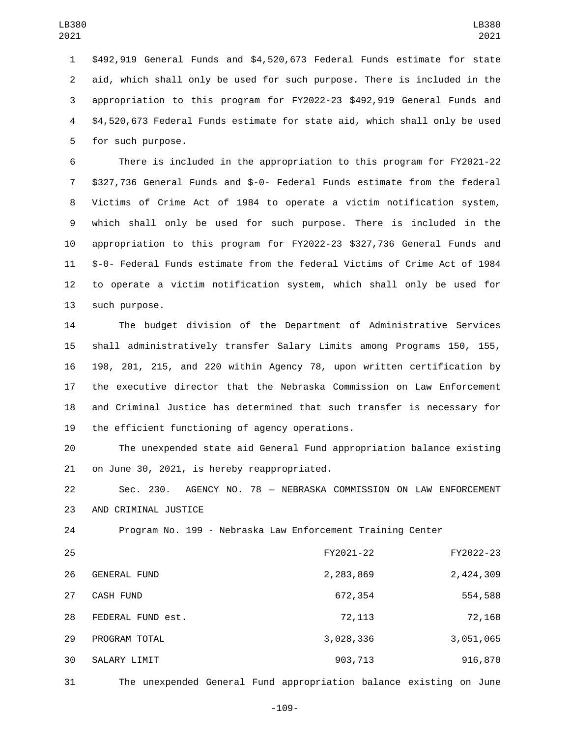$492,919 General Funds and $4,520,673 Federal Funds estimate for state aid, which shall only be used for such purpose. There is included in the appropriation to this program for FY2022-23 $492,919 General Funds and $4,520,673 Federal Funds estimate for state aid, which shall only be used for such purpose.

There is included in the appropriation to this program for FY2021-22 $327,736 General Funds and $-0- Federal Funds estimate from the federal Victims of Crime Act of 1984 to operate a victim notification system, which shall only be used for such purpose. There is included in the appropriation to this program for FY2022-23 $327,736 General Funds and $-0- Federal Funds estimate from the federal Victims of Crime Act of 1984 to operate a victim notification system, which shall only be used for such purpose.

The budget division of the Department of Administrative Services shall administratively transfer Salary Limits among Programs 150, 155, 198, 201, 215, and 220 within Agency 78, upon written certification by the executive director that the Nebraska Commission on Law Enforcement and Criminal Justice has determined that such transfer is necessary for the efficient functioning of agency operations.

The unexpended state aid General Fund appropriation balance existing on June 30, 2021, is hereby reappropriated.

Sec. 230. AGENCY NO. 78 — NEBRASKA COMMISSION ON LAW ENFORCEMENT AND CRIMINAL JUSTICE

Program No. 199 - Nebraska Law Enforcement Training Center

| | FY2021-22 | FY2022-23 |
|---|---|---|
| GENERAL FUND | 2,283,869 | 2,424,309 |
| CASH FUND | 672,354 | 554,588 |
| FEDERAL FUND est. | 72,113 | 72,168 |
| PROGRAM TOTAL | 3,028,336 | 3,051,065 |
| SALARY LIMIT | 903,713 | 916,870 |

The unexpended General Fund appropriation balance existing on June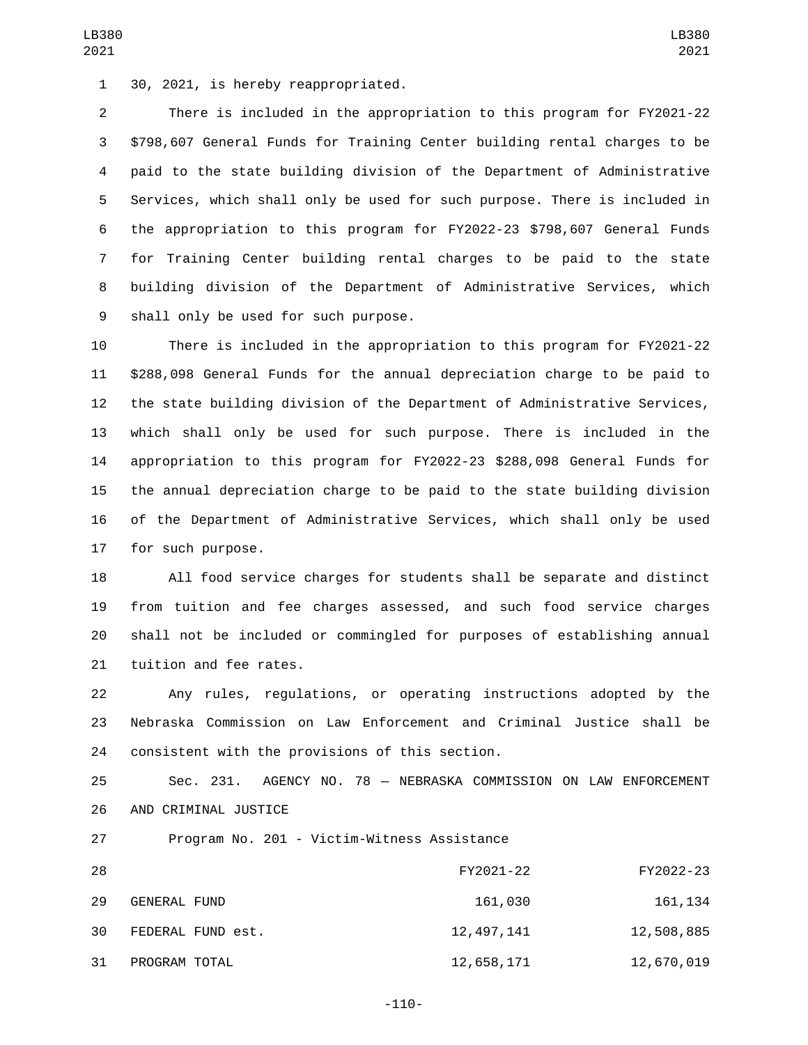30, 2021, is hereby reappropriated.

There is included in the appropriation to this program for FY2021-22 $798,607 General Funds for Training Center building rental charges to be paid to the state building division of the Department of Administrative Services, which shall only be used for such purpose. There is included in the appropriation to this program for FY2022-23 $798,607 General Funds for Training Center building rental charges to be paid to the state building division of the Department of Administrative Services, which shall only be used for such purpose.

There is included in the appropriation to this program for FY2021-22 $288,098 General Funds for the annual depreciation charge to be paid to the state building division of the Department of Administrative Services, which shall only be used for such purpose. There is included in the appropriation to this program for FY2022-23 $288,098 General Funds for the annual depreciation charge to be paid to the state building division of the Department of Administrative Services, which shall only be used for such purpose.

All food service charges for students shall be separate and distinct from tuition and fee charges assessed, and such food service charges shall not be included or commingled for purposes of establishing annual tuition and fee rates.

Any rules, regulations, or operating instructions adopted by the Nebraska Commission on Law Enforcement and Criminal Justice shall be consistent with the provisions of this section.

Sec. 231. AGENCY NO. 78 — NEBRASKA COMMISSION ON LAW ENFORCEMENT AND CRIMINAL JUSTICE

Program No. 201 - Victim-Witness Assistance

| | FY2021-22 | FY2022-23 |
|---|---|---|
| GENERAL FUND | 161,030 | 161,134 |
| FEDERAL FUND est. | 12,497,141 | 12,508,885 |
| PROGRAM TOTAL | 12,658,171 | 12,670,019 |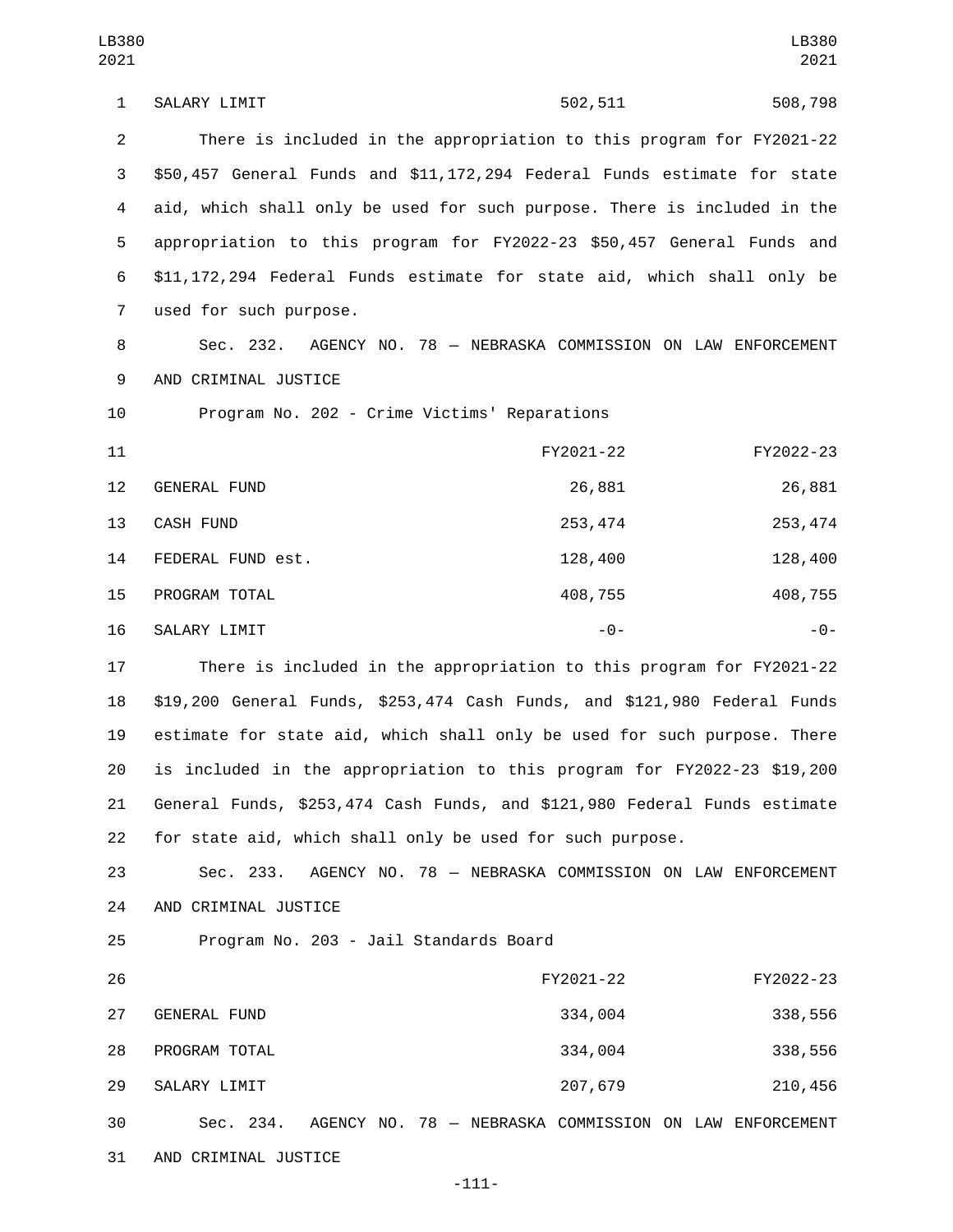| | | |
|---|---|---|
| SALARY LIMIT | 502,511 | 508,798 |

There is included in the appropriation to this program for FY2021-22 $50,457 General Funds and $11,172,294 Federal Funds estimate for state aid, which shall only be used for such purpose. There is included in the appropriation to this program for FY2022-23 $50,457 General Funds and $11,172,294 Federal Funds estimate for state aid, which shall only be used for such purpose.

Sec. 232. AGENCY NO. 78 — NEBRASKA COMMISSION ON LAW ENFORCEMENT AND CRIMINAL JUSTICE

Program No. 202 - Crime Victims' Reparations

| | FY2021-22 | FY2022-23 |
|---|---|---|
| GENERAL FUND | 26,881 | 26,881 |
| CASH FUND | 253,474 | 253,474 |
| FEDERAL FUND est. | 128,400 | 128,400 |
| PROGRAM TOTAL | 408,755 | 408,755 |
| SALARY LIMIT | -0- | -0- |

There is included in the appropriation to this program for FY2021-22 $19,200 General Funds, $253,474 Cash Funds, and $121,980 Federal Funds estimate for state aid, which shall only be used for such purpose. There is included in the appropriation to this program for FY2022-23 $19,200 General Funds, $253,474 Cash Funds, and $121,980 Federal Funds estimate for state aid, which shall only be used for such purpose.

Sec. 233. AGENCY NO. 78 — NEBRASKA COMMISSION ON LAW ENFORCEMENT AND CRIMINAL JUSTICE

Program No. 203 - Jail Standards Board

| | FY2021-22 | FY2022-23 |
|---|---|---|
| GENERAL FUND | 334,004 | 338,556 |
| PROGRAM TOTAL | 334,004 | 338,556 |
| SALARY LIMIT | 207,679 | 210,456 |

Sec. 234. AGENCY NO. 78 — NEBRASKA COMMISSION ON LAW ENFORCEMENT AND CRIMINAL JUSTICE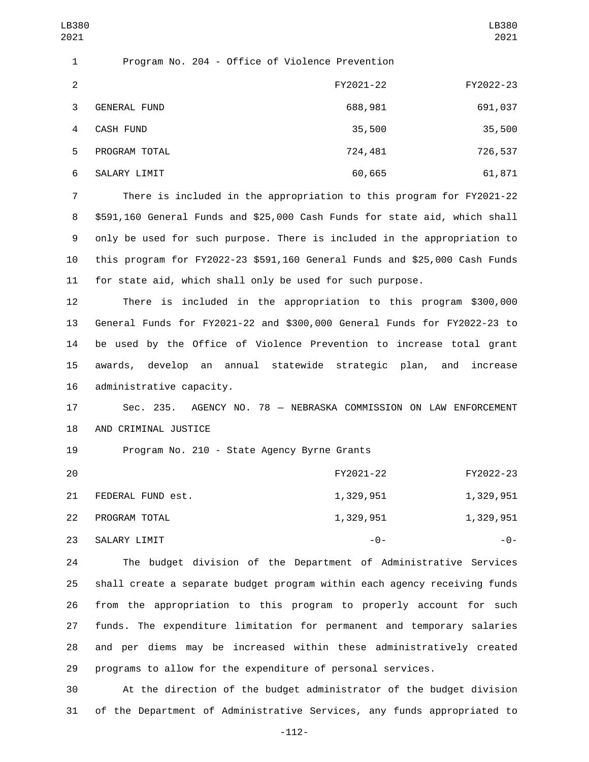Program No. 204 - Office of Violence Prevention

| | FY2021-22 | FY2022-23 |
|---|---|---|
| GENERAL FUND | 688,981 | 691,037 |
| CASH FUND | 35,500 | 35,500 |
| PROGRAM TOTAL | 724,481 | 726,537 |
| SALARY LIMIT | 60,665 | 61,871 |

There is included in the appropriation to this program for FY2021-22 $591,160 General Funds and $25,000 Cash Funds for state aid, which shall only be used for such purpose. There is included in the appropriation to this program for FY2022-23 $591,160 General Funds and $25,000 Cash Funds for state aid, which shall only be used for such purpose.

There is included in the appropriation to this program $300,000 General Funds for FY2021-22 and $300,000 General Funds for FY2022-23 to be used by the Office of Violence Prevention to increase total grant awards, develop an annual statewide strategic plan, and increase administrative capacity.

Sec. 235. AGENCY NO. 78 — NEBRASKA COMMISSION ON LAW ENFORCEMENT AND CRIMINAL JUSTICE

Program No. 210 - State Agency Byrne Grants

| | FY2021-22 | FY2022-23 |
|---|---|---|
| FEDERAL FUND est. | 1,329,951 | 1,329,951 |
| PROGRAM TOTAL | 1,329,951 | 1,329,951 |
| SALARY LIMIT | -0- | -0- |

The budget division of the Department of Administrative Services shall create a separate budget program within each agency receiving funds from the appropriation to this program to properly account for such funds. The expenditure limitation for permanent and temporary salaries and per diems may be increased within these administratively created programs to allow for the expenditure of personal services.

At the direction of the budget administrator of the budget division of the Department of Administrative Services, any funds appropriated to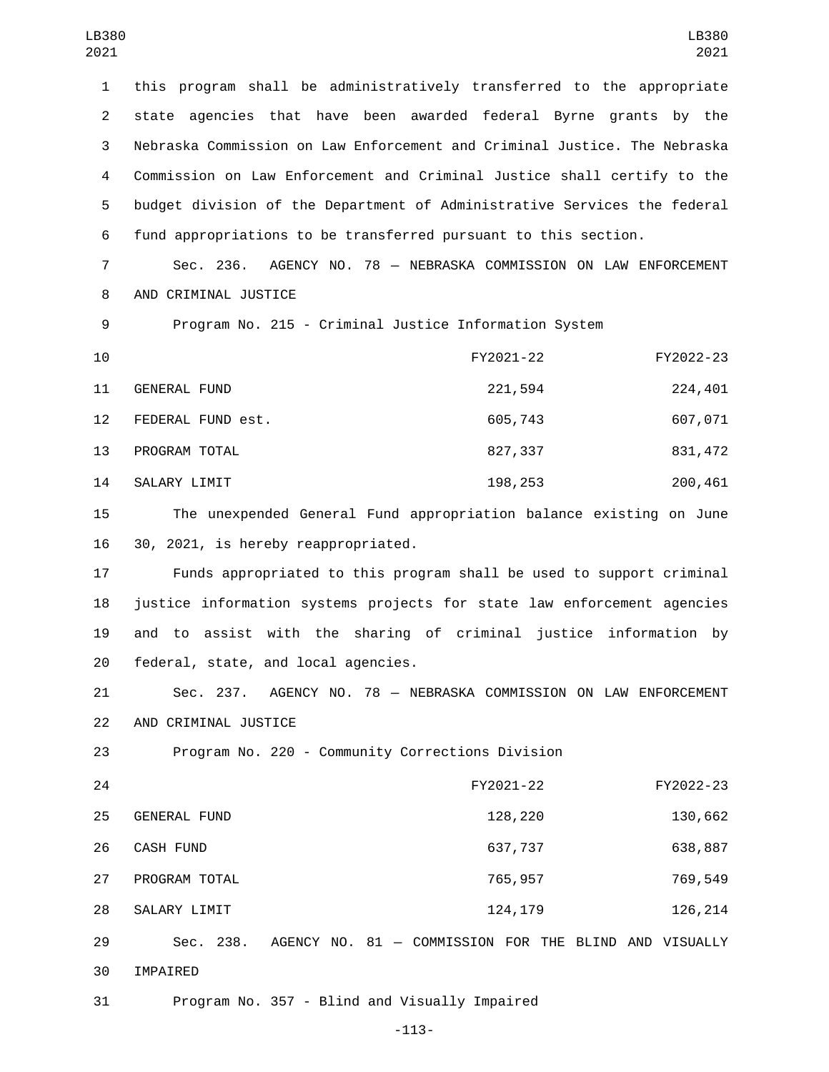this program shall be administratively transferred to the appropriate state agencies that have been awarded federal Byrne grants by the Nebraska Commission on Law Enforcement and Criminal Justice. The Nebraska Commission on Law Enforcement and Criminal Justice shall certify to the budget division of the Department of Administrative Services the federal fund appropriations to be transferred pursuant to this section.

Sec. 236. AGENCY NO. 78 — NEBRASKA COMMISSION ON LAW ENFORCEMENT AND CRIMINAL JUSTICE

Program No. 215 - Criminal Justice Information System

| | FY2021-22 | FY2022-23 |
|---|---|---|
| GENERAL FUND | 221,594 | 224,401 |
| FEDERAL FUND est. | 605,743 | 607,071 |
| PROGRAM TOTAL | 827,337 | 831,472 |
| SALARY LIMIT | 198,253 | 200,461 |

The unexpended General Fund appropriation balance existing on June 30, 2021, is hereby reappropriated.

Funds appropriated to this program shall be used to support criminal justice information systems projects for state law enforcement agencies and to assist with the sharing of criminal justice information by federal, state, and local agencies.

Sec. 237. AGENCY NO. 78 — NEBRASKA COMMISSION ON LAW ENFORCEMENT AND CRIMINAL JUSTICE

Program No. 220 - Community Corrections Division

| | FY2021-22 | FY2022-23 |
|---|---|---|
| GENERAL FUND | 128,220 | 130,662 |
| CASH FUND | 637,737 | 638,887 |
| PROGRAM TOTAL | 765,957 | 769,549 |
| SALARY LIMIT | 124,179 | 126,214 |

Sec. 238. AGENCY NO. 81 — COMMISSION FOR THE BLIND AND VISUALLY IMPAIRED

Program No. 357 - Blind and Visually Impaired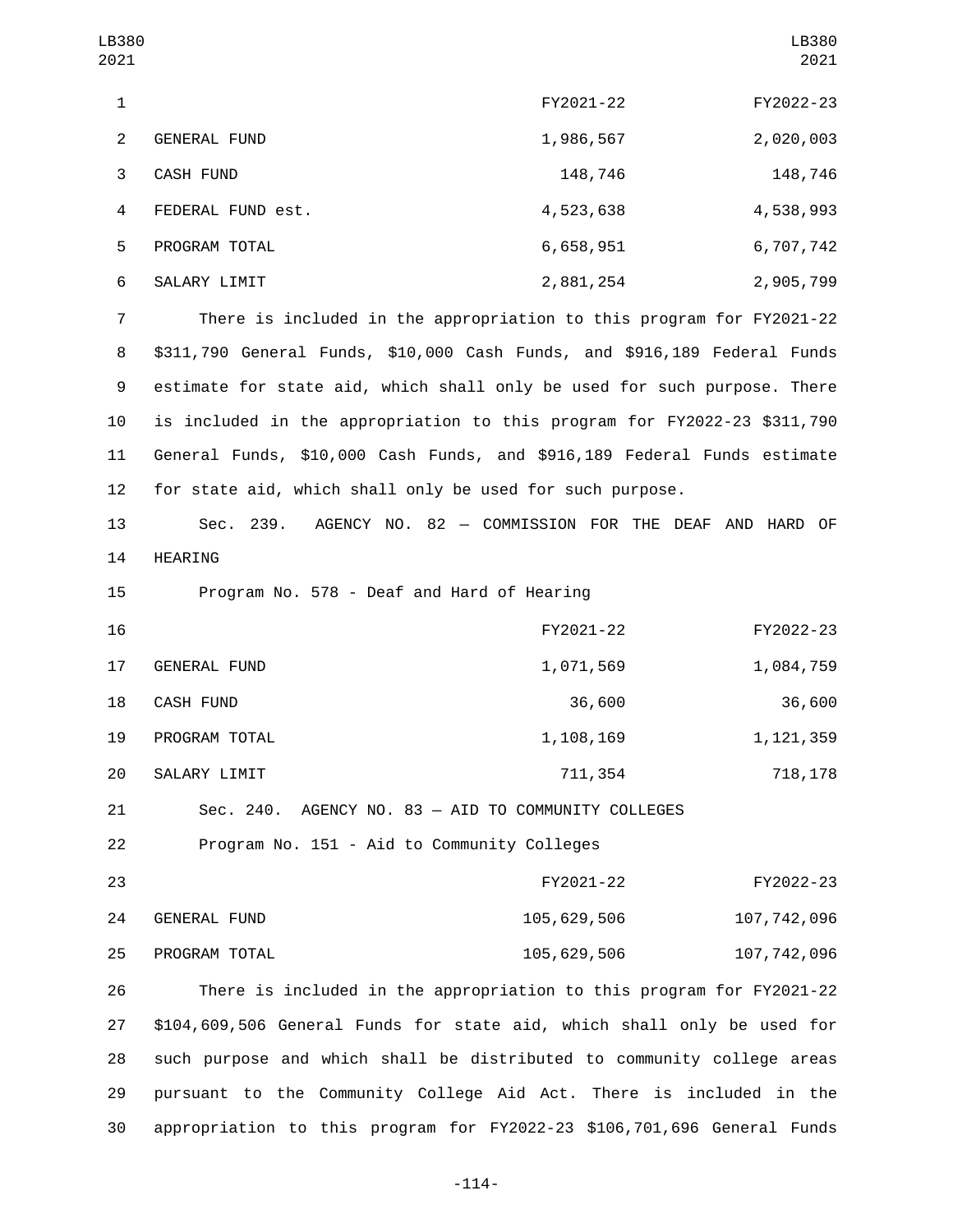| | FY2021-22 | FY2022-23 |
|---|---|---|
| GENERAL FUND | 1,986,567 | 2,020,003 |
| CASH FUND | 148,746 | 148,746 |
| FEDERAL FUND est. | 4,523,638 | 4,538,993 |
| PROGRAM TOTAL | 6,658,951 | 6,707,742 |
| SALARY LIMIT | 2,881,254 | 2,905,799 |

There is included in the appropriation to this program for FY2021-22 $311,790 General Funds, $10,000 Cash Funds, and $916,189 Federal Funds estimate for state aid, which shall only be used for such purpose. There is included in the appropriation to this program for FY2022-23 $311,790 General Funds, $10,000 Cash Funds, and $916,189 Federal Funds estimate for state aid, which shall only be used for such purpose.

Sec. 239. AGENCY NO. 82 — COMMISSION FOR THE DEAF AND HARD OF HEARING

Program No. 578 - Deaf and Hard of Hearing

| | FY2021-22 | FY2022-23 |
|---|---|---|
| GENERAL FUND | 1,071,569 | 1,084,759 |
| CASH FUND | 36,600 | 36,600 |
| PROGRAM TOTAL | 1,108,169 | 1,121,359 |
| SALARY LIMIT | 711,354 | 718,178 |

Sec. 240. AGENCY NO. 83 — AID TO COMMUNITY COLLEGES

Program No. 151 - Aid to Community Colleges

| | FY2021-22 | FY2022-23 |
|---|---|---|
| GENERAL FUND | 105,629,506 | 107,742,096 |
| PROGRAM TOTAL | 105,629,506 | 107,742,096 |

There is included in the appropriation to this program for FY2021-22 $104,609,506 General Funds for state aid, which shall only be used for such purpose and which shall be distributed to community college areas pursuant to the Community College Aid Act. There is included in the appropriation to this program for FY2022-23 $106,701,696 General Funds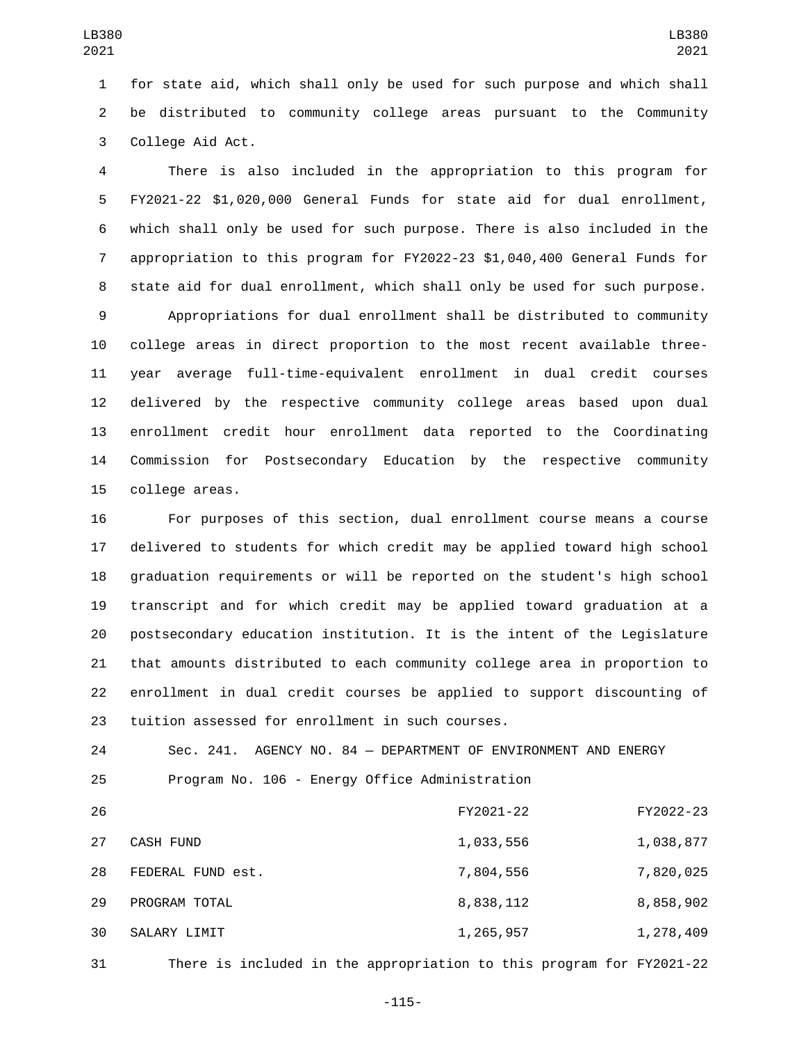for state aid, which shall only be used for such purpose and which shall be distributed to community college areas pursuant to the Community College Aid Act.

There is also included in the appropriation to this program for FY2021-22 $1,020,000 General Funds for state aid for dual enrollment, which shall only be used for such purpose. There is also included in the appropriation to this program for FY2022-23 $1,040,400 General Funds for state aid for dual enrollment, which shall only be used for such purpose.

Appropriations for dual enrollment shall be distributed to community college areas in direct proportion to the most recent available three-year average full-time-equivalent enrollment in dual credit courses delivered by the respective community college areas based upon dual enrollment credit hour enrollment data reported to the Coordinating Commission for Postsecondary Education by the respective community college areas.

For purposes of this section, dual enrollment course means a course delivered to students for which credit may be applied toward high school graduation requirements or will be reported on the student's high school transcript and for which credit may be applied toward graduation at a postsecondary education institution. It is the intent of the Legislature that amounts distributed to each community college area in proportion to enrollment in dual credit courses be applied to support discounting of tuition assessed for enrollment in such courses.

Sec. 241. AGENCY NO. 84 — DEPARTMENT OF ENVIRONMENT AND ENERGY

Program No. 106 - Energy Office Administration

| | FY2021-22 | FY2022-23 |
|---|---|---|
| CASH FUND | 1,033,556 | 1,038,877 |
| FEDERAL FUND est. | 7,804,556 | 7,820,025 |
| PROGRAM TOTAL | 8,838,112 | 8,858,902 |
| SALARY LIMIT | 1,265,957 | 1,278,409 |

There is included in the appropriation to this program for FY2021-22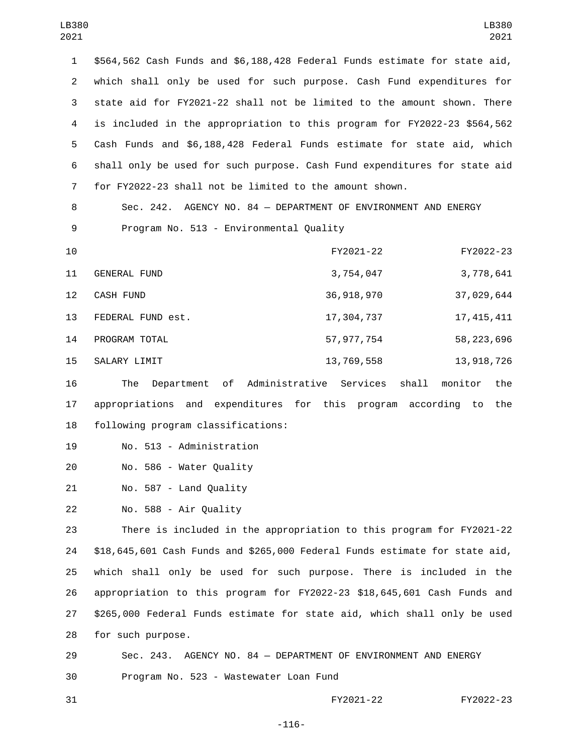$564,562 Cash Funds and $6,188,428 Federal Funds estimate for state aid, which shall only be used for such purpose. Cash Fund expenditures for state aid for FY2021-22 shall not be limited to the amount shown. There is included in the appropriation to this program for FY2022-23 $564,562 Cash Funds and $6,188,428 Federal Funds estimate for state aid, which shall only be used for such purpose. Cash Fund expenditures for state aid for FY2022-23 shall not be limited to the amount shown.

Sec. 242. AGENCY NO. 84 — DEPARTMENT OF ENVIRONMENT AND ENERGY

Program No. 513 - Environmental Quality

| | FY2021-22 | FY2022-23 |
|---|---|---|
| GENERAL FUND | 3,754,047 | 3,778,641 |
| CASH FUND | 36,918,970 | 37,029,644 |
| FEDERAL FUND est. | 17,304,737 | 17,415,411 |
| PROGRAM TOTAL | 57,977,754 | 58,223,696 |
| SALARY LIMIT | 13,769,558 | 13,918,726 |

The Department of Administrative Services shall monitor the appropriations and expenditures for this program according to the following program classifications:

No. 513 - Administration

No. 586 - Water Quality

No. 587 - Land Quality

No. 588 - Air Quality

There is included in the appropriation to this program for FY2021-22 $18,645,601 Cash Funds and $265,000 Federal Funds estimate for state aid, which shall only be used for such purpose. There is included in the appropriation to this program for FY2022-23 $18,645,601 Cash Funds and $265,000 Federal Funds estimate for state aid, which shall only be used for such purpose.

Sec. 243. AGENCY NO. 84 — DEPARTMENT OF ENVIRONMENT AND ENERGY

Program No. 523 - Wastewater Loan Fund

| | FY2021-22 | FY2022-23 |
|---|---|---|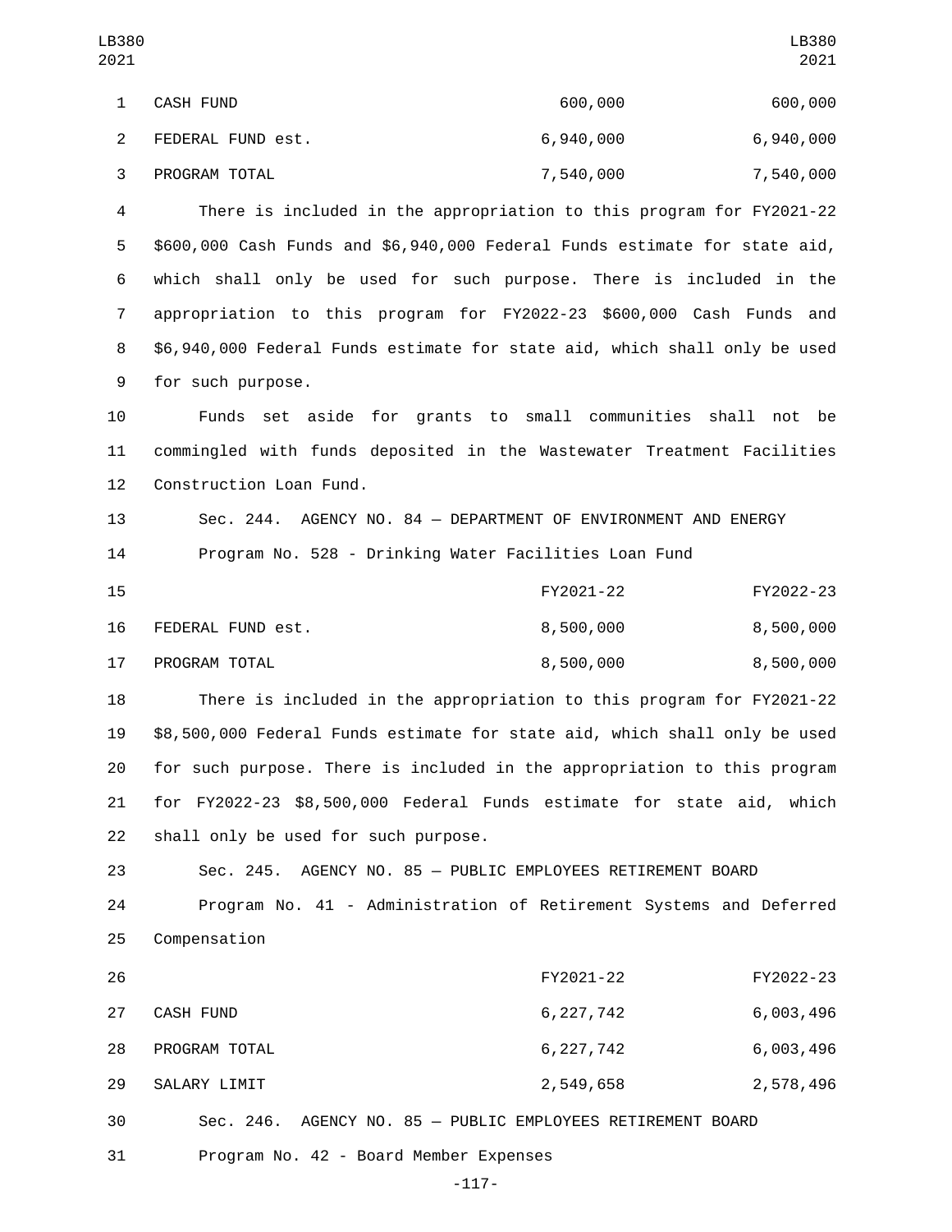| | | |
|---|---|---|
| CASH FUND | 600,000 | 600,000 |
| FEDERAL FUND est. | 6,940,000 | 6,940,000 |
| PROGRAM TOTAL | 7,540,000 | 7,540,000 |

There is included in the appropriation to this program for FY2021-22 $600,000 Cash Funds and $6,940,000 Federal Funds estimate for state aid, which shall only be used for such purpose. There is included in the appropriation to this program for FY2022-23 $600,000 Cash Funds and $6,940,000 Federal Funds estimate for state aid, which shall only be used for such purpose.

Funds set aside for grants to small communities shall not be commingled with funds deposited in the Wastewater Treatment Facilities Construction Loan Fund.

Sec. 244. AGENCY NO. 84 — DEPARTMENT OF ENVIRONMENT AND ENERGY

Program No. 528 - Drinking Water Facilities Loan Fund

| | FY2021-22 | FY2022-23 |
|---|---|---|
| FEDERAL FUND est. | 8,500,000 | 8,500,000 |
| PROGRAM TOTAL | 8,500,000 | 8,500,000 |

There is included in the appropriation to this program for FY2021-22 $8,500,000 Federal Funds estimate for state aid, which shall only be used for such purpose. There is included in the appropriation to this program for FY2022-23 $8,500,000 Federal Funds estimate for state aid, which shall only be used for such purpose.

Sec. 245. AGENCY NO. 85 — PUBLIC EMPLOYEES RETIREMENT BOARD

Program No. 41 - Administration of Retirement Systems and Deferred Compensation

| | FY2021-22 | FY2022-23 |
|---|---|---|
| CASH FUND | 6,227,742 | 6,003,496 |
| PROGRAM TOTAL | 6,227,742 | 6,003,496 |
| SALARY LIMIT | 2,549,658 | 2,578,496 |

Sec. 246. AGENCY NO. 85 — PUBLIC EMPLOYEES RETIREMENT BOARD

Program No. 42 - Board Member Expenses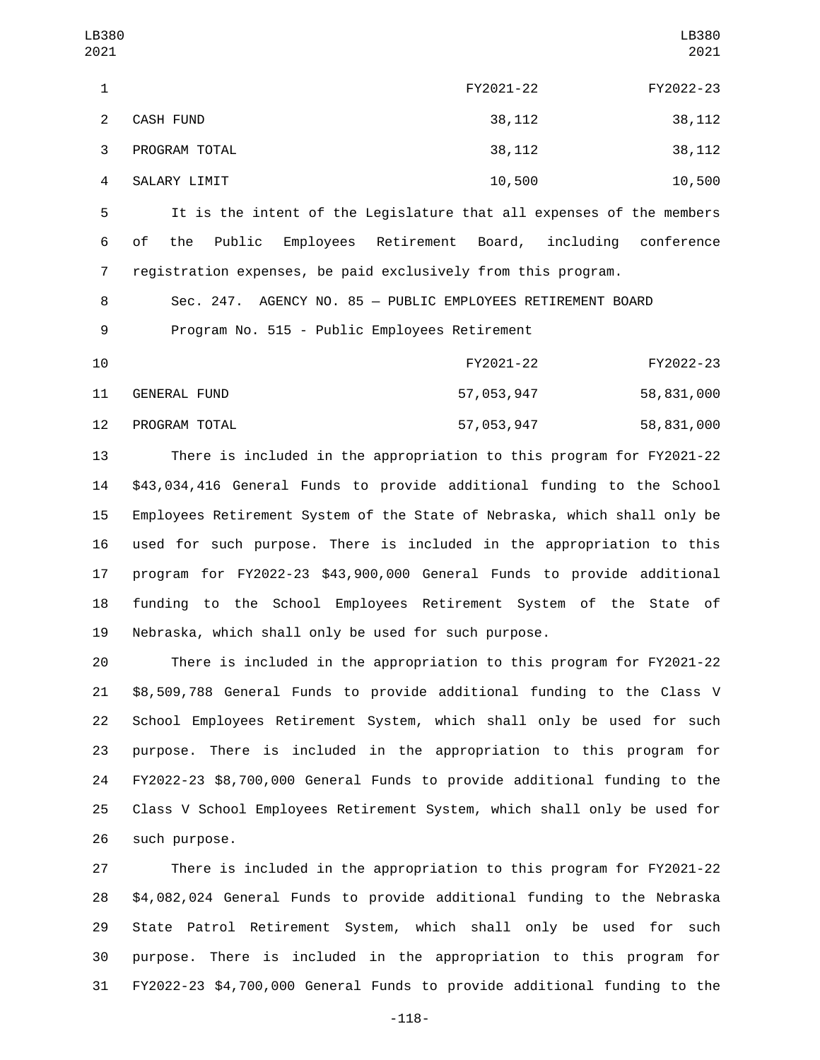| | FY2021-22 | FY2022-23 |
|---|---|---|
| CASH FUND | 38,112 | 38,112 |
| PROGRAM TOTAL | 38,112 | 38,112 |
| SALARY LIMIT | 10,500 | 10,500 |

It is the intent of the Legislature that all expenses of the members of the Public Employees Retirement Board, including conference registration expenses, be paid exclusively from this program.

Sec. 247. AGENCY NO. 85 — PUBLIC EMPLOYEES RETIREMENT BOARD

Program No. 515 - Public Employees Retirement

| | FY2021-22 | FY2022-23 |
|---|---|---|
| GENERAL FUND | 57,053,947 | 58,831,000 |
| PROGRAM TOTAL | 57,053,947 | 58,831,000 |

There is included in the appropriation to this program for FY2021-22 $43,034,416 General Funds to provide additional funding to the School Employees Retirement System of the State of Nebraska, which shall only be used for such purpose. There is included in the appropriation to this program for FY2022-23 $43,900,000 General Funds to provide additional funding to the School Employees Retirement System of the State of Nebraska, which shall only be used for such purpose.

There is included in the appropriation to this program for FY2021-22 $8,509,788 General Funds to provide additional funding to the Class V School Employees Retirement System, which shall only be used for such purpose. There is included in the appropriation to this program for FY2022-23 $8,700,000 General Funds to provide additional funding to the Class V School Employees Retirement System, which shall only be used for such purpose.

There is included in the appropriation to this program for FY2021-22 $4,082,024 General Funds to provide additional funding to the Nebraska State Patrol Retirement System, which shall only be used for such purpose. There is included in the appropriation to this program for FY2022-23 $4,700,000 General Funds to provide additional funding to the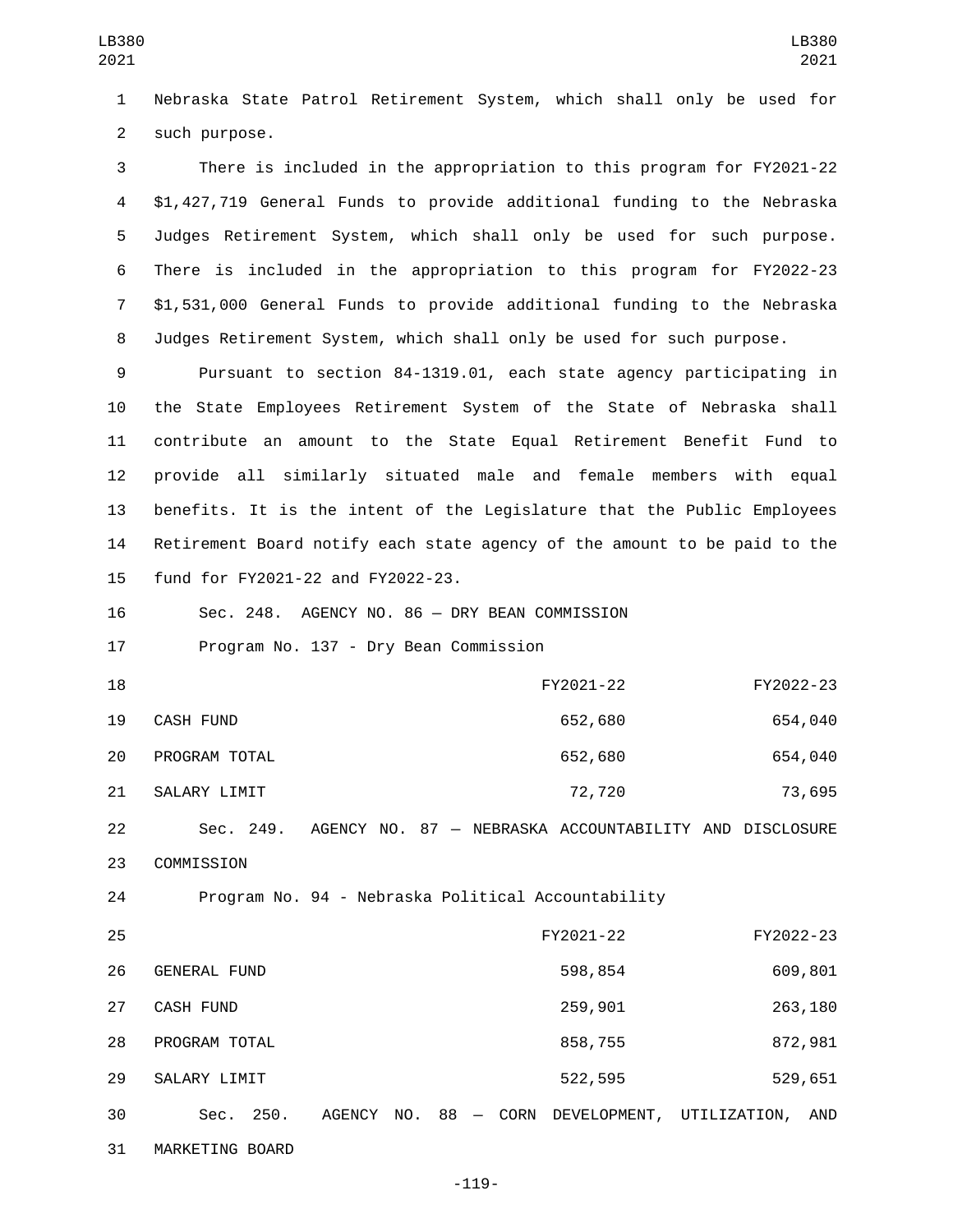Nebraska State Patrol Retirement System, which shall only be used for such purpose.

There is included in the appropriation to this program for FY2021-22 $1,427,719 General Funds to provide additional funding to the Nebraska Judges Retirement System, which shall only be used for such purpose. There is included in the appropriation to this program for FY2022-23 $1,531,000 General Funds to provide additional funding to the Nebraska Judges Retirement System, which shall only be used for such purpose.

Pursuant to section 84-1319.01, each state agency participating in the State Employees Retirement System of the State of Nebraska shall contribute an amount to the State Equal Retirement Benefit Fund to provide all similarly situated male and female members with equal benefits. It is the intent of the Legislature that the Public Employees Retirement Board notify each state agency of the amount to be paid to the fund for FY2021-22 and FY2022-23.

Sec. 248. AGENCY NO. 86 — DRY BEAN COMMISSION

Program No. 137 - Dry Bean Commission

| | FY2021-22 | FY2022-23 |
|---|---|---|
| CASH FUND | 652,680 | 654,040 |
| PROGRAM TOTAL | 652,680 | 654,040 |
| SALARY LIMIT | 72,720 | 73,695 |

Sec. 249. AGENCY NO. 87 — NEBRASKA ACCOUNTABILITY AND DISCLOSURE COMMISSION

Program No. 94 - Nebraska Political Accountability

| | FY2021-22 | FY2022-23 |
|---|---|---|
| GENERAL FUND | 598,854 | 609,801 |
| CASH FUND | 259,901 | 263,180 |
| PROGRAM TOTAL | 858,755 | 872,981 |
| SALARY LIMIT | 522,595 | 529,651 |

Sec. 250. AGENCY NO. 88 — CORN DEVELOPMENT, UTILIZATION, AND MARKETING BOARD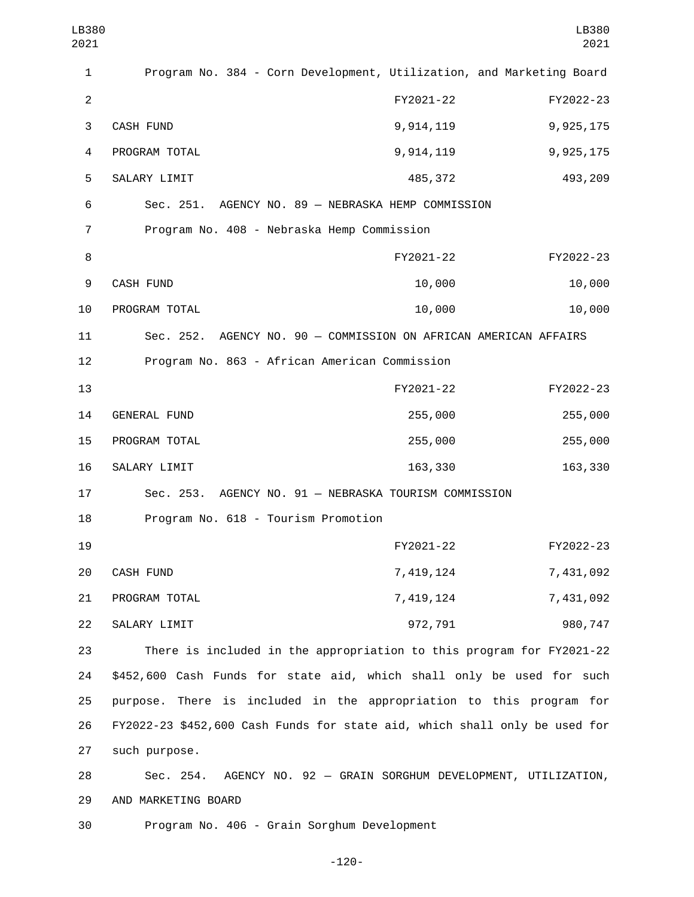Program No. 384 - Corn Development, Utilization, and Marketing Board

| | FY2021-22 | FY2022-23 |
|---|---|---|
| CASH FUND | 9,914,119 | 9,925,175 |
| PROGRAM TOTAL | 9,914,119 | 9,925,175 |
| SALARY LIMIT | 485,372 | 493,209 |

Sec. 251. AGENCY NO. 89 — NEBRASKA HEMP COMMISSION

Program No. 408 - Nebraska Hemp Commission

| | FY2021-22 | FY2022-23 |
|---|---|---|
| CASH FUND | 10,000 | 10,000 |
| PROGRAM TOTAL | 10,000 | 10,000 |

Sec. 252. AGENCY NO. 90 — COMMISSION ON AFRICAN AMERICAN AFFAIRS

Program No. 863 - African American Commission

| | FY2021-22 | FY2022-23 |
|---|---|---|
| GENERAL FUND | 255,000 | 255,000 |
| PROGRAM TOTAL | 255,000 | 255,000 |
| SALARY LIMIT | 163,330 | 163,330 |

Sec. 253. AGENCY NO. 91 — NEBRASKA TOURISM COMMISSION

Program No. 618 - Tourism Promotion

| | FY2021-22 | FY2022-23 |
|---|---|---|
| CASH FUND | 7,419,124 | 7,431,092 |
| PROGRAM TOTAL | 7,419,124 | 7,431,092 |
| SALARY LIMIT | 972,791 | 980,747 |

There is included in the appropriation to this program for FY2021-22 $452,600 Cash Funds for state aid, which shall only be used for such purpose. There is included in the appropriation to this program for FY2022-23 $452,600 Cash Funds for state aid, which shall only be used for such purpose.

Sec. 254. AGENCY NO. 92 — GRAIN SORGHUM DEVELOPMENT, UTILIZATION, AND MARKETING BOARD

Program No. 406 - Grain Sorghum Development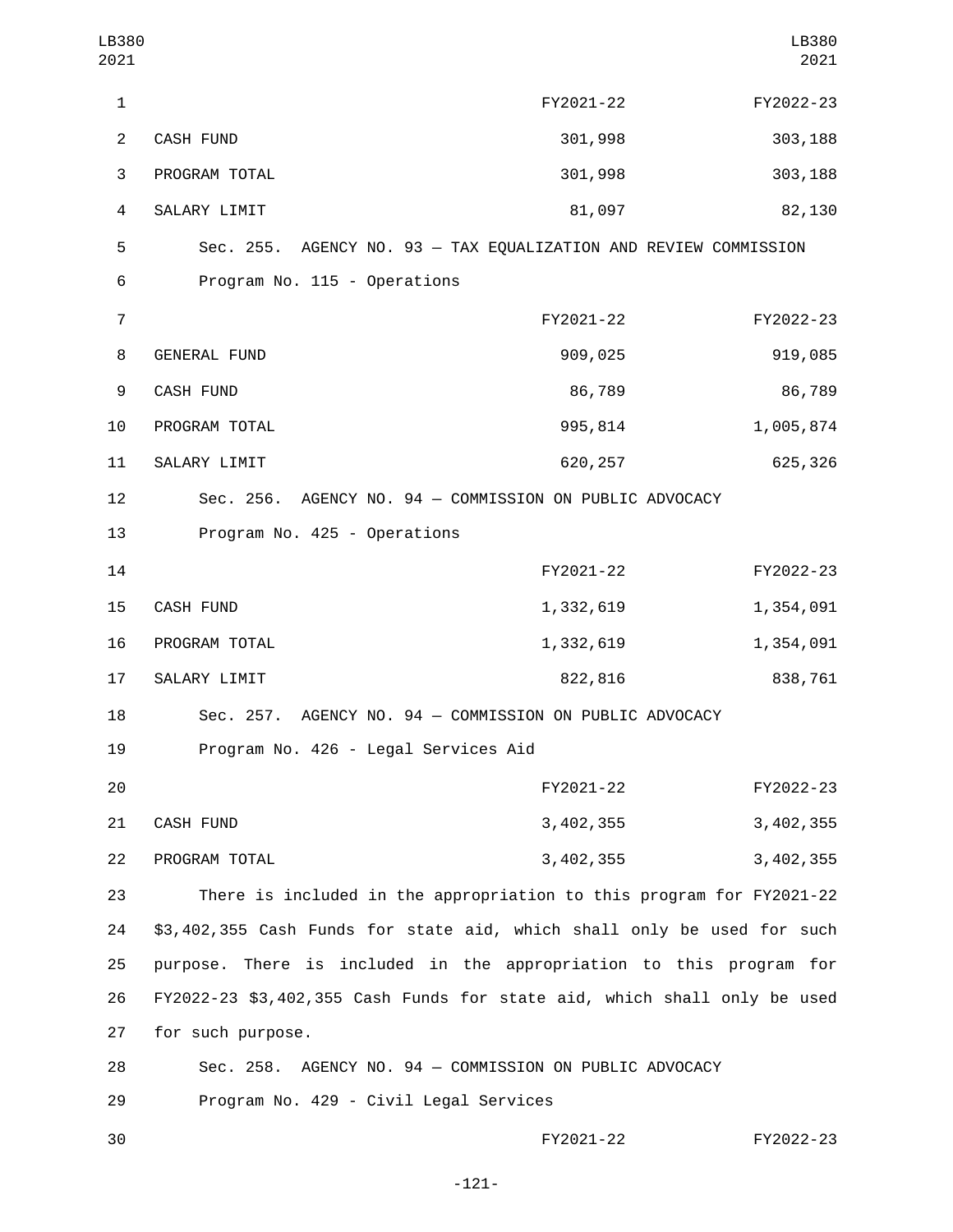| | FY2021-22 | FY2022-23 |
|---|---|---|
| CASH FUND | 301,998 | 303,188 |
| PROGRAM TOTAL | 301,998 | 303,188 |
| SALARY LIMIT | 81,097 | 82,130 |

Sec. 255. AGENCY NO. 93 — TAX EQUALIZATION AND REVIEW COMMISSION

Program No. 115 - Operations

| | FY2021-22 | FY2022-23 |
|---|---|---|
| GENERAL FUND | 909,025 | 919,085 |
| CASH FUND | 86,789 | 86,789 |
| PROGRAM TOTAL | 995,814 | 1,005,874 |
| SALARY LIMIT | 620,257 | 625,326 |

Sec. 256. AGENCY NO. 94 — COMMISSION ON PUBLIC ADVOCACY

Program No. 425 - Operations

| | FY2021-22 | FY2022-23 |
|---|---|---|
| CASH FUND | 1,332,619 | 1,354,091 |
| PROGRAM TOTAL | 1,332,619 | 1,354,091 |
| SALARY LIMIT | 822,816 | 838,761 |

Sec. 257. AGENCY NO. 94 — COMMISSION ON PUBLIC ADVOCACY

Program No. 426 - Legal Services Aid

| | FY2021-22 | FY2022-23 |
|---|---|---|
| CASH FUND | 3,402,355 | 3,402,355 |
| PROGRAM TOTAL | 3,402,355 | 3,402,355 |

There is included in the appropriation to this program for FY2021-22 $3,402,355 Cash Funds for state aid, which shall only be used for such purpose. There is included in the appropriation to this program for FY2022-23 $3,402,355 Cash Funds for state aid, which shall only be used for such purpose.

Sec. 258. AGENCY NO. 94 — COMMISSION ON PUBLIC ADVOCACY

Program No. 429 - Civil Legal Services

| | FY2021-22 | FY2022-23 |
|---|---|---|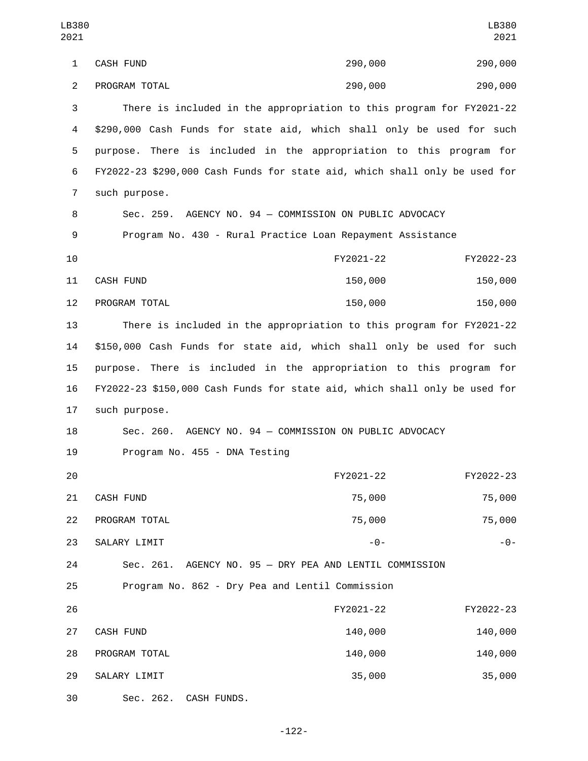| | | |
|---|---|---|
| CASH FUND | 290,000 | 290,000 |
| PROGRAM TOTAL | 290,000 | 290,000 |

There is included in the appropriation to this program for FY2021-22 $290,000 Cash Funds for state aid, which shall only be used for such purpose. There is included in the appropriation to this program for FY2022-23 $290,000 Cash Funds for state aid, which shall only be used for such purpose.

Sec. 259. AGENCY NO. 94 — COMMISSION ON PUBLIC ADVOCACY

Program No. 430 - Rural Practice Loan Repayment Assistance

| | FY2021-22 | FY2022-23 |
|---|---|---|
| CASH FUND | 150,000 | 150,000 |
| PROGRAM TOTAL | 150,000 | 150,000 |

There is included in the appropriation to this program for FY2021-22 $150,000 Cash Funds for state aid, which shall only be used for such purpose. There is included in the appropriation to this program for FY2022-23 $150,000 Cash Funds for state aid, which shall only be used for such purpose.

Sec. 260. AGENCY NO. 94 — COMMISSION ON PUBLIC ADVOCACY

Program No. 455 - DNA Testing

| | FY2021-22 | FY2022-23 |
|---|---|---|
| CASH FUND | 75,000 | 75,000 |
| PROGRAM TOTAL | 75,000 | 75,000 |
| SALARY LIMIT | -0- | -0- |

Sec. 261. AGENCY NO. 95 — DRY PEA AND LENTIL COMMISSION

Program No. 862 - Dry Pea and Lentil Commission

| | FY2021-22 | FY2022-23 |
|---|---|---|
| CASH FUND | 140,000 | 140,000 |
| PROGRAM TOTAL | 140,000 | 140,000 |
| SALARY LIMIT | 35,000 | 35,000 |

Sec. 262. CASH FUNDS.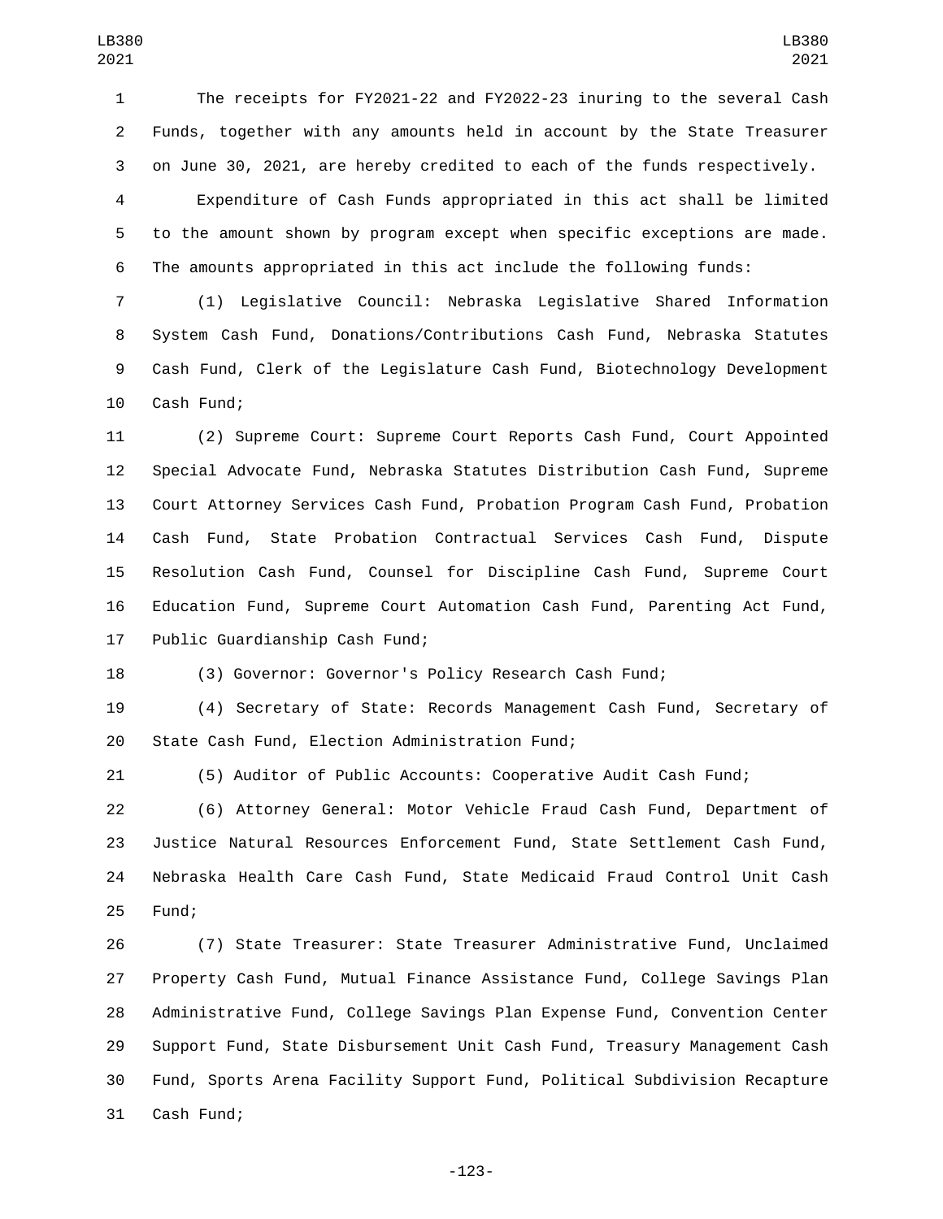The receipts for FY2021-22 and FY2022-23 inuring to the several Cash Funds, together with any amounts held in account by the State Treasurer on June 30, 2021, are hereby credited to each of the funds respectively.

Expenditure of Cash Funds appropriated in this act shall be limited to the amount shown by program except when specific exceptions are made. The amounts appropriated in this act include the following funds:

(1) Legislative Council: Nebraska Legislative Shared Information System Cash Fund, Donations/Contributions Cash Fund, Nebraska Statutes Cash Fund, Clerk of the Legislature Cash Fund, Biotechnology Development Cash Fund;

(2) Supreme Court: Supreme Court Reports Cash Fund, Court Appointed Special Advocate Fund, Nebraska Statutes Distribution Cash Fund, Supreme Court Attorney Services Cash Fund, Probation Program Cash Fund, Probation Cash Fund, State Probation Contractual Services Cash Fund, Dispute Resolution Cash Fund, Counsel for Discipline Cash Fund, Supreme Court Education Fund, Supreme Court Automation Cash Fund, Parenting Act Fund, Public Guardianship Cash Fund;

(3) Governor: Governor's Policy Research Cash Fund;

(4) Secretary of State: Records Management Cash Fund, Secretary of State Cash Fund, Election Administration Fund;

(5) Auditor of Public Accounts: Cooperative Audit Cash Fund;

(6) Attorney General: Motor Vehicle Fraud Cash Fund, Department of Justice Natural Resources Enforcement Fund, State Settlement Cash Fund, Nebraska Health Care Cash Fund, State Medicaid Fraud Control Unit Cash Fund;

(7) State Treasurer: State Treasurer Administrative Fund, Unclaimed Property Cash Fund, Mutual Finance Assistance Fund, College Savings Plan Administrative Fund, College Savings Plan Expense Fund, Convention Center Support Fund, State Disbursement Unit Cash Fund, Treasury Management Cash Fund, Sports Arena Facility Support Fund, Political Subdivision Recapture Cash Fund;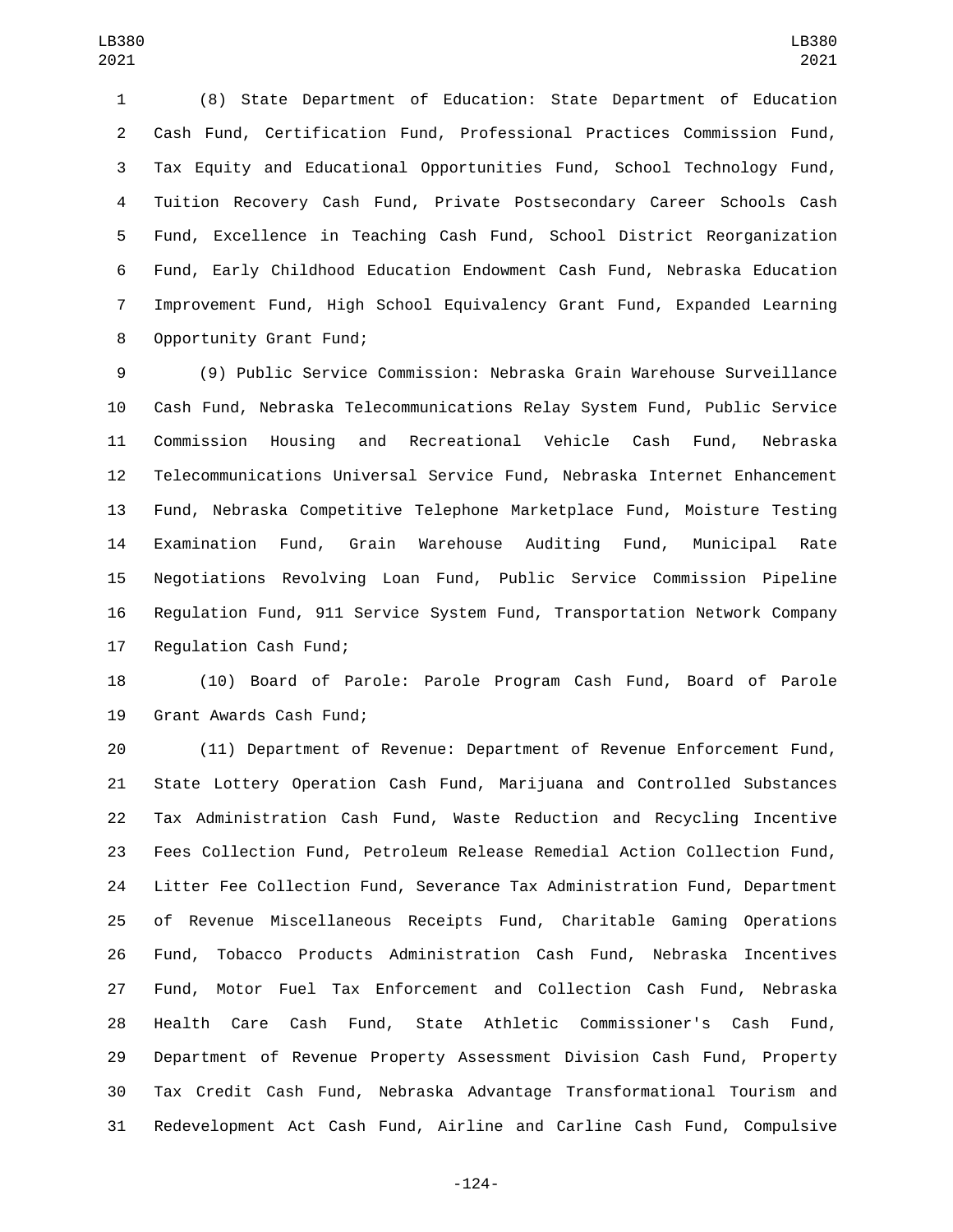(8) State Department of Education: State Department of Education Cash Fund, Certification Fund, Professional Practices Commission Fund, Tax Equity and Educational Opportunities Fund, School Technology Fund, Tuition Recovery Cash Fund, Private Postsecondary Career Schools Cash Fund, Excellence in Teaching Cash Fund, School District Reorganization Fund, Early Childhood Education Endowment Cash Fund, Nebraska Education Improvement Fund, High School Equivalency Grant Fund, Expanded Learning Opportunity Grant Fund;

(9) Public Service Commission: Nebraska Grain Warehouse Surveillance Cash Fund, Nebraska Telecommunications Relay System Fund, Public Service Commission Housing and Recreational Vehicle Cash Fund, Nebraska Telecommunications Universal Service Fund, Nebraska Internet Enhancement Fund, Nebraska Competitive Telephone Marketplace Fund, Moisture Testing Examination Fund, Grain Warehouse Auditing Fund, Municipal Rate Negotiations Revolving Loan Fund, Public Service Commission Pipeline Regulation Fund, 911 Service System Fund, Transportation Network Company Regulation Cash Fund;

(10) Board of Parole: Parole Program Cash Fund, Board of Parole Grant Awards Cash Fund;

(11) Department of Revenue: Department of Revenue Enforcement Fund, State Lottery Operation Cash Fund, Marijuana and Controlled Substances Tax Administration Cash Fund, Waste Reduction and Recycling Incentive Fees Collection Fund, Petroleum Release Remedial Action Collection Fund, Litter Fee Collection Fund, Severance Tax Administration Fund, Department of Revenue Miscellaneous Receipts Fund, Charitable Gaming Operations Fund, Tobacco Products Administration Cash Fund, Nebraska Incentives Fund, Motor Fuel Tax Enforcement and Collection Cash Fund, Nebraska Health Care Cash Fund, State Athletic Commissioner's Cash Fund, Department of Revenue Property Assessment Division Cash Fund, Property Tax Credit Cash Fund, Nebraska Advantage Transformational Tourism and Redevelopment Act Cash Fund, Airline and Carline Cash Fund, Compulsive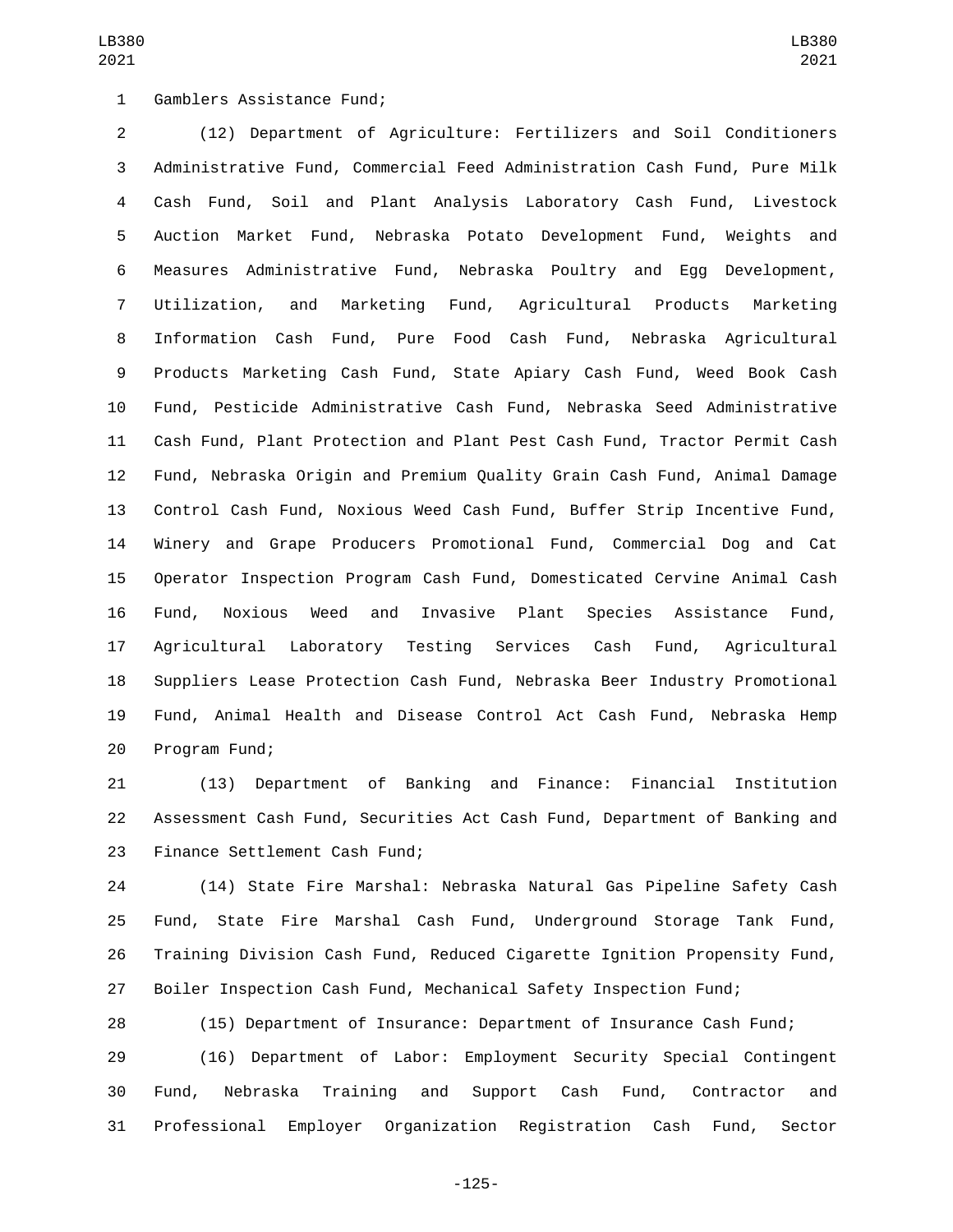Gamblers Assistance Fund;

(12) Department of Agriculture: Fertilizers and Soil Conditioners Administrative Fund, Commercial Feed Administration Cash Fund, Pure Milk Cash Fund, Soil and Plant Analysis Laboratory Cash Fund, Livestock Auction Market Fund, Nebraska Potato Development Fund, Weights and Measures Administrative Fund, Nebraska Poultry and Egg Development, Utilization, and Marketing Fund, Agricultural Products Marketing Information Cash Fund, Pure Food Cash Fund, Nebraska Agricultural Products Marketing Cash Fund, State Apiary Cash Fund, Weed Book Cash Fund, Pesticide Administrative Cash Fund, Nebraska Seed Administrative Cash Fund, Plant Protection and Plant Pest Cash Fund, Tractor Permit Cash Fund, Nebraska Origin and Premium Quality Grain Cash Fund, Animal Damage Control Cash Fund, Noxious Weed Cash Fund, Buffer Strip Incentive Fund, Winery and Grape Producers Promotional Fund, Commercial Dog and Cat Operator Inspection Program Cash Fund, Domesticated Cervine Animal Cash Fund, Noxious Weed and Invasive Plant Species Assistance Fund, Agricultural Laboratory Testing Services Cash Fund, Agricultural Suppliers Lease Protection Cash Fund, Nebraska Beer Industry Promotional Fund, Animal Health and Disease Control Act Cash Fund, Nebraska Hemp Program Fund;

(13) Department of Banking and Finance: Financial Institution Assessment Cash Fund, Securities Act Cash Fund, Department of Banking and Finance Settlement Cash Fund;

(14) State Fire Marshal: Nebraska Natural Gas Pipeline Safety Cash Fund, State Fire Marshal Cash Fund, Underground Storage Tank Fund, Training Division Cash Fund, Reduced Cigarette Ignition Propensity Fund, Boiler Inspection Cash Fund, Mechanical Safety Inspection Fund;

(15) Department of Insurance: Department of Insurance Cash Fund;

(16) Department of Labor: Employment Security Special Contingent Fund, Nebraska Training and Support Cash Fund, Contractor and Professional Employer Organization Registration Cash Fund, Sector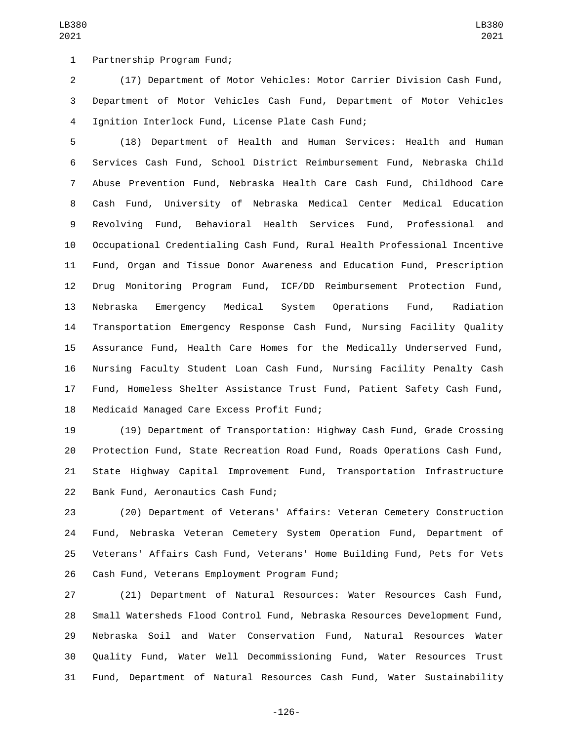Partnership Program Fund;

(17) Department of Motor Vehicles: Motor Carrier Division Cash Fund, Department of Motor Vehicles Cash Fund, Department of Motor Vehicles Ignition Interlock Fund, License Plate Cash Fund;

(18) Department of Health and Human Services: Health and Human Services Cash Fund, School District Reimbursement Fund, Nebraska Child Abuse Prevention Fund, Nebraska Health Care Cash Fund, Childhood Care Cash Fund, University of Nebraska Medical Center Medical Education Revolving Fund, Behavioral Health Services Fund, Professional and Occupational Credentialing Cash Fund, Rural Health Professional Incentive Fund, Organ and Tissue Donor Awareness and Education Fund, Prescription Drug Monitoring Program Fund, ICF/DD Reimbursement Protection Fund, Nebraska Emergency Medical System Operations Fund, Radiation Transportation Emergency Response Cash Fund, Nursing Facility Quality Assurance Fund, Health Care Homes for the Medically Underserved Fund, Nursing Faculty Student Loan Cash Fund, Nursing Facility Penalty Cash Fund, Homeless Shelter Assistance Trust Fund, Patient Safety Cash Fund, Medicaid Managed Care Excess Profit Fund;

(19) Department of Transportation: Highway Cash Fund, Grade Crossing Protection Fund, State Recreation Road Fund, Roads Operations Cash Fund, State Highway Capital Improvement Fund, Transportation Infrastructure Bank Fund, Aeronautics Cash Fund;

(20) Department of Veterans' Affairs: Veteran Cemetery Construction Fund, Nebraska Veteran Cemetery System Operation Fund, Department of Veterans' Affairs Cash Fund, Veterans' Home Building Fund, Pets for Vets Cash Fund, Veterans Employment Program Fund;

(21) Department of Natural Resources: Water Resources Cash Fund, Small Watersheds Flood Control Fund, Nebraska Resources Development Fund, Nebraska Soil and Water Conservation Fund, Natural Resources Water Quality Fund, Water Well Decommissioning Fund, Water Resources Trust Fund, Department of Natural Resources Cash Fund, Water Sustainability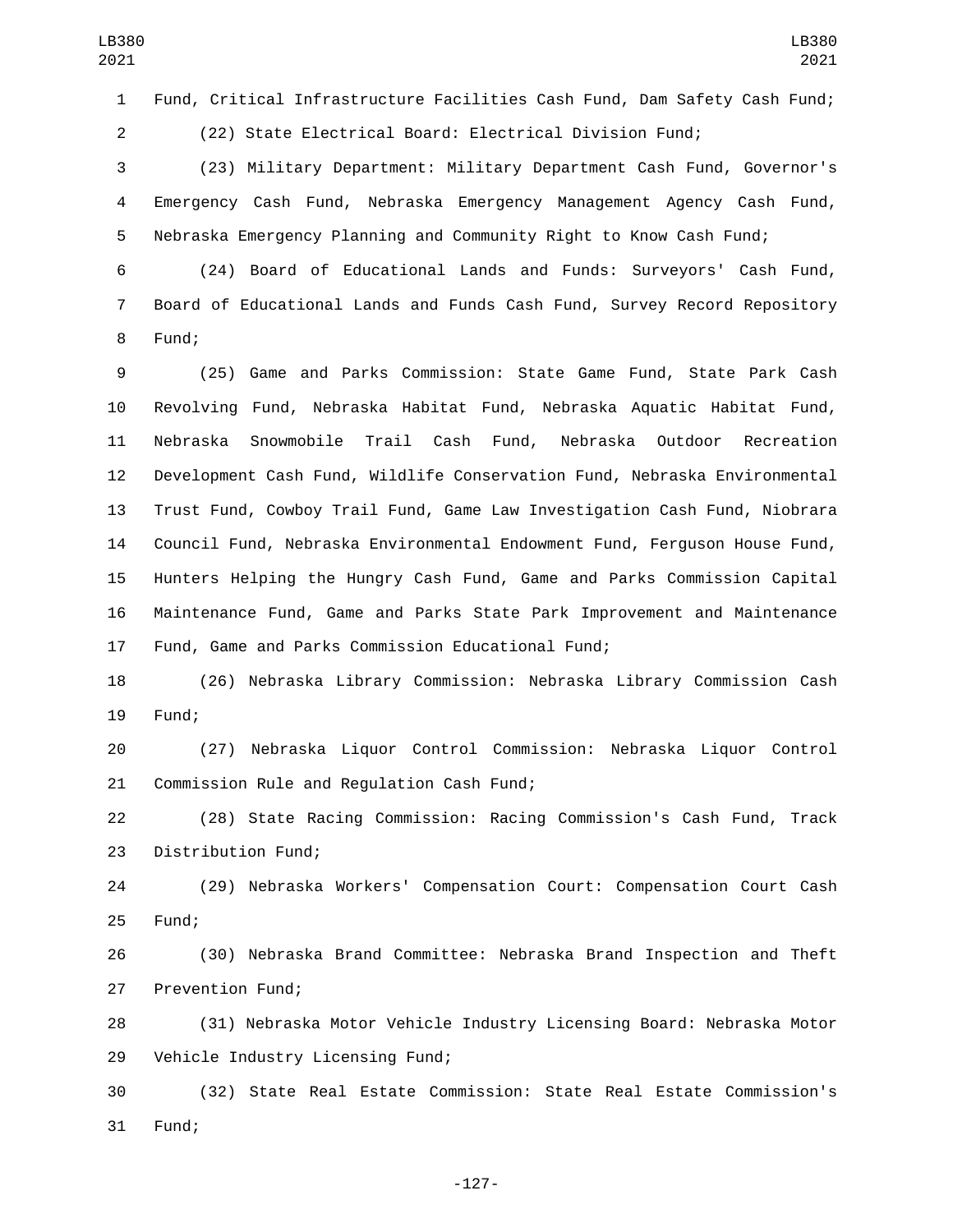Fund, Critical Infrastructure Facilities Cash Fund, Dam Safety Cash Fund;

(22) State Electrical Board: Electrical Division Fund;

(23) Military Department: Military Department Cash Fund, Governor's Emergency Cash Fund, Nebraska Emergency Management Agency Cash Fund, Nebraska Emergency Planning and Community Right to Know Cash Fund;

(24) Board of Educational Lands and Funds: Surveyors' Cash Fund, Board of Educational Lands and Funds Cash Fund, Survey Record Repository Fund;

(25) Game and Parks Commission: State Game Fund, State Park Cash Revolving Fund, Nebraska Habitat Fund, Nebraska Aquatic Habitat Fund, Nebraska Snowmobile Trail Cash Fund, Nebraska Outdoor Recreation Development Cash Fund, Wildlife Conservation Fund, Nebraska Environmental Trust Fund, Cowboy Trail Fund, Game Law Investigation Cash Fund, Niobrara Council Fund, Nebraska Environmental Endowment Fund, Ferguson House Fund, Hunters Helping the Hungry Cash Fund, Game and Parks Commission Capital Maintenance Fund, Game and Parks State Park Improvement and Maintenance Fund, Game and Parks Commission Educational Fund;

(26) Nebraska Library Commission: Nebraska Library Commission Cash Fund;

(27) Nebraska Liquor Control Commission: Nebraska Liquor Control Commission Rule and Regulation Cash Fund;

(28) State Racing Commission: Racing Commission's Cash Fund, Track Distribution Fund;

(29) Nebraska Workers' Compensation Court: Compensation Court Cash Fund;

(30) Nebraska Brand Committee: Nebraska Brand Inspection and Theft Prevention Fund;

(31) Nebraska Motor Vehicle Industry Licensing Board: Nebraska Motor Vehicle Industry Licensing Fund;

(32) State Real Estate Commission: State Real Estate Commission's Fund;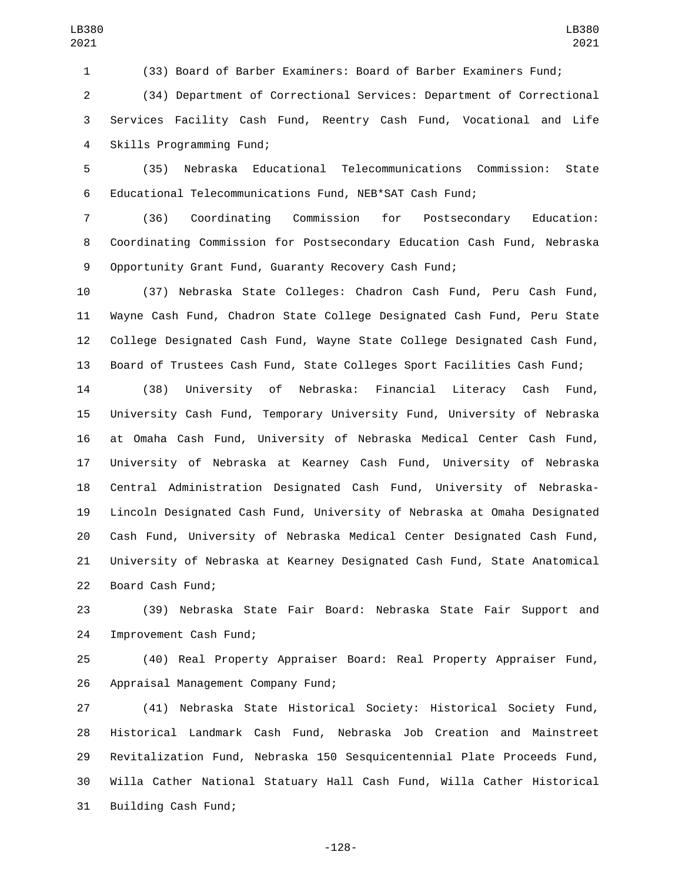(33) Board of Barber Examiners: Board of Barber Examiners Fund;

(34) Department of Correctional Services: Department of Correctional Services Facility Cash Fund, Reentry Cash Fund, Vocational and Life Skills Programming Fund;

(35) Nebraska Educational Telecommunications Commission: State Educational Telecommunications Fund, NEB*SAT Cash Fund;

(36) Coordinating Commission for Postsecondary Education: Coordinating Commission for Postsecondary Education Cash Fund, Nebraska Opportunity Grant Fund, Guaranty Recovery Cash Fund;

(37) Nebraska State Colleges: Chadron Cash Fund, Peru Cash Fund, Wayne Cash Fund, Chadron State College Designated Cash Fund, Peru State College Designated Cash Fund, Wayne State College Designated Cash Fund, Board of Trustees Cash Fund, State Colleges Sport Facilities Cash Fund;

(38) University of Nebraska: Financial Literacy Cash Fund, University Cash Fund, Temporary University Fund, University of Nebraska at Omaha Cash Fund, University of Nebraska Medical Center Cash Fund, University of Nebraska at Kearney Cash Fund, University of Nebraska Central Administration Designated Cash Fund, University of Nebraska-Lincoln Designated Cash Fund, University of Nebraska at Omaha Designated Cash Fund, University of Nebraska Medical Center Designated Cash Fund, University of Nebraska at Kearney Designated Cash Fund, State Anatomical Board Cash Fund;

(39) Nebraska State Fair Board: Nebraska State Fair Support and Improvement Cash Fund;

(40) Real Property Appraiser Board: Real Property Appraiser Fund, Appraisal Management Company Fund;

(41) Nebraska State Historical Society: Historical Society Fund, Historical Landmark Cash Fund, Nebraska Job Creation and Mainstreet Revitalization Fund, Nebraska 150 Sesquicentennial Plate Proceeds Fund, Willa Cather National Statuary Hall Cash Fund, Willa Cather Historical Building Cash Fund;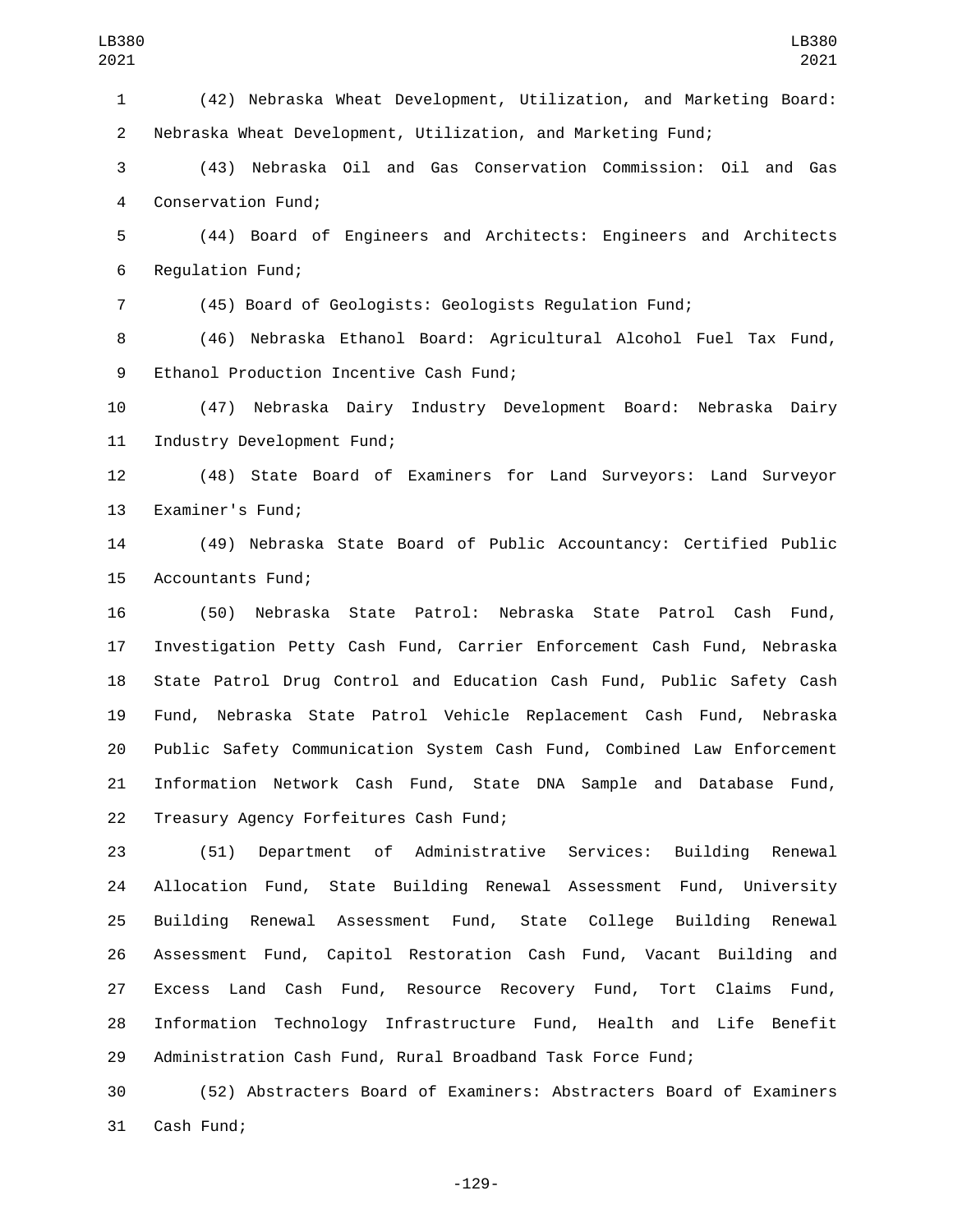(42) Nebraska Wheat Development, Utilization, and Marketing Board: Nebraska Wheat Development, Utilization, and Marketing Fund;

(43) Nebraska Oil and Gas Conservation Commission: Oil and Gas Conservation Fund;

(44) Board of Engineers and Architects: Engineers and Architects Regulation Fund;

(45) Board of Geologists: Geologists Regulation Fund;

(46) Nebraska Ethanol Board: Agricultural Alcohol Fuel Tax Fund, Ethanol Production Incentive Cash Fund;

(47) Nebraska Dairy Industry Development Board: Nebraska Dairy Industry Development Fund;

(48) State Board of Examiners for Land Surveyors: Land Surveyor Examiner's Fund;

(49) Nebraska State Board of Public Accountancy: Certified Public Accountants Fund;

(50) Nebraska State Patrol: Nebraska State Patrol Cash Fund, Investigation Petty Cash Fund, Carrier Enforcement Cash Fund, Nebraska State Patrol Drug Control and Education Cash Fund, Public Safety Cash Fund, Nebraska State Patrol Vehicle Replacement Cash Fund, Nebraska Public Safety Communication System Cash Fund, Combined Law Enforcement Information Network Cash Fund, State DNA Sample and Database Fund, Treasury Agency Forfeitures Cash Fund;

(51) Department of Administrative Services: Building Renewal Allocation Fund, State Building Renewal Assessment Fund, University Building Renewal Assessment Fund, State College Building Renewal Assessment Fund, Capitol Restoration Cash Fund, Vacant Building and Excess Land Cash Fund, Resource Recovery Fund, Tort Claims Fund, Information Technology Infrastructure Fund, Health and Life Benefit Administration Cash Fund, Rural Broadband Task Force Fund;

(52) Abstracters Board of Examiners: Abstracters Board of Examiners Cash Fund;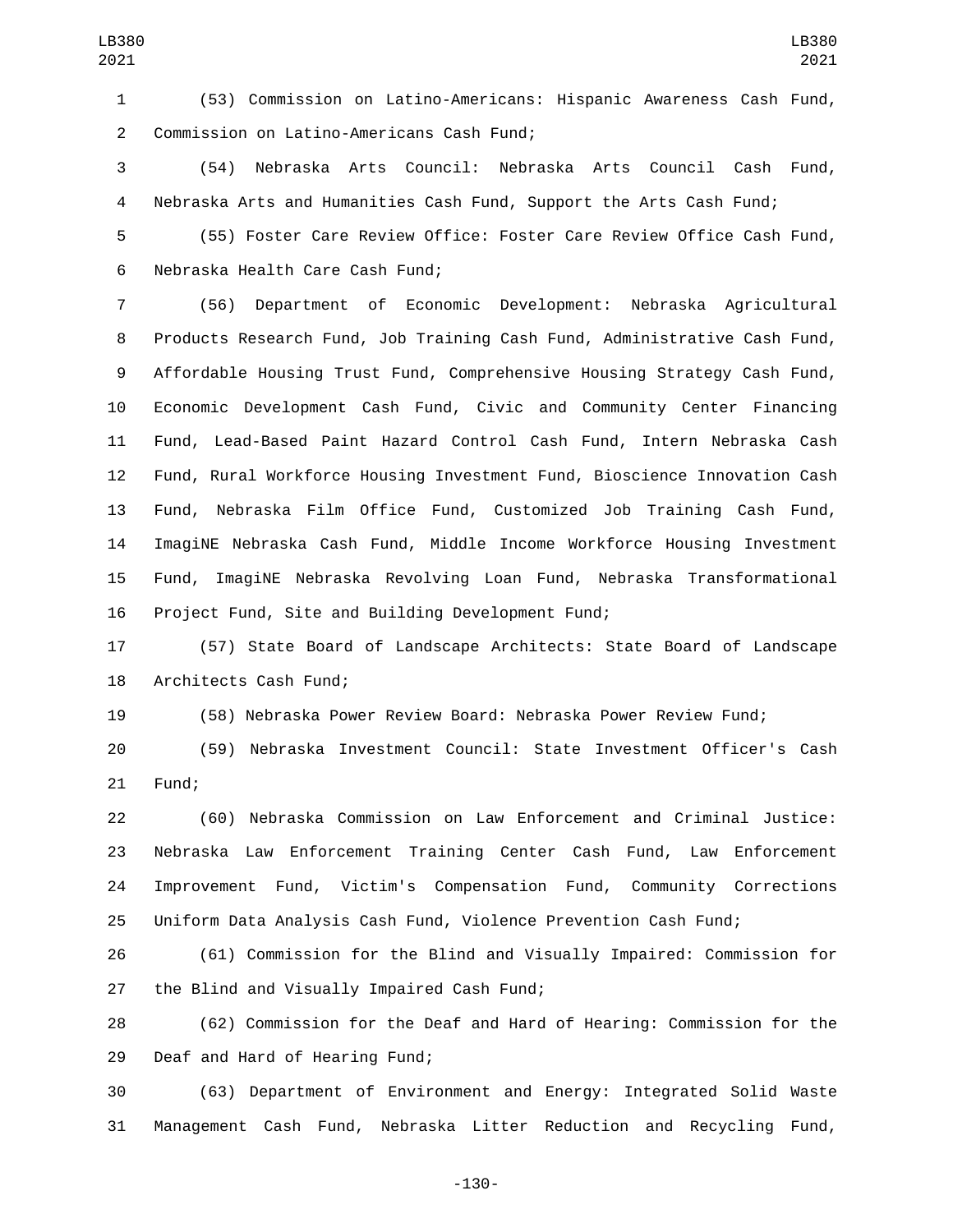(53) Commission on Latino-Americans: Hispanic Awareness Cash Fund, Commission on Latino-Americans Cash Fund;

(54) Nebraska Arts Council: Nebraska Arts Council Cash Fund, Nebraska Arts and Humanities Cash Fund, Support the Arts Cash Fund;

(55) Foster Care Review Office: Foster Care Review Office Cash Fund, Nebraska Health Care Cash Fund;

(56) Department of Economic Development: Nebraska Agricultural Products Research Fund, Job Training Cash Fund, Administrative Cash Fund, Affordable Housing Trust Fund, Comprehensive Housing Strategy Cash Fund, Economic Development Cash Fund, Civic and Community Center Financing Fund, Lead-Based Paint Hazard Control Cash Fund, Intern Nebraska Cash Fund, Rural Workforce Housing Investment Fund, Bioscience Innovation Cash Fund, Nebraska Film Office Fund, Customized Job Training Cash Fund, ImagiNE Nebraska Cash Fund, Middle Income Workforce Housing Investment Fund, ImagiNE Nebraska Revolving Loan Fund, Nebraska Transformational Project Fund, Site and Building Development Fund;

(57) State Board of Landscape Architects: State Board of Landscape Architects Cash Fund;

(58) Nebraska Power Review Board: Nebraska Power Review Fund;

(59) Nebraska Investment Council: State Investment Officer's Cash Fund;

(60) Nebraska Commission on Law Enforcement and Criminal Justice: Nebraska Law Enforcement Training Center Cash Fund, Law Enforcement Improvement Fund, Victim's Compensation Fund, Community Corrections Uniform Data Analysis Cash Fund, Violence Prevention Cash Fund;

(61) Commission for the Blind and Visually Impaired: Commission for the Blind and Visually Impaired Cash Fund;

(62) Commission for the Deaf and Hard of Hearing: Commission for the Deaf and Hard of Hearing Fund;

(63) Department of Environment and Energy: Integrated Solid Waste Management Cash Fund, Nebraska Litter Reduction and Recycling Fund,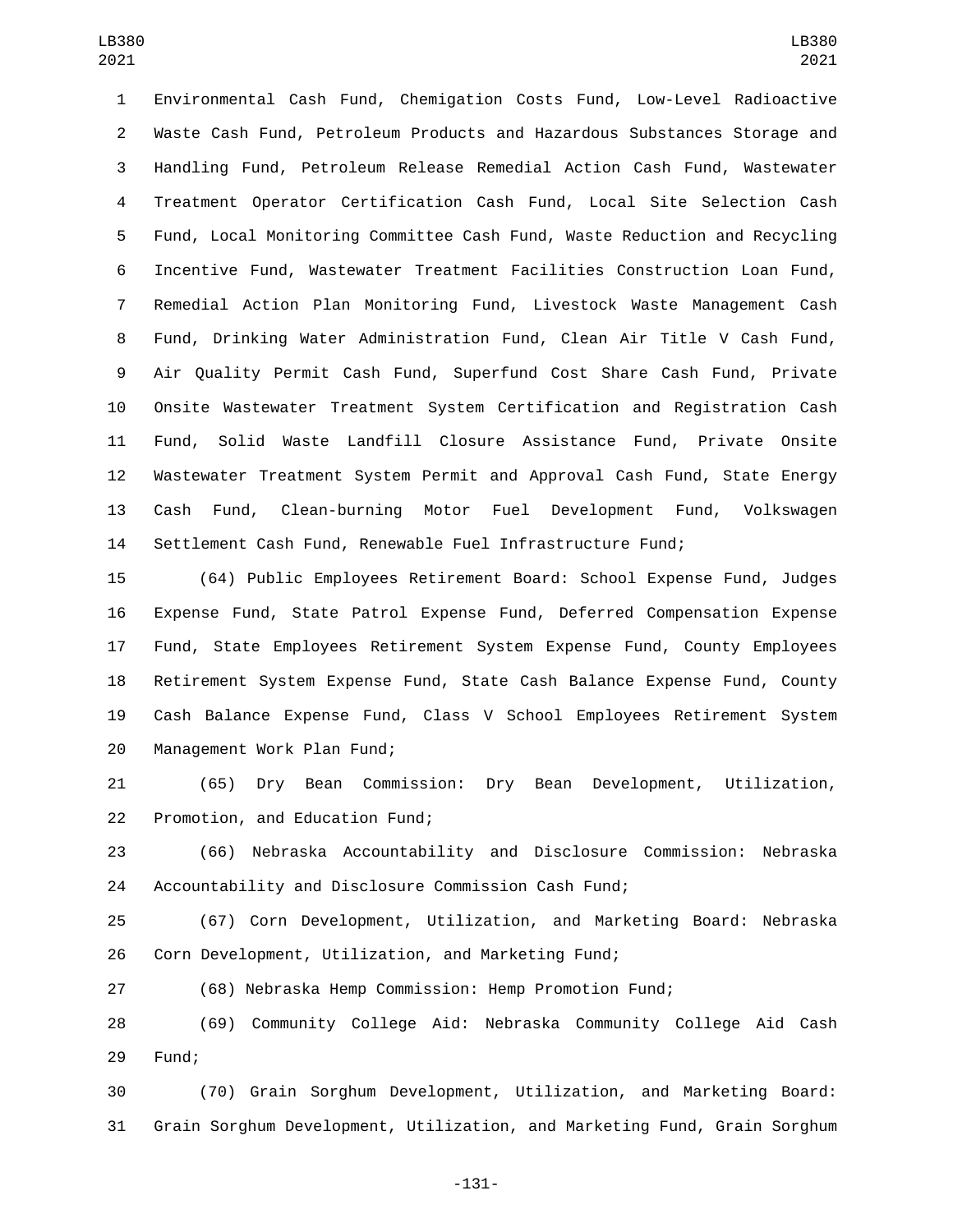Environmental Cash Fund, Chemigation Costs Fund, Low-Level Radioactive Waste Cash Fund, Petroleum Products and Hazardous Substances Storage and Handling Fund, Petroleum Release Remedial Action Cash Fund, Wastewater Treatment Operator Certification Cash Fund, Local Site Selection Cash Fund, Local Monitoring Committee Cash Fund, Waste Reduction and Recycling Incentive Fund, Wastewater Treatment Facilities Construction Loan Fund, Remedial Action Plan Monitoring Fund, Livestock Waste Management Cash Fund, Drinking Water Administration Fund, Clean Air Title V Cash Fund, Air Quality Permit Cash Fund, Superfund Cost Share Cash Fund, Private Onsite Wastewater Treatment System Certification and Registration Cash Fund, Solid Waste Landfill Closure Assistance Fund, Private Onsite Wastewater Treatment System Permit and Approval Cash Fund, State Energy Cash Fund, Clean-burning Motor Fuel Development Fund, Volkswagen Settlement Cash Fund, Renewable Fuel Infrastructure Fund;

(64) Public Employees Retirement Board: School Expense Fund, Judges Expense Fund, State Patrol Expense Fund, Deferred Compensation Expense Fund, State Employees Retirement System Expense Fund, County Employees Retirement System Expense Fund, State Cash Balance Expense Fund, County Cash Balance Expense Fund, Class V School Employees Retirement System Management Work Plan Fund;

(65) Dry Bean Commission: Dry Bean Development, Utilization, Promotion, and Education Fund;

(66) Nebraska Accountability and Disclosure Commission: Nebraska Accountability and Disclosure Commission Cash Fund;

(67) Corn Development, Utilization, and Marketing Board: Nebraska Corn Development, Utilization, and Marketing Fund;

(68) Nebraska Hemp Commission: Hemp Promotion Fund;

(69) Community College Aid: Nebraska Community College Aid Cash Fund;

(70) Grain Sorghum Development, Utilization, and Marketing Board: Grain Sorghum Development, Utilization, and Marketing Fund, Grain Sorghum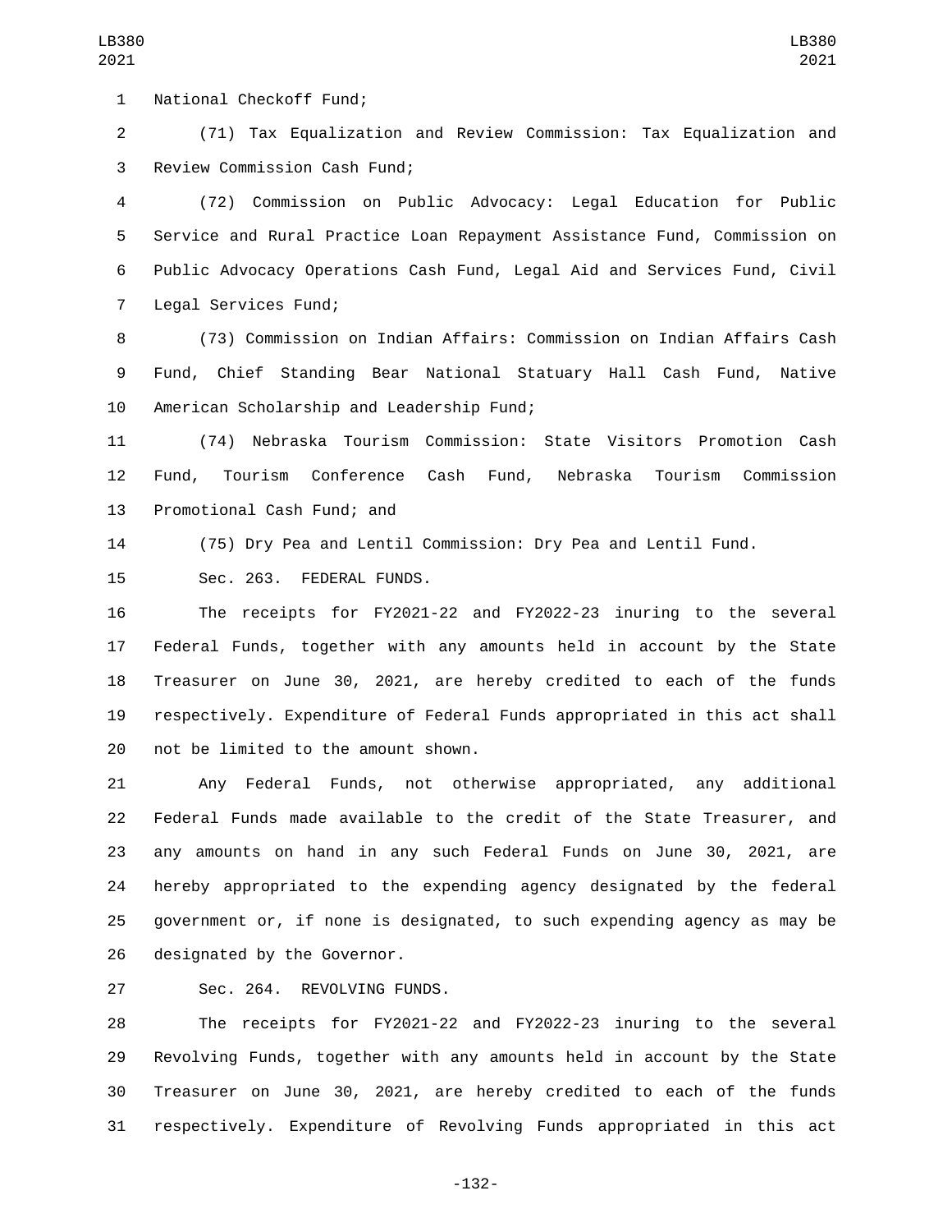National Checkoff Fund;

(71) Tax Equalization and Review Commission: Tax Equalization and Review Commission Cash Fund;

(72) Commission on Public Advocacy: Legal Education for Public Service and Rural Practice Loan Repayment Assistance Fund, Commission on Public Advocacy Operations Cash Fund, Legal Aid and Services Fund, Civil Legal Services Fund;

(73) Commission on Indian Affairs: Commission on Indian Affairs Cash Fund, Chief Standing Bear National Statuary Hall Cash Fund, Native American Scholarship and Leadership Fund;

(74) Nebraska Tourism Commission: State Visitors Promotion Cash Fund, Tourism Conference Cash Fund, Nebraska Tourism Commission Promotional Cash Fund; and

(75) Dry Pea and Lentil Commission: Dry Pea and Lentil Fund.

Sec. 263. FEDERAL FUNDS.

The receipts for FY2021-22 and FY2022-23 inuring to the several Federal Funds, together with any amounts held in account by the State Treasurer on June 30, 2021, are hereby credited to each of the funds respectively. Expenditure of Federal Funds appropriated in this act shall not be limited to the amount shown.

Any Federal Funds, not otherwise appropriated, any additional Federal Funds made available to the credit of the State Treasurer, and any amounts on hand in any such Federal Funds on June 30, 2021, are hereby appropriated to the expending agency designated by the federal government or, if none is designated, to such expending agency as may be designated by the Governor.

Sec. 264. REVOLVING FUNDS.

The receipts for FY2021-22 and FY2022-23 inuring to the several Revolving Funds, together with any amounts held in account by the State Treasurer on June 30, 2021, are hereby credited to each of the funds respectively. Expenditure of Revolving Funds appropriated in this act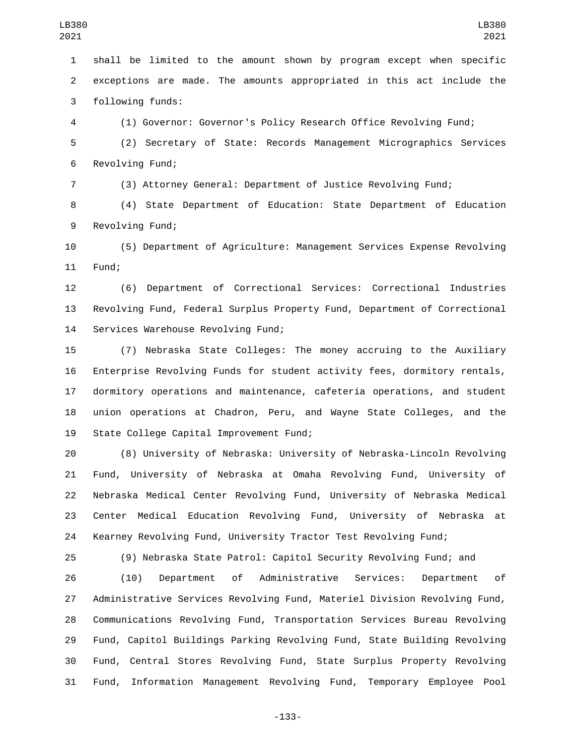shall be limited to the amount shown by program except when specific exceptions are made. The amounts appropriated in this act include the following funds:

(1) Governor: Governor's Policy Research Office Revolving Fund;

(2) Secretary of State: Records Management Micrographics Services Revolving Fund;

(3) Attorney General: Department of Justice Revolving Fund;

(4) State Department of Education: State Department of Education Revolving Fund;

(5) Department of Agriculture: Management Services Expense Revolving Fund;

(6) Department of Correctional Services: Correctional Industries Revolving Fund, Federal Surplus Property Fund, Department of Correctional Services Warehouse Revolving Fund;

(7) Nebraska State Colleges: The money accruing to the Auxiliary Enterprise Revolving Funds for student activity fees, dormitory rentals, dormitory operations and maintenance, cafeteria operations, and student union operations at Chadron, Peru, and Wayne State Colleges, and the State College Capital Improvement Fund;

(8) University of Nebraska: University of Nebraska-Lincoln Revolving Fund, University of Nebraska at Omaha Revolving Fund, University of Nebraska Medical Center Revolving Fund, University of Nebraska Medical Center Medical Education Revolving Fund, University of Nebraska at Kearney Revolving Fund, University Tractor Test Revolving Fund;

(9) Nebraska State Patrol: Capitol Security Revolving Fund; and

(10) Department of Administrative Services: Department of Administrative Services Revolving Fund, Materiel Division Revolving Fund, Communications Revolving Fund, Transportation Services Bureau Revolving Fund, Capitol Buildings Parking Revolving Fund, State Building Revolving Fund, Central Stores Revolving Fund, State Surplus Property Revolving Fund, Information Management Revolving Fund, Temporary Employee Pool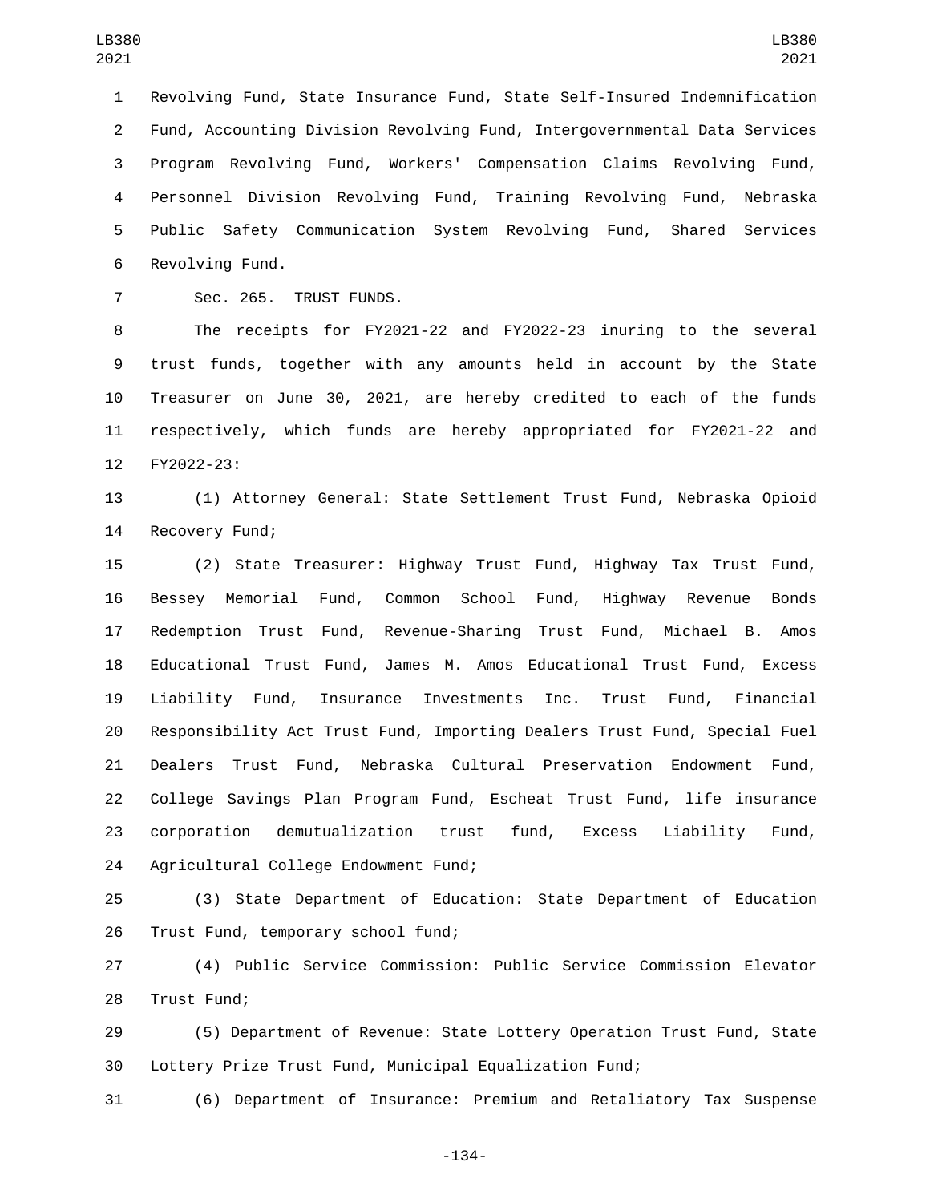Revolving Fund, State Insurance Fund, State Self-Insured Indemnification Fund, Accounting Division Revolving Fund, Intergovernmental Data Services Program Revolving Fund, Workers' Compensation Claims Revolving Fund, Personnel Division Revolving Fund, Training Revolving Fund, Nebraska Public Safety Communication System Revolving Fund, Shared Services Revolving Fund.

Sec. 265. TRUST FUNDS.

The receipts for FY2021-22 and FY2022-23 inuring to the several trust funds, together with any amounts held in account by the State Treasurer on June 30, 2021, are hereby credited to each of the funds respectively, which funds are hereby appropriated for FY2021-22 and FY2022-23:

(1) Attorney General: State Settlement Trust Fund, Nebraska Opioid Recovery Fund;

(2) State Treasurer: Highway Trust Fund, Highway Tax Trust Fund, Bessey Memorial Fund, Common School Fund, Highway Revenue Bonds Redemption Trust Fund, Revenue-Sharing Trust Fund, Michael B. Amos Educational Trust Fund, James M. Amos Educational Trust Fund, Excess Liability Fund, Insurance Investments Inc. Trust Fund, Financial Responsibility Act Trust Fund, Importing Dealers Trust Fund, Special Fuel Dealers Trust Fund, Nebraska Cultural Preservation Endowment Fund, College Savings Plan Program Fund, Escheat Trust Fund, life insurance corporation demutualization trust fund, Excess Liability Fund, Agricultural College Endowment Fund;

(3) State Department of Education: State Department of Education Trust Fund, temporary school fund;

(4) Public Service Commission: Public Service Commission Elevator Trust Fund;

(5) Department of Revenue: State Lottery Operation Trust Fund, State Lottery Prize Trust Fund, Municipal Equalization Fund;

(6) Department of Insurance: Premium and Retaliatory Tax Suspense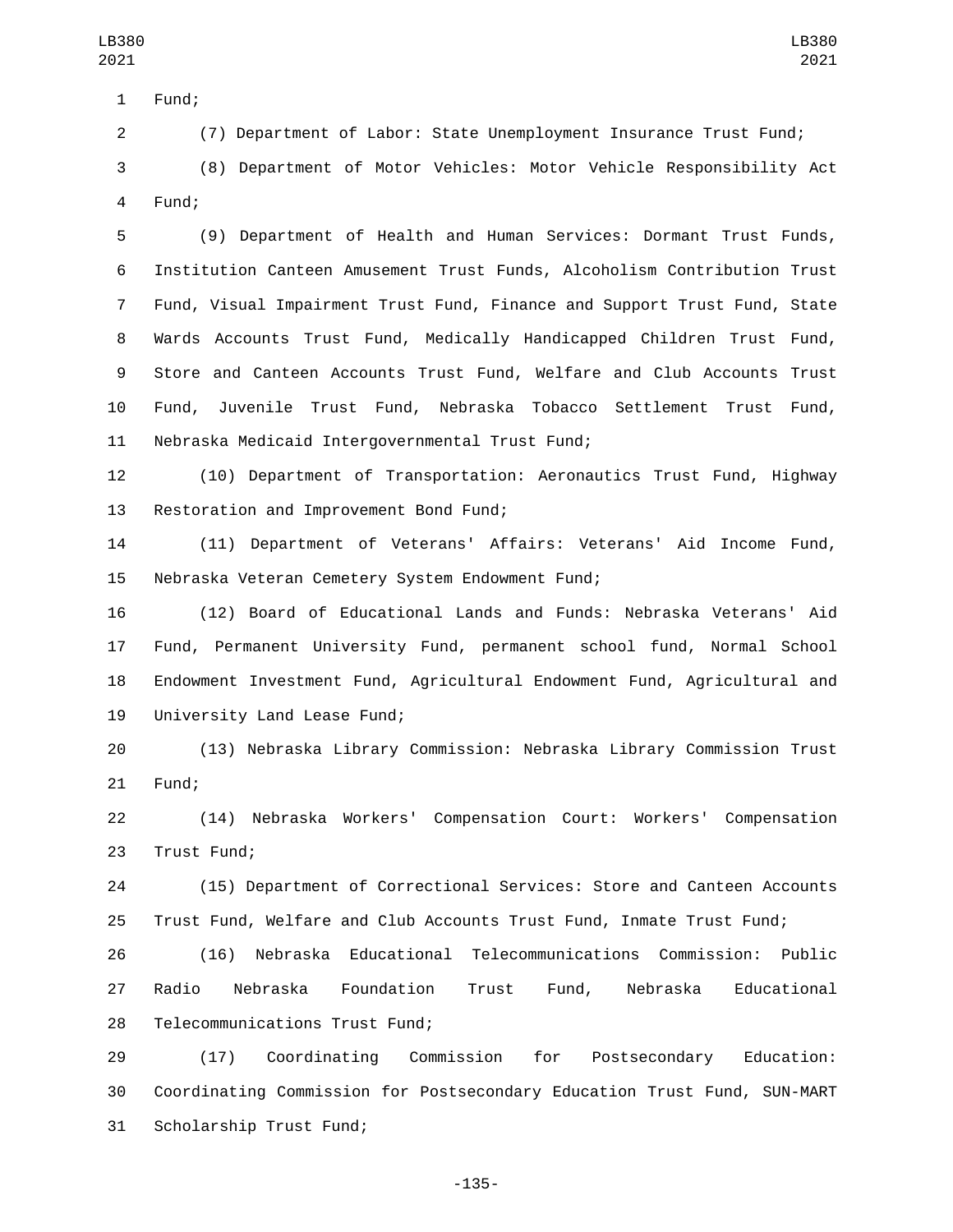Fund;

(7) Department of Labor: State Unemployment Insurance Trust Fund;

(8) Department of Motor Vehicles: Motor Vehicle Responsibility Act Fund;

(9) Department of Health and Human Services: Dormant Trust Funds, Institution Canteen Amusement Trust Funds, Alcoholism Contribution Trust Fund, Visual Impairment Trust Fund, Finance and Support Trust Fund, State Wards Accounts Trust Fund, Medically Handicapped Children Trust Fund, Store and Canteen Accounts Trust Fund, Welfare and Club Accounts Trust Fund, Juvenile Trust Fund, Nebraska Tobacco Settlement Trust Fund, Nebraska Medicaid Intergovernmental Trust Fund;

(10) Department of Transportation: Aeronautics Trust Fund, Highway Restoration and Improvement Bond Fund;

(11) Department of Veterans' Affairs: Veterans' Aid Income Fund, Nebraska Veteran Cemetery System Endowment Fund;

(12) Board of Educational Lands and Funds: Nebraska Veterans' Aid Fund, Permanent University Fund, permanent school fund, Normal School Endowment Investment Fund, Agricultural Endowment Fund, Agricultural and University Land Lease Fund;

(13) Nebraska Library Commission: Nebraska Library Commission Trust Fund;

(14) Nebraska Workers' Compensation Court: Workers' Compensation Trust Fund;

(15) Department of Correctional Services: Store and Canteen Accounts Trust Fund, Welfare and Club Accounts Trust Fund, Inmate Trust Fund;

(16) Nebraska Educational Telecommunications Commission: Public Radio Nebraska Foundation Trust Fund, Nebraska Educational Telecommunications Trust Fund;

(17) Coordinating Commission for Postsecondary Education: Coordinating Commission for Postsecondary Education Trust Fund, SUN-MART Scholarship Trust Fund;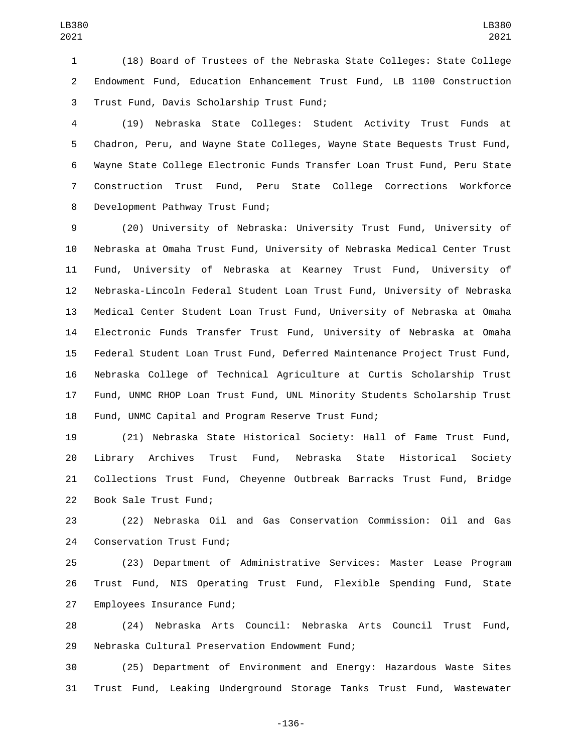(18) Board of Trustees of the Nebraska State Colleges: State College Endowment Fund, Education Enhancement Trust Fund, LB 1100 Construction Trust Fund, Davis Scholarship Trust Fund;

(19) Nebraska State Colleges: Student Activity Trust Funds at Chadron, Peru, and Wayne State Colleges, Wayne State Bequests Trust Fund, Wayne State College Electronic Funds Transfer Loan Trust Fund, Peru State Construction Trust Fund, Peru State College Corrections Workforce Development Pathway Trust Fund;

(20) University of Nebraska: University Trust Fund, University of Nebraska at Omaha Trust Fund, University of Nebraska Medical Center Trust Fund, University of Nebraska at Kearney Trust Fund, University of Nebraska-Lincoln Federal Student Loan Trust Fund, University of Nebraska Medical Center Student Loan Trust Fund, University of Nebraska at Omaha Electronic Funds Transfer Trust Fund, University of Nebraska at Omaha Federal Student Loan Trust Fund, Deferred Maintenance Project Trust Fund, Nebraska College of Technical Agriculture at Curtis Scholarship Trust Fund, UNMC RHOP Loan Trust Fund, UNL Minority Students Scholarship Trust Fund, UNMC Capital and Program Reserve Trust Fund;

(21) Nebraska State Historical Society: Hall of Fame Trust Fund, Library Archives Trust Fund, Nebraska State Historical Society Collections Trust Fund, Cheyenne Outbreak Barracks Trust Fund, Bridge Book Sale Trust Fund;

(22) Nebraska Oil and Gas Conservation Commission: Oil and Gas Conservation Trust Fund;

(23) Department of Administrative Services: Master Lease Program Trust Fund, NIS Operating Trust Fund, Flexible Spending Fund, State Employees Insurance Fund;

(24) Nebraska Arts Council: Nebraska Arts Council Trust Fund, Nebraska Cultural Preservation Endowment Fund;

(25) Department of Environment and Energy: Hazardous Waste Sites Trust Fund, Leaking Underground Storage Tanks Trust Fund, Wastewater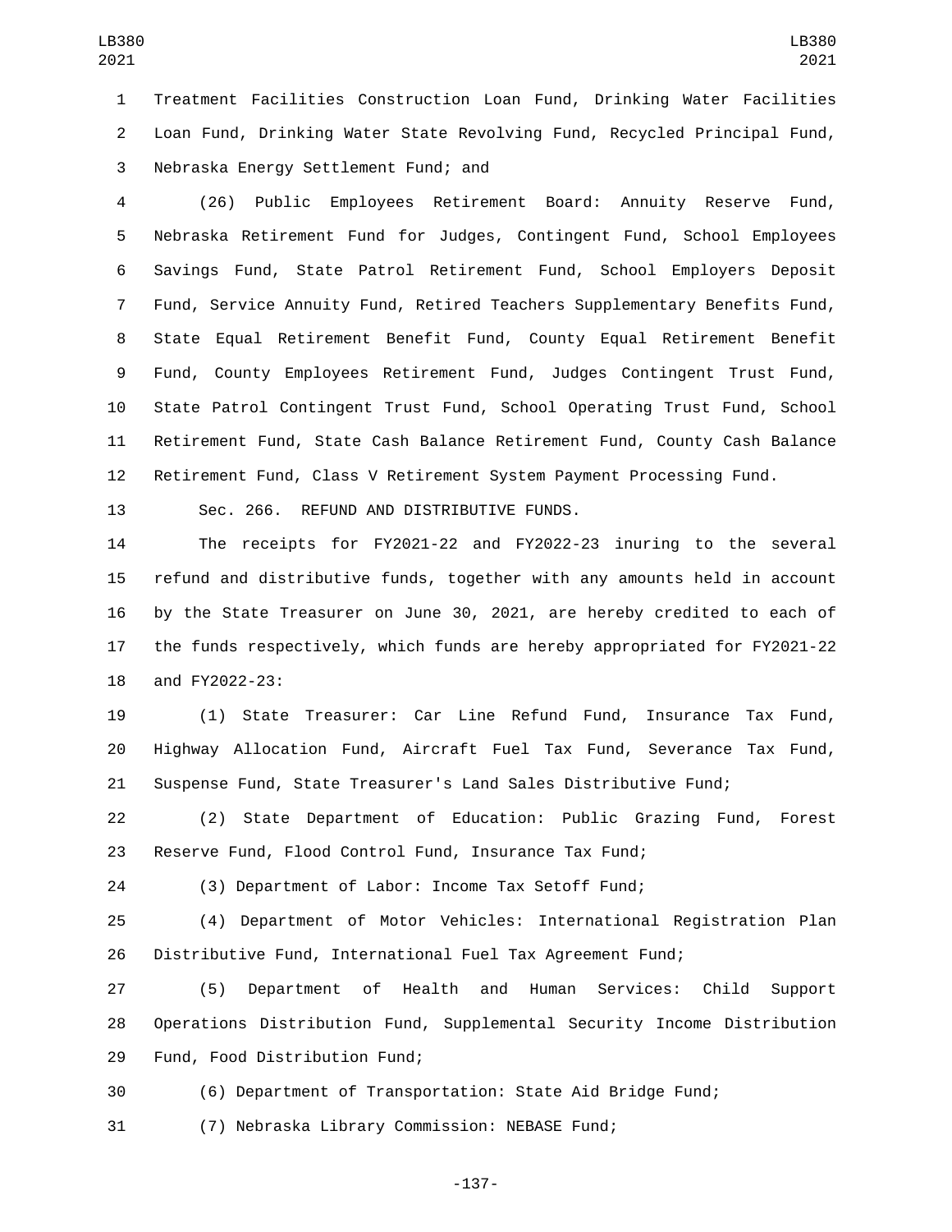Treatment Facilities Construction Loan Fund, Drinking Water Facilities Loan Fund, Drinking Water State Revolving Fund, Recycled Principal Fund, Nebraska Energy Settlement Fund; and

(26) Public Employees Retirement Board: Annuity Reserve Fund, Nebraska Retirement Fund for Judges, Contingent Fund, School Employees Savings Fund, State Patrol Retirement Fund, School Employers Deposit Fund, Service Annuity Fund, Retired Teachers Supplementary Benefits Fund, State Equal Retirement Benefit Fund, County Equal Retirement Benefit Fund, County Employees Retirement Fund, Judges Contingent Trust Fund, State Patrol Contingent Trust Fund, School Operating Trust Fund, School Retirement Fund, State Cash Balance Retirement Fund, County Cash Balance Retirement Fund, Class V Retirement System Payment Processing Fund.

Sec. 266. REFUND AND DISTRIBUTIVE FUNDS.

The receipts for FY2021-22 and FY2022-23 inuring to the several refund and distributive funds, together with any amounts held in account by the State Treasurer on June 30, 2021, are hereby credited to each of the funds respectively, which funds are hereby appropriated for FY2021-22 and FY2022-23:

(1) State Treasurer: Car Line Refund Fund, Insurance Tax Fund, Highway Allocation Fund, Aircraft Fuel Tax Fund, Severance Tax Fund, Suspense Fund, State Treasurer's Land Sales Distributive Fund;

(2) State Department of Education: Public Grazing Fund, Forest Reserve Fund, Flood Control Fund, Insurance Tax Fund;

(3) Department of Labor: Income Tax Setoff Fund;

(4) Department of Motor Vehicles: International Registration Plan Distributive Fund, International Fuel Tax Agreement Fund;

(5) Department of Health and Human Services: Child Support Operations Distribution Fund, Supplemental Security Income Distribution Fund, Food Distribution Fund;

(6) Department of Transportation: State Aid Bridge Fund;

(7) Nebraska Library Commission: NEBASE Fund;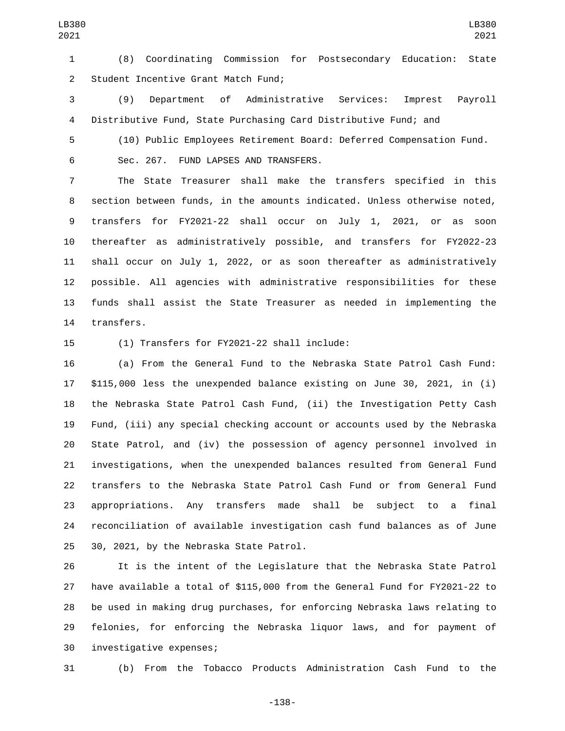(8) Coordinating Commission for Postsecondary Education: State Student Incentive Grant Match Fund;

(9) Department of Administrative Services: Imprest Payroll Distributive Fund, State Purchasing Card Distributive Fund; and

(10) Public Employees Retirement Board: Deferred Compensation Fund.

Sec. 267. FUND LAPSES AND TRANSFERS.

The State Treasurer shall make the transfers specified in this section between funds, in the amounts indicated. Unless otherwise noted, transfers for FY2021-22 shall occur on July 1, 2021, or as soon thereafter as administratively possible, and transfers for FY2022-23 shall occur on July 1, 2022, or as soon thereafter as administratively possible. All agencies with administrative responsibilities for these funds shall assist the State Treasurer as needed in implementing the transfers.

(1) Transfers for FY2021-22 shall include:

(a) From the General Fund to the Nebraska State Patrol Cash Fund: $115,000 less the unexpended balance existing on June 30, 2021, in (i) the Nebraska State Patrol Cash Fund, (ii) the Investigation Petty Cash Fund, (iii) any special checking account or accounts used by the Nebraska State Patrol, and (iv) the possession of agency personnel involved in investigations, when the unexpended balances resulted from General Fund transfers to the Nebraska State Patrol Cash Fund or from General Fund appropriations. Any transfers made shall be subject to a final reconciliation of available investigation cash fund balances as of June 30, 2021, by the Nebraska State Patrol.

It is the intent of the Legislature that the Nebraska State Patrol have available a total of $115,000 from the General Fund for FY2021-22 to be used in making drug purchases, for enforcing Nebraska laws relating to felonies, for enforcing the Nebraska liquor laws, and for payment of investigative expenses;

(b) From the Tobacco Products Administration Cash Fund to the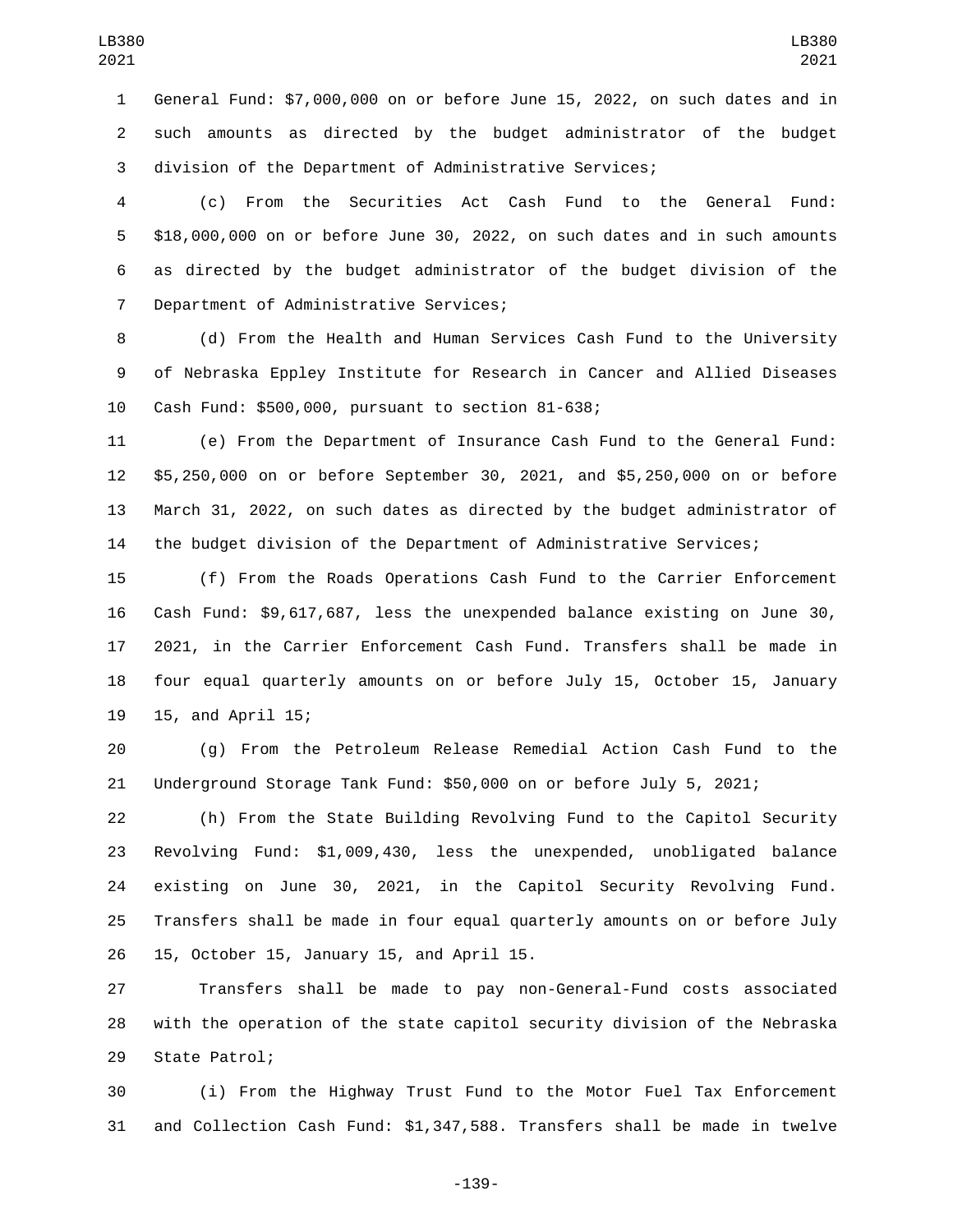General Fund: $7,000,000 on or before June 15, 2022, on such dates and in such amounts as directed by the budget administrator of the budget division of the Department of Administrative Services;

(c) From the Securities Act Cash Fund to the General Fund: $18,000,000 on or before June 30, 2022, on such dates and in such amounts as directed by the budget administrator of the budget division of the Department of Administrative Services;

(d) From the Health and Human Services Cash Fund to the University of Nebraska Eppley Institute for Research in Cancer and Allied Diseases Cash Fund: $500,000, pursuant to section 81-638;

(e) From the Department of Insurance Cash Fund to the General Fund: $5,250,000 on or before September 30, 2021, and $5,250,000 on or before March 31, 2022, on such dates as directed by the budget administrator of the budget division of the Department of Administrative Services;

(f) From the Roads Operations Cash Fund to the Carrier Enforcement Cash Fund: $9,617,687, less the unexpended balance existing on June 30, 2021, in the Carrier Enforcement Cash Fund. Transfers shall be made in four equal quarterly amounts on or before July 15, October 15, January 15, and April 15;

(g) From the Petroleum Release Remedial Action Cash Fund to the Underground Storage Tank Fund: $50,000 on or before July 5, 2021;

(h) From the State Building Revolving Fund to the Capitol Security Revolving Fund: $1,009,430, less the unexpended, unobligated balance existing on June 30, 2021, in the Capitol Security Revolving Fund. Transfers shall be made in four equal quarterly amounts on or before July 15, October 15, January 15, and April 15.

Transfers shall be made to pay non-General-Fund costs associated with the operation of the state capitol security division of the Nebraska State Patrol;

(i) From the Highway Trust Fund to the Motor Fuel Tax Enforcement and Collection Cash Fund: $1,347,588. Transfers shall be made in twelve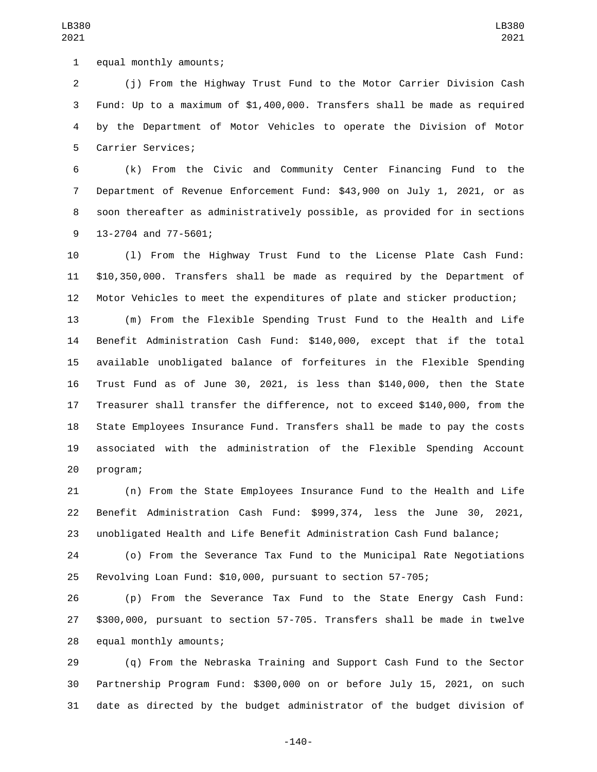equal monthly amounts;

(j) From the Highway Trust Fund to the Motor Carrier Division Cash Fund: Up to a maximum of $1,400,000. Transfers shall be made as required by the Department of Motor Vehicles to operate the Division of Motor Carrier Services;

(k) From the Civic and Community Center Financing Fund to the Department of Revenue Enforcement Fund: $43,900 on July 1, 2021, or as soon thereafter as administratively possible, as provided for in sections 13-2704 and 77-5601;

(l) From the Highway Trust Fund to the License Plate Cash Fund: $10,350,000. Transfers shall be made as required by the Department of Motor Vehicles to meet the expenditures of plate and sticker production;

(m) From the Flexible Spending Trust Fund to the Health and Life Benefit Administration Cash Fund: $140,000, except that if the total available unobligated balance of forfeitures in the Flexible Spending Trust Fund as of June 30, 2021, is less than $140,000, then the State Treasurer shall transfer the difference, not to exceed $140,000, from the State Employees Insurance Fund. Transfers shall be made to pay the costs associated with the administration of the Flexible Spending Account program;

(n) From the State Employees Insurance Fund to the Health and Life Benefit Administration Cash Fund: $999,374, less the June 30, 2021, unobligated Health and Life Benefit Administration Cash Fund balance;

(o) From the Severance Tax Fund to the Municipal Rate Negotiations Revolving Loan Fund: $10,000, pursuant to section 57-705;

(p) From the Severance Tax Fund to the State Energy Cash Fund: $300,000, pursuant to section 57-705. Transfers shall be made in twelve equal monthly amounts;

(q) From the Nebraska Training and Support Cash Fund to the Sector Partnership Program Fund: $300,000 on or before July 15, 2021, on such date as directed by the budget administrator of the budget division of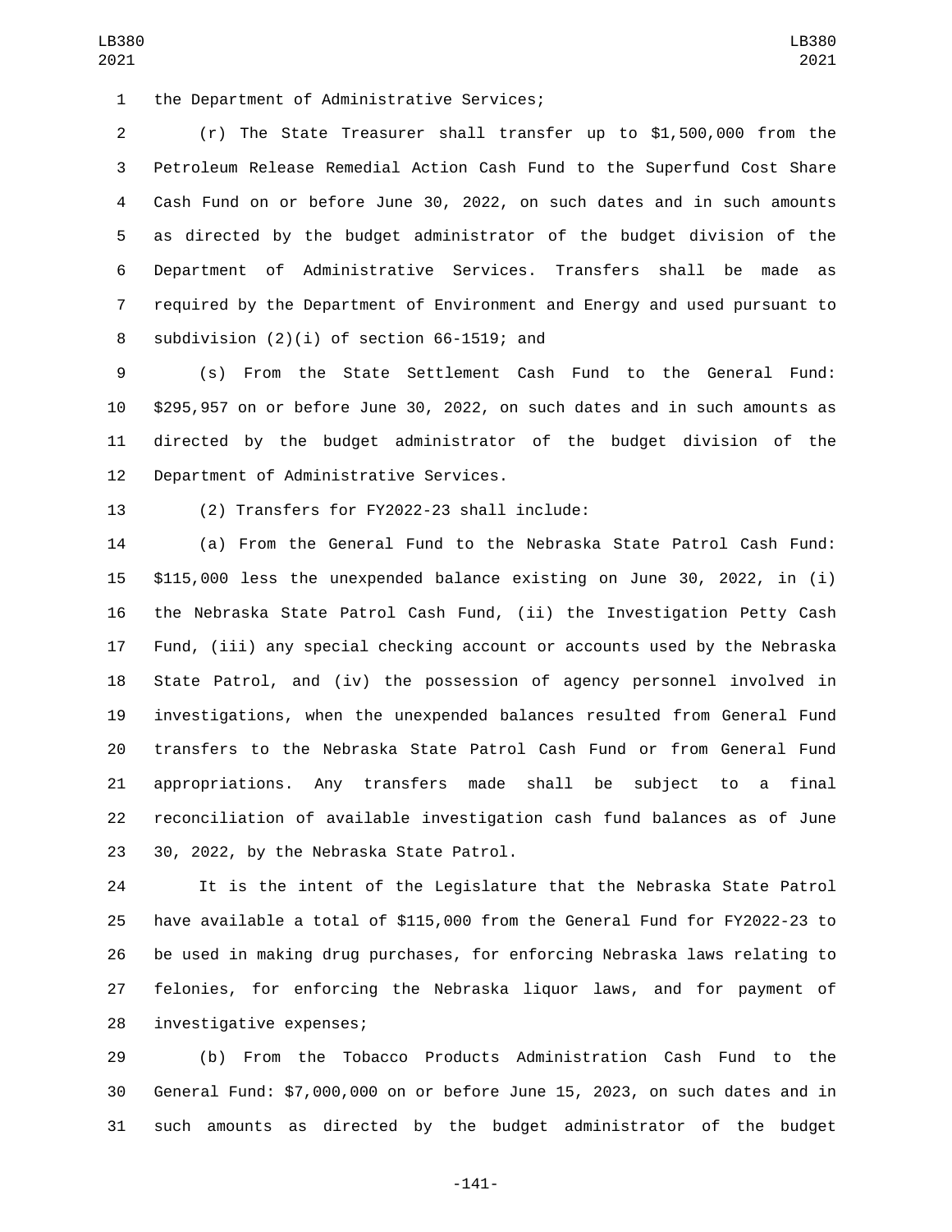the Department of Administrative Services;

(r) The State Treasurer shall transfer up to $1,500,000 from the Petroleum Release Remedial Action Cash Fund to the Superfund Cost Share Cash Fund on or before June 30, 2022, on such dates and in such amounts as directed by the budget administrator of the budget division of the Department of Administrative Services. Transfers shall be made as required by the Department of Environment and Energy and used pursuant to subdivision (2)(i) of section 66-1519; and

(s) From the State Settlement Cash Fund to the General Fund: $295,957 on or before June 30, 2022, on such dates and in such amounts as directed by the budget administrator of the budget division of the Department of Administrative Services.

(2) Transfers for FY2022-23 shall include:

(a) From the General Fund to the Nebraska State Patrol Cash Fund: $115,000 less the unexpended balance existing on June 30, 2022, in (i) the Nebraska State Patrol Cash Fund, (ii) the Investigation Petty Cash Fund, (iii) any special checking account or accounts used by the Nebraska State Patrol, and (iv) the possession of agency personnel involved in investigations, when the unexpended balances resulted from General Fund transfers to the Nebraska State Patrol Cash Fund or from General Fund appropriations. Any transfers made shall be subject to a final reconciliation of available investigation cash fund balances as of June 30, 2022, by the Nebraska State Patrol.

It is the intent of the Legislature that the Nebraska State Patrol have available a total of $115,000 from the General Fund for FY2022-23 to be used in making drug purchases, for enforcing Nebraska laws relating to felonies, for enforcing the Nebraska liquor laws, and for payment of investigative expenses;

(b) From the Tobacco Products Administration Cash Fund to the General Fund: $7,000,000 on or before June 15, 2023, on such dates and in such amounts as directed by the budget administrator of the budget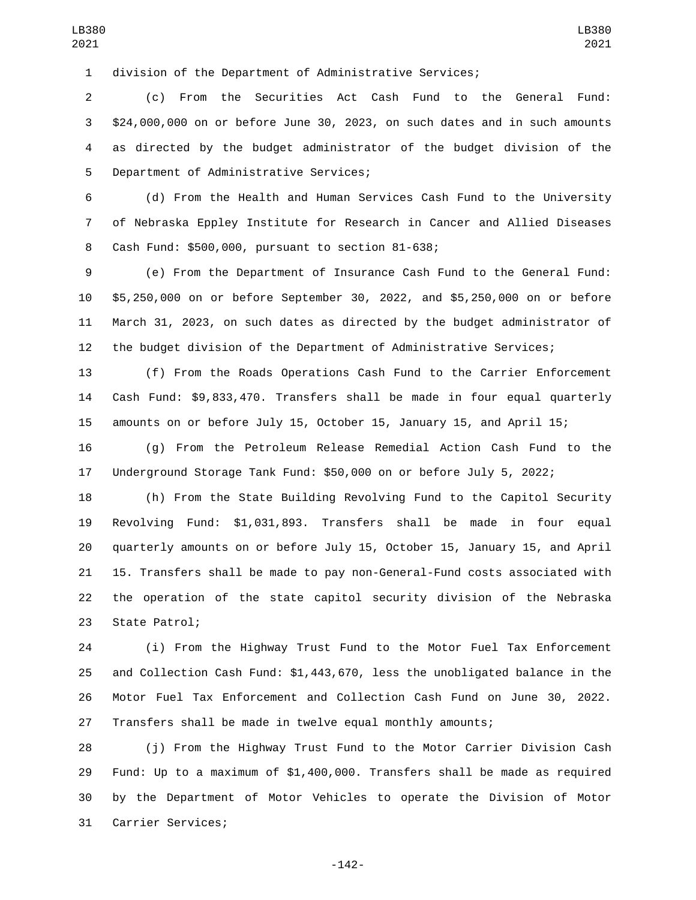division of the Department of Administrative Services;

(c) From the Securities Act Cash Fund to the General Fund: $24,000,000 on or before June 30, 2023, on such dates and in such amounts as directed by the budget administrator of the budget division of the Department of Administrative Services;

(d) From the Health and Human Services Cash Fund to the University of Nebraska Eppley Institute for Research in Cancer and Allied Diseases Cash Fund: $500,000, pursuant to section 81-638;

(e) From the Department of Insurance Cash Fund to the General Fund: $5,250,000 on or before September 30, 2022, and $5,250,000 on or before March 31, 2023, on such dates as directed by the budget administrator of the budget division of the Department of Administrative Services;

(f) From the Roads Operations Cash Fund to the Carrier Enforcement Cash Fund: $9,833,470. Transfers shall be made in four equal quarterly amounts on or before July 15, October 15, January 15, and April 15;

(g) From the Petroleum Release Remedial Action Cash Fund to the Underground Storage Tank Fund: $50,000 on or before July 5, 2022;

(h) From the State Building Revolving Fund to the Capitol Security Revolving Fund: $1,031,893. Transfers shall be made in four equal quarterly amounts on or before July 15, October 15, January 15, and April 15. Transfers shall be made to pay non-General-Fund costs associated with the operation of the state capitol security division of the Nebraska State Patrol;

(i) From the Highway Trust Fund to the Motor Fuel Tax Enforcement and Collection Cash Fund: $1,443,670, less the unobligated balance in the Motor Fuel Tax Enforcement and Collection Cash Fund on June 30, 2022. Transfers shall be made in twelve equal monthly amounts;

(j) From the Highway Trust Fund to the Motor Carrier Division Cash Fund: Up to a maximum of $1,400,000. Transfers shall be made as required by the Department of Motor Vehicles to operate the Division of Motor Carrier Services;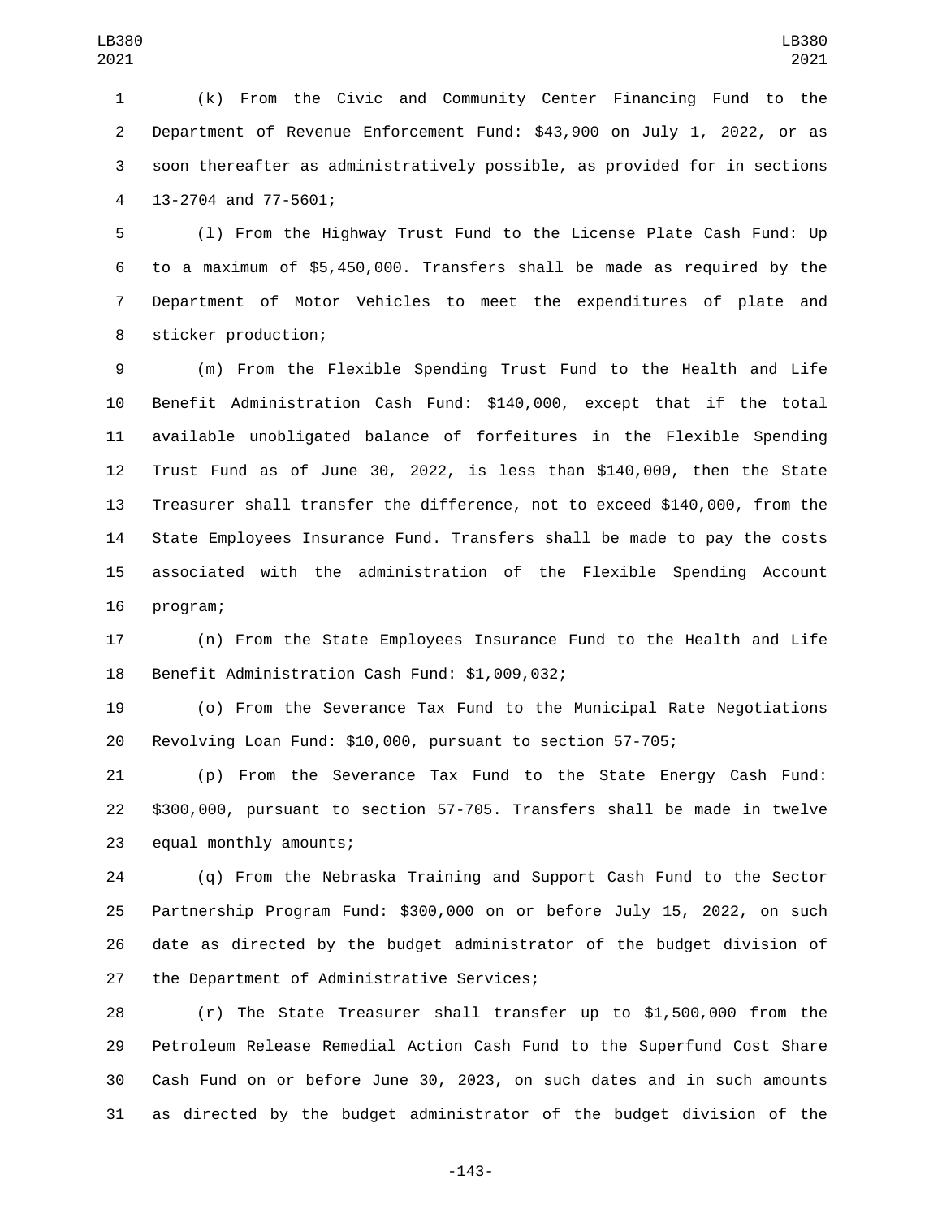(k) From the Civic and Community Center Financing Fund to the Department of Revenue Enforcement Fund: $43,900 on July 1, 2022, or as soon thereafter as administratively possible, as provided for in sections 13-2704 and 77-5601;

(l) From the Highway Trust Fund to the License Plate Cash Fund: Up to a maximum of $5,450,000. Transfers shall be made as required by the Department of Motor Vehicles to meet the expenditures of plate and sticker production;

(m) From the Flexible Spending Trust Fund to the Health and Life Benefit Administration Cash Fund: $140,000, except that if the total available unobligated balance of forfeitures in the Flexible Spending Trust Fund as of June 30, 2022, is less than $140,000, then the State Treasurer shall transfer the difference, not to exceed $140,000, from the State Employees Insurance Fund. Transfers shall be made to pay the costs associated with the administration of the Flexible Spending Account program;

(n) From the State Employees Insurance Fund to the Health and Life Benefit Administration Cash Fund: $1,009,032;

(o) From the Severance Tax Fund to the Municipal Rate Negotiations Revolving Loan Fund: $10,000, pursuant to section 57-705;

(p) From the Severance Tax Fund to the State Energy Cash Fund: $300,000, pursuant to section 57-705. Transfers shall be made in twelve equal monthly amounts;

(q) From the Nebraska Training and Support Cash Fund to the Sector Partnership Program Fund: $300,000 on or before July 15, 2022, on such date as directed by the budget administrator of the budget division of the Department of Administrative Services;

(r) The State Treasurer shall transfer up to $1,500,000 from the Petroleum Release Remedial Action Cash Fund to the Superfund Cost Share Cash Fund on or before June 30, 2023, on such dates and in such amounts as directed by the budget administrator of the budget division of the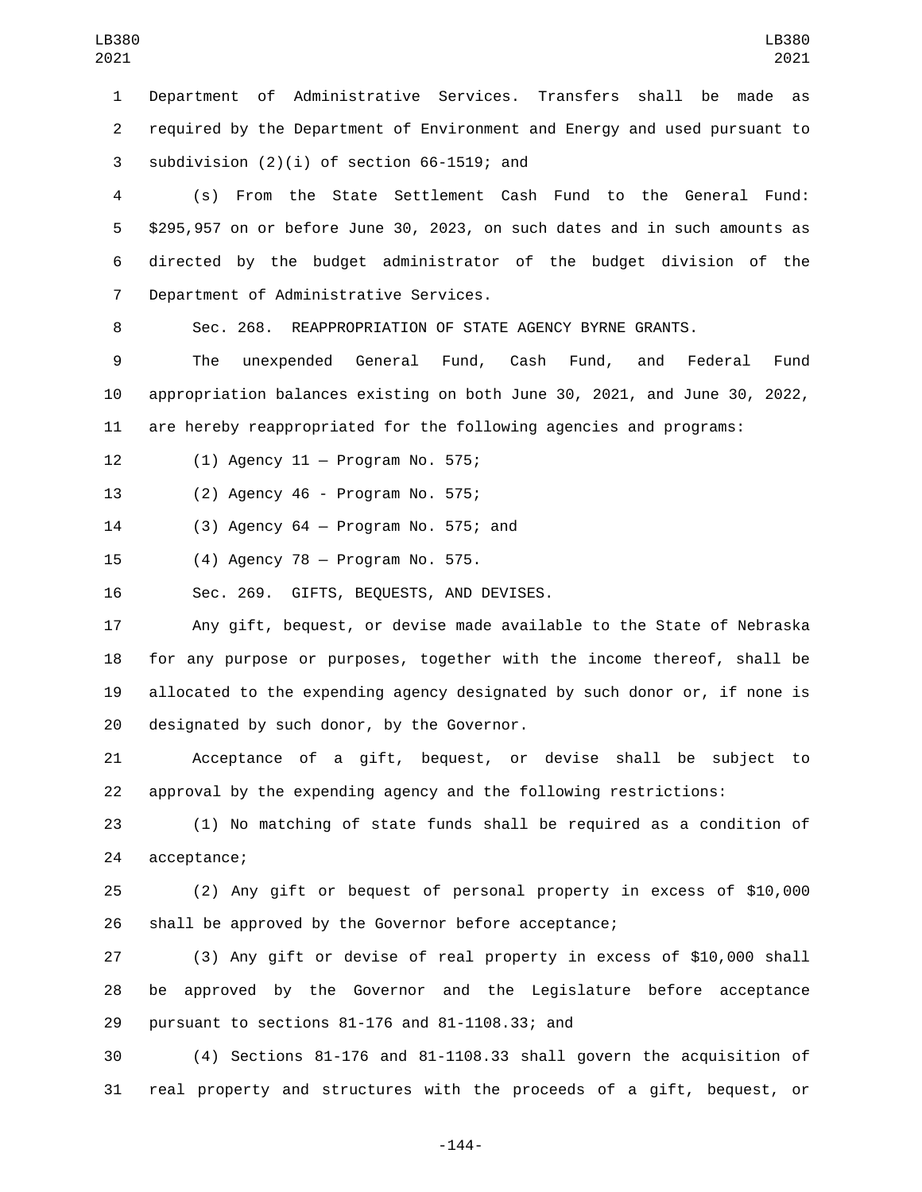Department of Administrative Services. Transfers shall be made as required by the Department of Environment and Energy and used pursuant to subdivision (2)(i) of section 66-1519; and

(s) From the State Settlement Cash Fund to the General Fund: $295,957 on or before June 30, 2023, on such dates and in such amounts as directed by the budget administrator of the budget division of the Department of Administrative Services.

Sec. 268. REAPPROPRIATION OF STATE AGENCY BYRNE GRANTS.

The unexpended General Fund, Cash Fund, and Federal Fund appropriation balances existing on both June 30, 2021, and June 30, 2022, are hereby reappropriated for the following agencies and programs:

(1) Agency 11 — Program No. 575;

(2) Agency 46 - Program No. 575;

(3) Agency 64 — Program No. 575; and

(4) Agency 78 — Program No. 575.

Sec. 269. GIFTS, BEQUESTS, AND DEVISES.

Any gift, bequest, or devise made available to the State of Nebraska for any purpose or purposes, together with the income thereof, shall be allocated to the expending agency designated by such donor or, if none is designated by such donor, by the Governor.

Acceptance of a gift, bequest, or devise shall be subject to approval by the expending agency and the following restrictions:

(1) No matching of state funds shall be required as a condition of acceptance;

(2) Any gift or bequest of personal property in excess of $10,000 shall be approved by the Governor before acceptance;

(3) Any gift or devise of real property in excess of $10,000 shall be approved by the Governor and the Legislature before acceptance pursuant to sections 81-176 and 81-1108.33; and

(4) Sections 81-176 and 81-1108.33 shall govern the acquisition of real property and structures with the proceeds of a gift, bequest, or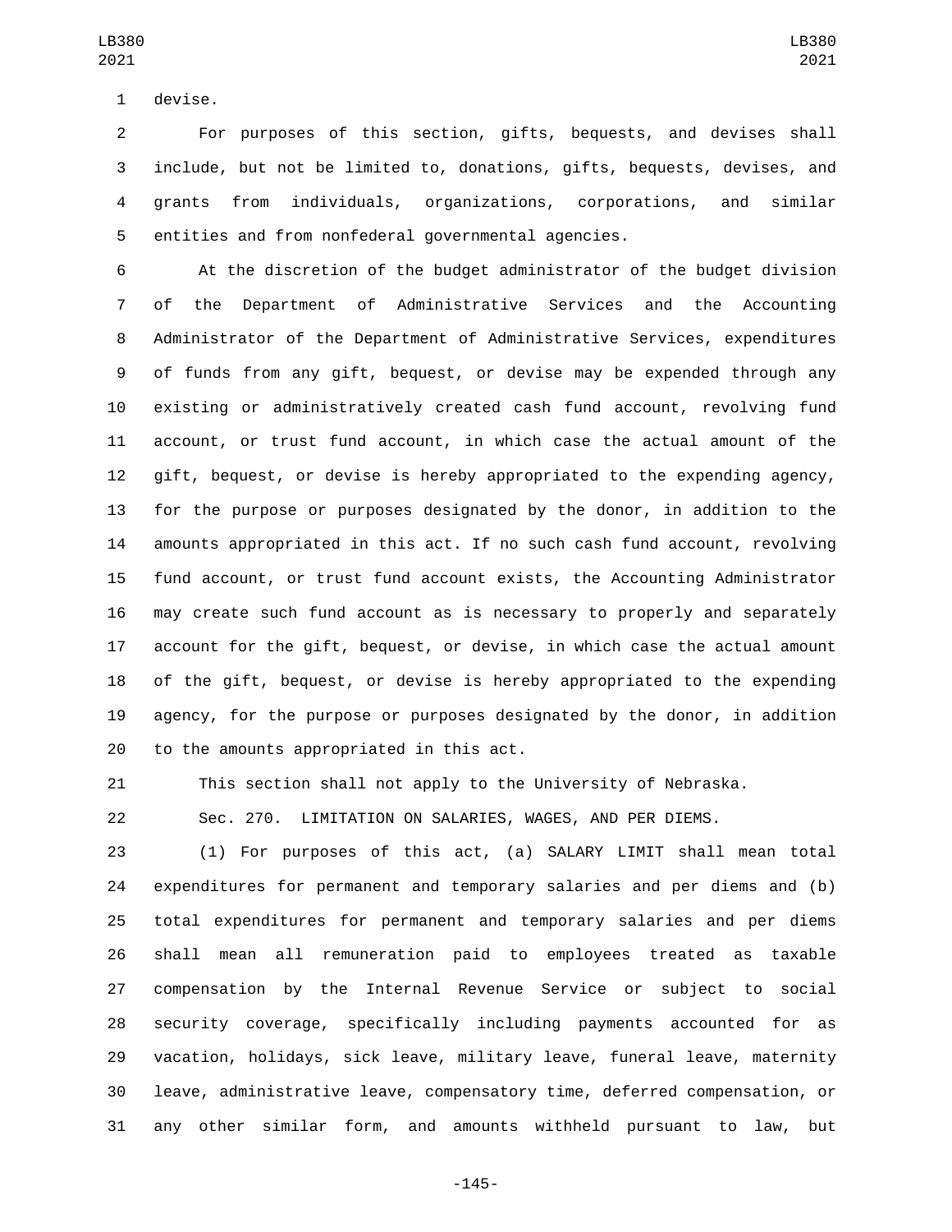devise.

For purposes of this section, gifts, bequests, and devises shall include, but not be limited to, donations, gifts, bequests, devises, and grants from individuals, organizations, corporations, and similar entities and from nonfederal governmental agencies.

At the discretion of the budget administrator of the budget division of the Department of Administrative Services and the Accounting Administrator of the Department of Administrative Services, expenditures of funds from any gift, bequest, or devise may be expended through any existing or administratively created cash fund account, revolving fund account, or trust fund account, in which case the actual amount of the gift, bequest, or devise is hereby appropriated to the expending agency, for the purpose or purposes designated by the donor, in addition to the amounts appropriated in this act. If no such cash fund account, revolving fund account, or trust fund account exists, the Accounting Administrator may create such fund account as is necessary to properly and separately account for the gift, bequest, or devise, in which case the actual amount of the gift, bequest, or devise is hereby appropriated to the expending agency, for the purpose or purposes designated by the donor, in addition to the amounts appropriated in this act.

This section shall not apply to the University of Nebraska.

Sec. 270. LIMITATION ON SALARIES, WAGES, AND PER DIEMS.

(1) For purposes of this act, (a) SALARY LIMIT shall mean total expenditures for permanent and temporary salaries and per diems and (b) total expenditures for permanent and temporary salaries and per diems shall mean all remuneration paid to employees treated as taxable compensation by the Internal Revenue Service or subject to social security coverage, specifically including payments accounted for as vacation, holidays, sick leave, military leave, funeral leave, maternity leave, administrative leave, compensatory time, deferred compensation, or any other similar form, and amounts withheld pursuant to law, but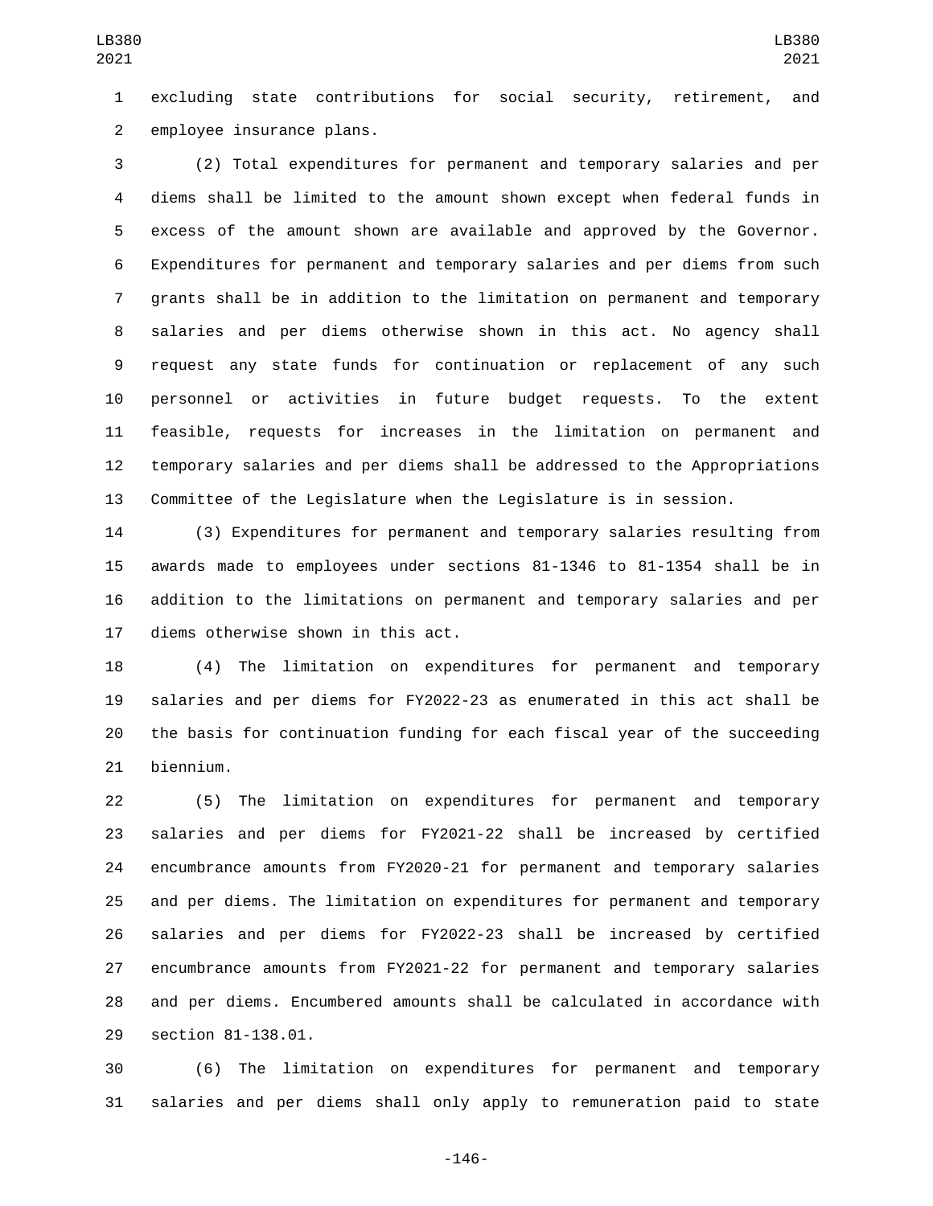excluding state contributions for social security, retirement, and employee insurance plans.

(2) Total expenditures for permanent and temporary salaries and per diems shall be limited to the amount shown except when federal funds in excess of the amount shown are available and approved by the Governor. Expenditures for permanent and temporary salaries and per diems from such grants shall be in addition to the limitation on permanent and temporary salaries and per diems otherwise shown in this act. No agency shall request any state funds for continuation or replacement of any such personnel or activities in future budget requests. To the extent feasible, requests for increases in the limitation on permanent and temporary salaries and per diems shall be addressed to the Appropriations Committee of the Legislature when the Legislature is in session.

(3) Expenditures for permanent and temporary salaries resulting from awards made to employees under sections 81-1346 to 81-1354 shall be in addition to the limitations on permanent and temporary salaries and per diems otherwise shown in this act.

(4) The limitation on expenditures for permanent and temporary salaries and per diems for FY2022-23 as enumerated in this act shall be the basis for continuation funding for each fiscal year of the succeeding biennium.

(5) The limitation on expenditures for permanent and temporary salaries and per diems for FY2021-22 shall be increased by certified encumbrance amounts from FY2020-21 for permanent and temporary salaries and per diems. The limitation on expenditures for permanent and temporary salaries and per diems for FY2022-23 shall be increased by certified encumbrance amounts from FY2021-22 for permanent and temporary salaries and per diems. Encumbered amounts shall be calculated in accordance with section 81-138.01.

(6) The limitation on expenditures for permanent and temporary salaries and per diems shall only apply to remuneration paid to state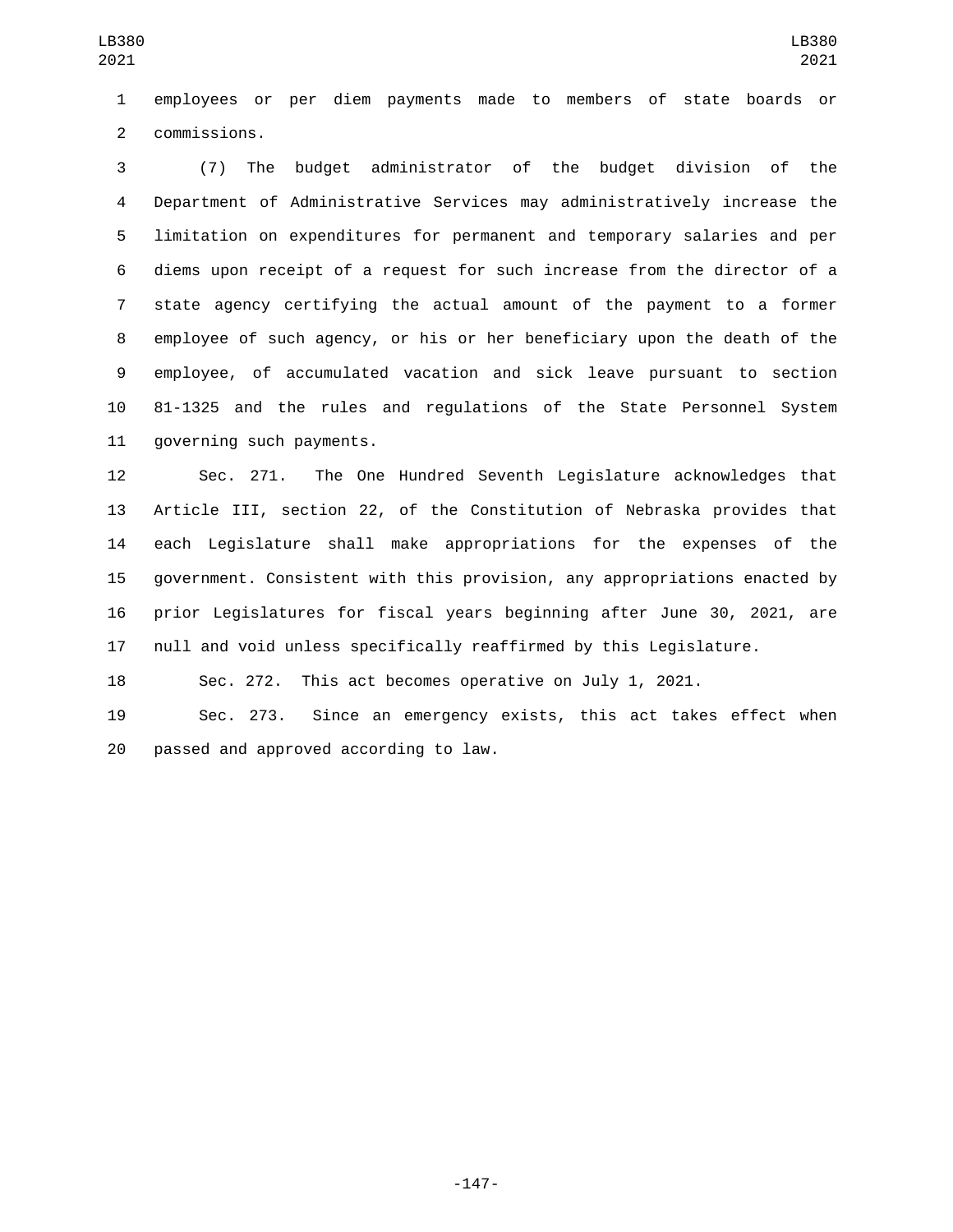employees or per diem payments made to members of state boards or commissions.

(7) The budget administrator of the budget division of the Department of Administrative Services may administratively increase the limitation on expenditures for permanent and temporary salaries and per diems upon receipt of a request for such increase from the director of a state agency certifying the actual amount of the payment to a former employee of such agency, or his or her beneficiary upon the death of the employee, of accumulated vacation and sick leave pursuant to section 81-1325 and the rules and regulations of the State Personnel System governing such payments.

Sec. 271. The One Hundred Seventh Legislature acknowledges that Article III, section 22, of the Constitution of Nebraska provides that each Legislature shall make appropriations for the expenses of the government. Consistent with this provision, any appropriations enacted by prior Legislatures for fiscal years beginning after June 30, 2021, are null and void unless specifically reaffirmed by this Legislature.

Sec. 272. This act becomes operative on July 1, 2021.

Sec. 273. Since an emergency exists, this act takes effect when passed and approved according to law.